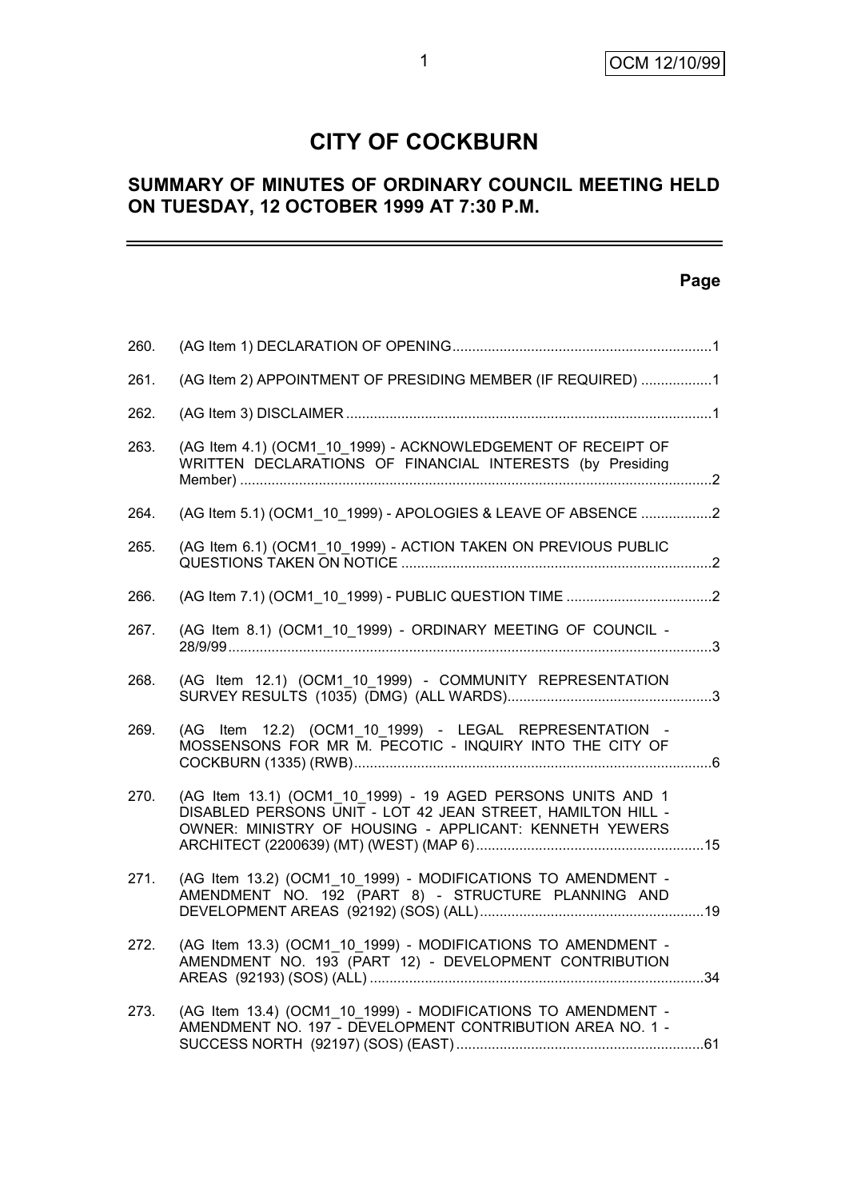# CITY OF COCKBURN

## SUMMARY OF MINUTES OF ORDINARY COUNCIL MEETING HELD ON TUESDAY, 12 OCTOBER 1999 AT 7:30 P.M.

| | | Page |
|---|---|---|
| 260. | (AG Item 1) DECLARATION OF OPENING | 1 |
| 261. | (AG Item 2) APPOINTMENT OF PRESIDING MEMBER (IF REQUIRED) | 1 |
| 262. | (AG Item 3) DISCLAIMER | 1 |
| 263. | (AG Item 4.1) (OCM1_10_1999) - ACKNOWLEDGEMENT OF RECEIPT OF WRITTEN DECLARATIONS OF FINANCIAL INTERESTS (by Presiding Member) | 2 |
| 264. | (AG Item 5.1) (OCM1_10_1999) - APOLOGIES & LEAVE OF ABSENCE | 2 |
| 265. | (AG Item 6.1) (OCM1_10_1999) - ACTION TAKEN ON PREVIOUS PUBLIC QUESTIONS TAKEN ON NOTICE | 2 |
| 266. | (AG Item 7.1) (OCM1_10_1999) - PUBLIC QUESTION TIME | 2 |
| 267. | (AG Item 8.1) (OCM1_10_1999) - ORDINARY MEETING OF COUNCIL - 28/9/99 | 3 |
| 268. | (AG Item 12.1) (OCM1_10_1999) - COMMUNITY REPRESENTATION SURVEY RESULTS (1035) (DMG) (ALL WARDS) | 3 |
| 269. | (AG Item 12.2) (OCM1_10_1999) - LEGAL REPRESENTATION - MOSSENSONS FOR MR M. PECOTIC - INQUIRY INTO THE CITY OF COCKBURN (1335) (RWB) | 6 |
| 270. | (AG Item 13.1) (OCM1_10_1999) - 19 AGED PERSONS UNITS AND 1 DISABLED PERSONS UNIT - LOT 42 JEAN STREET, HAMILTON HILL - OWNER: MINISTRY OF HOUSING - APPLICANT: KENNETH YEWERS ARCHITECT (2200639) (MT) (WEST) (MAP 6) | 15 |
| 271. | (AG Item 13.2) (OCM1_10_1999) - MODIFICATIONS TO AMENDMENT - AMENDMENT NO. 192 (PART 8) - STRUCTURE PLANNING AND DEVELOPMENT AREAS (92192) (SOS) (ALL) | 19 |
| 272. | (AG Item 13.3) (OCM1_10_1999) - MODIFICATIONS TO AMENDMENT - AMENDMENT NO. 193 (PART 12) - DEVELOPMENT CONTRIBUTION AREAS (92193) (SOS) (ALL) | 34 |
| 273. | (AG Item 13.4) (OCM1_10_1999) - MODIFICATIONS TO AMENDMENT - AMENDMENT NO. 197 - DEVELOPMENT CONTRIBUTION AREA NO. 1 - SUCCESS NORTH (92197) (SOS) (EAST) | 61 |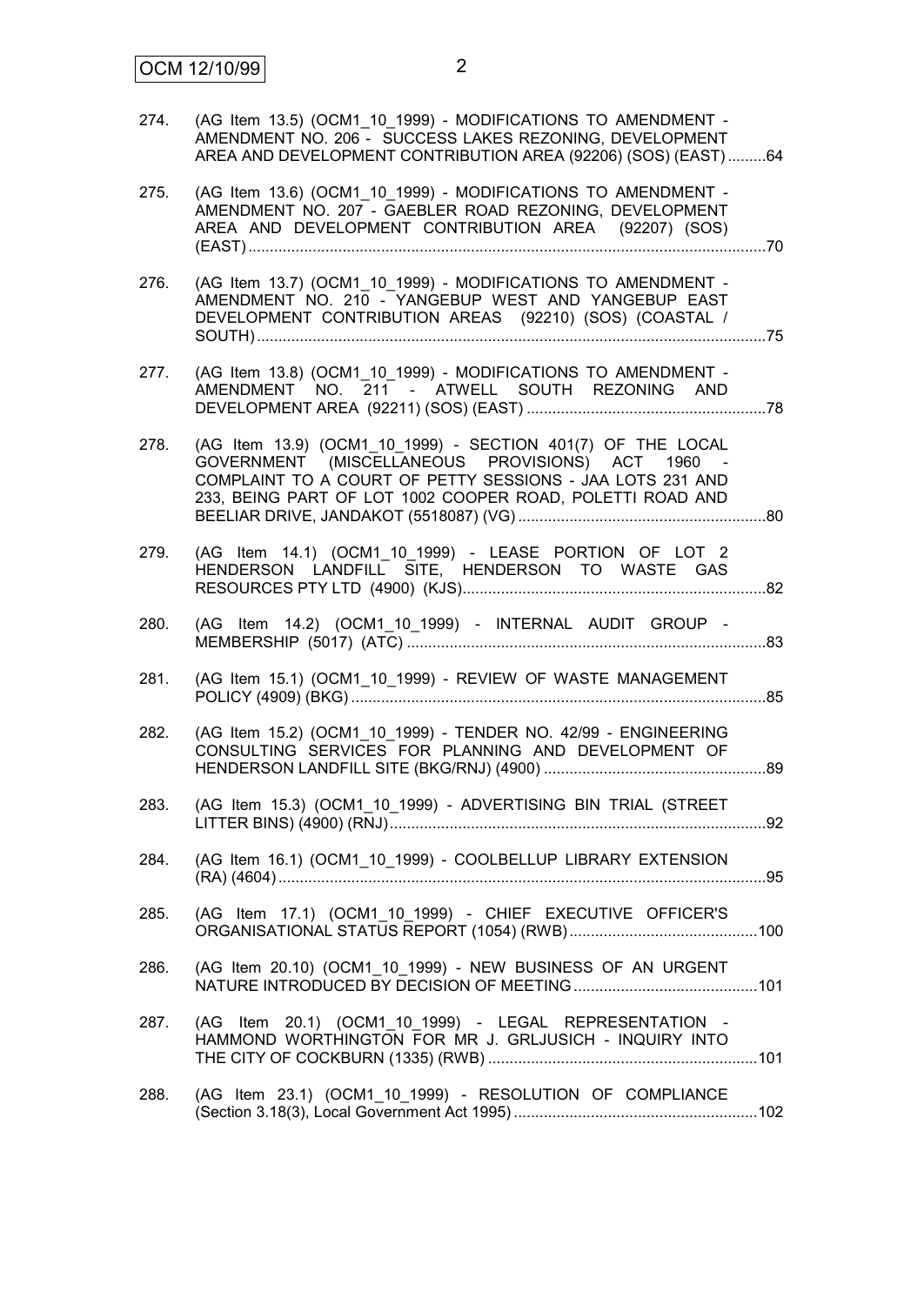274. (AG Item 13.5) (OCM1_10_1999) - MODIFICATIONS TO AMENDMENT - AMENDMENT NO. 206 - SUCCESS LAKES REZONING, DEVELOPMENT AREA AND DEVELOPMENT CONTRIBUTION AREA (92206) (SOS) (EAST) .........64

275. (AG Item 13.6) (OCM1_10_1999) - MODIFICATIONS TO AMENDMENT - AMENDMENT NO. 207 - GAEBLER ROAD REZONING, DEVELOPMENT AREA AND DEVELOPMENT CONTRIBUTION AREA (92207) (SOS) (EAST) .........70

276. (AG Item 13.7) (OCM1_10_1999) - MODIFICATIONS TO AMENDMENT - AMENDMENT NO. 210 - YANGEBUP WEST AND YANGEBUP EAST DEVELOPMENT CONTRIBUTION AREAS (92210) (SOS) (COASTAL / SOUTH) .........75

277. (AG Item 13.8) (OCM1_10_1999) - MODIFICATIONS TO AMENDMENT - AMENDMENT NO. 211 - ATWELL SOUTH REZONING AND DEVELOPMENT AREA (92211) (SOS) (EAST) .........78

278. (AG Item 13.9) (OCM1_10_1999) - SECTION 401(7) OF THE LOCAL GOVERNMENT (MISCELLANEOUS PROVISIONS) ACT 1960 - COMPLAINT TO A COURT OF PETTY SESSIONS - JAA LOTS 231 AND 233, BEING PART OF LOT 1002 COOPER ROAD, POLETTI ROAD AND BEELIAR DRIVE, JANDAKOT (5518087) (VG) .........80

279. (AG Item 14.1) (OCM1_10_1999) - LEASE PORTION OF LOT 2 HENDERSON LANDFILL SITE, HENDERSON TO WASTE GAS RESOURCES PTY LTD (4900) (KJS) .........82

280. (AG Item 14.2) (OCM1_10_1999) - INTERNAL AUDIT GROUP - MEMBERSHIP (5017) (ATC) .........83

281. (AG Item 15.1) (OCM1_10_1999) - REVIEW OF WASTE MANAGEMENT POLICY (4909) (BKG) .........85

282. (AG Item 15.2) (OCM1_10_1999) - TENDER NO. 42/99 - ENGINEERING CONSULTING SERVICES FOR PLANNING AND DEVELOPMENT OF HENDERSON LANDFILL SITE (BKG/RNJ) (4900) .........89

283. (AG Item 15.3) (OCM1_10_1999) - ADVERTISING BIN TRIAL (STREET LITTER BINS) (4900) (RNJ) .........92

284. (AG Item 16.1) (OCM1_10_1999) - COOLBELLUP LIBRARY EXTENSION (RA) (4604) .........95

285. (AG Item 17.1) (OCM1_10_1999) - CHIEF EXECUTIVE OFFICER'S ORGANISATIONAL STATUS REPORT (1054) (RWB) .........100

286. (AG Item 20.10) (OCM1_10_1999) - NEW BUSINESS OF AN URGENT NATURE INTRODUCED BY DECISION OF MEETING .........101

287. (AG Item 20.1) (OCM1_10_1999) - LEGAL REPRESENTATION - HAMMOND WORTHINGTON FOR MR J. GRLJUSICH - INQUIRY INTO THE CITY OF COCKBURN (1335) (RWB) .........101

288. (AG Item 23.1) (OCM1_10_1999) - RESOLUTION OF COMPLIANCE (Section 3.18(3), Local Government Act 1995) .........102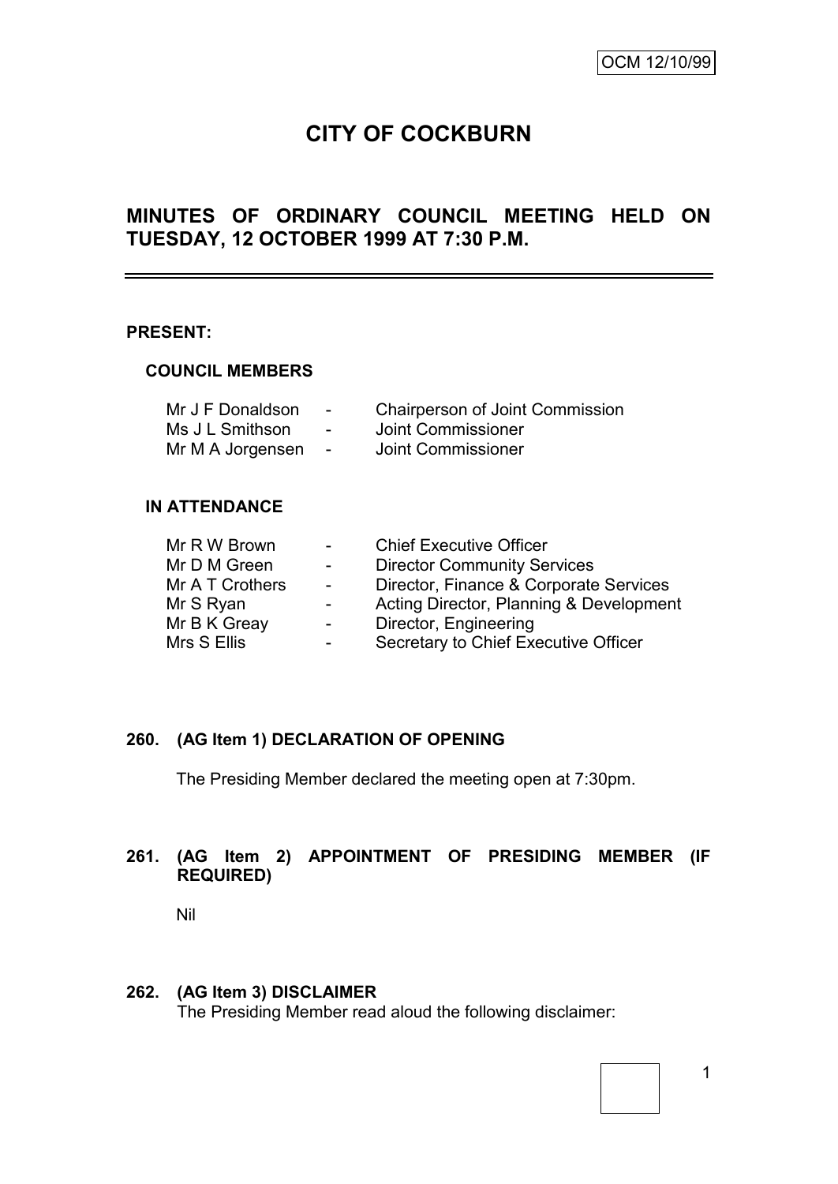OCM 12/10/99

# CITY OF COCKBURN

## MINUTES OF ORDINARY COUNCIL MEETING HELD ON TUESDAY, 12 OCTOBER 1999 AT 7:30 P.M.

**PRESENT:**

**COUNCIL MEMBERS**

| | | |
|---|---|---|
| Mr J F Donaldson | - | Chairperson of Joint Commission |
| Ms J L Smithson | - | Joint Commissioner |
| Mr M A Jorgensen | - | Joint Commissioner |

**IN ATTENDANCE**

| | | |
|---|---|---|
| Mr R W Brown | - | Chief Executive Officer |
| Mr D M Green | - | Director Community Services |
| Mr A T Crothers | - | Director, Finance & Corporate Services |
| Mr S Ryan | - | Acting Director, Planning & Development |
| Mr B K Greay | - | Director, Engineering |
| Mrs S Ellis | - | Secretary to Chief Executive Officer |

**260. (AG Item 1) DECLARATION OF OPENING**

The Presiding Member declared the meeting open at 7:30pm.

**261. (AG Item 2) APPOINTMENT OF PRESIDING MEMBER (IF REQUIRED)**

Nil

**262. (AG Item 3) DISCLAIMER**

The Presiding Member read aloud the following disclaimer: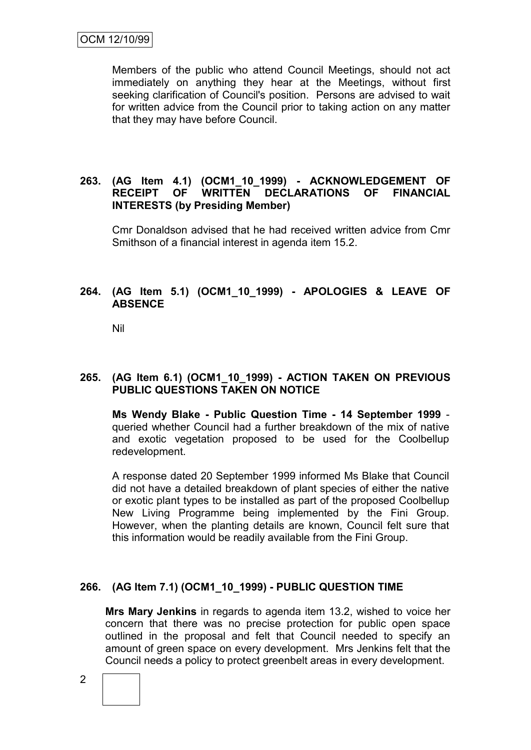Members of the public who attend Council Meetings, should not act immediately on anything they hear at the Meetings, without first seeking clarification of Council's position. Persons are advised to wait for written advice from the Council prior to taking action on any matter that they may have before Council.

## 263. (AG Item 4.1) (OCM1_10_1999) - ACKNOWLEDGEMENT OF RECEIPT OF WRITTEN DECLARATIONS OF FINANCIAL INTERESTS (by Presiding Member)

Cmr Donaldson advised that he had received written advice from Cmr Smithson of a financial interest in agenda item 15.2.

## 264. (AG Item 5.1) (OCM1_10_1999) - APOLOGIES & LEAVE OF ABSENCE

Nil

## 265. (AG Item 6.1) (OCM1_10_1999) - ACTION TAKEN ON PREVIOUS PUBLIC QUESTIONS TAKEN ON NOTICE

**Ms Wendy Blake - Public Question Time - 14 September 1999** - queried whether Council had a further breakdown of the mix of native and exotic vegetation proposed to be used for the Coolbellup redevelopment.

A response dated 20 September 1999 informed Ms Blake that Council did not have a detailed breakdown of plant species of either the native or exotic plant types to be installed as part of the proposed Coolbellup New Living Programme being implemented by the Fini Group. However, when the planting details are known, Council felt sure that this information would be readily available from the Fini Group.

## 266. (AG Item 7.1) (OCM1_10_1999) - PUBLIC QUESTION TIME

**Mrs Mary Jenkins** in regards to agenda item 13.2, wished to voice her concern that there was no precise protection for public open space outlined in the proposal and felt that Council needed to specify an amount of green space on every development. Mrs Jenkins felt that the Council needs a policy to protect greenbelt areas in every development.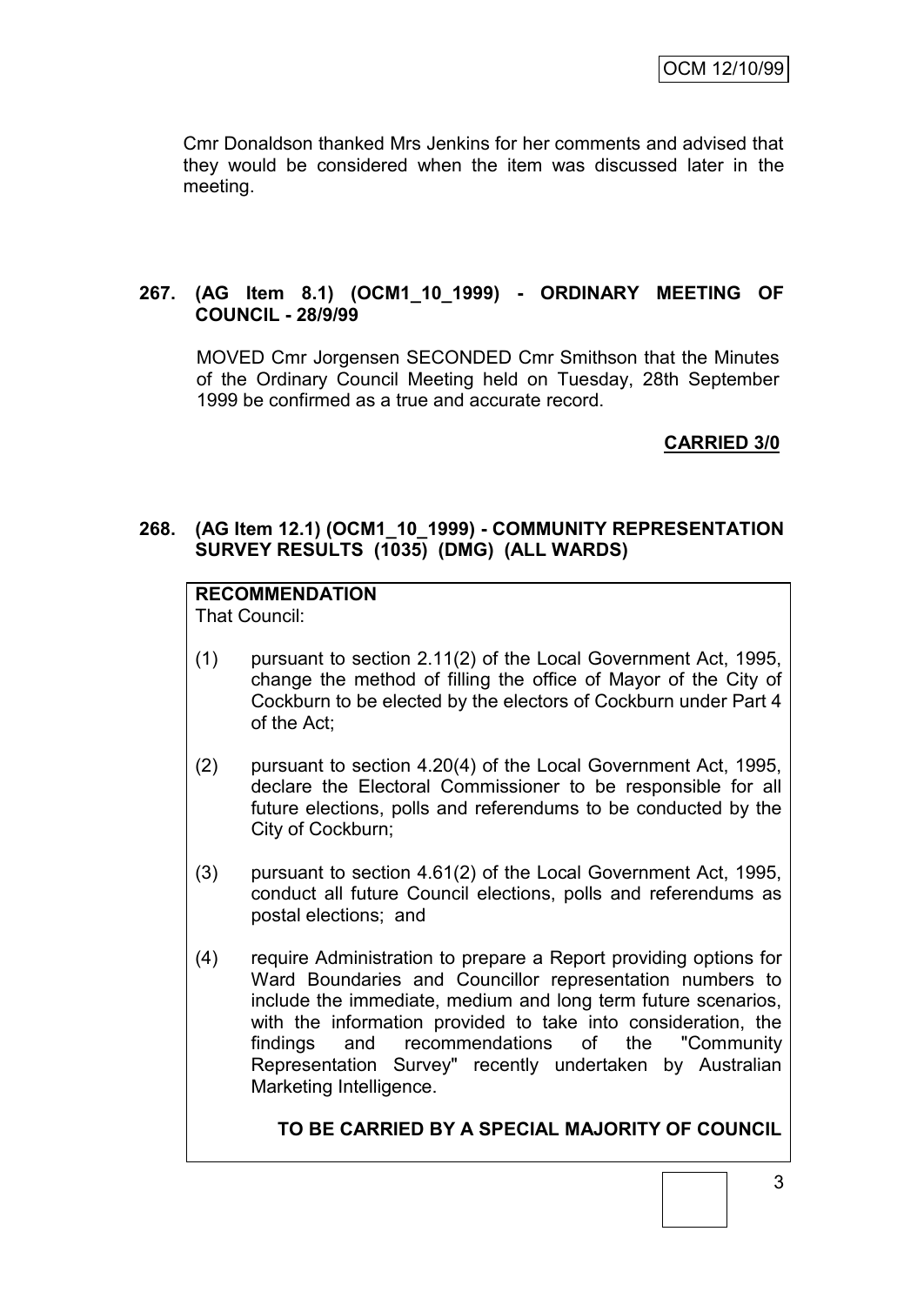Cmr Donaldson thanked Mrs Jenkins for her comments and advised that they would be considered when the item was discussed later in the meeting.

**267. (AG Item 8.1) (OCM1_10_1999) - ORDINARY MEETING OF COUNCIL - 28/9/99**

MOVED Cmr Jorgensen SECONDED Cmr Smithson that the Minutes of the Ordinary Council Meeting held on Tuesday, 28th September 1999 be confirmed as a true and accurate record.

**CARRIED 3/0**

**268. (AG Item 12.1) (OCM1_10_1999) - COMMUNITY REPRESENTATION SURVEY RESULTS (1035) (DMG) (ALL WARDS)**

**RECOMMENDATION**

That Council:

(1) pursuant to section 2.11(2) of the Local Government Act, 1995, change the method of filling the office of Mayor of the City of Cockburn to be elected by the electors of Cockburn under Part 4 of the Act;

(2) pursuant to section 4.20(4) of the Local Government Act, 1995, declare the Electoral Commissioner to be responsible for all future elections, polls and referendums to be conducted by the City of Cockburn;

(3) pursuant to section 4.61(2) of the Local Government Act, 1995, conduct all future Council elections, polls and referendums as postal elections; and

(4) require Administration to prepare a Report providing options for Ward Boundaries and Councillor representation numbers to include the immediate, medium and long term future scenarios, with the information provided to take into consideration, the findings and recommendations of the "Community Representation Survey" recently undertaken by Australian Marketing Intelligence.

**TO BE CARRIED BY A SPECIAL MAJORITY OF COUNCIL**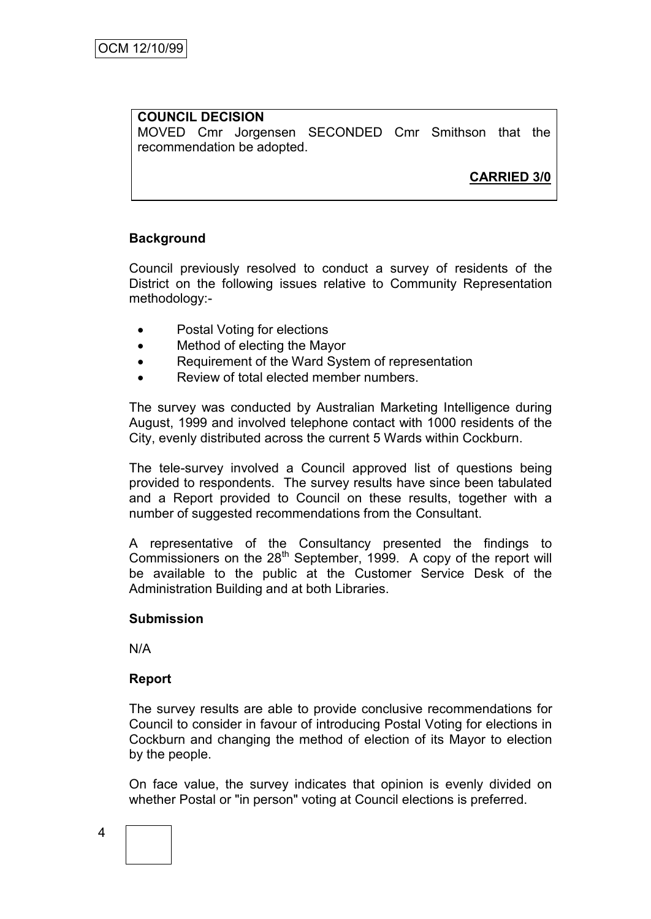**COUNCIL DECISION**

MOVED Cmr Jorgensen SECONDED Cmr Smithson that the recommendation be adopted.

**CARRIED 3/0**

**Background**

Council previously resolved to conduct a survey of residents of the District on the following issues relative to Community Representation methodology:-

- Postal Voting for elections
- Method of electing the Mayor
- Requirement of the Ward System of representation
- Review of total elected member numbers.

The survey was conducted by Australian Marketing Intelligence during August, 1999 and involved telephone contact with 1000 residents of the City, evenly distributed across the current 5 Wards within Cockburn.

The tele-survey involved a Council approved list of questions being provided to respondents. The survey results have since been tabulated and a Report provided to Council on these results, together with a number of suggested recommendations from the Consultant.

A representative of the Consultancy presented the findings to Commissioners on the 28th September, 1999. A copy of the report will be available to the public at the Customer Service Desk of the Administration Building and at both Libraries.

**Submission**

N/A

**Report**

The survey results are able to provide conclusive recommendations for Council to consider in favour of introducing Postal Voting for elections in Cockburn and changing the method of election of its Mayor to election by the people.

On face value, the survey indicates that opinion is evenly divided on whether Postal or "in person" voting at Council elections is preferred.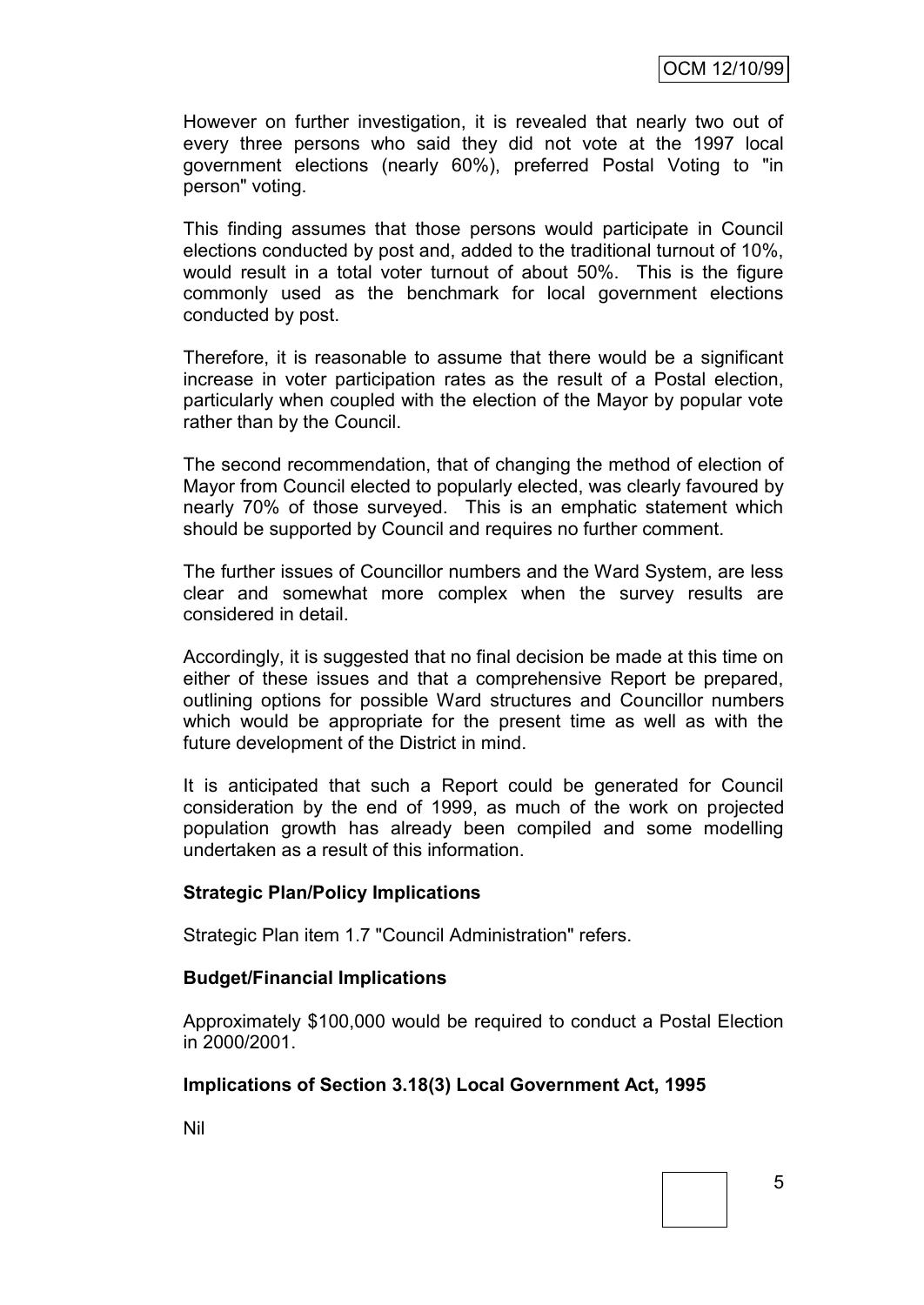However on further investigation, it is revealed that nearly two out of every three persons who said they did not vote at the 1997 local government elections (nearly 60%), preferred Postal Voting to "in person" voting.

This finding assumes that those persons would participate in Council elections conducted by post and, added to the traditional turnout of 10%, would result in a total voter turnout of about 50%. This is the figure commonly used as the benchmark for local government elections conducted by post.

Therefore, it is reasonable to assume that there would be a significant increase in voter participation rates as the result of a Postal election, particularly when coupled with the election of the Mayor by popular vote rather than by the Council.

The second recommendation, that of changing the method of election of Mayor from Council elected to popularly elected, was clearly favoured by nearly 70% of those surveyed. This is an emphatic statement which should be supported by Council and requires no further comment.

The further issues of Councillor numbers and the Ward System, are less clear and somewhat more complex when the survey results are considered in detail.

Accordingly, it is suggested that no final decision be made at this time on either of these issues and that a comprehensive Report be prepared, outlining options for possible Ward structures and Councillor numbers which would be appropriate for the present time as well as with the future development of the District in mind.

It is anticipated that such a Report could be generated for Council consideration by the end of 1999, as much of the work on projected population growth has already been compiled and some modelling undertaken as a result of this information.

**Strategic Plan/Policy Implications**

Strategic Plan item 1.7 "Council Administration" refers.

**Budget/Financial Implications**

Approximately $100,000 would be required to conduct a Postal Election in 2000/2001.

**Implications of Section 3.18(3) Local Government Act, 1995**

Nil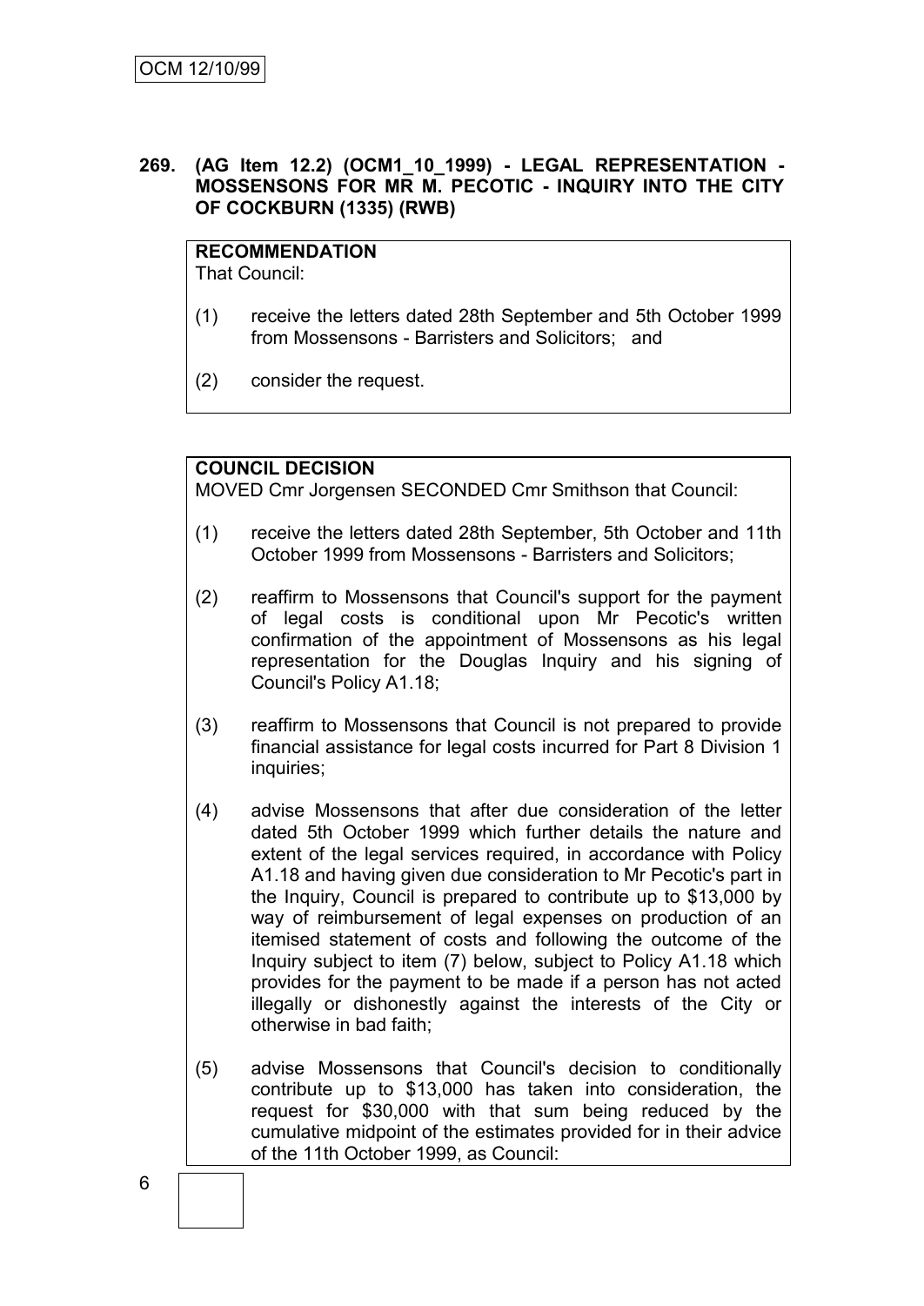**269. (AG Item 12.2) (OCM1_10_1999) - LEGAL REPRESENTATION - MOSSENSONS FOR MR M. PECOTIC - INQUIRY INTO THE CITY OF COCKBURN (1335) (RWB)**

**RECOMMENDATION**
That Council:

(1) receive the letters dated 28th September and 5th October 1999 from Mossensons - Barristers and Solicitors; and

(2) consider the request.

**COUNCIL DECISION**
MOVED Cmr Jorgensen SECONDED Cmr Smithson that Council:

(1) receive the letters dated 28th September, 5th October and 11th October 1999 from Mossensons - Barristers and Solicitors;

(2) reaffirm to Mossensons that Council's support for the payment of legal costs is conditional upon Mr Pecotic's written confirmation of the appointment of Mossensons as his legal representation for the Douglas Inquiry and his signing of Council's Policy A1.18;

(3) reaffirm to Mossensons that Council is not prepared to provide financial assistance for legal costs incurred for Part 8 Division 1 inquiries;

(4) advise Mossensons that after due consideration of the letter dated 5th October 1999 which further details the nature and extent of the legal services required, in accordance with Policy A1.18 and having given due consideration to Mr Pecotic's part in the Inquiry, Council is prepared to contribute up to $13,000 by way of reimbursement of legal expenses on production of an itemised statement of costs and following the outcome of the Inquiry subject to item (7) below, subject to Policy A1.18 which provides for the payment to be made if a person has not acted illegally or dishonestly against the interests of the City or otherwise in bad faith;

(5) advise Mossensons that Council's decision to conditionally contribute up to $13,000 has taken into consideration, the request for $30,000 with that sum being reduced by the cumulative midpoint of the estimates provided for in their advice of the 11th October 1999, as Council: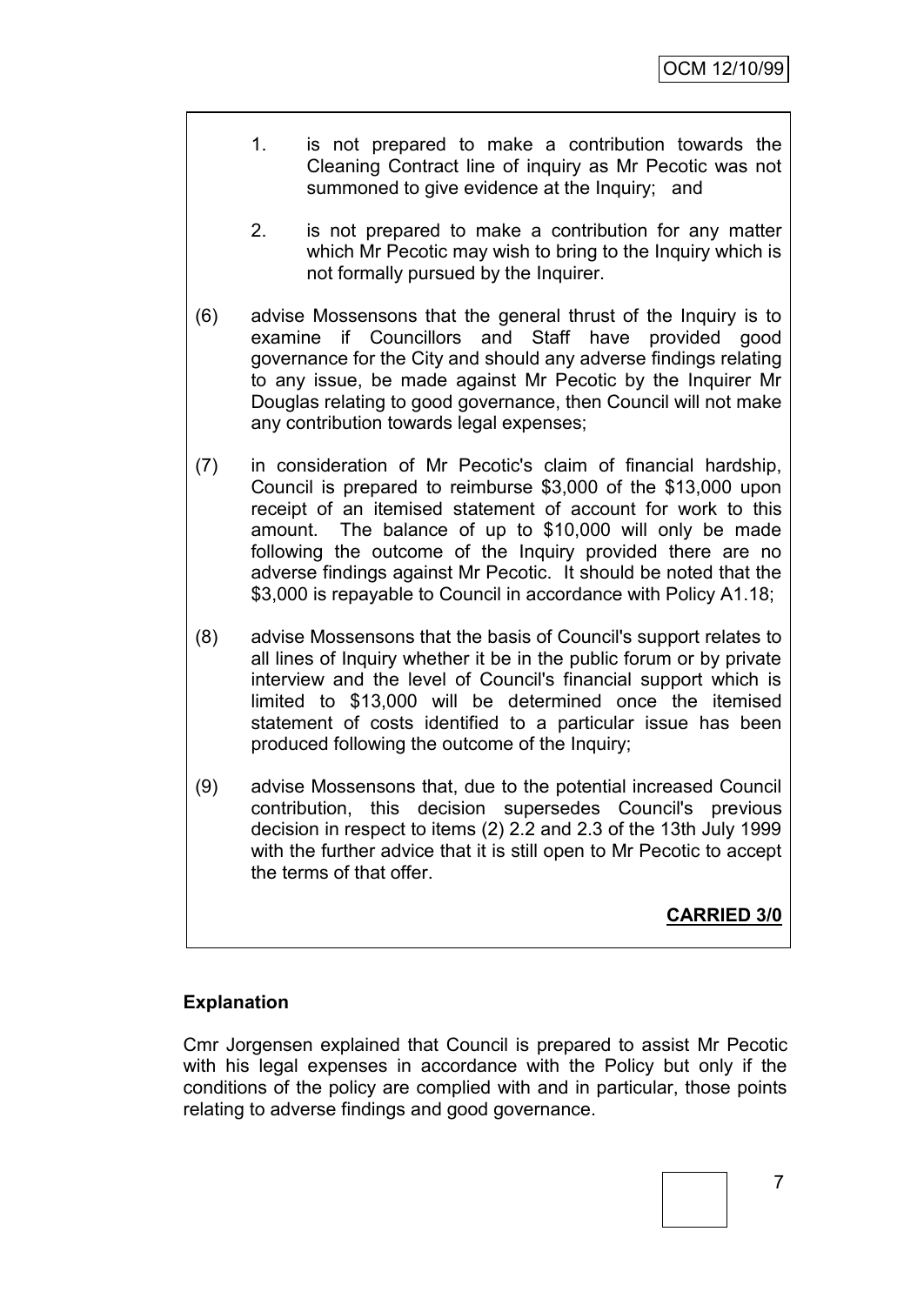1. is not prepared to make a contribution towards the Cleaning Contract line of inquiry as Mr Pecotic was not summoned to give evidence at the Inquiry; and

2. is not prepared to make a contribution for any matter which Mr Pecotic may wish to bring to the Inquiry which is not formally pursued by the Inquirer.

(6) advise Mossensons that the general thrust of the Inquiry is to examine if Councillors and Staff have provided good governance for the City and should any adverse findings relating to any issue, be made against Mr Pecotic by the Inquirer Mr Douglas relating to good governance, then Council will not make any contribution towards legal expenses;

(7) in consideration of Mr Pecotic's claim of financial hardship, Council is prepared to reimburse $3,000 of the $13,000 upon receipt of an itemised statement of account for work to this amount. The balance of up to $10,000 will only be made following the outcome of the Inquiry provided there are no adverse findings against Mr Pecotic. It should be noted that the $3,000 is repayable to Council in accordance with Policy A1.18;

(8) advise Mossensons that the basis of Council's support relates to all lines of Inquiry whether it be in the public forum or by private interview and the level of Council's financial support which is limited to $13,000 will be determined once the itemised statement of costs identified to a particular issue has been produced following the outcome of the Inquiry;

(9) advise Mossensons that, due to the potential increased Council contribution, this decision supersedes Council's previous decision in respect to items (2) 2.2 and 2.3 of the 13th July 1999 with the further advice that it is still open to Mr Pecotic to accept the terms of that offer.

**CARRIED 3/0**

**Explanation**

Cmr Jorgensen explained that Council is prepared to assist Mr Pecotic with his legal expenses in accordance with the Policy but only if the conditions of the policy are complied with and in particular, those points relating to adverse findings and good governance.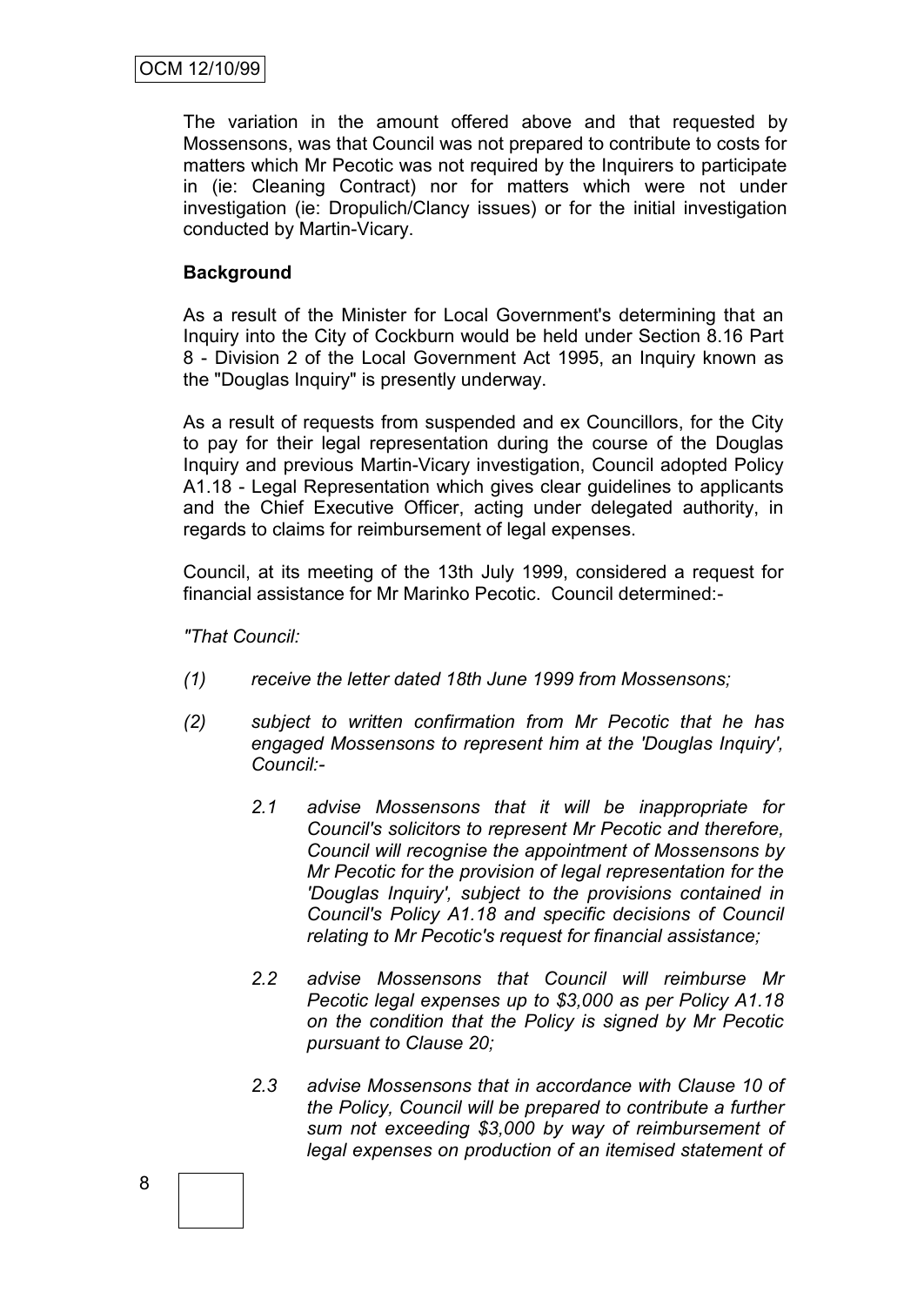The variation in the amount offered above and that requested by Mossensons, was that Council was not prepared to contribute to costs for matters which Mr Pecotic was not required by the Inquirers to participate in (ie: Cleaning Contract) nor for matters which were not under investigation (ie: Dropulich/Clancy issues) or for the initial investigation conducted by Martin-Vicary.

**Background**

As a result of the Minister for Local Government's determining that an Inquiry into the City of Cockburn would be held under Section 8.16 Part 8 - Division 2 of the Local Government Act 1995, an Inquiry known as the "Douglas Inquiry" is presently underway.

As a result of requests from suspended and ex Councillors, for the City to pay for their legal representation during the course of the Douglas Inquiry and previous Martin-Vicary investigation, Council adopted Policy A1.18 - Legal Representation which gives clear guidelines to applicants and the Chief Executive Officer, acting under delegated authority, in regards to claims for reimbursement of legal expenses.

Council, at its meeting of the 13th July 1999, considered a request for financial assistance for Mr Marinko Pecotic. Council determined:-

*"That Council:*

*(1) receive the letter dated 18th June 1999 from Mossensons;*

*(2) subject to written confirmation from Mr Pecotic that he has engaged Mossensons to represent him at the 'Douglas Inquiry', Council:-*

*2.1 advise Mossensons that it will be inappropriate for Council's solicitors to represent Mr Pecotic and therefore, Council will recognise the appointment of Mossensons by Mr Pecotic for the provision of legal representation for the 'Douglas Inquiry', subject to the provisions contained in Council's Policy A1.18 and specific decisions of Council relating to Mr Pecotic's request for financial assistance;*

*2.2 advise Mossensons that Council will reimburse Mr Pecotic legal expenses up to $3,000 as per Policy A1.18 on the condition that the Policy is signed by Mr Pecotic pursuant to Clause 20;*

*2.3 advise Mossensons that in accordance with Clause 10 of the Policy, Council will be prepared to contribute a further sum not exceeding $3,000 by way of reimbursement of legal expenses on production of an itemised statement of*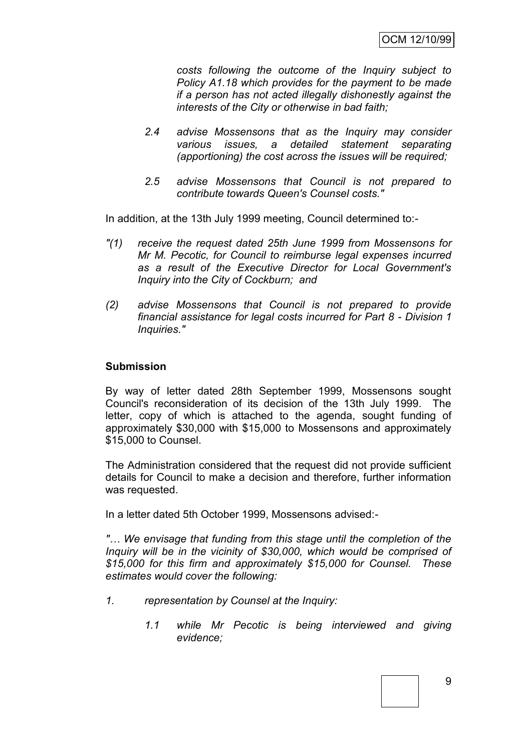*costs following the outcome of the Inquiry subject to Policy A1.18 which provides for the payment to be made if a person has not acted illegally dishonestly against the interests of the City or otherwise in bad faith;*

*2.4 advise Mossensons that as the Inquiry may consider various issues, a detailed statement separating (apportioning) the cost across the issues will be required;*

*2.5 advise Mossensons that Council is not prepared to contribute towards Queen's Counsel costs."*

In addition, at the 13th July 1999 meeting, Council determined to:-

*"(1) receive the request dated 25th June 1999 from Mossensons for Mr M. Pecotic, for Council to reimburse legal expenses incurred as a result of the Executive Director for Local Government's Inquiry into the City of Cockburn; and*

*(2) advise Mossensons that Council is not prepared to provide financial assistance for legal costs incurred for Part 8 - Division 1 Inquiries."*

**Submission**

By way of letter dated 28th September 1999, Mossensons sought Council's reconsideration of its decision of the 13th July 1999. The letter, copy of which is attached to the agenda, sought funding of approximately $30,000 with $15,000 to Mossensons and approximately $15,000 to Counsel.

The Administration considered that the request did not provide sufficient details for Council to make a decision and therefore, further information was requested.

In a letter dated 5th October 1999, Mossensons advised:-

*"… We envisage that funding from this stage until the completion of the Inquiry will be in the vicinity of $30,000, which would be comprised of $15,000 for this firm and approximately $15,000 for Counsel. These estimates would cover the following:*

*1. representation by Counsel at the Inquiry:*

*1.1 while Mr Pecotic is being interviewed and giving evidence;*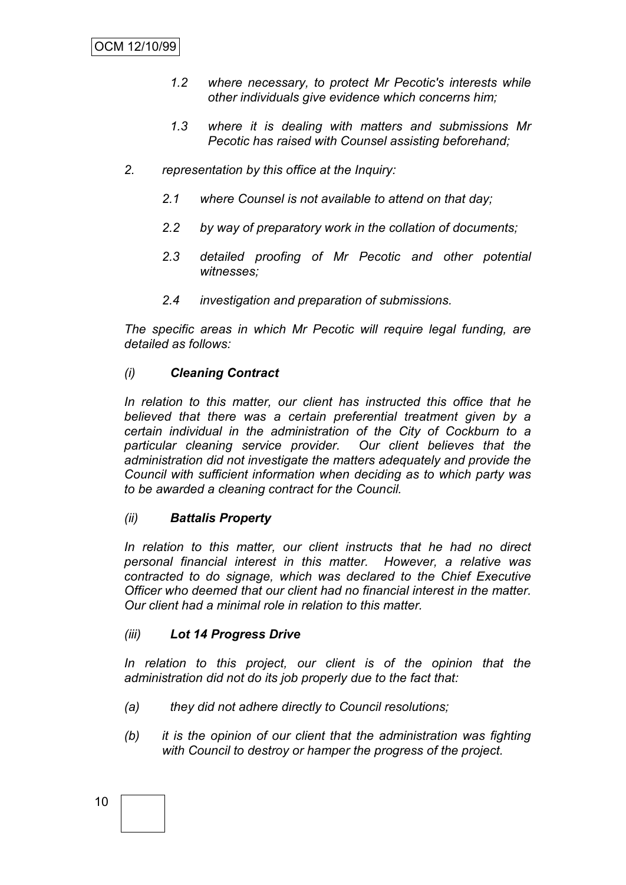*1.2 where necessary, to protect Mr Pecotic's interests while other individuals give evidence which concerns him;*

*1.3 where it is dealing with matters and submissions Mr Pecotic has raised with Counsel assisting beforehand;*

*2. representation by this office at the Inquiry:*

*2.1 where Counsel is not available to attend on that day;*

*2.2 by way of preparatory work in the collation of documents;*

*2.3 detailed proofing of Mr Pecotic and other potential witnesses;*

*2.4 investigation and preparation of submissions.*

*The specific areas in which Mr Pecotic will require legal funding, are detailed as follows:*

*(i)* ***Cleaning Contract***

*In relation to this matter, our client has instructed this office that he believed that there was a certain preferential treatment given by a certain individual in the administration of the City of Cockburn to a particular cleaning service provider. Our client believes that the administration did not investigate the matters adequately and provide the Council with sufficient information when deciding as to which party was to be awarded a cleaning contract for the Council.*

*(ii)* ***Battalis Property***

*In relation to this matter, our client instructs that he had no direct personal financial interest in this matter. However, a relative was contracted to do signage, which was declared to the Chief Executive Officer who deemed that our client had no financial interest in the matter. Our client had a minimal role in relation to this matter.*

*(iii)* ***Lot 14 Progress Drive***

*In relation to this project, our client is of the opinion that the administration did not do its job properly due to the fact that:*

*(a) they did not adhere directly to Council resolutions;*

*(b) it is the opinion of our client that the administration was fighting with Council to destroy or hamper the progress of the project.*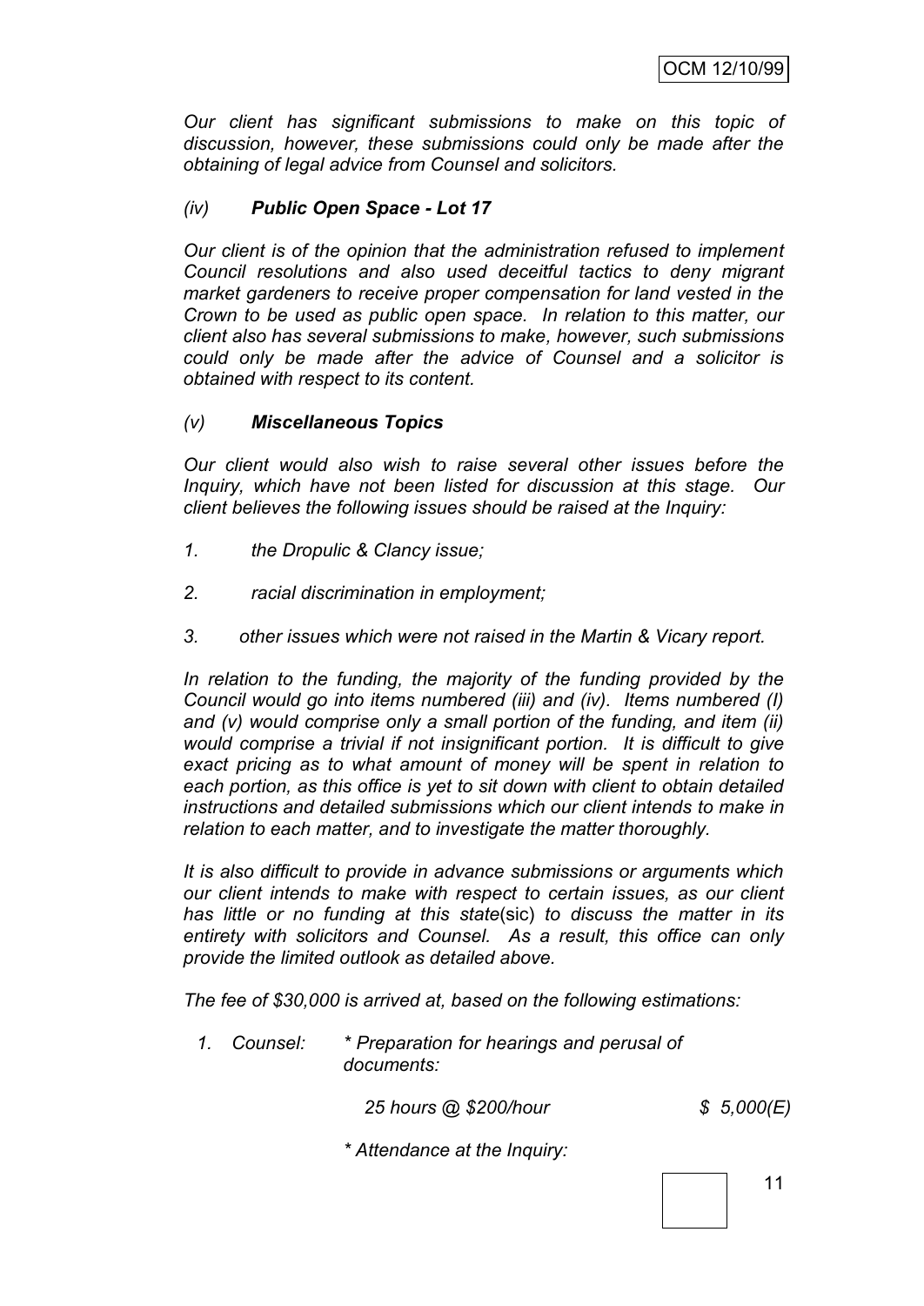*Our client has significant submissions to make on this topic of discussion, however, these submissions could only be made after the obtaining of legal advice from Counsel and solicitors.*

*(iv)* ***Public Open Space - Lot 17***

*Our client is of the opinion that the administration refused to implement Council resolutions and also used deceitful tactics to deny migrant market gardeners to receive proper compensation for land vested in the Crown to be used as public open space. In relation to this matter, our client also has several submissions to make, however, such submissions could only be made after the advice of Counsel and a solicitor is obtained with respect to its content.*

*(v)* ***Miscellaneous Topics***

*Our client would also wish to raise several other issues before the Inquiry, which have not been listed for discussion at this stage. Our client believes the following issues should be raised at the Inquiry:*

1. *the Dropulic & Clancy issue;*
2. *racial discrimination in employment;*
3. *other issues which were not raised in the Martin & Vicary report.*

*In relation to the funding, the majority of the funding provided by the Council would go into items numbered (iii) and (iv). Items numbered (I) and (v) would comprise only a small portion of the funding, and item (ii) would comprise a trivial if not insignificant portion. It is difficult to give exact pricing as to what amount of money will be spent in relation to each portion, as this office is yet to sit down with client to obtain detailed instructions and detailed submissions which our client intends to make in relation to each matter, and to investigate the matter thoroughly.*

*It is also difficult to provide in advance submissions or arguments which our client intends to make with respect to certain issues, as our client has little or no funding at this state*(sic) *to discuss the matter in its entirety with solicitors and Counsel. As a result, this office can only provide the limited outlook as detailed above.*

*The fee of $30,000 is arrived at, based on the following estimations:*

1. *Counsel:* &nbsp;&nbsp; *\* Preparation for hearings and perusal of documents:*

   *25 hours @ $200/hour* &nbsp;&nbsp;&nbsp;&nbsp; *$ 5,000(E)*

   *\* Attendance at the Inquiry:*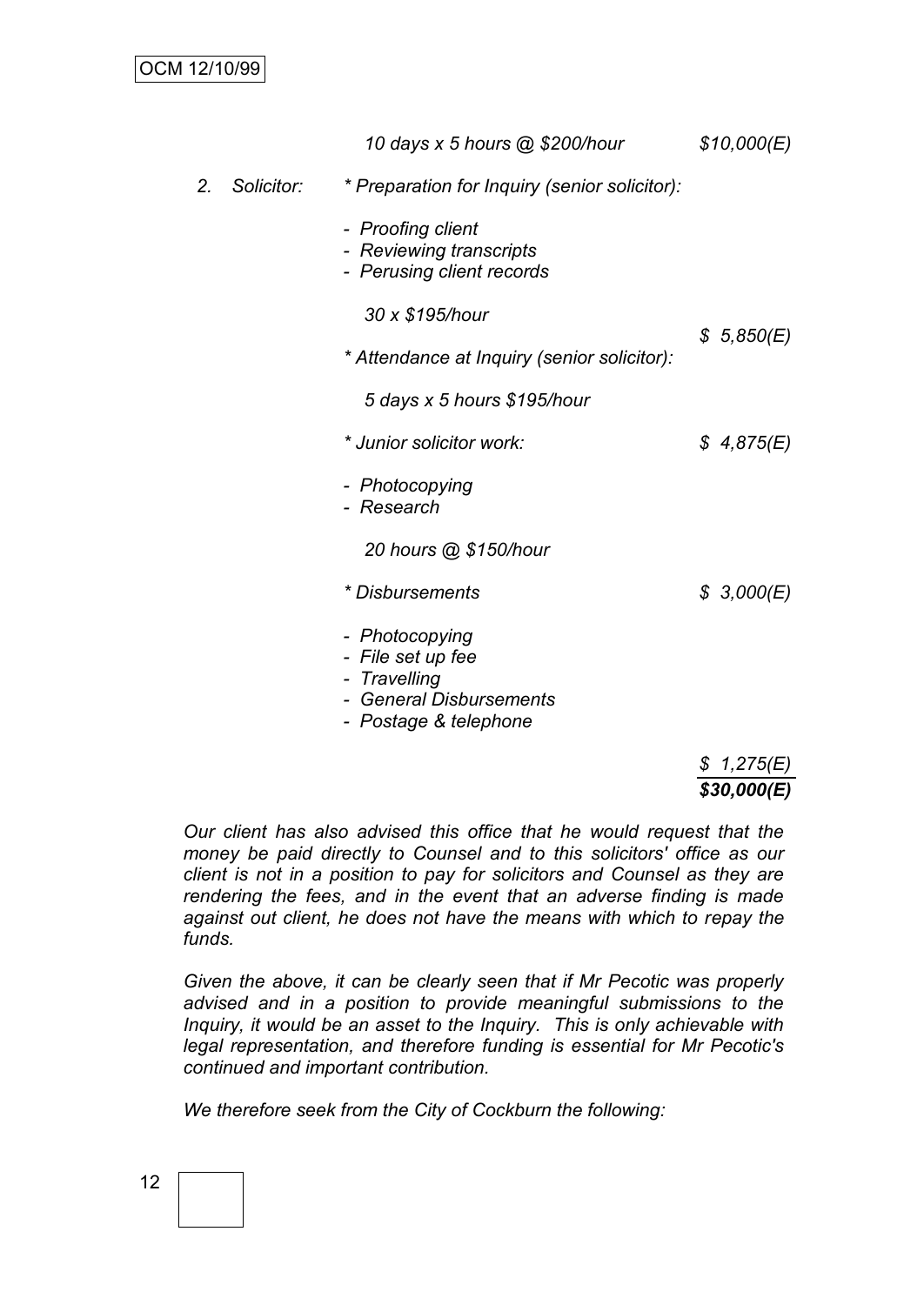*10 days x 5 hours @ $200/hour* *$10,000(E)*

2. *Solicitor:* *\* Preparation for Inquiry (senior solicitor):*

   - *Proofing client*
   - *Reviewing transcripts*
   - *Perusing client records*

   *30 x $195/hour* *$ 5,850(E)*

   *\* Attendance at Inquiry (senior solicitor):*

   *5 days x 5 hours $195/hour*

   *\* Junior solicitor work:* *$ 4,875(E)*

   - *Photocopying*
   - *Research*

   *20 hours @ $150/hour*

   *\* Disbursements* *$ 3,000(E)*

   - *Photocopying*
   - *File set up fee*
   - *Travelling*
   - *General Disbursements*
   - *Postage & telephone*

   *$ 1,275(E)*

   ***$30,000(E)***

*Our client has also advised this office that he would request that the money be paid directly to Counsel and to this solicitors' office as our client is not in a position to pay for solicitors and Counsel as they are rendering the fees, and in the event that an adverse finding is made against out client, he does not have the means with which to repay the funds.*

*Given the above, it can be clearly seen that if Mr Pecotic was properly advised and in a position to provide meaningful submissions to the Inquiry, it would be an asset to the Inquiry. This is only achievable with legal representation, and therefore funding is essential for Mr Pecotic's continued and important contribution.*

*We therefore seek from the City of Cockburn the following:*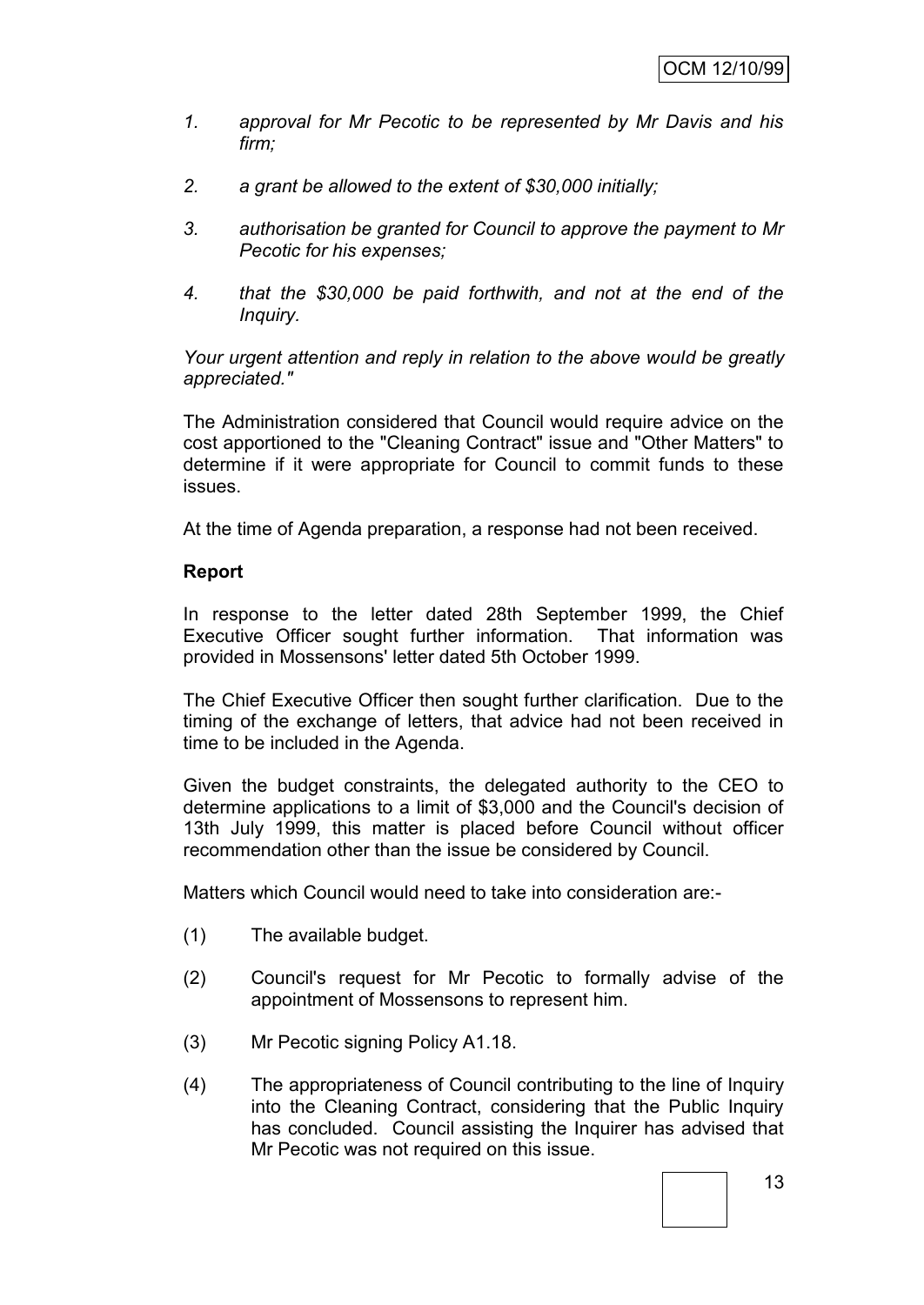*1. approval for Mr Pecotic to be represented by Mr Davis and his firm;*

*2. a grant be allowed to the extent of $30,000 initially;*

*3. authorisation be granted for Council to approve the payment to Mr Pecotic for his expenses;*

*4. that the $30,000 be paid forthwith, and not at the end of the Inquiry.*

*Your urgent attention and reply in relation to the above would be greatly appreciated."*

The Administration considered that Council would require advice on the cost apportioned to the "Cleaning Contract" issue and "Other Matters" to determine if it were appropriate for Council to commit funds to these issues.

At the time of Agenda preparation, a response had not been received.

**Report**

In response to the letter dated 28th September 1999, the Chief Executive Officer sought further information. That information was provided in Mossensons' letter dated 5th October 1999.

The Chief Executive Officer then sought further clarification. Due to the timing of the exchange of letters, that advice had not been received in time to be included in the Agenda.

Given the budget constraints, the delegated authority to the CEO to determine applications to a limit of $3,000 and the Council's decision of 13th July 1999, this matter is placed before Council without officer recommendation other than the issue be considered by Council.

Matters which Council would need to take into consideration are:-

(1) The available budget.

(2) Council's request for Mr Pecotic to formally advise of the appointment of Mossensons to represent him.

(3) Mr Pecotic signing Policy A1.18.

(4) The appropriateness of Council contributing to the line of Inquiry into the Cleaning Contract, considering that the Public Inquiry has concluded. Council assisting the Inquirer has advised that Mr Pecotic was not required on this issue.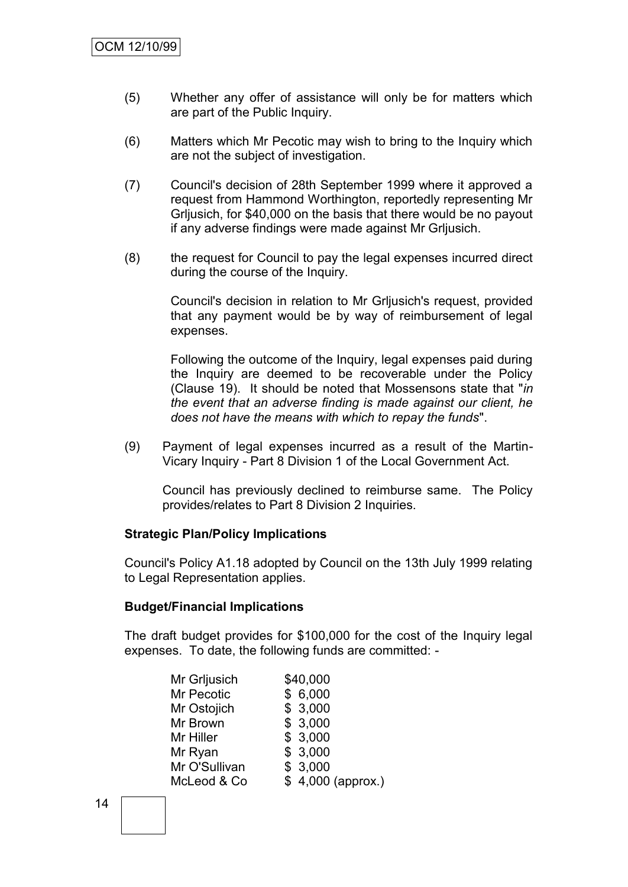(5) Whether any offer of assistance will only be for matters which are part of the Public Inquiry.

(6) Matters which Mr Pecotic may wish to bring to the Inquiry which are not the subject of investigation.

(7) Council's decision of 28th September 1999 where it approved a request from Hammond Worthington, reportedly representing Mr Grljusich, for $40,000 on the basis that there would be no payout if any adverse findings were made against Mr Grljusich.

(8) the request for Council to pay the legal expenses incurred direct during the course of the Inquiry.

    Council's decision in relation to Mr Grljusich's request, provided that any payment would be by way of reimbursement of legal expenses.

    Following the outcome of the Inquiry, legal expenses paid during the Inquiry are deemed to be recoverable under the Policy (Clause 19). It should be noted that Mossensons state that "*in the event that an adverse finding is made against our client, he does not have the means with which to repay the funds*".

(9) Payment of legal expenses incurred as a result of the Martin-Vicary Inquiry - Part 8 Division 1 of the Local Government Act.

    Council has previously declined to reimburse same. The Policy provides/relates to Part 8 Division 2 Inquiries.

**Strategic Plan/Policy Implications**

Council's Policy A1.18 adopted by Council on the 13th July 1999 relating to Legal Representation applies.

**Budget/Financial Implications**

The draft budget provides for $100,000 for the cost of the Inquiry legal expenses. To date, the following funds are committed: -

| | |
|---|---|
| Mr Grljusich | $40,000 |
| Mr Pecotic | $ 6,000 |
| Mr Ostojich | $ 3,000 |
| Mr Brown | $ 3,000 |
| Mr Hiller | $ 3,000 |
| Mr Ryan | $ 3,000 |
| Mr O'Sullivan | $ 3,000 |
| McLeod & Co | $ 4,000 (approx.) |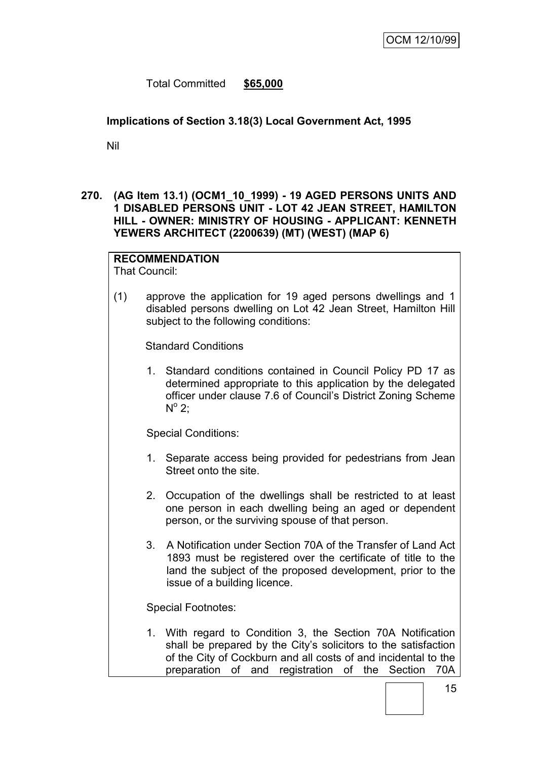Total Committed **$65,000**

**Implications of Section 3.18(3) Local Government Act, 1995**

Nil

**270. (AG Item 13.1) (OCM1_10_1999) - 19 AGED PERSONS UNITS AND 1 DISABLED PERSONS UNIT - LOT 42 JEAN STREET, HAMILTON HILL - OWNER: MINISTRY OF HOUSING - APPLICANT: KENNETH YEWERS ARCHITECT (2200639) (MT) (WEST) (MAP 6)**

**RECOMMENDATION**
That Council:

(1) approve the application for 19 aged persons dwellings and 1 disabled persons dwelling on Lot 42 Jean Street, Hamilton Hill subject to the following conditions:

Standard Conditions

1. Standard conditions contained in Council Policy PD 17 as determined appropriate to this application by the delegated officer under clause 7.6 of Council's District Zoning Scheme N° 2;

Special Conditions:

1. Separate access being provided for pedestrians from Jean Street onto the site.
2. Occupation of the dwellings shall be restricted to at least one person in each dwelling being an aged or dependent person, or the surviving spouse of that person.
3. A Notification under Section 70A of the Transfer of Land Act 1893 must be registered over the certificate of title to the land the subject of the proposed development, prior to the issue of a building licence.

Special Footnotes:

1. With regard to Condition 3, the Section 70A Notification shall be prepared by the City's solicitors to the satisfaction of the City of Cockburn and all costs of and incidental to the preparation of and registration of the Section 70A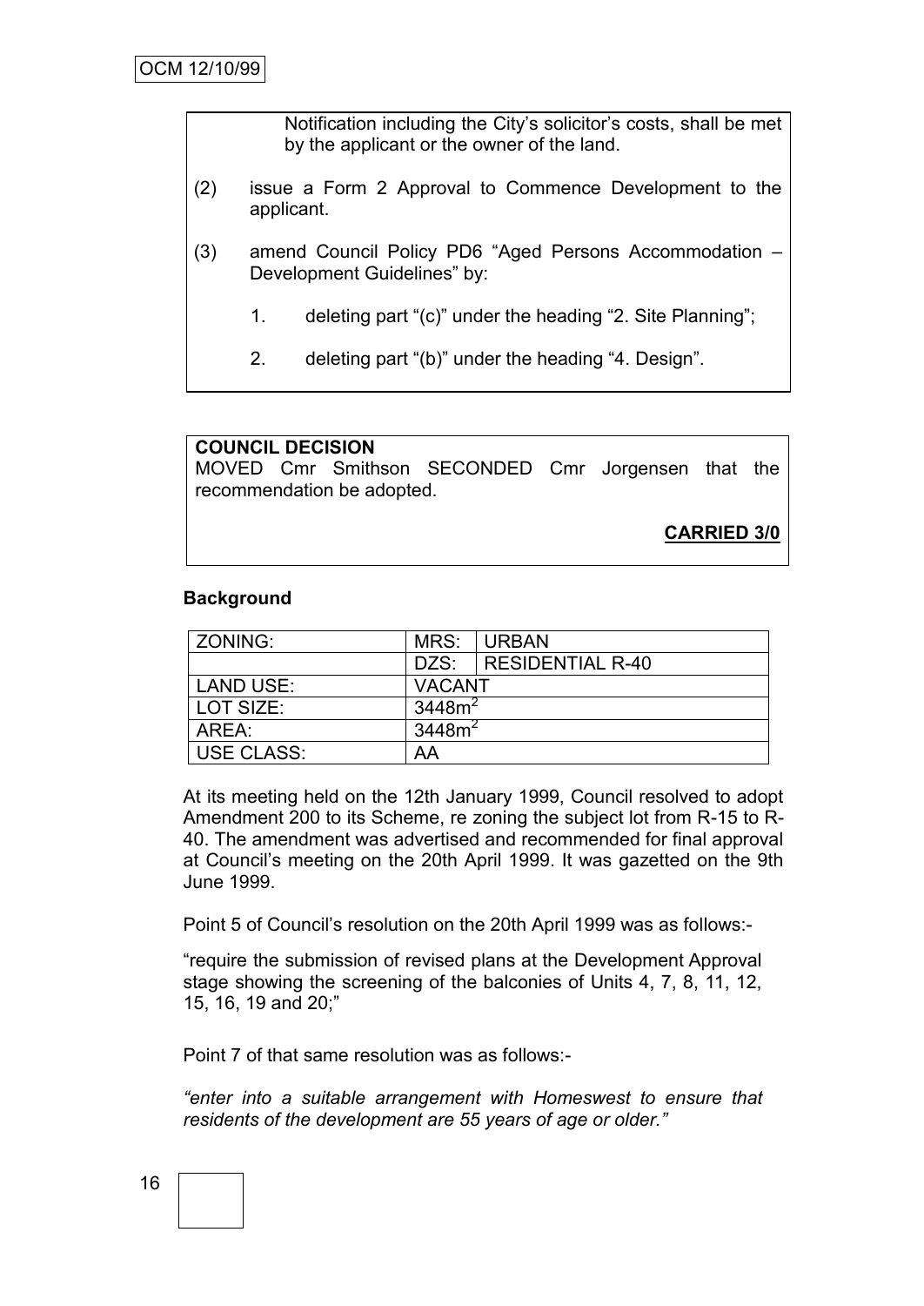Notification including the City's solicitor's costs, shall be met by the applicant or the owner of the land.

(2) issue a Form 2 Approval to Commence Development to the applicant.

(3) amend Council Policy PD6 "Aged Persons Accommodation – Development Guidelines" by:

1. deleting part "(c)" under the heading "2. Site Planning";

2. deleting part "(b)" under the heading "4. Design".

**COUNCIL DECISION**

MOVED Cmr Smithson SECONDED Cmr Jorgensen that the recommendation be adopted.

**CARRIED 3/0**

**Background**

| ZONING: | MRS: | URBAN |
|---|---|---|
| | DZS: | RESIDENTIAL R-40 |
| LAND USE: | VACANT | |
| LOT SIZE: | 3448m$^2$ | |
| AREA: | 3448m$^2$ | |
| USE CLASS: | AA | |

At its meeting held on the 12th January 1999, Council resolved to adopt Amendment 200 to its Scheme, re zoning the subject lot from R-15 to R-40. The amendment was advertised and recommended for final approval at Council's meeting on the 20th April 1999. It was gazetted on the 9th June 1999.

Point 5 of Council's resolution on the 20th April 1999 was as follows:-

"require the submission of revised plans at the Development Approval stage showing the screening of the balconies of Units 4, 7, 8, 11, 12, 15, 16, 19 and 20;"

Point 7 of that same resolution was as follows:-

*"enter into a suitable arrangement with Homeswest to ensure that residents of the development are 55 years of age or older."*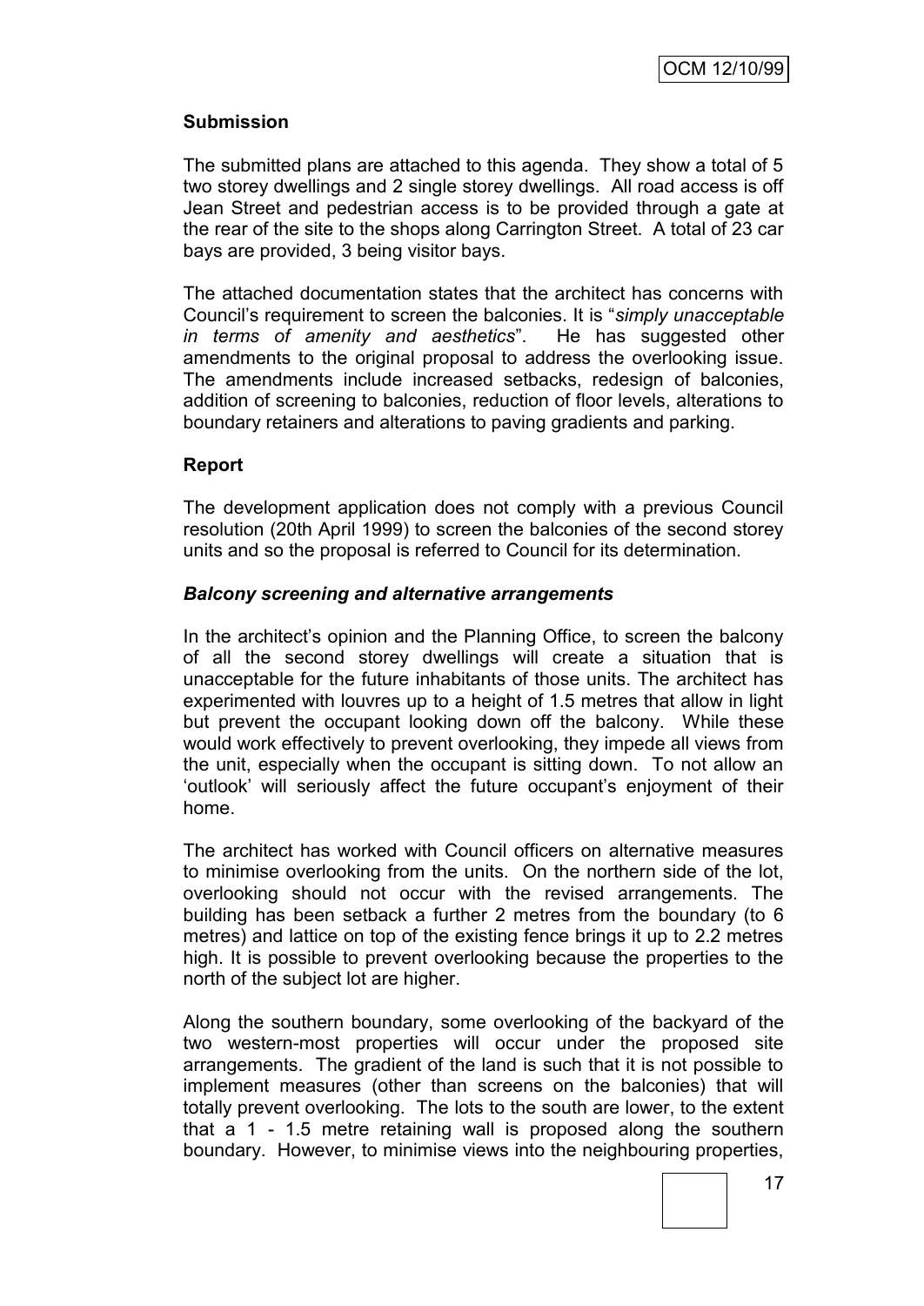### Submission

The submitted plans are attached to this agenda. They show a total of 5 two storey dwellings and 2 single storey dwellings. All road access is off Jean Street and pedestrian access is to be provided through a gate at the rear of the site to the shops along Carrington Street. A total of 23 car bays are provided, 3 being visitor bays.

The attached documentation states that the architect has concerns with Council's requirement to screen the balconies. It is "*simply unacceptable in terms of amenity and aesthetics*". He has suggested other amendments to the original proposal to address the overlooking issue. The amendments include increased setbacks, redesign of balconies, addition of screening to balconies, reduction of floor levels, alterations to boundary retainers and alterations to paving gradients and parking.

### Report

The development application does not comply with a previous Council resolution (20th April 1999) to screen the balconies of the second storey units and so the proposal is referred to Council for its determination.

#### *Balcony screening and alternative arrangements*

In the architect's opinion and the Planning Office, to screen the balcony of all the second storey dwellings will create a situation that is unacceptable for the future inhabitants of those units. The architect has experimented with louvres up to a height of 1.5 metres that allow in light but prevent the occupant looking down off the balcony. While these would work effectively to prevent overlooking, they impede all views from the unit, especially when the occupant is sitting down. To not allow an 'outlook' will seriously affect the future occupant's enjoyment of their home.

The architect has worked with Council officers on alternative measures to minimise overlooking from the units. On the northern side of the lot, overlooking should not occur with the revised arrangements. The building has been setback a further 2 metres from the boundary (to 6 metres) and lattice on top of the existing fence brings it up to 2.2 metres high. It is possible to prevent overlooking because the properties to the north of the subject lot are higher.

Along the southern boundary, some overlooking of the backyard of the two western-most properties will occur under the proposed site arrangements. The gradient of the land is such that it is not possible to implement measures (other than screens on the balconies) that will totally prevent overlooking. The lots to the south are lower, to the extent that a 1 - 1.5 metre retaining wall is proposed along the southern boundary. However, to minimise views into the neighbouring properties,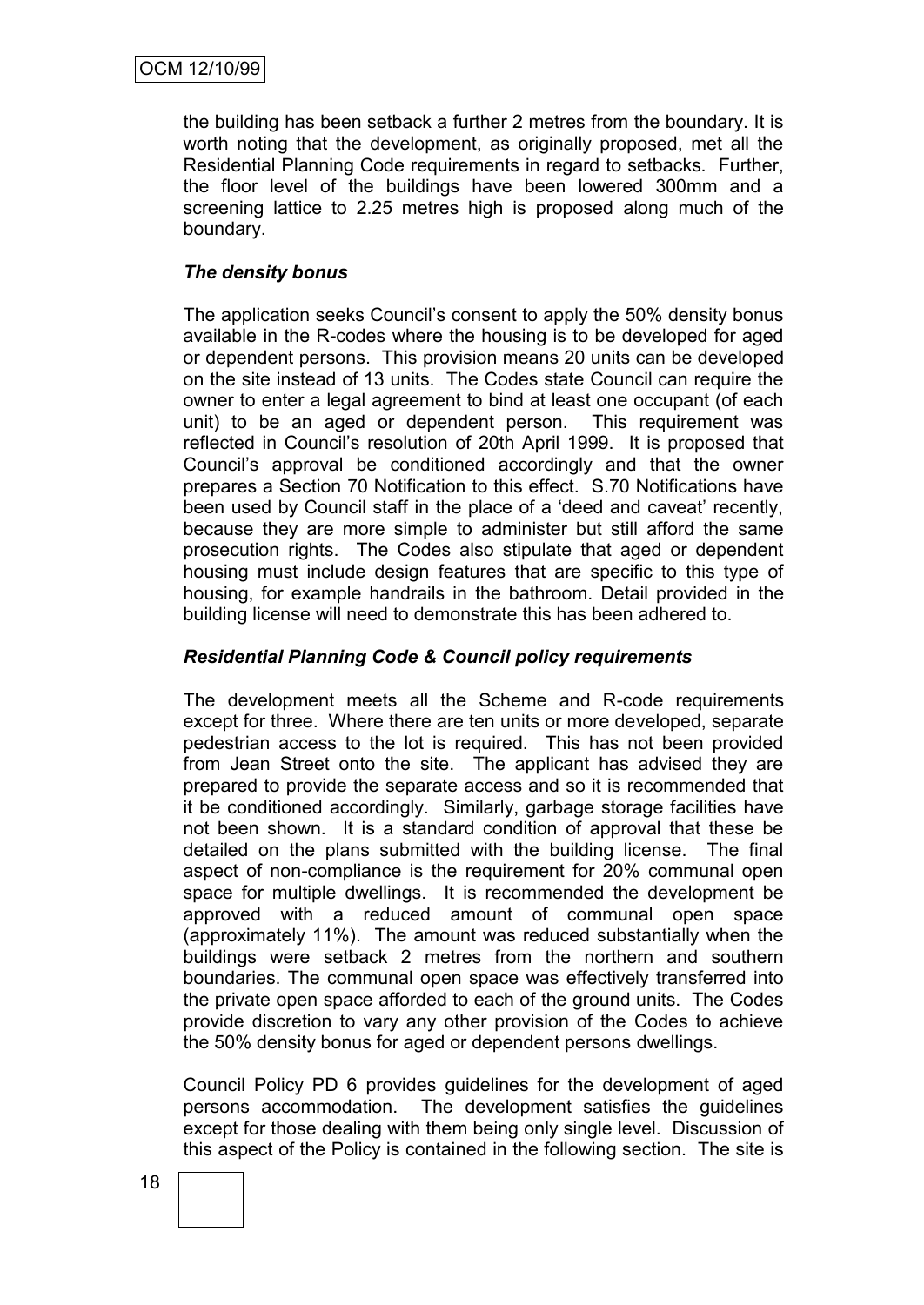the building has been setback a further 2 metres from the boundary. It is worth noting that the development, as originally proposed, met all the Residential Planning Code requirements in regard to setbacks. Further, the floor level of the buildings have been lowered 300mm and a screening lattice to 2.25 metres high is proposed along much of the boundary.

***The density bonus***

The application seeks Council's consent to apply the 50% density bonus available in the R-codes where the housing is to be developed for aged or dependent persons. This provision means 20 units can be developed on the site instead of 13 units. The Codes state Council can require the owner to enter a legal agreement to bind at least one occupant (of each unit) to be an aged or dependent person. This requirement was reflected in Council's resolution of 20th April 1999. It is proposed that Council's approval be conditioned accordingly and that the owner prepares a Section 70 Notification to this effect. S.70 Notifications have been used by Council staff in the place of a 'deed and caveat' recently, because they are more simple to administer but still afford the same prosecution rights. The Codes also stipulate that aged or dependent housing must include design features that are specific to this type of housing, for example handrails in the bathroom. Detail provided in the building license will need to demonstrate this has been adhered to.

***Residential Planning Code & Council policy requirements***

The development meets all the Scheme and R-code requirements except for three. Where there are ten units or more developed, separate pedestrian access to the lot is required. This has not been provided from Jean Street onto the site. The applicant has advised they are prepared to provide the separate access and so it is recommended that it be conditioned accordingly. Similarly, garbage storage facilities have not been shown. It is a standard condition of approval that these be detailed on the plans submitted with the building license. The final aspect of non-compliance is the requirement for 20% communal open space for multiple dwellings. It is recommended the development be approved with a reduced amount of communal open space (approximately 11%). The amount was reduced substantially when the buildings were setback 2 metres from the northern and southern boundaries. The communal open space was effectively transferred into the private open space afforded to each of the ground units. The Codes provide discretion to vary any other provision of the Codes to achieve the 50% density bonus for aged or dependent persons dwellings.

Council Policy PD 6 provides guidelines for the development of aged persons accommodation. The development satisfies the guidelines except for those dealing with them being only single level. Discussion of this aspect of the Policy is contained in the following section. The site is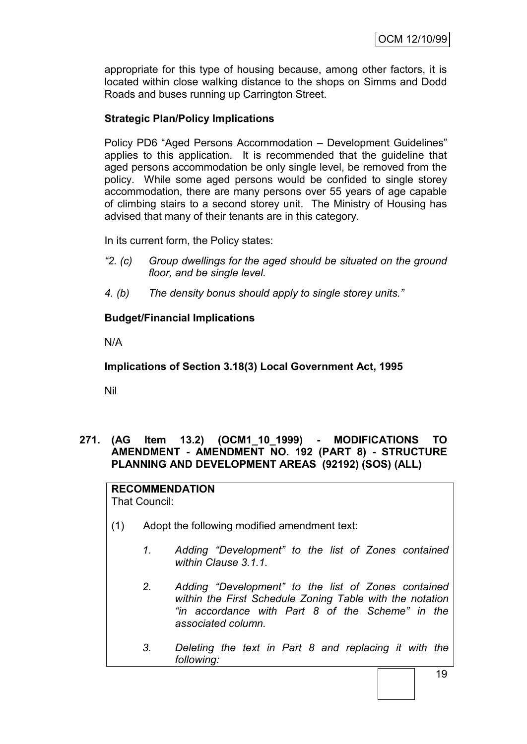appropriate for this type of housing because, among other factors, it is located within close walking distance to the shops on Simms and Dodd Roads and buses running up Carrington Street.

**Strategic Plan/Policy Implications**

Policy PD6 "Aged Persons Accommodation – Development Guidelines" applies to this application. It is recommended that the guideline that aged persons accommodation be only single level, be removed from the policy. While some aged persons would be confided to single storey accommodation, there are many persons over 55 years of age capable of climbing stairs to a second storey unit. The Ministry of Housing has advised that many of their tenants are in this category.

In its current form, the Policy states:

*"2. (c) Group dwellings for the aged should be situated on the ground floor, and be single level.*

*4. (b) The density bonus should apply to single storey units."*

**Budget/Financial Implications**

N/A

**Implications of Section 3.18(3) Local Government Act, 1995**

Nil

**271. (AG Item 13.2) (OCM1_10_1999) - MODIFICATIONS TO AMENDMENT - AMENDMENT NO. 192 (PART 8) - STRUCTURE PLANNING AND DEVELOPMENT AREAS (92192) (SOS) (ALL)**

**RECOMMENDATION**
That Council:

(1) Adopt the following modified amendment text:

1. *Adding "Development" to the list of Zones contained within Clause 3.1.1.*

2. *Adding "Development" to the list of Zones contained within the First Schedule Zoning Table with the notation "in accordance with Part 8 of the Scheme" in the associated column.*

3. *Deleting the text in Part 8 and replacing it with the following:*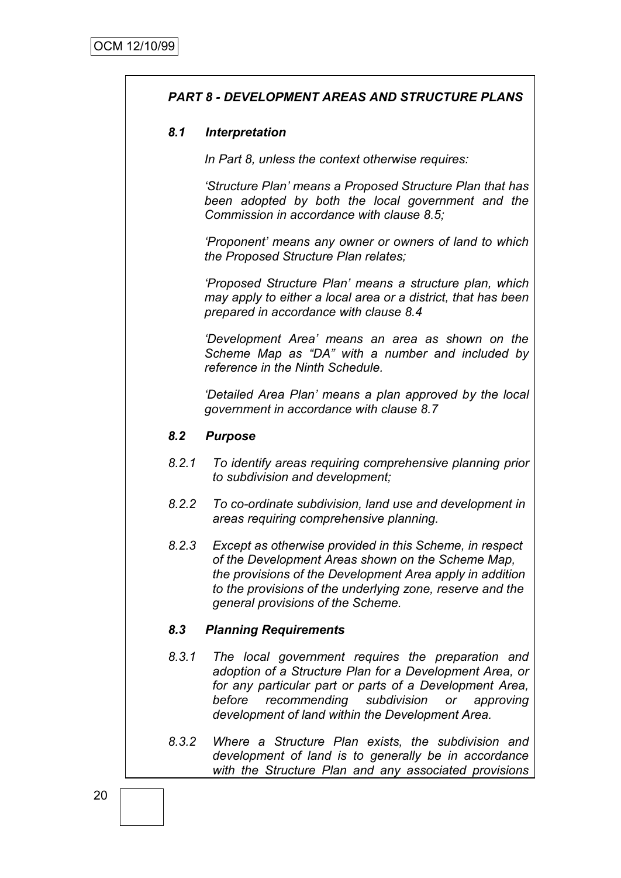## *PART 8 - DEVELOPMENT AREAS AND STRUCTURE PLANS*

### *8.1 Interpretation*

*In Part 8, unless the context otherwise requires:*

*'Structure Plan' means a Proposed Structure Plan that has been adopted by both the local government and the Commission in accordance with clause 8.5;*

*'Proponent' means any owner or owners of land to which the Proposed Structure Plan relates;*

*'Proposed Structure Plan' means a structure plan, which may apply to either a local area or a district, that has been prepared in accordance with clause 8.4*

*'Development Area' means an area as shown on the Scheme Map as "DA" with a number and included by reference in the Ninth Schedule.*

*'Detailed Area Plan' means a plan approved by the local government in accordance with clause 8.7*

### *8.2 Purpose*

*8.2.1 To identify areas requiring comprehensive planning prior to subdivision and development;*

*8.2.2 To co-ordinate subdivision, land use and development in areas requiring comprehensive planning.*

*8.2.3 Except as otherwise provided in this Scheme, in respect of the Development Areas shown on the Scheme Map, the provisions of the Development Area apply in addition to the provisions of the underlying zone, reserve and the general provisions of the Scheme.*

### *8.3 Planning Requirements*

*8.3.1 The local government requires the preparation and adoption of a Structure Plan for a Development Area, or for any particular part or parts of a Development Area, before recommending subdivision or approving development of land within the Development Area.*

*8.3.2 Where a Structure Plan exists, the subdivision and development of land is to generally be in accordance with the Structure Plan and any associated provisions*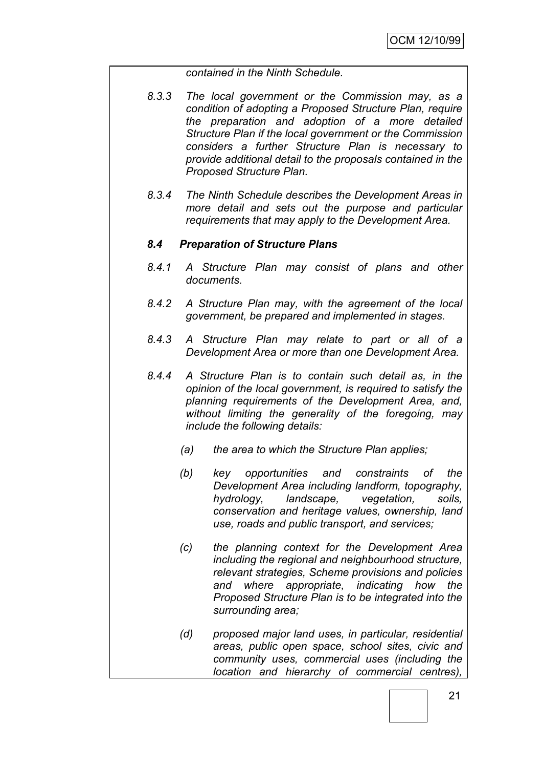*contained in the Ninth Schedule.*

*8.3.3 The local government or the Commission may, as a condition of adopting a Proposed Structure Plan, require the preparation and adoption of a more detailed Structure Plan if the local government or the Commission considers a further Structure Plan is necessary to provide additional detail to the proposals contained in the Proposed Structure Plan.*

*8.3.4 The Ninth Schedule describes the Development Areas in more detail and sets out the purpose and particular requirements that may apply to the Development Area.*

***8.4 Preparation of Structure Plans***

*8.4.1 A Structure Plan may consist of plans and other documents.*

*8.4.2 A Structure Plan may, with the agreement of the local government, be prepared and implemented in stages.*

*8.4.3 A Structure Plan may relate to part or all of a Development Area or more than one Development Area.*

*8.4.4 A Structure Plan is to contain such detail as, in the opinion of the local government, is required to satisfy the planning requirements of the Development Area, and, without limiting the generality of the foregoing, may include the following details:*

*(a) the area to which the Structure Plan applies;*

*(b) key opportunities and constraints of the Development Area including landform, topography, hydrology, landscape, vegetation, soils, conservation and heritage values, ownership, land use, roads and public transport, and services;*

*(c) the planning context for the Development Area including the regional and neighbourhood structure, relevant strategies, Scheme provisions and policies and where appropriate, indicating how the Proposed Structure Plan is to be integrated into the surrounding area;*

*(d) proposed major land uses, in particular, residential areas, public open space, school sites, civic and community uses, commercial uses (including the location and hierarchy of commercial centres),*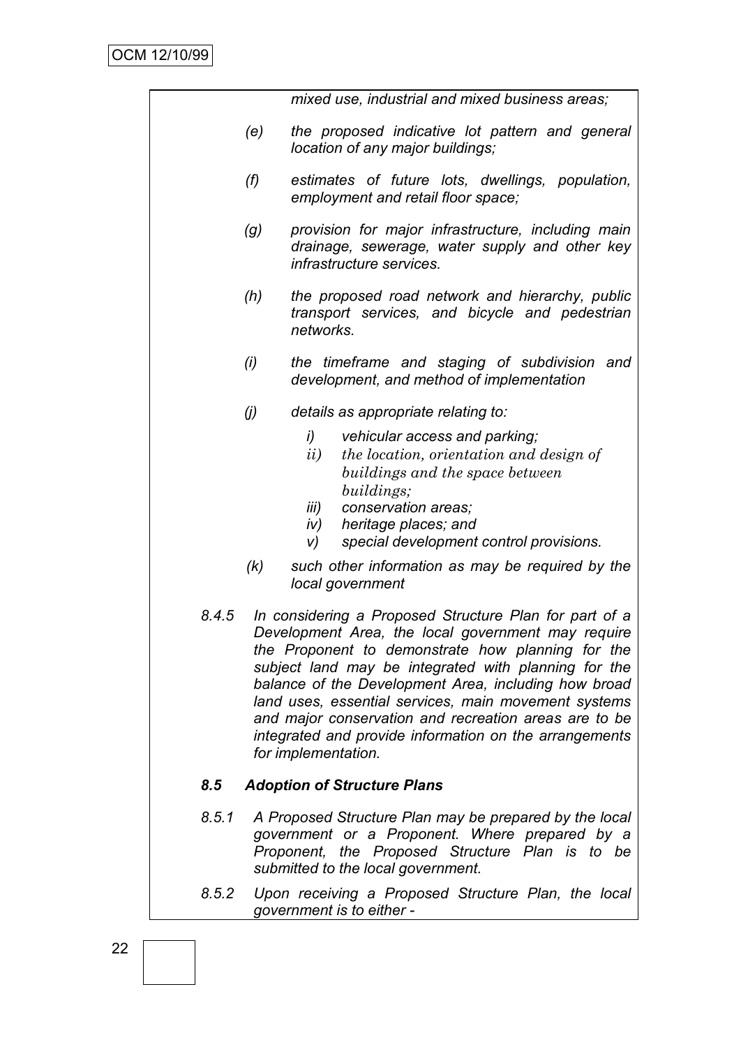*mixed use, industrial and mixed business areas;*

- *(e)* *the proposed indicative lot pattern and general location of any major buildings;*

- *(f)* *estimates of future lots, dwellings, population, employment and retail floor space;*

- *(g)* *provision for major infrastructure, including main drainage, sewerage, water supply and other key infrastructure services.*

- *(h)* *the proposed road network and hierarchy, public transport services, and bicycle and pedestrian networks.*

- *(i)* *the timeframe and staging of subdivision and development, and method of implementation*

- *(j)* *details as appropriate relating to:*

  - *i)* *vehicular access and parking;*
  - *ii)* *the location, orientation and design of buildings and the space between buildings;*
  - *iii)* *conservation areas;*
  - *iv)* *heritage places; and*
  - *v)* *special development control provisions.*

- *(k)* *such other information as may be required by the local government*

*8.4.5* *In considering a Proposed Structure Plan for part of a Development Area, the local government may require the Proponent to demonstrate how planning for the subject land may be integrated with planning for the balance of the Development Area, including how broad land uses, essential services, main movement systems and major conservation and recreation areas are to be integrated and provide information on the arrangements for implementation.*

***8.5 Adoption of Structure Plans***

*8.5.1* *A Proposed Structure Plan may be prepared by the local government or a Proponent. Where prepared by a Proponent, the Proposed Structure Plan is to be submitted to the local government.*

*8.5.2* *Upon receiving a Proposed Structure Plan, the local government is to either -*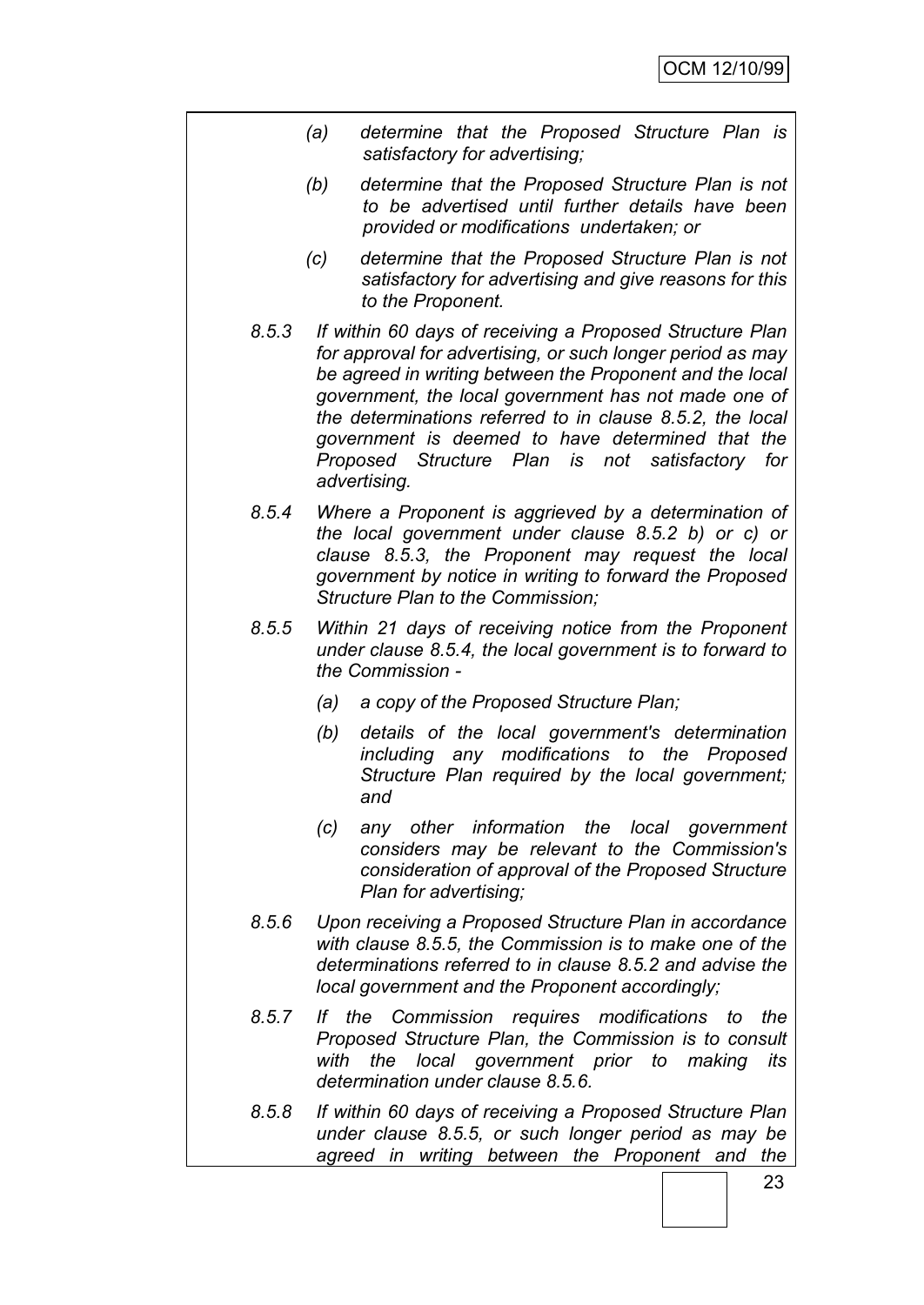*(a) determine that the Proposed Structure Plan is satisfactory for advertising;*

*(b) determine that the Proposed Structure Plan is not to be advertised until further details have been provided or modifications undertaken; or*

*(c) determine that the Proposed Structure Plan is not satisfactory for advertising and give reasons for this to the Proponent.*

*8.5.3 If within 60 days of receiving a Proposed Structure Plan for approval for advertising, or such longer period as may be agreed in writing between the Proponent and the local government, the local government has not made one of the determinations referred to in clause 8.5.2, the local government is deemed to have determined that the Proposed Structure Plan is not satisfactory for advertising.*

*8.5.4 Where a Proponent is aggrieved by a determination of the local government under clause 8.5.2 b) or c) or clause 8.5.3, the Proponent may request the local government by notice in writing to forward the Proposed Structure Plan to the Commission;*

*8.5.5 Within 21 days of receiving notice from the Proponent under clause 8.5.4, the local government is to forward to the Commission -*

*(a) a copy of the Proposed Structure Plan;*

*(b) details of the local government's determination including any modifications to the Proposed Structure Plan required by the local government; and*

*(c) any other information the local government considers may be relevant to the Commission's consideration of approval of the Proposed Structure Plan for advertising;*

*8.5.6 Upon receiving a Proposed Structure Plan in accordance with clause 8.5.5, the Commission is to make one of the determinations referred to in clause 8.5.2 and advise the local government and the Proponent accordingly;*

*8.5.7 If the Commission requires modifications to the Proposed Structure Plan, the Commission is to consult with the local government prior to making its determination under clause 8.5.6.*

*8.5.8 If within 60 days of receiving a Proposed Structure Plan under clause 8.5.5, or such longer period as may be agreed in writing between the Proponent and the*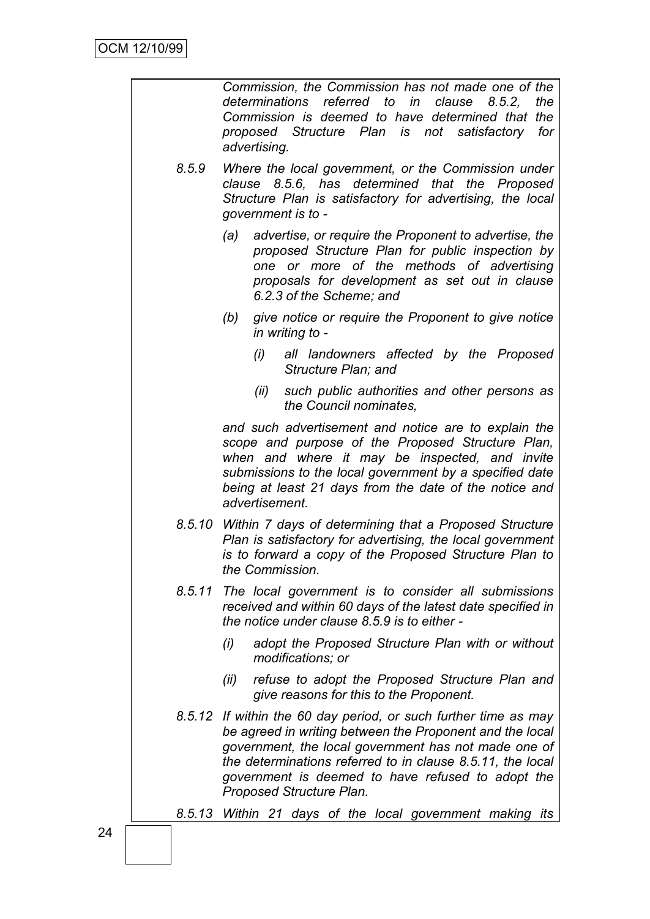*Commission, the Commission has not made one of the determinations referred to in clause 8.5.2, the Commission is deemed to have determined that the proposed Structure Plan is not satisfactory for advertising.*

*8.5.9 Where the local government, or the Commission under clause 8.5.6, has determined that the Proposed Structure Plan is satisfactory for advertising, the local government is to -*

- *(a) advertise, or require the Proponent to advertise, the proposed Structure Plan for public inspection by one or more of the methods of advertising proposals for development as set out in clause 6.2.3 of the Scheme; and*
- *(b) give notice or require the Proponent to give notice in writing to -*
  - *(i) all landowners affected by the Proposed Structure Plan; and*
  - *(ii) such public authorities and other persons as the Council nominates,*

*and such advertisement and notice are to explain the scope and purpose of the Proposed Structure Plan, when and where it may be inspected, and invite submissions to the local government by a specified date being at least 21 days from the date of the notice and advertisement.*

*8.5.10 Within 7 days of determining that a Proposed Structure Plan is satisfactory for advertising, the local government is to forward a copy of the Proposed Structure Plan to the Commission.*

*8.5.11 The local government is to consider all submissions received and within 60 days of the latest date specified in the notice under clause 8.5.9 is to either -*

- *(i) adopt the Proposed Structure Plan with or without modifications; or*
- *(ii) refuse to adopt the Proposed Structure Plan and give reasons for this to the Proponent.*

*8.5.12 If within the 60 day period, or such further time as may be agreed in writing between the Proponent and the local government, the local government has not made one of the determinations referred to in clause 8.5.11, the local government is deemed to have refused to adopt the Proposed Structure Plan.*

*8.5.13 Within 21 days of the local government making its*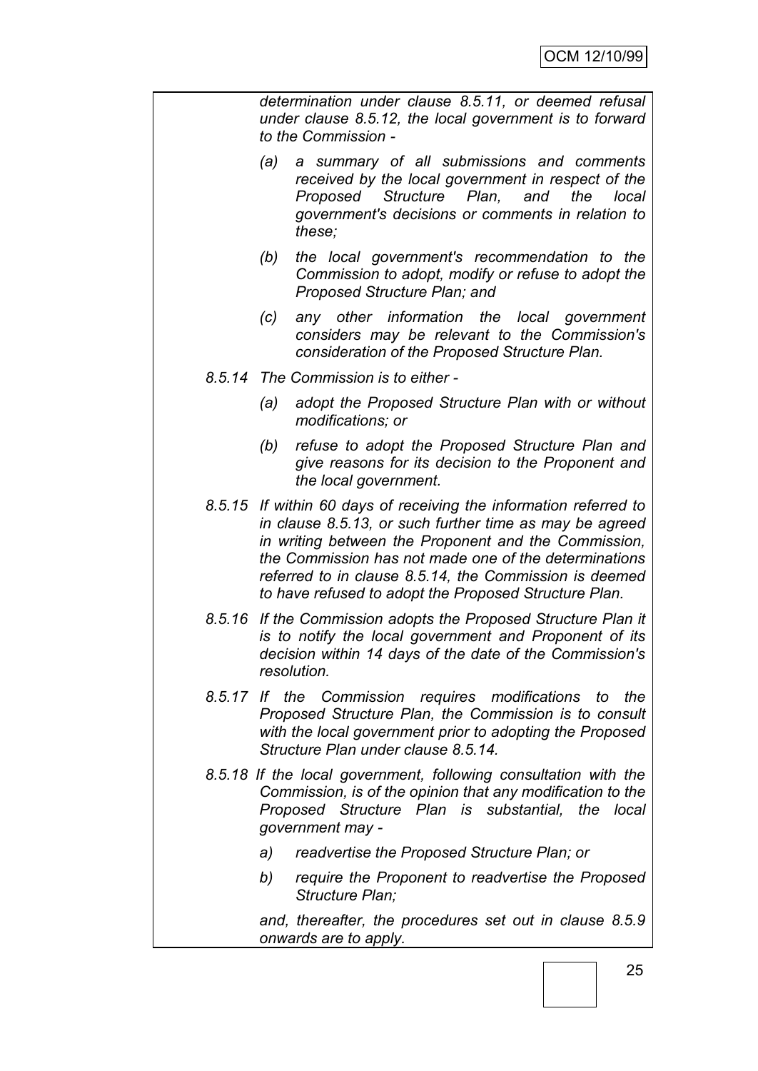*determination under clause 8.5.11, or deemed refusal under clause 8.5.12, the local government is to forward to the Commission -*

*(a) a summary of all submissions and comments received by the local government in respect of the Proposed Structure Plan, and the local government's decisions or comments in relation to these;*

*(b) the local government's recommendation to the Commission to adopt, modify or refuse to adopt the Proposed Structure Plan; and*

*(c) any other information the local government considers may be relevant to the Commission's consideration of the Proposed Structure Plan.*

*8.5.14 The Commission is to either -*

*(a) adopt the Proposed Structure Plan with or without modifications; or*

*(b) refuse to adopt the Proposed Structure Plan and give reasons for its decision to the Proponent and the local government.*

*8.5.15 If within 60 days of receiving the information referred to in clause 8.5.13, or such further time as may be agreed in writing between the Proponent and the Commission, the Commission has not made one of the determinations referred to in clause 8.5.14, the Commission is deemed to have refused to adopt the Proposed Structure Plan.*

*8.5.16 If the Commission adopts the Proposed Structure Plan it is to notify the local government and Proponent of its decision within 14 days of the date of the Commission's resolution.*

*8.5.17 If the Commission requires modifications to the Proposed Structure Plan, the Commission is to consult with the local government prior to adopting the Proposed Structure Plan under clause 8.5.14.*

*8.5.18 If the local government, following consultation with the Commission, is of the opinion that any modification to the Proposed Structure Plan is substantial, the local government may -*

*a) readvertise the Proposed Structure Plan; or*

*b) require the Proponent to readvertise the Proposed Structure Plan;*

*and, thereafter, the procedures set out in clause 8.5.9 onwards are to apply.*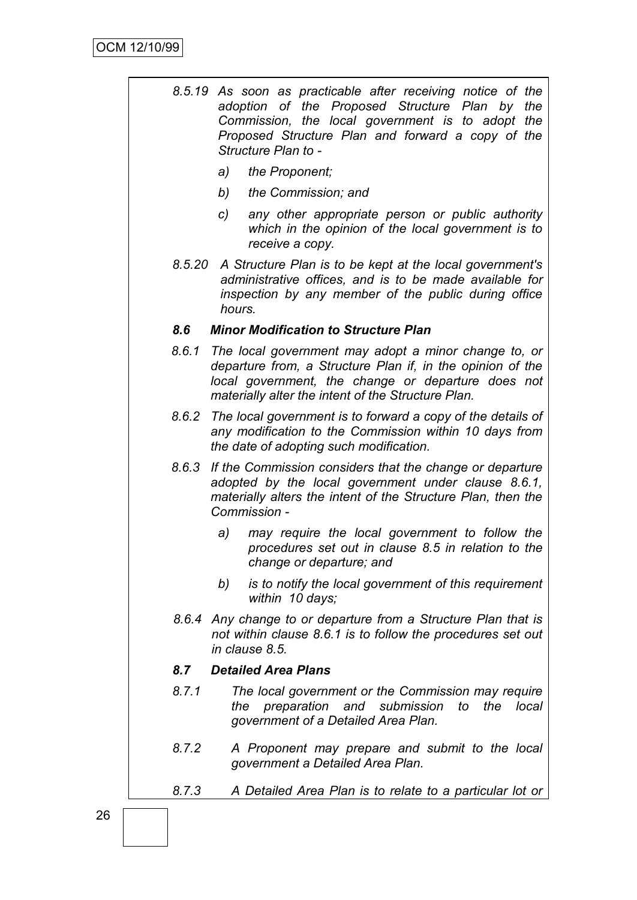*8.5.19 As soon as practicable after receiving notice of the adoption of the Proposed Structure Plan by the Commission, the local government is to adopt the Proposed Structure Plan and forward a copy of the Structure Plan to -*

*a) the Proponent;*

*b) the Commission; and*

*c) any other appropriate person or public authority which in the opinion of the local government is to receive a copy.*

*8.5.20 A Structure Plan is to be kept at the local government's administrative offices, and is to be made available for inspection by any member of the public during office hours.*

***8.6 Minor Modification to Structure Plan***

*8.6.1 The local government may adopt a minor change to, or departure from, a Structure Plan if, in the opinion of the local government, the change or departure does not materially alter the intent of the Structure Plan.*

*8.6.2 The local government is to forward a copy of the details of any modification to the Commission within 10 days from the date of adopting such modification.*

*8.6.3 If the Commission considers that the change or departure adopted by the local government under clause 8.6.1, materially alters the intent of the Structure Plan, then the Commission -*

*a) may require the local government to follow the procedures set out in clause 8.5 in relation to the change or departure; and*

*b) is to notify the local government of this requirement within 10 days;*

*8.6.4 Any change to or departure from a Structure Plan that is not within clause 8.6.1 is to follow the procedures set out in clause 8.5.*

***8.7 Detailed Area Plans***

*8.7.1 The local government or the Commission may require the preparation and submission to the local government of a Detailed Area Plan.*

*8.7.2 A Proponent may prepare and submit to the local government a Detailed Area Plan.*

*8.7.3 A Detailed Area Plan is to relate to a particular lot or*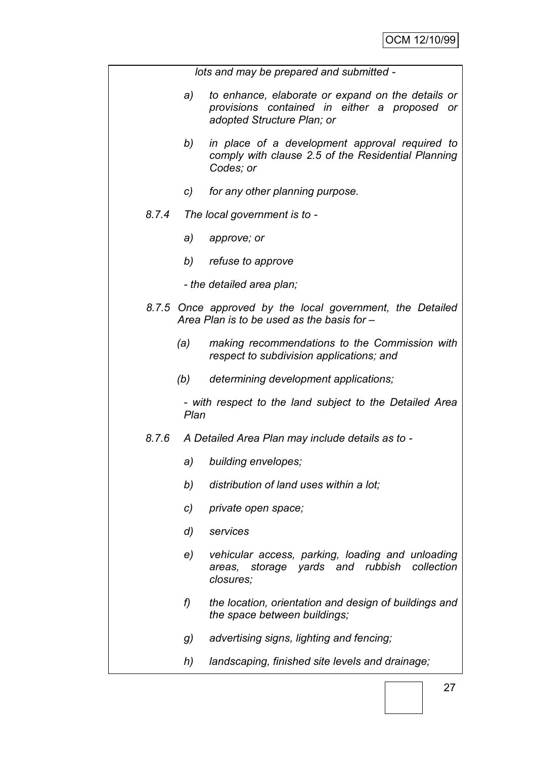*lots and may be prepared and submitted -*

*a) to enhance, elaborate or expand on the details or provisions contained in either a proposed or adopted Structure Plan; or*

*b) in place of a development approval required to comply with clause 2.5 of the Residential Planning Codes; or*

*c) for any other planning purpose.*

*8.7.4 The local government is to -*

*a) approve; or*

*b) refuse to approve*

*- the detailed area plan;*

*8.7.5 Once approved by the local government, the Detailed Area Plan is to be used as the basis for –*

*(a) making recommendations to the Commission with respect to subdivision applications; and*

*(b) determining development applications;*

*- with respect to the land subject to the Detailed Area Plan*

*8.7.6 A Detailed Area Plan may include details as to -*

*a) building envelopes;*

*b) distribution of land uses within a lot;*

*c) private open space;*

*d) services*

*e) vehicular access, parking, loading and unloading areas, storage yards and rubbish collection closures;*

*f) the location, orientation and design of buildings and the space between buildings;*

*g) advertising signs, lighting and fencing;*

*h) landscaping, finished site levels and drainage;*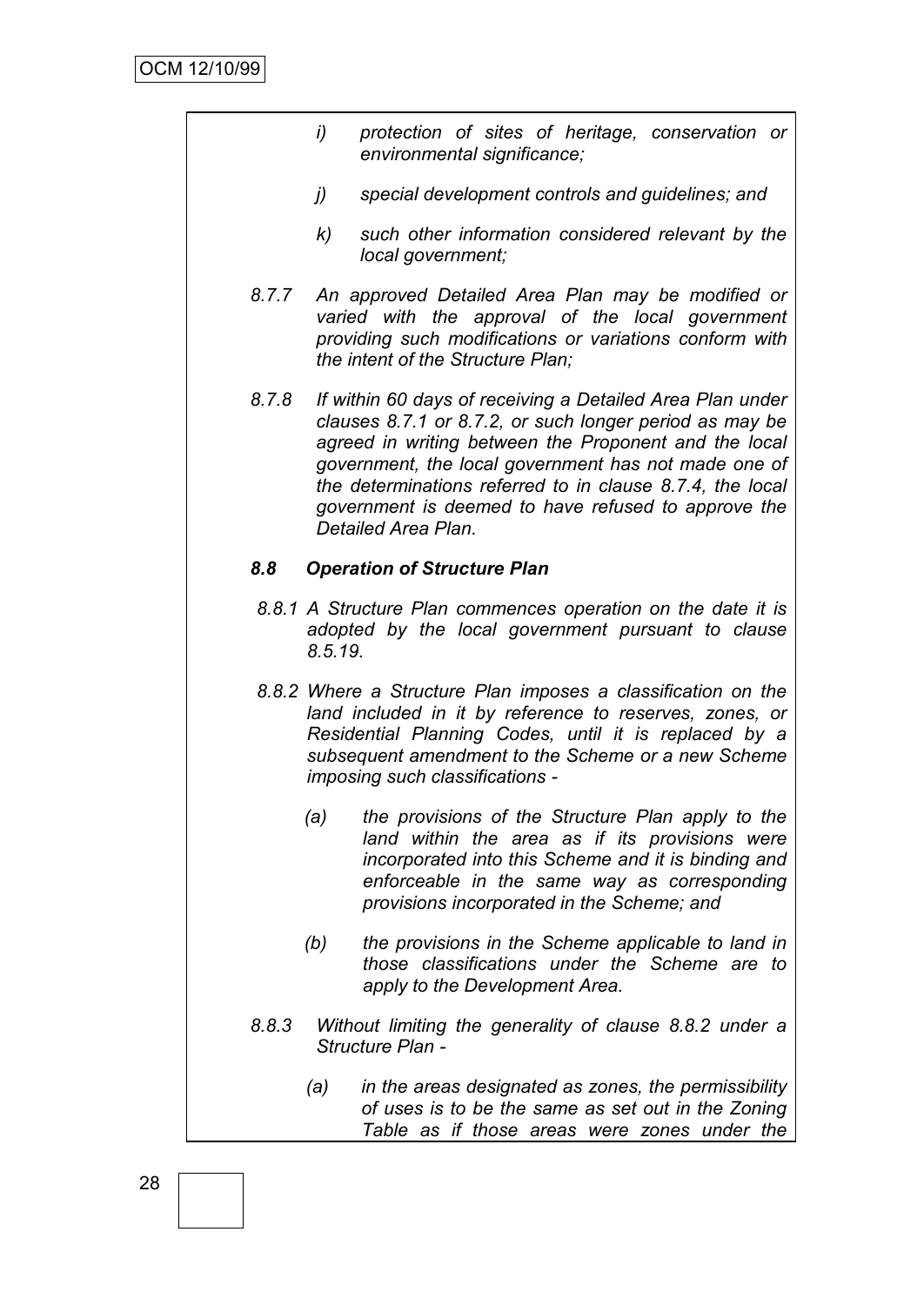*i) protection of sites of heritage, conservation or environmental significance;*

*j) special development controls and guidelines; and*

*k) such other information considered relevant by the local government;*

*8.7.7 An approved Detailed Area Plan may be modified or varied with the approval of the local government providing such modifications or variations conform with the intent of the Structure Plan;*

*8.7.8 If within 60 days of receiving a Detailed Area Plan under clauses 8.7.1 or 8.7.2, or such longer period as may be agreed in writing between the Proponent and the local government, the local government has not made one of the determinations referred to in clause 8.7.4, the local government is deemed to have refused to approve the Detailed Area Plan.*

***8.8 Operation of Structure Plan***

*8.8.1 A Structure Plan commences operation on the date it is adopted by the local government pursuant to clause 8.5.19.*

*8.8.2 Where a Structure Plan imposes a classification on the land included in it by reference to reserves, zones, or Residential Planning Codes, until it is replaced by a subsequent amendment to the Scheme or a new Scheme imposing such classifications -*

*(a) the provisions of the Structure Plan apply to the land within the area as if its provisions were incorporated into this Scheme and it is binding and enforceable in the same way as corresponding provisions incorporated in the Scheme; and*

*(b) the provisions in the Scheme applicable to land in those classifications under the Scheme are to apply to the Development Area.*

*8.8.3 Without limiting the generality of clause 8.8.2 under a Structure Plan -*

*(a) in the areas designated as zones, the permissibility of uses is to be the same as set out in the Zoning Table as if those areas were zones under the*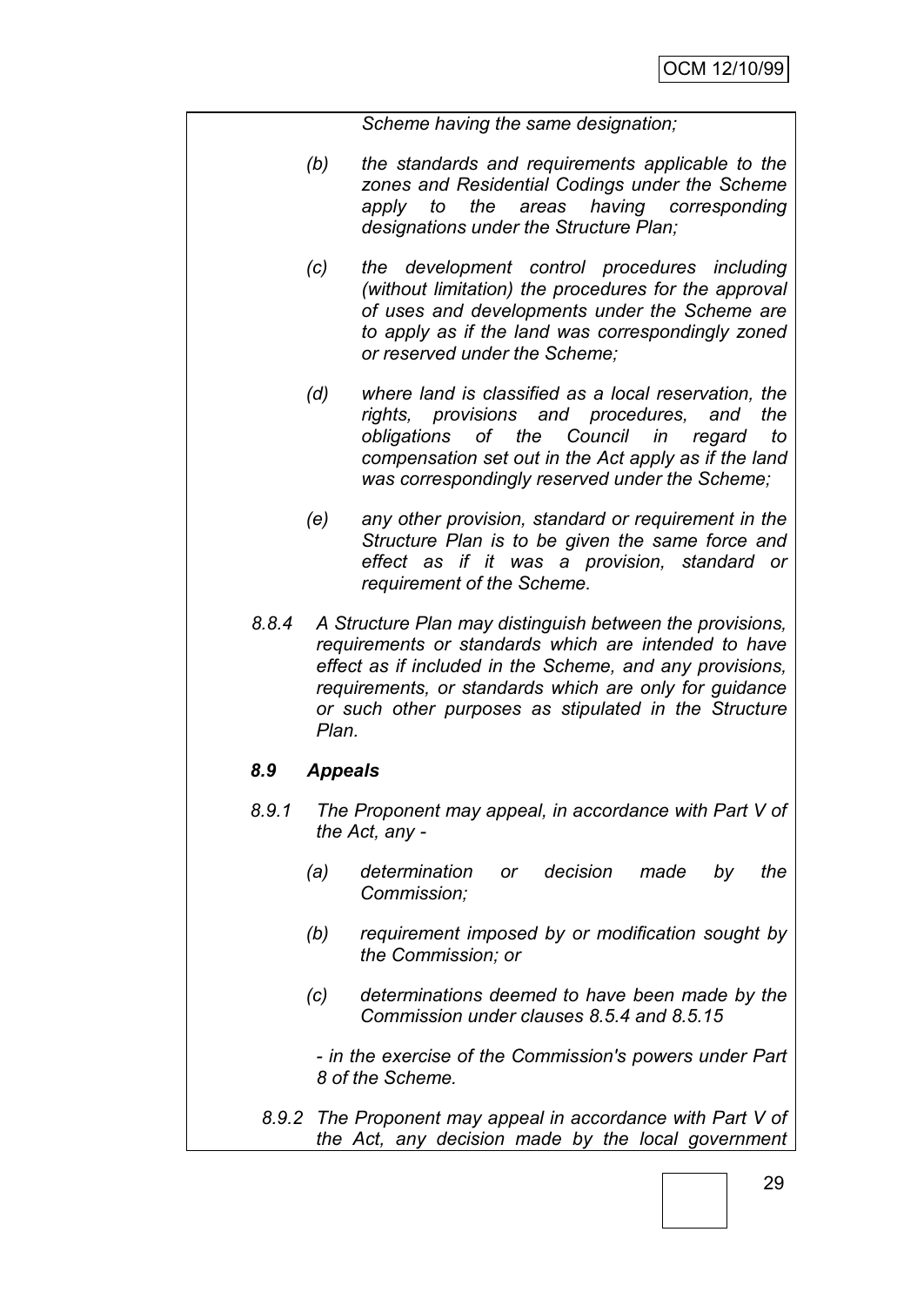*Scheme having the same designation;*

*(b) the standards and requirements applicable to the zones and Residential Codings under the Scheme apply to the areas having corresponding designations under the Structure Plan;*

*(c) the development control procedures including (without limitation) the procedures for the approval of uses and developments under the Scheme are to apply as if the land was correspondingly zoned or reserved under the Scheme;*

*(d) where land is classified as a local reservation, the rights, provisions and procedures, and the obligations of the Council in regard to compensation set out in the Act apply as if the land was correspondingly reserved under the Scheme;*

*(e) any other provision, standard or requirement in the Structure Plan is to be given the same force and effect as if it was a provision, standard or requirement of the Scheme.*

*8.8.4 A Structure Plan may distinguish between the provisions, requirements or standards which are intended to have effect as if included in the Scheme, and any provisions, requirements, or standards which are only for guidance or such other purposes as stipulated in the Structure Plan.*

***8.9 Appeals***

*8.9.1 The Proponent may appeal, in accordance with Part V of the Act, any -*

*(a) determination or decision made by the Commission;*

*(b) requirement imposed by or modification sought by the Commission; or*

*(c) determinations deemed to have been made by the Commission under clauses 8.5.4 and 8.5.15*

*- in the exercise of the Commission's powers under Part 8 of the Scheme.*

*8.9.2 The Proponent may appeal in accordance with Part V of the Act, any decision made by the local government*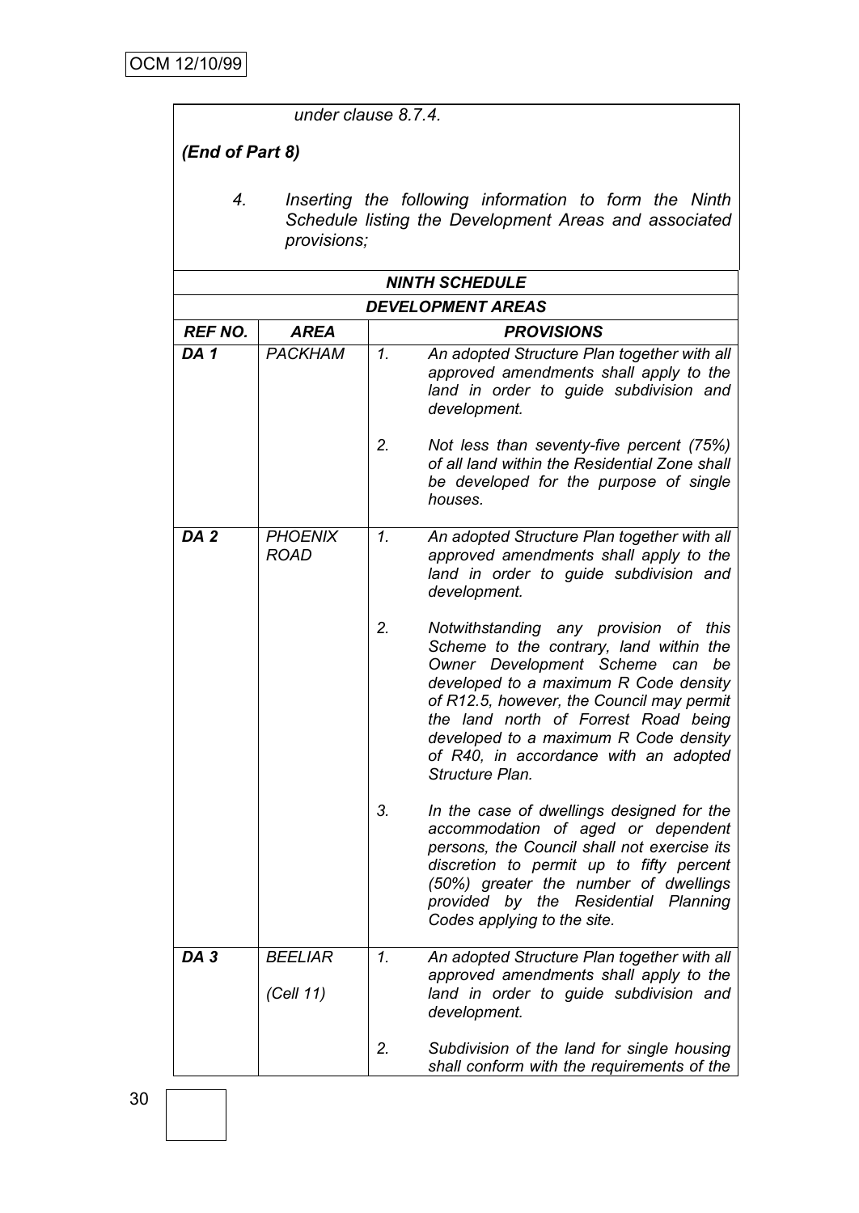*under clause 8.7.4.*

***(End of Part 8)***

*4. Inserting the following information to form the Ninth Schedule listing the Development Areas and associated provisions;*

| ***NINTH SCHEDULE*** | | |
|---|---|---|
| ***DEVELOPMENT AREAS*** | | |
| ***REF NO.*** | ***AREA*** | ***PROVISIONS*** |
| ***DA 1*** | *PACKHAM* | *1. An adopted Structure Plan together with all approved amendments shall apply to the land in order to guide subdivision and development.*<br><br>*2. Not less than seventy-five percent (75%) of all land within the Residential Zone shall be developed for the purpose of single houses.* |
| ***DA 2*** | *PHOENIX ROAD* | *1. An adopted Structure Plan together with all approved amendments shall apply to the land in order to guide subdivision and development.*<br><br>*2. Notwithstanding any provision of this Scheme to the contrary, land within the Owner Development Scheme can be developed to a maximum R Code density of R12.5, however, the Council may permit the land north of Forrest Road being developed to a maximum R Code density of R40, in accordance with an adopted Structure Plan.*<br><br>*3. In the case of dwellings designed for the accommodation of aged or dependent persons, the Council shall not exercise its discretion to permit up to fifty percent (50%) greater the number of dwellings provided by the Residential Planning Codes applying to the site.* |
| ***DA 3*** | *BEELIAR*<br><br>*(Cell 11)* | *1. An adopted Structure Plan together with all approved amendments shall apply to the land in order to guide subdivision and development.*<br><br>*2. Subdivision of the land for single housing shall conform with the requirements of the* |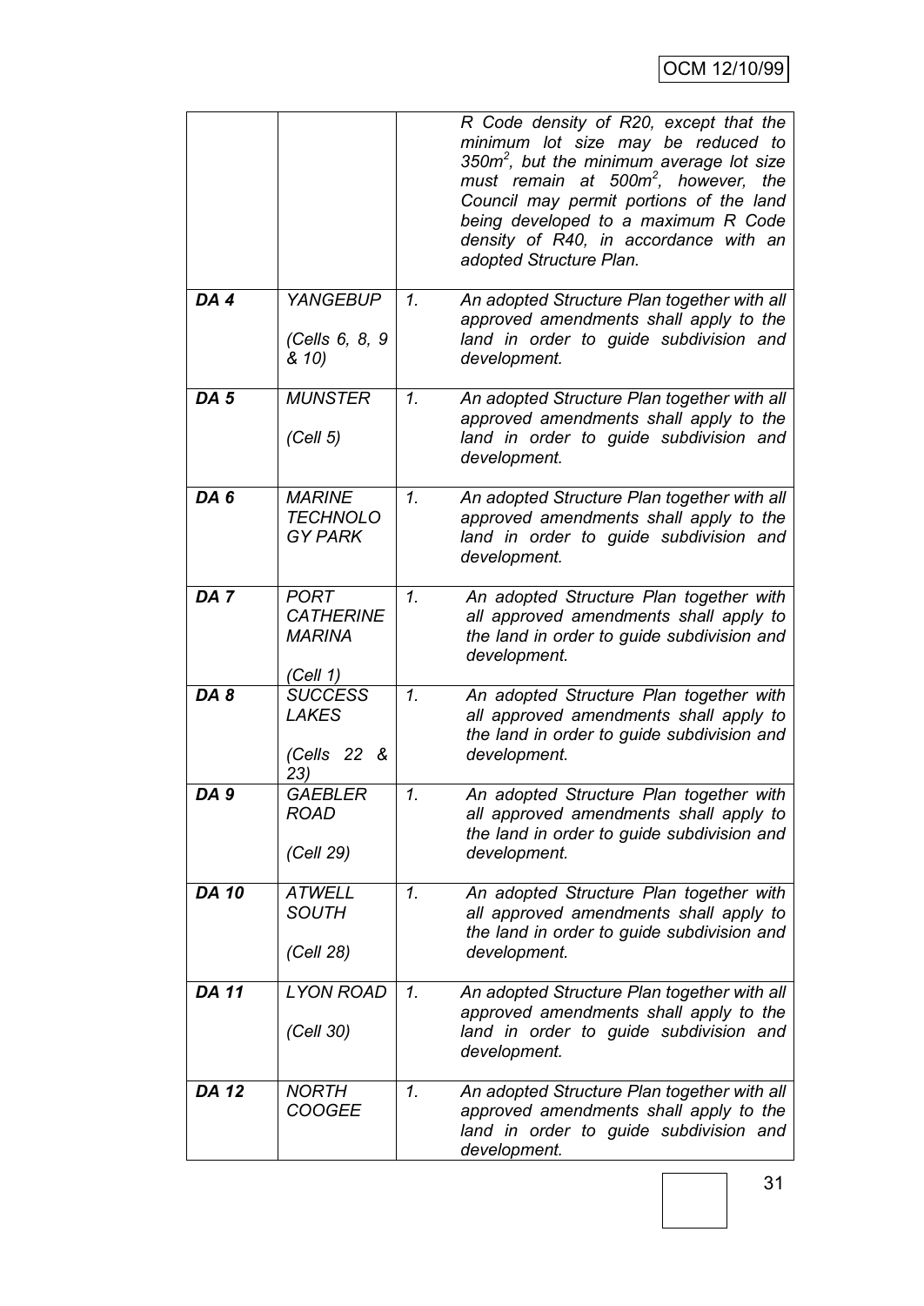| | | | |
|---|---|---|---|
| | | | *R Code density of R20, except that the minimum lot size may be reduced to 350m², but the minimum average lot size must remain at 500m², however, the Council may permit portions of the land being developed to a maximum R Code density of R40, in accordance with an adopted Structure Plan.* |
| ***DA 4*** | *YANGEBUP*<br><br>*(Cells 6, 8, 9 & 10)* | *1.* | *An adopted Structure Plan together with all approved amendments shall apply to the land in order to guide subdivision and development.* |
| ***DA 5*** | *MUNSTER*<br><br>*(Cell 5)* | *1.* | *An adopted Structure Plan together with all approved amendments shall apply to the land in order to guide subdivision and development.* |
| ***DA 6*** | *MARINE TECHNOLOGY PARK* | *1.* | *An adopted Structure Plan together with all approved amendments shall apply to the land in order to guide subdivision and development.* |
| ***DA 7*** | *PORT CATHERINE MARINA*<br><br>*(Cell 1)* | *1.* | *An adopted Structure Plan together with all approved amendments shall apply to the land in order to guide subdivision and development.* |
| ***DA 8*** | *SUCCESS LAKES*<br><br>*(Cells 22 & 23)* | *1.* | *An adopted Structure Plan together with all approved amendments shall apply to the land in order to guide subdivision and development.* |
| ***DA 9*** | *GAEBLER ROAD*<br><br>*(Cell 29)* | *1.* | *An adopted Structure Plan together with all approved amendments shall apply to the land in order to guide subdivision and development.* |
| ***DA 10*** | *ATWELL SOUTH*<br><br>*(Cell 28)* | *1.* | *An adopted Structure Plan together with all approved amendments shall apply to the land in order to guide subdivision and development.* |
| ***DA 11*** | *LYON ROAD*<br><br>*(Cell 30)* | *1.* | *An adopted Structure Plan together with all approved amendments shall apply to the land in order to guide subdivision and development.* |
| ***DA 12*** | *NORTH COOGEE* | *1.* | *An adopted Structure Plan together with all approved amendments shall apply to the land in order to guide subdivision and development.* |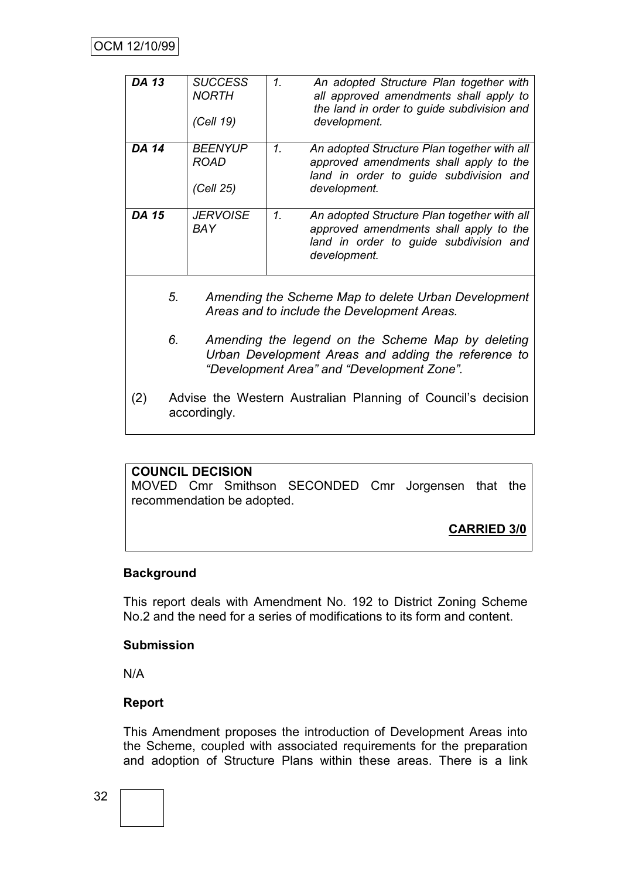| | | |
|---|---|---|
| ***DA 13*** | *SUCCESS NORTH*<br><br>*(Cell 19)* | *1. An adopted Structure Plan together with all approved amendments shall apply to the land in order to guide subdivision and development.* |
| ***DA 14*** | *BEENYUP ROAD*<br><br>*(Cell 25)* | *1. An adopted Structure Plan together with all approved amendments shall apply to the land in order to guide subdivision and development.* |
| ***DA 15*** | *JERVOISE BAY* | *1. An adopted Structure Plan together with all approved amendments shall apply to the land in order to guide subdivision and development.* |

5. *Amending the Scheme Map to delete Urban Development Areas and to include the Development Areas.*

6. *Amending the legend on the Scheme Map by deleting Urban Development Areas and adding the reference to "Development Area" and "Development Zone".*

(2) Advise the Western Australian Planning of Council's decision accordingly.

**COUNCIL DECISION**

MOVED Cmr Smithson SECONDED Cmr Jorgensen that the recommendation be adopted.

**CARRIED 3/0**

**Background**

This report deals with Amendment No. 192 to District Zoning Scheme No.2 and the need for a series of modifications to its form and content.

**Submission**

N/A

**Report**

This Amendment proposes the introduction of Development Areas into the Scheme, coupled with associated requirements for the preparation and adoption of Structure Plans within these areas. There is a link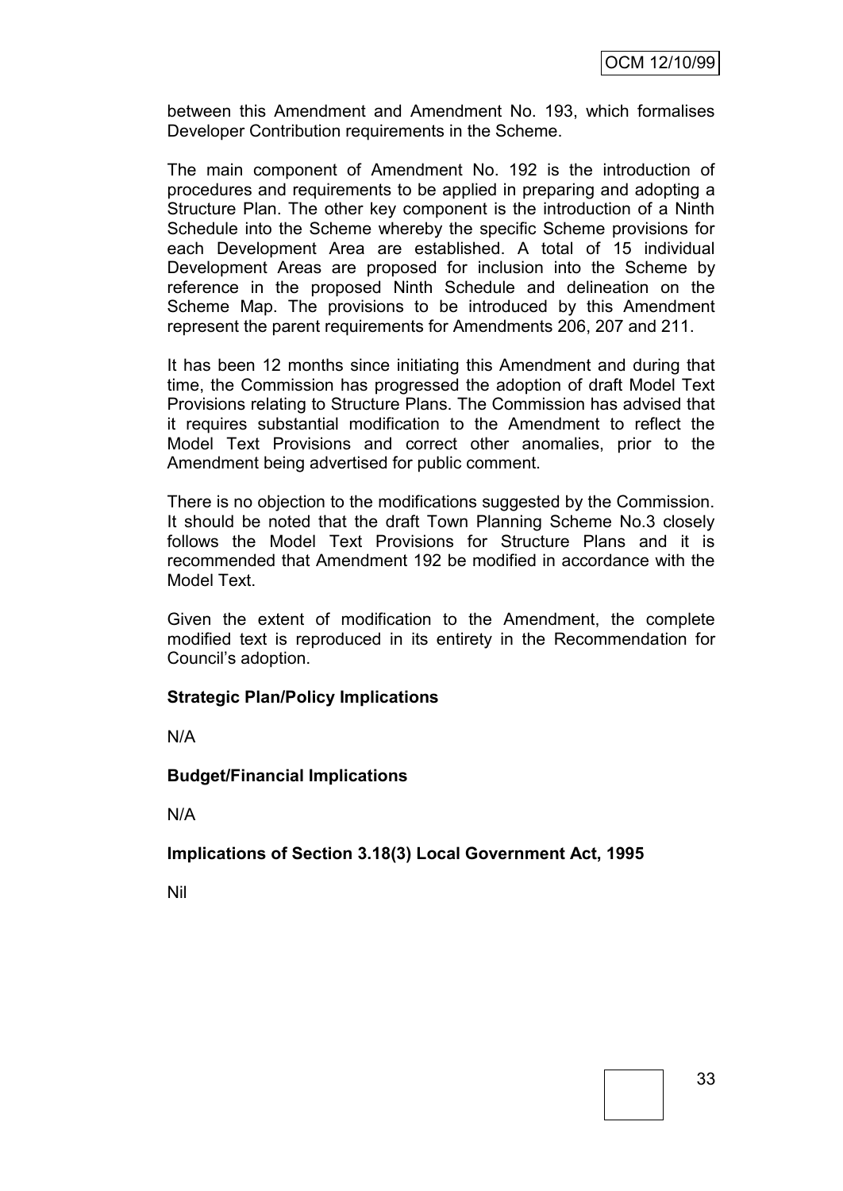between this Amendment and Amendment No. 193, which formalises Developer Contribution requirements in the Scheme.

The main component of Amendment No. 192 is the introduction of procedures and requirements to be applied in preparing and adopting a Structure Plan. The other key component is the introduction of a Ninth Schedule into the Scheme whereby the specific Scheme provisions for each Development Area are established. A total of 15 individual Development Areas are proposed for inclusion into the Scheme by reference in the proposed Ninth Schedule and delineation on the Scheme Map. The provisions to be introduced by this Amendment represent the parent requirements for Amendments 206, 207 and 211.

It has been 12 months since initiating this Amendment and during that time, the Commission has progressed the adoption of draft Model Text Provisions relating to Structure Plans. The Commission has advised that it requires substantial modification to the Amendment to reflect the Model Text Provisions and correct other anomalies, prior to the Amendment being advertised for public comment.

There is no objection to the modifications suggested by the Commission. It should be noted that the draft Town Planning Scheme No.3 closely follows the Model Text Provisions for Structure Plans and it is recommended that Amendment 192 be modified in accordance with the Model Text.

Given the extent of modification to the Amendment, the complete modified text is reproduced in its entirety in the Recommendation for Council's adoption.

**Strategic Plan/Policy Implications**

N/A

**Budget/Financial Implications**

N/A

**Implications of Section 3.18(3) Local Government Act, 1995**

Nil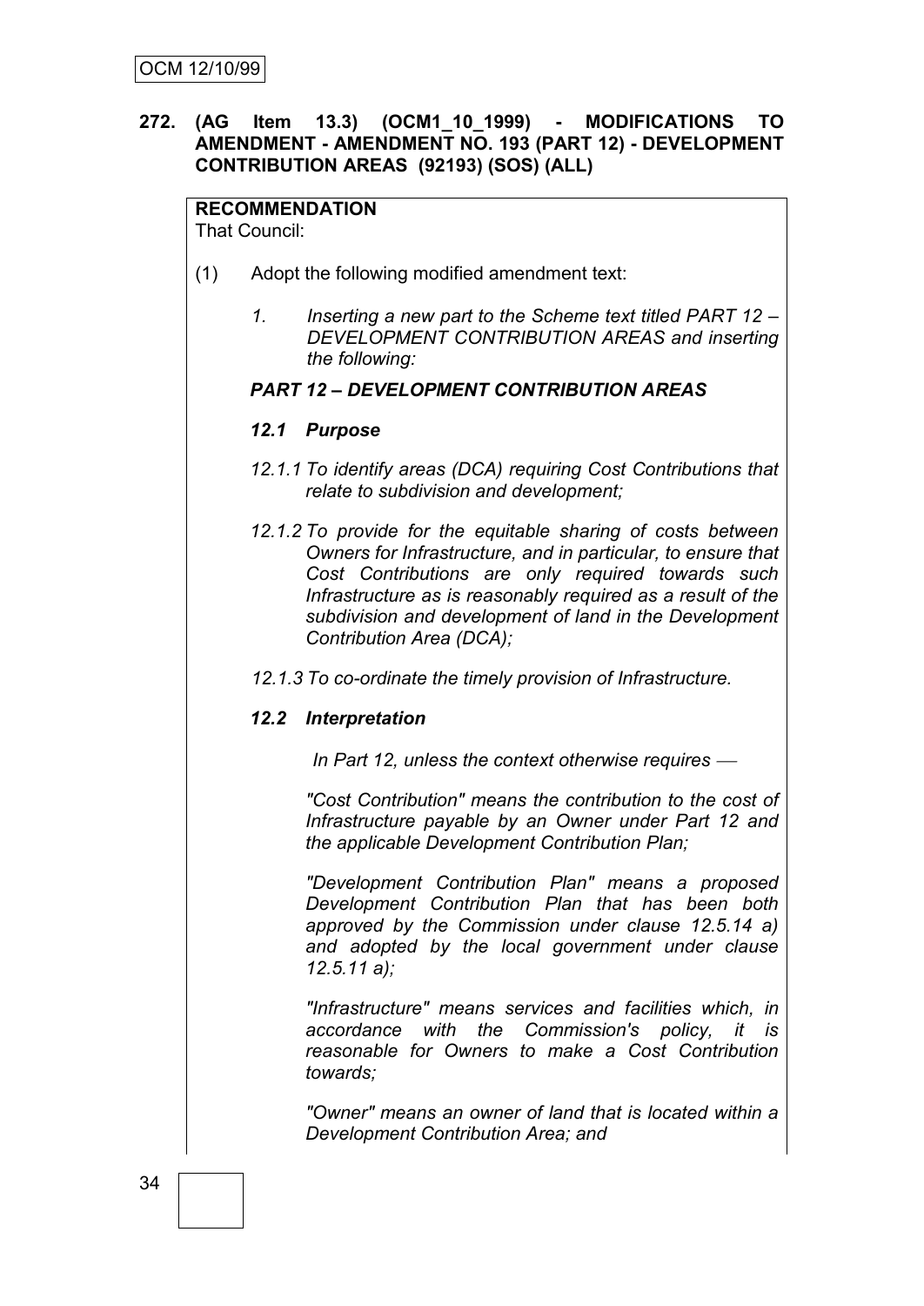**272. (AG Item 13.3) (OCM1_10_1999) - MODIFICATIONS TO AMENDMENT - AMENDMENT NO. 193 (PART 12) - DEVELOPMENT CONTRIBUTION AREAS (92193) (SOS) (ALL)**

**RECOMMENDATION**

That Council:

(1) Adopt the following modified amendment text:

*1. Inserting a new part to the Scheme text titled PART 12 – DEVELOPMENT CONTRIBUTION AREAS and inserting the following:*

***PART 12 – DEVELOPMENT CONTRIBUTION AREAS***

***12.1 Purpose***

*12.1.1 To identify areas (DCA) requiring Cost Contributions that relate to subdivision and development;*

*12.1.2 To provide for the equitable sharing of costs between Owners for Infrastructure, and in particular, to ensure that Cost Contributions are only required towards such Infrastructure as is reasonably required as a result of the subdivision and development of land in the Development Contribution Area (DCA);*

*12.1.3 To co-ordinate the timely provision of Infrastructure.*

***12.2 Interpretation***

*In Part 12, unless the context otherwise requires —*

*"Cost Contribution" means the contribution to the cost of Infrastructure payable by an Owner under Part 12 and the applicable Development Contribution Plan;*

*"Development Contribution Plan" means a proposed Development Contribution Plan that has been both approved by the Commission under clause 12.5.14 a) and adopted by the local government under clause 12.5.11 a);*

*"Infrastructure" means services and facilities which, in accordance with the Commission's policy, it is reasonable for Owners to make a Cost Contribution towards;*

*"Owner" means an owner of land that is located within a Development Contribution Area; and*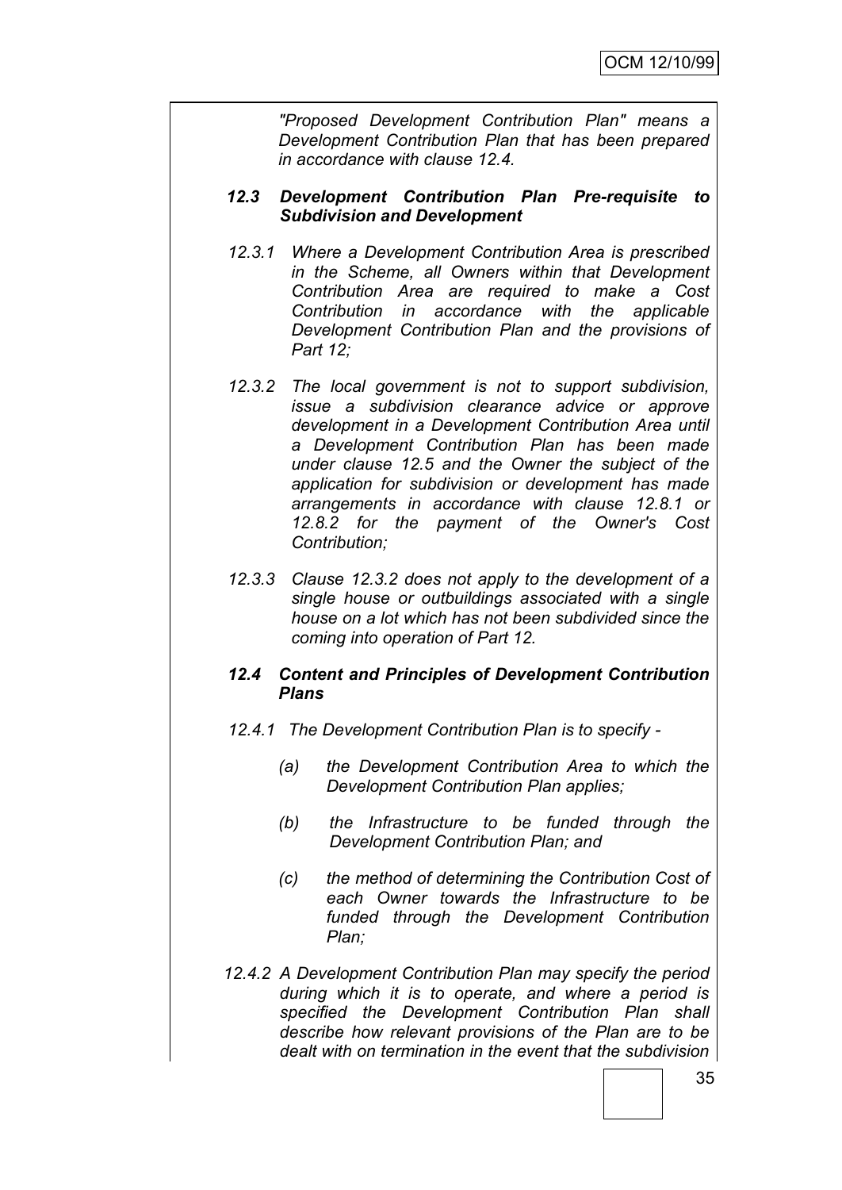*"Proposed Development Contribution Plan" means a Development Contribution Plan that has been prepared in accordance with clause 12.4.*

***12.3 Development Contribution Plan Pre-requisite to Subdivision and Development***

*12.3.1 Where a Development Contribution Area is prescribed in the Scheme, all Owners within that Development Contribution Area are required to make a Cost Contribution in accordance with the applicable Development Contribution Plan and the provisions of Part 12;*

*12.3.2 The local government is not to support subdivision, issue a subdivision clearance advice or approve development in a Development Contribution Area until a Development Contribution Plan has been made under clause 12.5 and the Owner the subject of the application for subdivision or development has made arrangements in accordance with clause 12.8.1 or 12.8.2 for the payment of the Owner's Cost Contribution;*

*12.3.3 Clause 12.3.2 does not apply to the development of a single house or outbuildings associated with a single house on a lot which has not been subdivided since the coming into operation of Part 12.*

***12.4 Content and Principles of Development Contribution Plans***

*12.4.1 The Development Contribution Plan is to specify -*

*(a) the Development Contribution Area to which the Development Contribution Plan applies;*

*(b) the Infrastructure to be funded through the Development Contribution Plan; and*

*(c) the method of determining the Contribution Cost of each Owner towards the Infrastructure to be funded through the Development Contribution Plan;*

*12.4.2 A Development Contribution Plan may specify the period during which it is to operate, and where a period is specified the Development Contribution Plan shall describe how relevant provisions of the Plan are to be dealt with on termination in the event that the subdivision*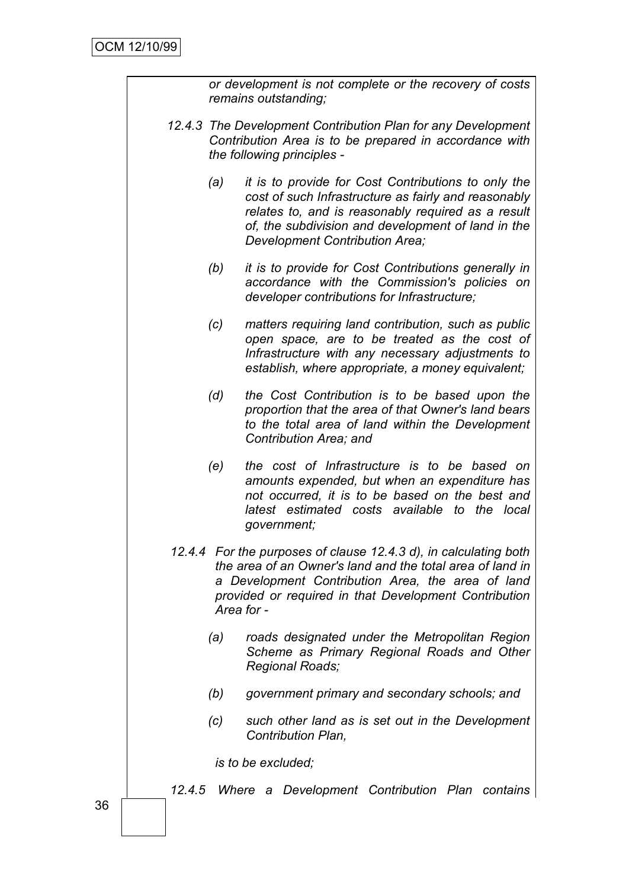*or development is not complete or the recovery of costs remains outstanding;*

*12.4.3 The Development Contribution Plan for any Development Contribution Area is to be prepared in accordance with the following principles -*

- *(a) it is to provide for Cost Contributions to only the cost of such Infrastructure as fairly and reasonably relates to, and is reasonably required as a result of, the subdivision and development of land in the Development Contribution Area;*
- *(b) it is to provide for Cost Contributions generally in accordance with the Commission's policies on developer contributions for Infrastructure;*
- *(c) matters requiring land contribution, such as public open space, are to be treated as the cost of Infrastructure with any necessary adjustments to establish, where appropriate, a money equivalent;*
- *(d) the Cost Contribution is to be based upon the proportion that the area of that Owner's land bears to the total area of land within the Development Contribution Area; and*
- *(e) the cost of Infrastructure is to be based on amounts expended, but when an expenditure has not occurred, it is to be based on the best and latest estimated costs available to the local government;*

*12.4.4 For the purposes of clause 12.4.3 d), in calculating both the area of an Owner's land and the total area of land in a Development Contribution Area, the area of land provided or required in that Development Contribution Area for -*

- *(a) roads designated under the Metropolitan Region Scheme as Primary Regional Roads and Other Regional Roads;*
- *(b) government primary and secondary schools; and*
- *(c) such other land as is set out in the Development Contribution Plan,*

*is to be excluded;*

*12.4.5 Where a Development Contribution Plan contains*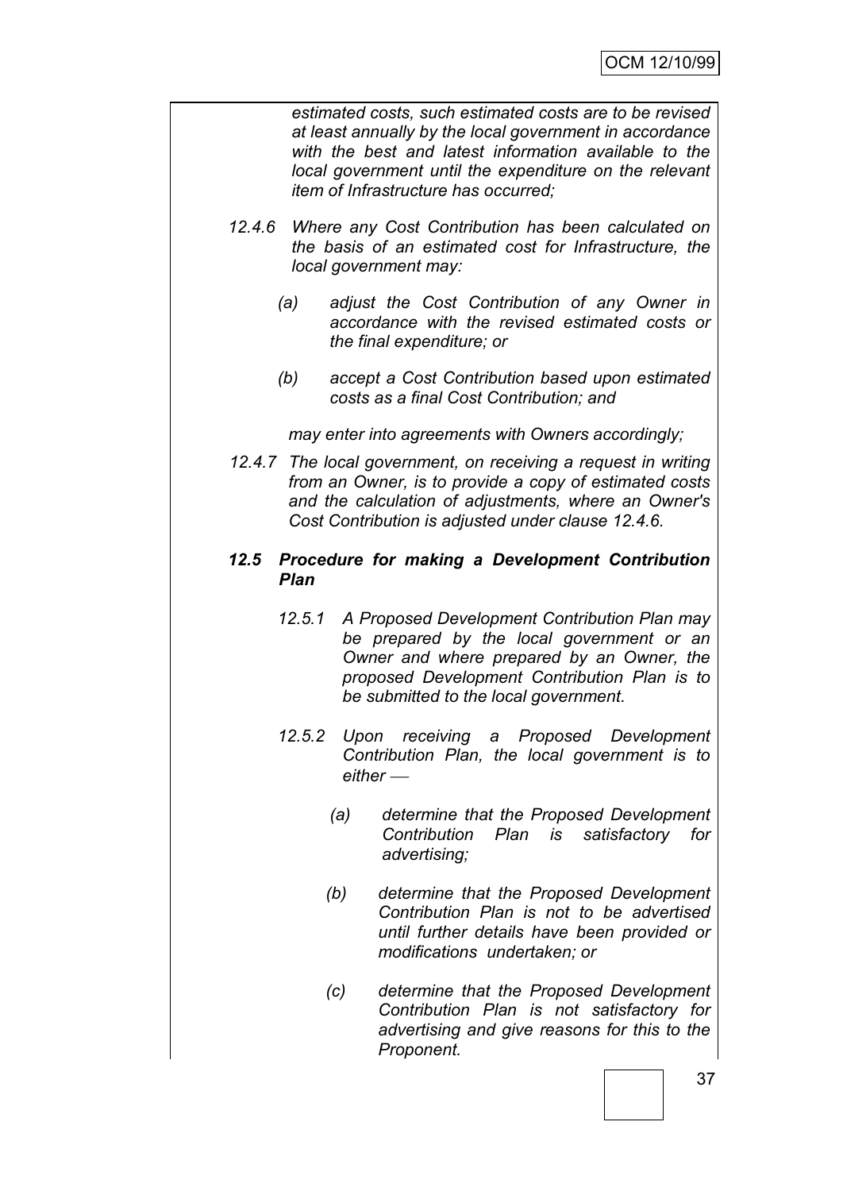*estimated costs, such estimated costs are to be revised at least annually by the local government in accordance with the best and latest information available to the local government until the expenditure on the relevant item of Infrastructure has occurred;*

*12.4.6 Where any Cost Contribution has been calculated on the basis of an estimated cost for Infrastructure, the local government may:*

*(a) adjust the Cost Contribution of any Owner in accordance with the revised estimated costs or the final expenditure; or*

*(b) accept a Cost Contribution based upon estimated costs as a final Cost Contribution; and*

*may enter into agreements with Owners accordingly;*

*12.4.7 The local government, on receiving a request in writing from an Owner, is to provide a copy of estimated costs and the calculation of adjustments, where an Owner's Cost Contribution is adjusted under clause 12.4.6.*

***12.5 Procedure for making a Development Contribution Plan***

*12.5.1 A Proposed Development Contribution Plan may be prepared by the local government or an Owner and where prepared by an Owner, the proposed Development Contribution Plan is to be submitted to the local government.*

*12.5.2 Upon receiving a Proposed Development Contribution Plan, the local government is to either —*

*(a) determine that the Proposed Development Contribution Plan is satisfactory for advertising;*

*(b) determine that the Proposed Development Contribution Plan is not to be advertised until further details have been provided or modifications undertaken; or*

*(c) determine that the Proposed Development Contribution Plan is not satisfactory for advertising and give reasons for this to the Proponent.*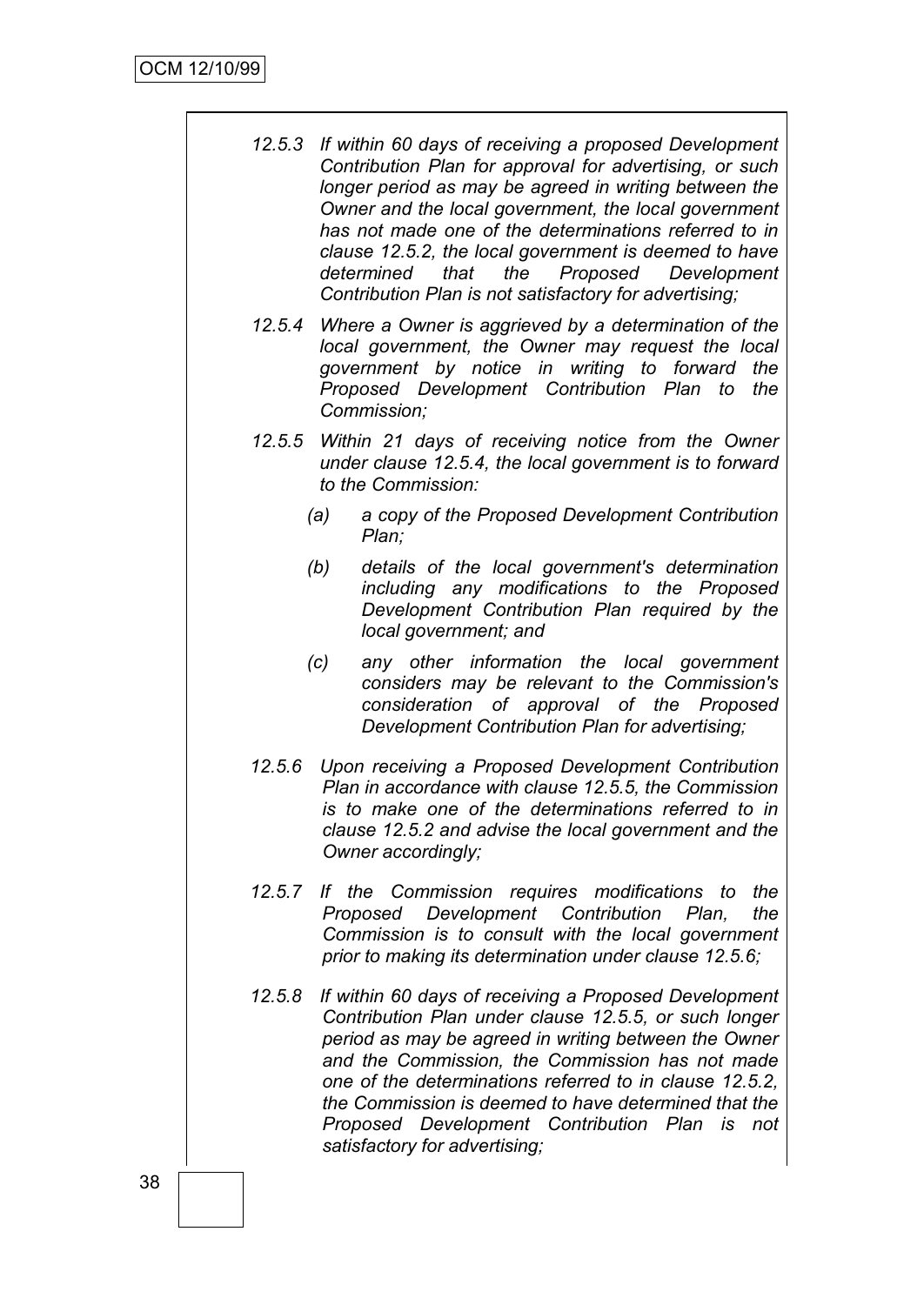*12.5.3 If within 60 days of receiving a proposed Development Contribution Plan for approval for advertising, or such longer period as may be agreed in writing between the Owner and the local government, the local government has not made one of the determinations referred to in clause 12.5.2, the local government is deemed to have determined that the Proposed Development Contribution Plan is not satisfactory for advertising;*

*12.5.4 Where a Owner is aggrieved by a determination of the local government, the Owner may request the local government by notice in writing to forward the Proposed Development Contribution Plan to the Commission;*

*12.5.5 Within 21 days of receiving notice from the Owner under clause 12.5.4, the local government is to forward to the Commission:*

*(a) a copy of the Proposed Development Contribution Plan;*

*(b) details of the local government's determination including any modifications to the Proposed Development Contribution Plan required by the local government; and*

*(c) any other information the local government considers may be relevant to the Commission's consideration of approval of the Proposed Development Contribution Plan for advertising;*

*12.5.6 Upon receiving a Proposed Development Contribution Plan in accordance with clause 12.5.5, the Commission is to make one of the determinations referred to in clause 12.5.2 and advise the local government and the Owner accordingly;*

*12.5.7 If the Commission requires modifications to the Proposed Development Contribution Plan, the Commission is to consult with the local government prior to making its determination under clause 12.5.6;*

*12.5.8 If within 60 days of receiving a Proposed Development Contribution Plan under clause 12.5.5, or such longer period as may be agreed in writing between the Owner and the Commission, the Commission has not made one of the determinations referred to in clause 12.5.2, the Commission is deemed to have determined that the Proposed Development Contribution Plan is not satisfactory for advertising;*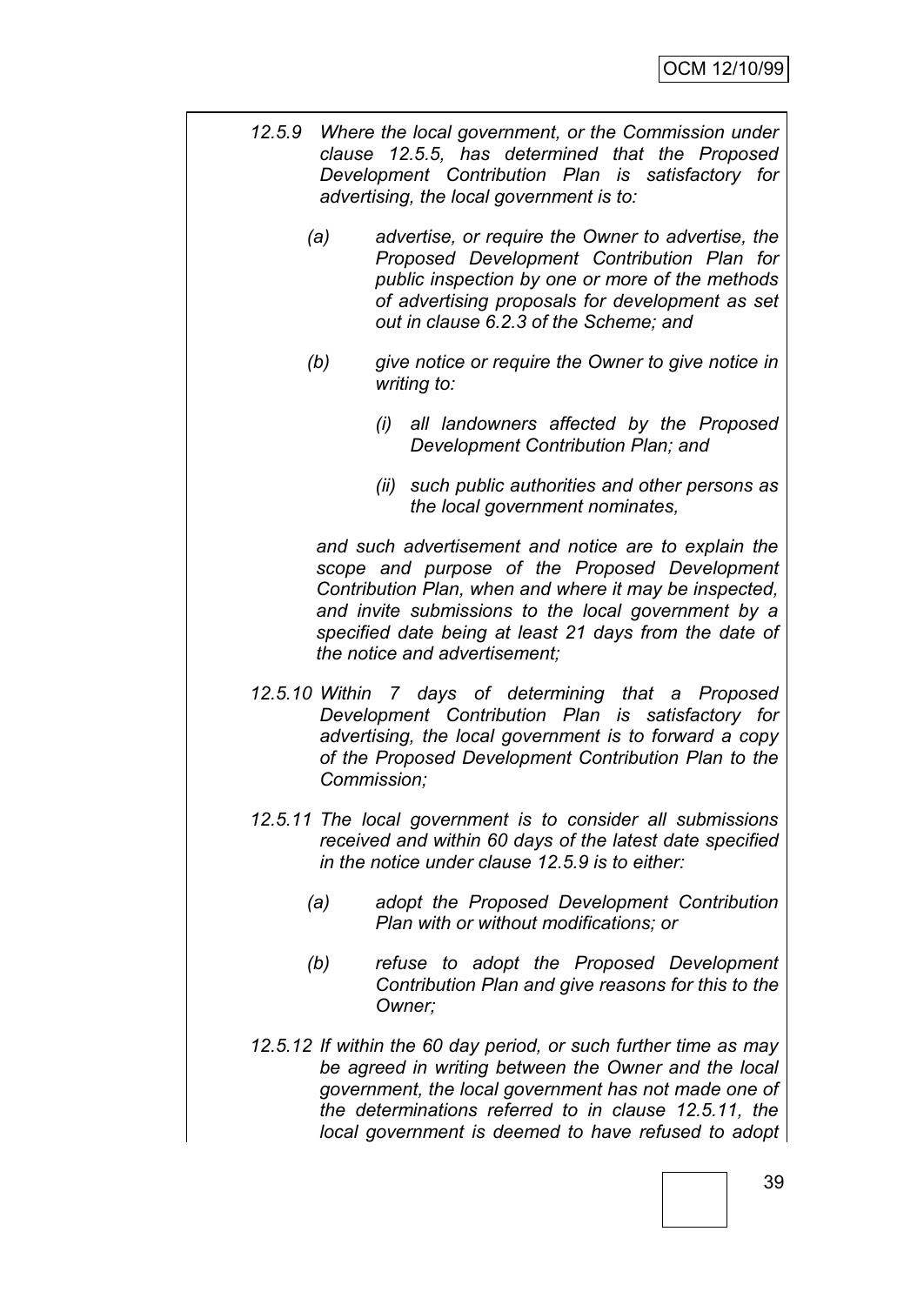*12.5.9 Where the local government, or the Commission under clause 12.5.5, has determined that the Proposed Development Contribution Plan is satisfactory for advertising, the local government is to:*

> *(a) advertise, or require the Owner to advertise, the Proposed Development Contribution Plan for public inspection by one or more of the methods of advertising proposals for development as set out in clause 6.2.3 of the Scheme; and*
>
> *(b) give notice or require the Owner to give notice in writing to:*
>
> > *(i) all landowners affected by the Proposed Development Contribution Plan; and*
> >
> > *(ii) such public authorities and other persons as the local government nominates,*
>
> *and such advertisement and notice are to explain the scope and purpose of the Proposed Development Contribution Plan, when and where it may be inspected, and invite submissions to the local government by a specified date being at least 21 days from the date of the notice and advertisement;*

*12.5.10 Within 7 days of determining that a Proposed Development Contribution Plan is satisfactory for advertising, the local government is to forward a copy of the Proposed Development Contribution Plan to the Commission;*

*12.5.11 The local government is to consider all submissions received and within 60 days of the latest date specified in the notice under clause 12.5.9 is to either:*

> *(a) adopt the Proposed Development Contribution Plan with or without modifications; or*
>
> *(b) refuse to adopt the Proposed Development Contribution Plan and give reasons for this to the Owner;*

*12.5.12 If within the 60 day period, or such further time as may be agreed in writing between the Owner and the local government, the local government has not made one of the determinations referred to in clause 12.5.11, the local government is deemed to have refused to adopt*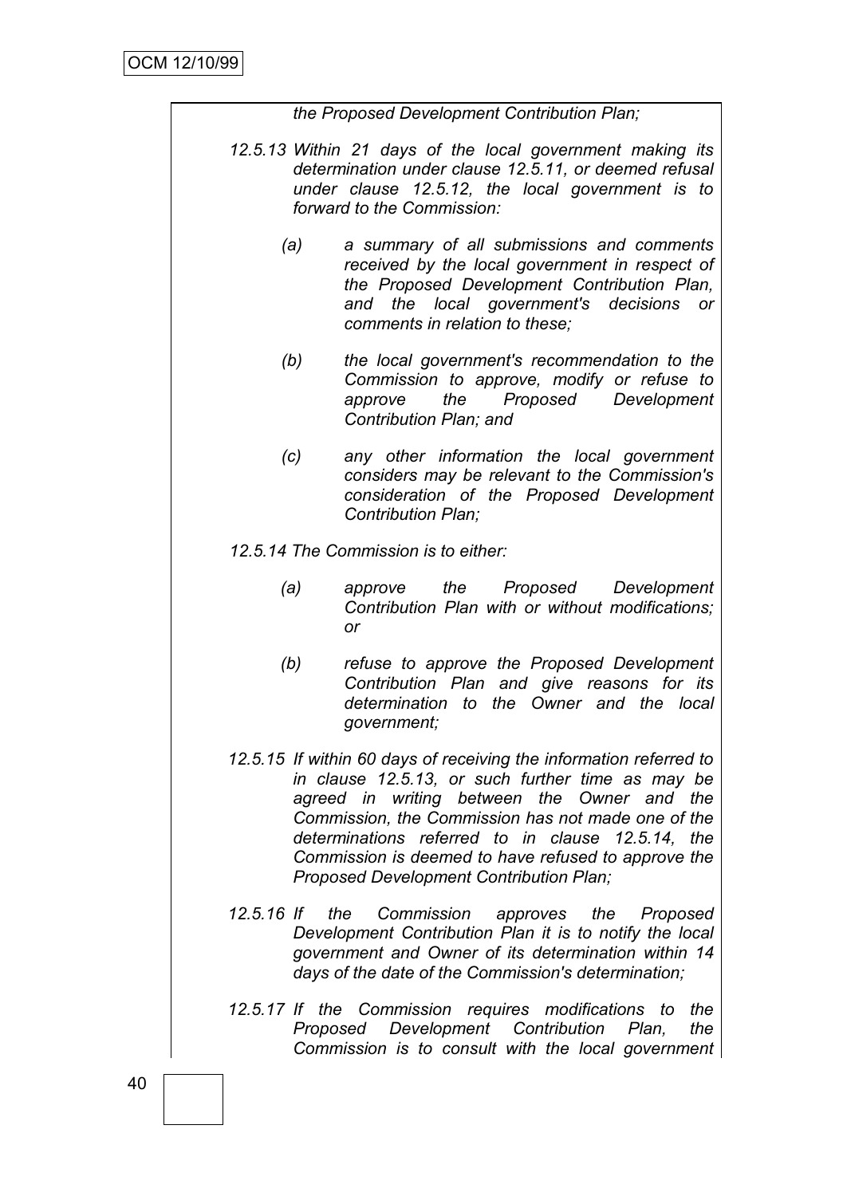*the Proposed Development Contribution Plan;*

*12.5.13 Within 21 days of the local government making its determination under clause 12.5.11, or deemed refusal under clause 12.5.12, the local government is to forward to the Commission:*

*(a) a summary of all submissions and comments received by the local government in respect of the Proposed Development Contribution Plan, and the local government's decisions or comments in relation to these;*

*(b) the local government's recommendation to the Commission to approve, modify or refuse to approve the Proposed Development Contribution Plan; and*

*(c) any other information the local government considers may be relevant to the Commission's consideration of the Proposed Development Contribution Plan;*

*12.5.14 The Commission is to either:*

*(a) approve the Proposed Development Contribution Plan with or without modifications; or*

*(b) refuse to approve the Proposed Development Contribution Plan and give reasons for its determination to the Owner and the local government;*

*12.5.15 If within 60 days of receiving the information referred to in clause 12.5.13, or such further time as may be agreed in writing between the Owner and the Commission, the Commission has not made one of the determinations referred to in clause 12.5.14, the Commission is deemed to have refused to approve the Proposed Development Contribution Plan;*

*12.5.16 If the Commission approves the Proposed Development Contribution Plan it is to notify the local government and Owner of its determination within 14 days of the date of the Commission's determination;*

*12.5.17 If the Commission requires modifications to the Proposed Development Contribution Plan, the Commission is to consult with the local government*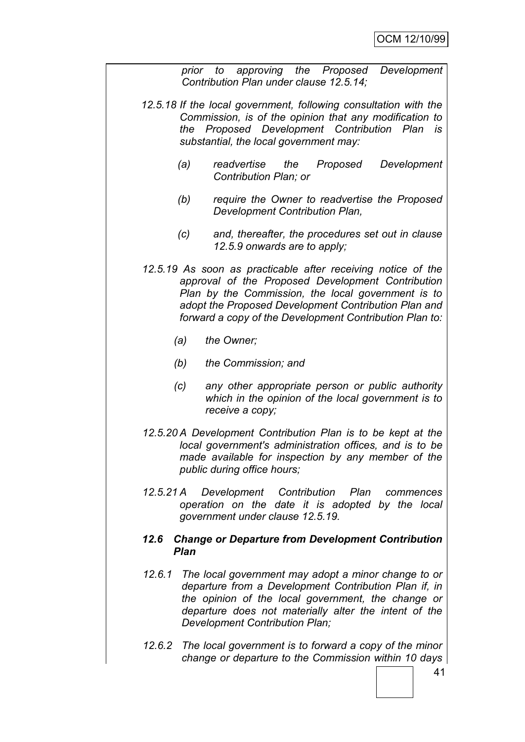*prior to approving the Proposed Development Contribution Plan under clause 12.5.14;*

*12.5.18 If the local government, following consultation with the Commission, is of the opinion that any modification to the Proposed Development Contribution Plan is substantial, the local government may:*

*(a) readvertise the Proposed Development Contribution Plan; or*

*(b) require the Owner to readvertise the Proposed Development Contribution Plan,*

*(c) and, thereafter, the procedures set out in clause 12.5.9 onwards are to apply;*

*12.5.19 As soon as practicable after receiving notice of the approval of the Proposed Development Contribution Plan by the Commission, the local government is to adopt the Proposed Development Contribution Plan and forward a copy of the Development Contribution Plan to:*

*(a) the Owner;*

*(b) the Commission; and*

*(c) any other appropriate person or public authority which in the opinion of the local government is to receive a copy;*

*12.5.20 A Development Contribution Plan is to be kept at the local government's administration offices, and is to be made available for inspection by any member of the public during office hours;*

*12.5.21 A Development Contribution Plan commences operation on the date it is adopted by the local government under clause 12.5.19.*

***12.6 Change or Departure from Development Contribution Plan***

*12.6.1 The local government may adopt a minor change to or departure from a Development Contribution Plan if, in the opinion of the local government, the change or departure does not materially alter the intent of the Development Contribution Plan;*

*12.6.2 The local government is to forward a copy of the minor change or departure to the Commission within 10 days*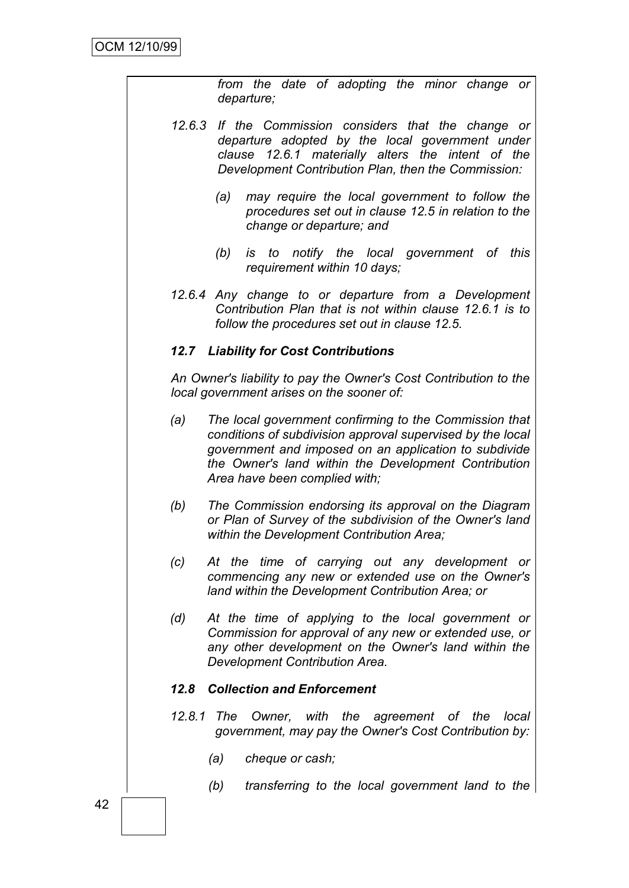*from the date of adopting the minor change or departure;*

*12.6.3 If the Commission considers that the change or departure adopted by the local government under clause 12.6.1 materially alters the intent of the Development Contribution Plan, then the Commission:*

*(a) may require the local government to follow the procedures set out in clause 12.5 in relation to the change or departure; and*

*(b) is to notify the local government of this requirement within 10 days;*

*12.6.4 Any change to or departure from a Development Contribution Plan that is not within clause 12.6.1 is to follow the procedures set out in clause 12.5.*

***12.7 Liability for Cost Contributions***

*An Owner's liability to pay the Owner's Cost Contribution to the local government arises on the sooner of:*

*(a) The local government confirming to the Commission that conditions of subdivision approval supervised by the local government and imposed on an application to subdivide the Owner's land within the Development Contribution Area have been complied with;*

*(b) The Commission endorsing its approval on the Diagram or Plan of Survey of the subdivision of the Owner's land within the Development Contribution Area;*

*(c) At the time of carrying out any development or commencing any new or extended use on the Owner's land within the Development Contribution Area; or*

*(d) At the time of applying to the local government or Commission for approval of any new or extended use, or any other development on the Owner's land within the Development Contribution Area.*

***12.8 Collection and Enforcement***

*12.8.1 The Owner, with the agreement of the local government, may pay the Owner's Cost Contribution by:*

*(a) cheque or cash;*

*(b) transferring to the local government land to the*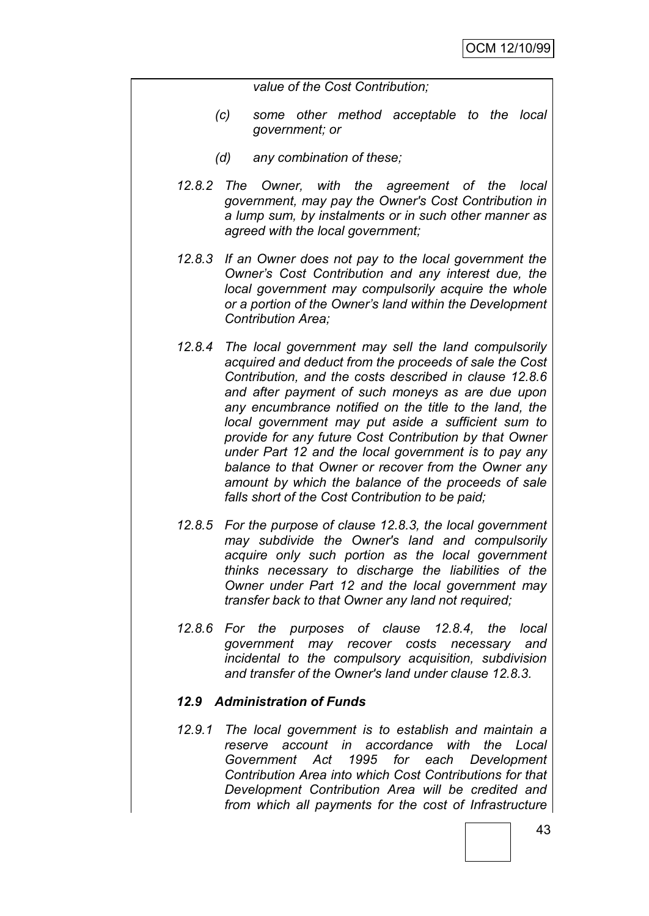*value of the Cost Contribution;*

*(c) some other method acceptable to the local government; or*

*(d) any combination of these;*

*12.8.2 The Owner, with the agreement of the local government, may pay the Owner's Cost Contribution in a lump sum, by instalments or in such other manner as agreed with the local government;*

*12.8.3 If an Owner does not pay to the local government the Owner's Cost Contribution and any interest due, the local government may compulsorily acquire the whole or a portion of the Owner's land within the Development Contribution Area;*

*12.8.4 The local government may sell the land compulsorily acquired and deduct from the proceeds of sale the Cost Contribution, and the costs described in clause 12.8.6 and after payment of such moneys as are due upon any encumbrance notified on the title to the land, the local government may put aside a sufficient sum to provide for any future Cost Contribution by that Owner under Part 12 and the local government is to pay any balance to that Owner or recover from the Owner any amount by which the balance of the proceeds of sale falls short of the Cost Contribution to be paid;*

*12.8.5 For the purpose of clause 12.8.3, the local government may subdivide the Owner's land and compulsorily acquire only such portion as the local government thinks necessary to discharge the liabilities of the Owner under Part 12 and the local government may transfer back to that Owner any land not required;*

*12.8.6 For the purposes of clause 12.8.4, the local government may recover costs necessary and incidental to the compulsory acquisition, subdivision and transfer of the Owner's land under clause 12.8.3.*

***12.9 Administration of Funds***

*12.9.1 The local government is to establish and maintain a reserve account in accordance with the Local Government Act 1995 for each Development Contribution Area into which Cost Contributions for that Development Contribution Area will be credited and from which all payments for the cost of Infrastructure*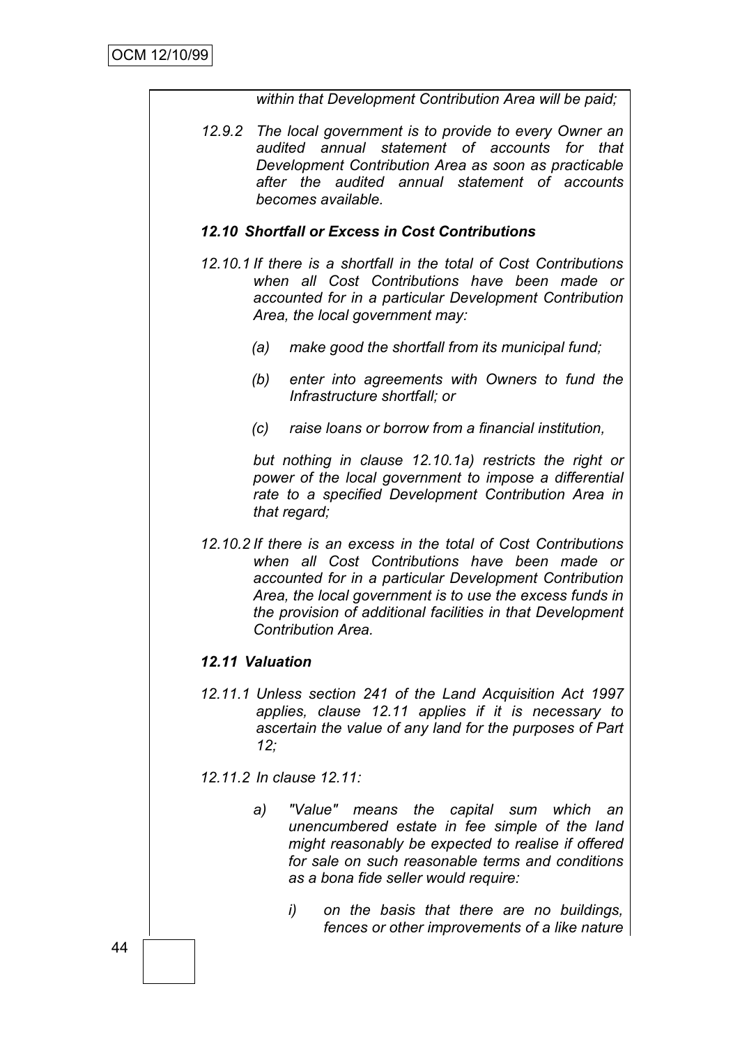*within that Development Contribution Area will be paid;*

*12.9.2 The local government is to provide to every Owner an audited annual statement of accounts for that Development Contribution Area as soon as practicable after the audited annual statement of accounts becomes available.*

***12.10 Shortfall or Excess in Cost Contributions***

*12.10.1 If there is a shortfall in the total of Cost Contributions when all Cost Contributions have been made or accounted for in a particular Development Contribution Area, the local government may:*

*(a) make good the shortfall from its municipal fund;*

*(b) enter into agreements with Owners to fund the Infrastructure shortfall; or*

*(c) raise loans or borrow from a financial institution,*

*but nothing in clause 12.10.1a) restricts the right or power of the local government to impose a differential rate to a specified Development Contribution Area in that regard;*

*12.10.2 If there is an excess in the total of Cost Contributions when all Cost Contributions have been made or accounted for in a particular Development Contribution Area, the local government is to use the excess funds in the provision of additional facilities in that Development Contribution Area.*

***12.11 Valuation***

*12.11.1 Unless section 241 of the Land Acquisition Act 1997 applies, clause 12.11 applies if it is necessary to ascertain the value of any land for the purposes of Part 12;*

*12.11.2 In clause 12.11:*

*a) "Value" means the capital sum which an unencumbered estate in fee simple of the land might reasonably be expected to realise if offered for sale on such reasonable terms and conditions as a bona fide seller would require:*

*i) on the basis that there are no buildings, fences or other improvements of a like nature*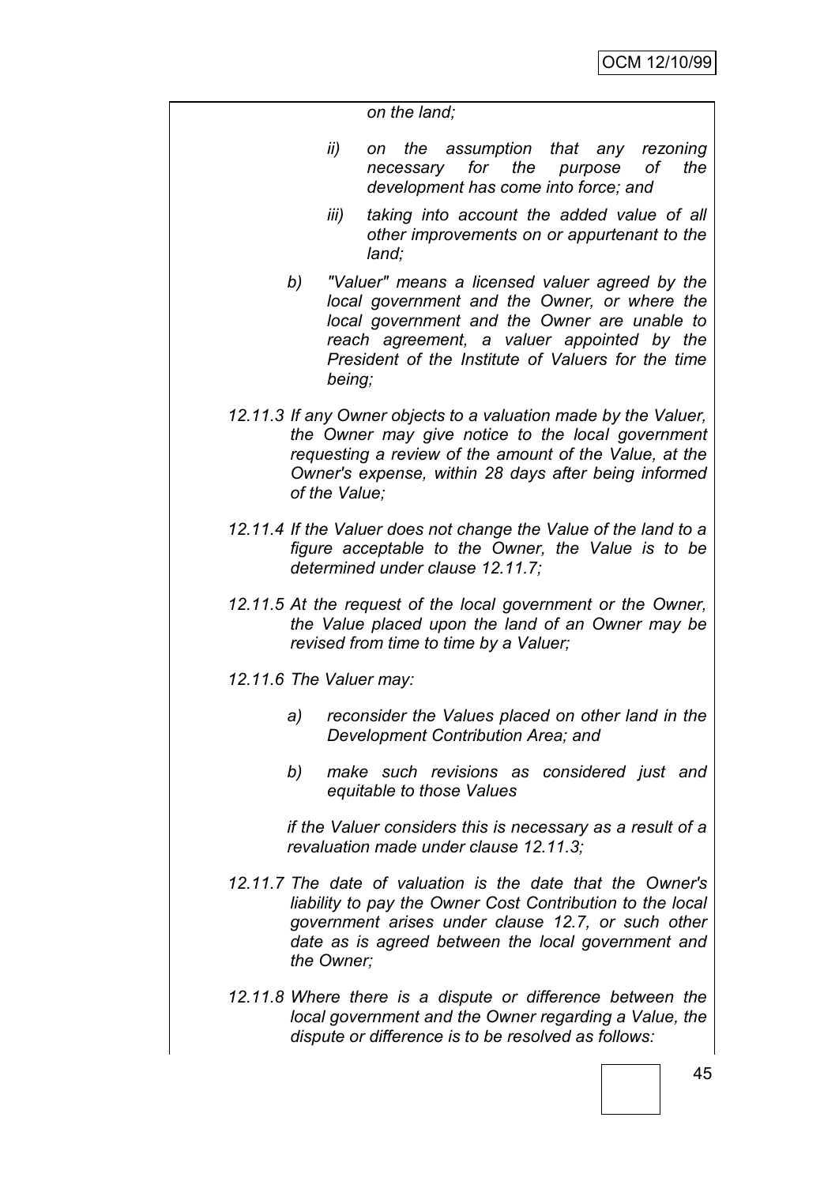*on the land;*

- *ii) on the assumption that any rezoning necessary for the purpose of the development has come into force; and*

- *iii) taking into account the added value of all other improvements on or appurtenant to the land;*

*b) "Valuer" means a licensed valuer agreed by the local government and the Owner, or where the local government and the Owner are unable to reach agreement, a valuer appointed by the President of the Institute of Valuers for the time being;*

*12.11.3 If any Owner objects to a valuation made by the Valuer, the Owner may give notice to the local government requesting a review of the amount of the Value, at the Owner's expense, within 28 days after being informed of the Value;*

*12.11.4 If the Valuer does not change the Value of the land to a figure acceptable to the Owner, the Value is to be determined under clause 12.11.7;*

*12.11.5 At the request of the local government or the Owner, the Value placed upon the land of an Owner may be revised from time to time by a Valuer;*

*12.11.6 The Valuer may:*

- *a) reconsider the Values placed on other land in the Development Contribution Area; and*

- *b) make such revisions as considered just and equitable to those Values*

*if the Valuer considers this is necessary as a result of a revaluation made under clause 12.11.3;*

*12.11.7 The date of valuation is the date that the Owner's liability to pay the Owner Cost Contribution to the local government arises under clause 12.7, or such other date as is agreed between the local government and the Owner;*

*12.11.8 Where there is a dispute or difference between the local government and the Owner regarding a Value, the dispute or difference is to be resolved as follows:*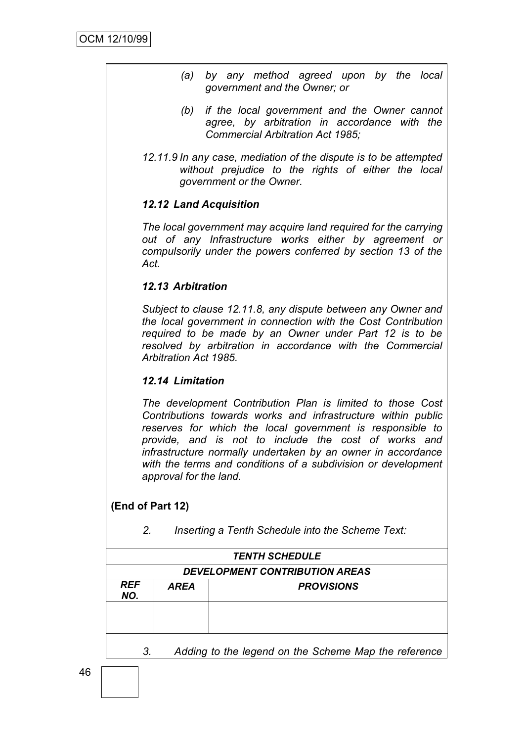*(a) by any method agreed upon by the local government and the Owner; or*

*(b) if the local government and the Owner cannot agree, by arbitration in accordance with the Commercial Arbitration Act 1985;*

*12.11.9 In any case, mediation of the dispute is to be attempted without prejudice to the rights of either the local government or the Owner.*

***12.12 Land Acquisition***

*The local government may acquire land required for the carrying out of any Infrastructure works either by agreement or compulsorily under the powers conferred by section 13 of the Act.*

***12.13 Arbitration***

*Subject to clause 12.11.8, any dispute between any Owner and the local government in connection with the Cost Contribution required to be made by an Owner under Part 12 is to be resolved by arbitration in accordance with the Commercial Arbitration Act 1985.*

***12.14 Limitation***

*The development Contribution Plan is limited to those Cost Contributions towards works and infrastructure within public reserves for which the local government is responsible to provide, and is not to include the cost of works and infrastructure normally undertaken by an owner in accordance with the terms and conditions of a subdivision or development approval for the land.*

**(End of Part 12)**

*2. Inserting a Tenth Schedule into the Scheme Text:*

| ***TENTH SCHEDULE*** | | |
|---|---|---|
| ***DEVELOPMENT CONTRIBUTION AREAS*** | | |
| ***REF NO.*** | ***AREA*** | ***PROVISIONS*** |
| | | |

*3. Adding to the legend on the Scheme Map the reference*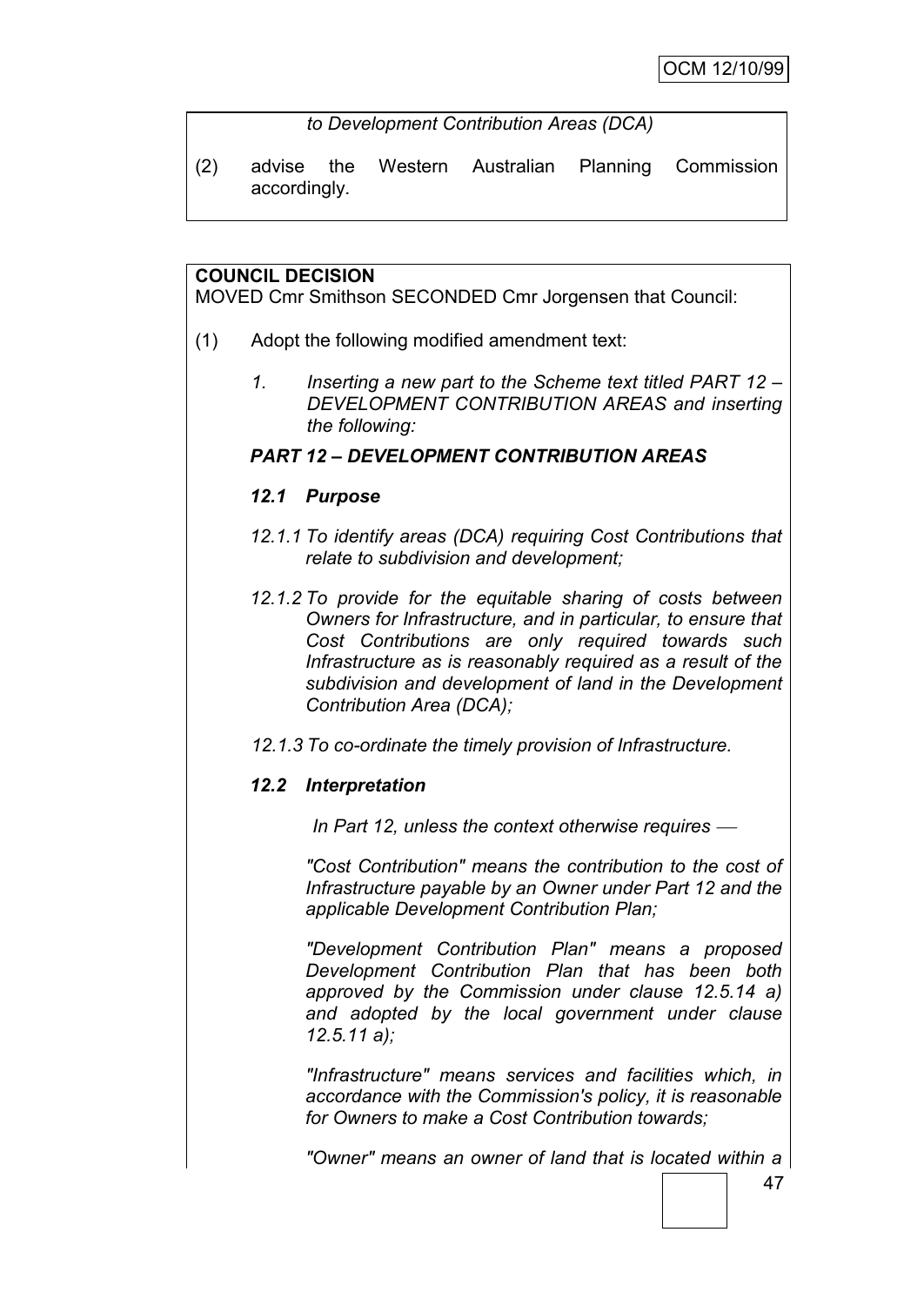*to Development Contribution Areas (DCA)*

(2) advise the Western Australian Planning Commission accordingly.

**COUNCIL DECISION**

MOVED Cmr Smithson SECONDED Cmr Jorgensen that Council:

(1) Adopt the following modified amendment text:

*1. Inserting a new part to the Scheme text titled PART 12 – DEVELOPMENT CONTRIBUTION AREAS and inserting the following:*

***PART 12 – DEVELOPMENT CONTRIBUTION AREAS***

***12.1 Purpose***

*12.1.1 To identify areas (DCA) requiring Cost Contributions that relate to subdivision and development;*

*12.1.2 To provide for the equitable sharing of costs between Owners for Infrastructure, and in particular, to ensure that Cost Contributions are only required towards such Infrastructure as is reasonably required as a result of the subdivision and development of land in the Development Contribution Area (DCA);*

*12.1.3 To co-ordinate the timely provision of Infrastructure.*

***12.2 Interpretation***

*In Part 12, unless the context otherwise requires —*

*"Cost Contribution" means the contribution to the cost of Infrastructure payable by an Owner under Part 12 and the applicable Development Contribution Plan;*

*"Development Contribution Plan" means a proposed Development Contribution Plan that has been both approved by the Commission under clause 12.5.14 a) and adopted by the local government under clause 12.5.11 a);*

*"Infrastructure" means services and facilities which, in accordance with the Commission's policy, it is reasonable for Owners to make a Cost Contribution towards;*

*"Owner" means an owner of land that is located within a*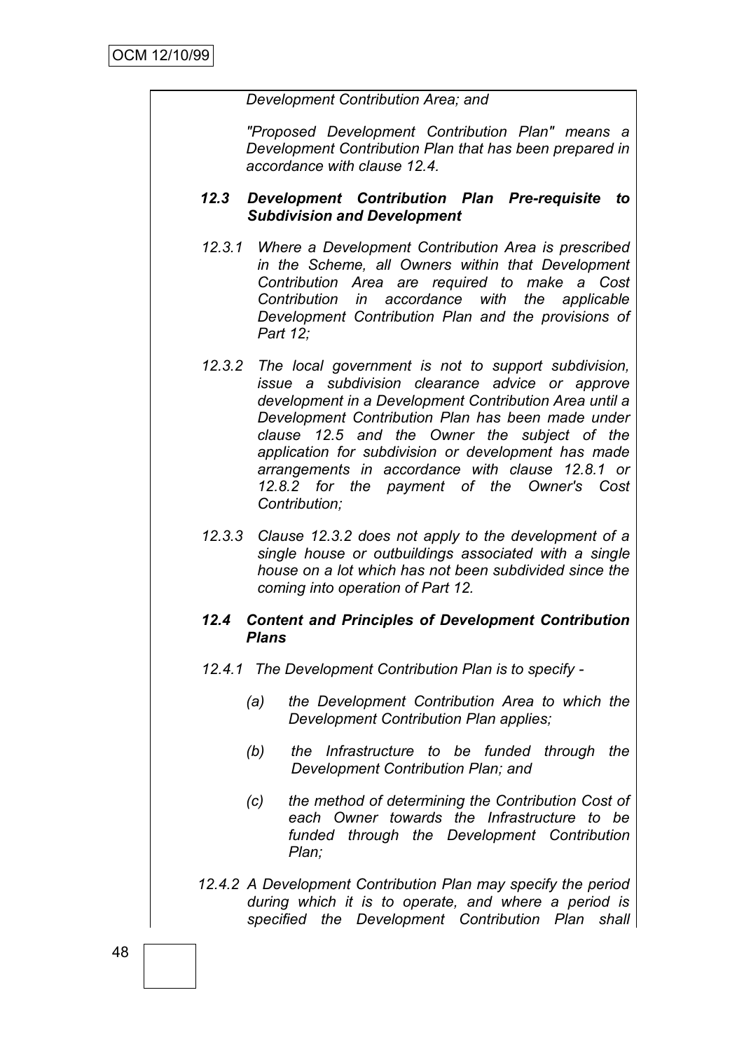*Development Contribution Area; and*

*"Proposed Development Contribution Plan" means a Development Contribution Plan that has been prepared in accordance with clause 12.4.*

***12.3 Development Contribution Plan Pre-requisite to Subdivision and Development***

*12.3.1 Where a Development Contribution Area is prescribed in the Scheme, all Owners within that Development Contribution Area are required to make a Cost Contribution in accordance with the applicable Development Contribution Plan and the provisions of Part 12;*

*12.3.2 The local government is not to support subdivision, issue a subdivision clearance advice or approve development in a Development Contribution Area until a Development Contribution Plan has been made under clause 12.5 and the Owner the subject of the application for subdivision or development has made arrangements in accordance with clause 12.8.1 or 12.8.2 for the payment of the Owner's Cost Contribution;*

*12.3.3 Clause 12.3.2 does not apply to the development of a single house or outbuildings associated with a single house on a lot which has not been subdivided since the coming into operation of Part 12.*

***12.4 Content and Principles of Development Contribution Plans***

*12.4.1 The Development Contribution Plan is to specify -*

*(a) the Development Contribution Area to which the Development Contribution Plan applies;*

*(b) the Infrastructure to be funded through the Development Contribution Plan; and*

*(c) the method of determining the Contribution Cost of each Owner towards the Infrastructure to be funded through the Development Contribution Plan;*

*12.4.2 A Development Contribution Plan may specify the period during which it is to operate, and where a period is specified the Development Contribution Plan shall*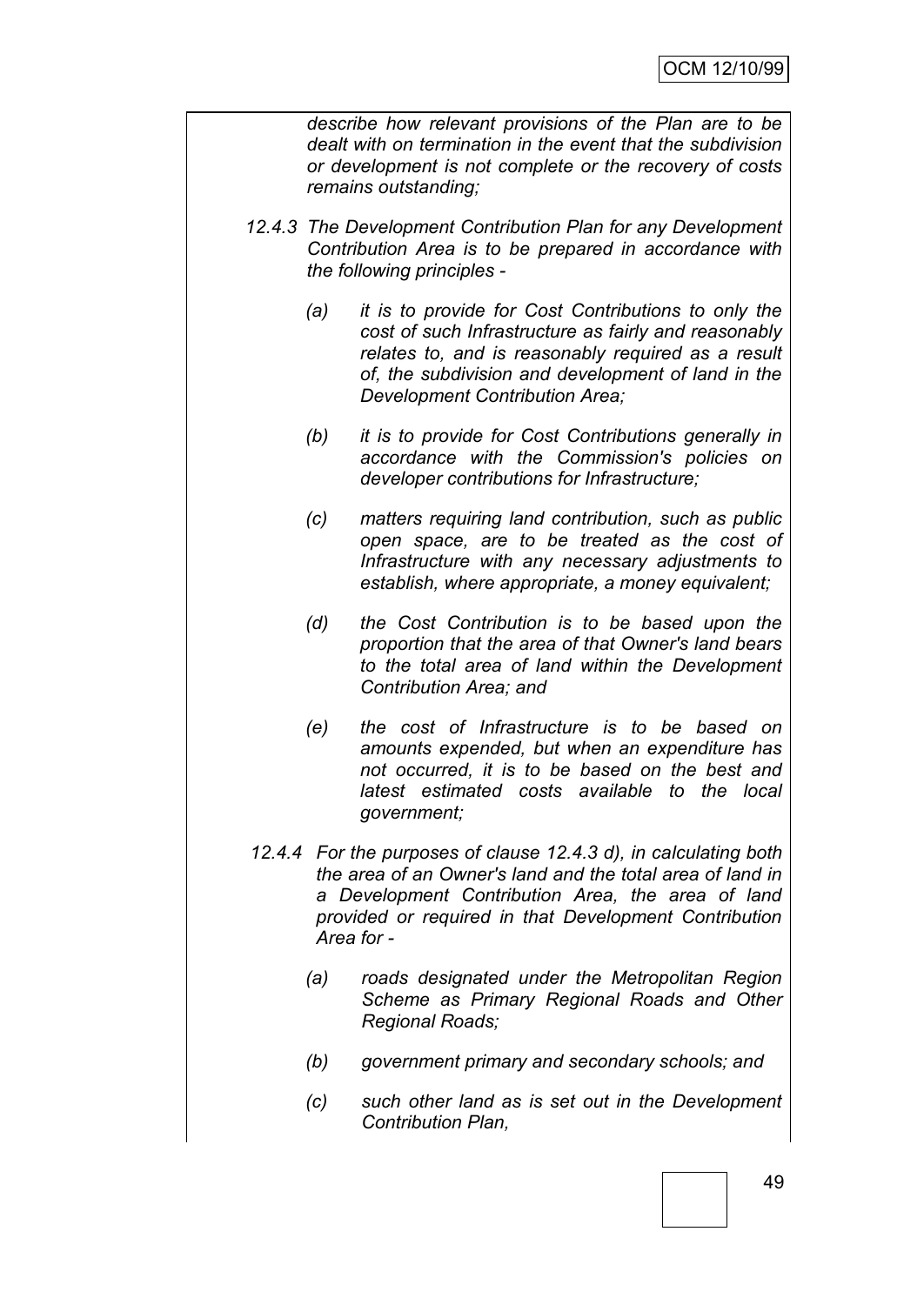*describe how relevant provisions of the Plan are to be dealt with on termination in the event that the subdivision or development is not complete or the recovery of costs remains outstanding;*

*12.4.3 The Development Contribution Plan for any Development Contribution Area is to be prepared in accordance with the following principles -*

- *(a) it is to provide for Cost Contributions to only the cost of such Infrastructure as fairly and reasonably relates to, and is reasonably required as a result of, the subdivision and development of land in the Development Contribution Area;*

- *(b) it is to provide for Cost Contributions generally in accordance with the Commission's policies on developer contributions for Infrastructure;*

- *(c) matters requiring land contribution, such as public open space, are to be treated as the cost of Infrastructure with any necessary adjustments to establish, where appropriate, a money equivalent;*

- *(d) the Cost Contribution is to be based upon the proportion that the area of that Owner's land bears to the total area of land within the Development Contribution Area; and*

- *(e) the cost of Infrastructure is to be based on amounts expended, but when an expenditure has not occurred, it is to be based on the best and latest estimated costs available to the local government;*

*12.4.4 For the purposes of clause 12.4.3 d), in calculating both the area of an Owner's land and the total area of land in a Development Contribution Area, the area of land provided or required in that Development Contribution Area for -*

- *(a) roads designated under the Metropolitan Region Scheme as Primary Regional Roads and Other Regional Roads;*

- *(b) government primary and secondary schools; and*

- *(c) such other land as is set out in the Development Contribution Plan,*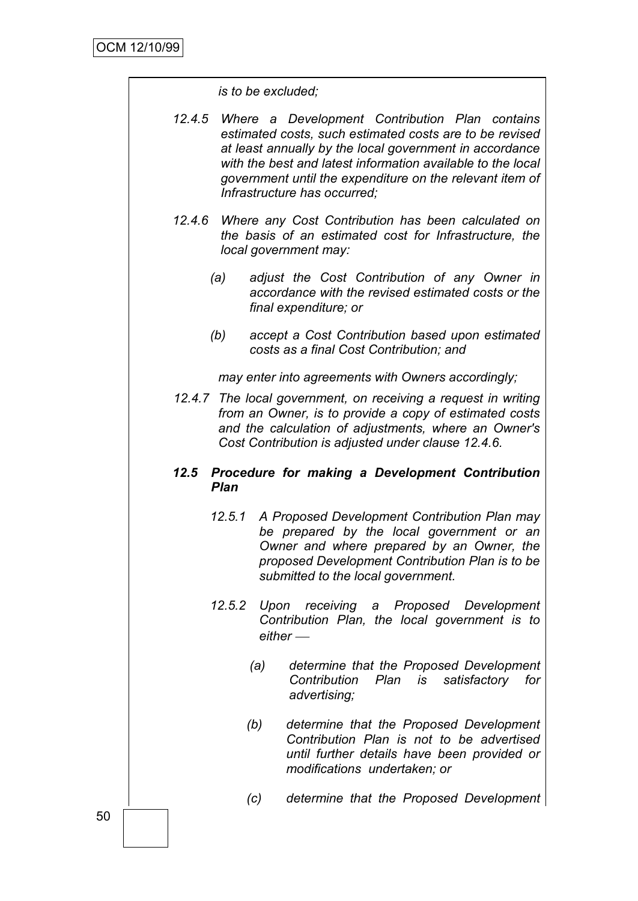*is to be excluded;*

*12.4.5 Where a Development Contribution Plan contains estimated costs, such estimated costs are to be revised at least annually by the local government in accordance with the best and latest information available to the local government until the expenditure on the relevant item of Infrastructure has occurred;*

*12.4.6 Where any Cost Contribution has been calculated on the basis of an estimated cost for Infrastructure, the local government may:*

*(a) adjust the Cost Contribution of any Owner in accordance with the revised estimated costs or the final expenditure; or*

*(b) accept a Cost Contribution based upon estimated costs as a final Cost Contribution; and*

*may enter into agreements with Owners accordingly;*

*12.4.7 The local government, on receiving a request in writing from an Owner, is to provide a copy of estimated costs and the calculation of adjustments, where an Owner's Cost Contribution is adjusted under clause 12.4.6.*

***12.5 Procedure for making a Development Contribution Plan***

*12.5.1 A Proposed Development Contribution Plan may be prepared by the local government or an Owner and where prepared by an Owner, the proposed Development Contribution Plan is to be submitted to the local government.*

*12.5.2 Upon receiving a Proposed Development Contribution Plan, the local government is to either —*

*(a) determine that the Proposed Development Contribution Plan is satisfactory for advertising;*

*(b) determine that the Proposed Development Contribution Plan is not to be advertised until further details have been provided or modifications undertaken; or*

*(c) determine that the Proposed Development*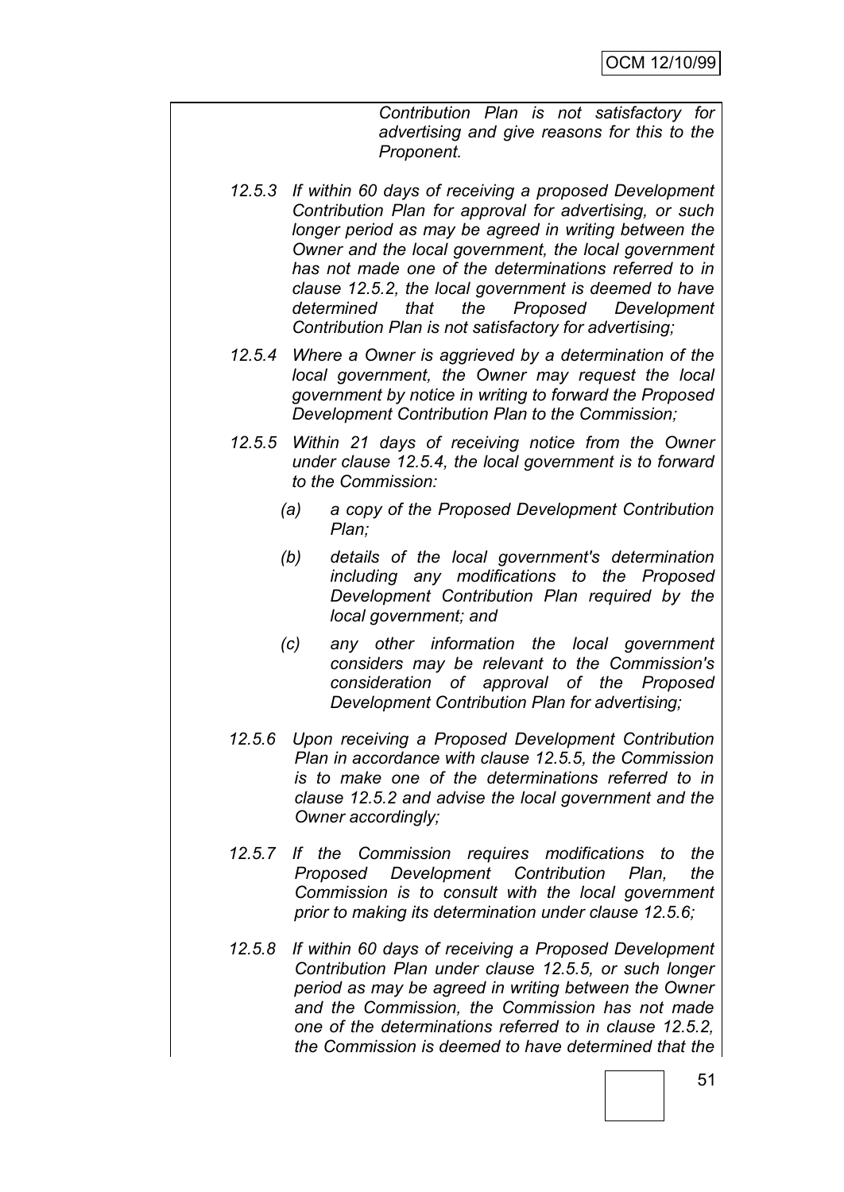*Contribution Plan is not satisfactory for advertising and give reasons for this to the Proponent.*

*12.5.3 If within 60 days of receiving a proposed Development Contribution Plan for approval for advertising, or such longer period as may be agreed in writing between the Owner and the local government, the local government has not made one of the determinations referred to in clause 12.5.2, the local government is deemed to have determined that the Proposed Development Contribution Plan is not satisfactory for advertising;*

*12.5.4 Where a Owner is aggrieved by a determination of the local government, the Owner may request the local government by notice in writing to forward the Proposed Development Contribution Plan to the Commission;*

*12.5.5 Within 21 days of receiving notice from the Owner under clause 12.5.4, the local government is to forward to the Commission:*

*(a) a copy of the Proposed Development Contribution Plan;*

*(b) details of the local government's determination including any modifications to the Proposed Development Contribution Plan required by the local government; and*

*(c) any other information the local government considers may be relevant to the Commission's consideration of approval of the Proposed Development Contribution Plan for advertising;*

*12.5.6 Upon receiving a Proposed Development Contribution Plan in accordance with clause 12.5.5, the Commission is to make one of the determinations referred to in clause 12.5.2 and advise the local government and the Owner accordingly;*

*12.5.7 If the Commission requires modifications to the Proposed Development Contribution Plan, the Commission is to consult with the local government prior to making its determination under clause 12.5.6;*

*12.5.8 If within 60 days of receiving a Proposed Development Contribution Plan under clause 12.5.5, or such longer period as may be agreed in writing between the Owner and the Commission, the Commission has not made one of the determinations referred to in clause 12.5.2, the Commission is deemed to have determined that the*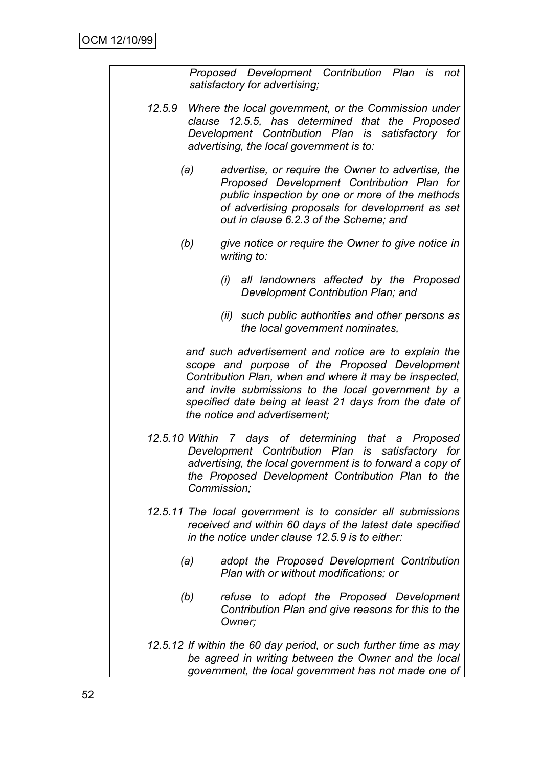*Proposed Development Contribution Plan is not satisfactory for advertising;*

*12.5.9 Where the local government, or the Commission under clause 12.5.5, has determined that the Proposed Development Contribution Plan is satisfactory for advertising, the local government is to:*

*(a) advertise, or require the Owner to advertise, the Proposed Development Contribution Plan for public inspection by one or more of the methods of advertising proposals for development as set out in clause 6.2.3 of the Scheme; and*

*(b) give notice or require the Owner to give notice in writing to:*

*(i) all landowners affected by the Proposed Development Contribution Plan; and*

*(ii) such public authorities and other persons as the local government nominates,*

*and such advertisement and notice are to explain the scope and purpose of the Proposed Development Contribution Plan, when and where it may be inspected, and invite submissions to the local government by a specified date being at least 21 days from the date of the notice and advertisement;*

*12.5.10 Within 7 days of determining that a Proposed Development Contribution Plan is satisfactory for advertising, the local government is to forward a copy of the Proposed Development Contribution Plan to the Commission;*

*12.5.11 The local government is to consider all submissions received and within 60 days of the latest date specified in the notice under clause 12.5.9 is to either:*

*(a) adopt the Proposed Development Contribution Plan with or without modifications; or*

*(b) refuse to adopt the Proposed Development Contribution Plan and give reasons for this to the Owner;*

*12.5.12 If within the 60 day period, or such further time as may be agreed in writing between the Owner and the local government, the local government has not made one of*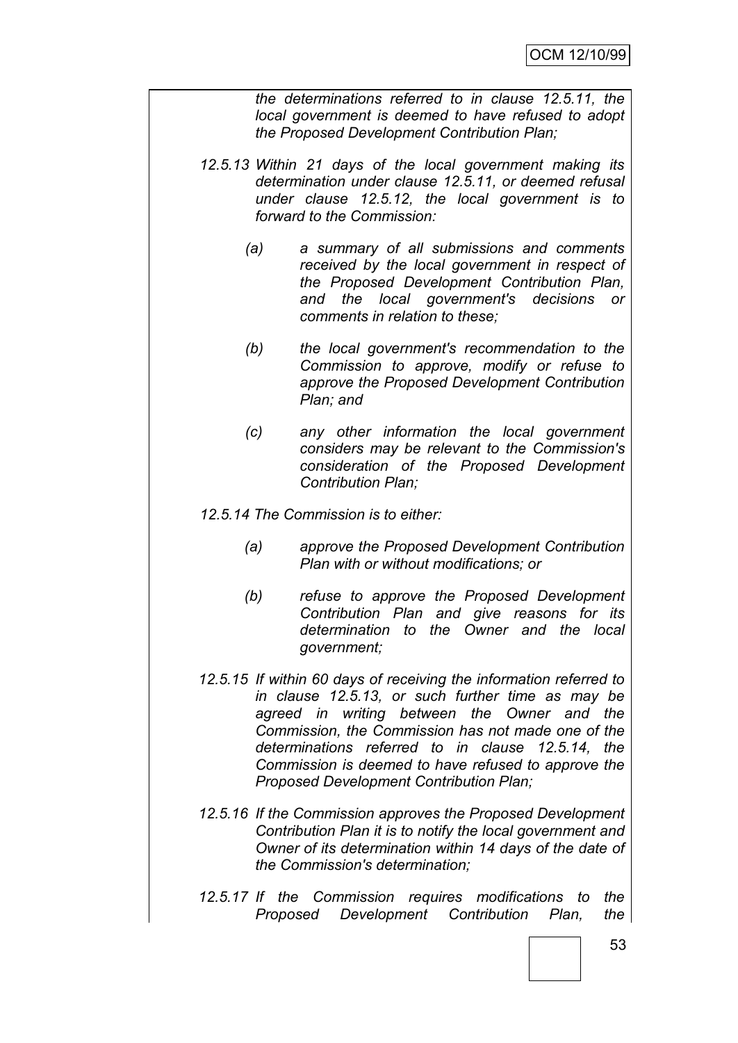*the determinations referred to in clause 12.5.11, the local government is deemed to have refused to adopt the Proposed Development Contribution Plan;*

*12.5.13 Within 21 days of the local government making its determination under clause 12.5.11, or deemed refusal under clause 12.5.12, the local government is to forward to the Commission:*

*(a) a summary of all submissions and comments received by the local government in respect of the Proposed Development Contribution Plan, and the local government's decisions or comments in relation to these;*

*(b) the local government's recommendation to the Commission to approve, modify or refuse to approve the Proposed Development Contribution Plan; and*

*(c) any other information the local government considers may be relevant to the Commission's consideration of the Proposed Development Contribution Plan;*

*12.5.14 The Commission is to either:*

*(a) approve the Proposed Development Contribution Plan with or without modifications; or*

*(b) refuse to approve the Proposed Development Contribution Plan and give reasons for its determination to the Owner and the local government;*

*12.5.15 If within 60 days of receiving the information referred to in clause 12.5.13, or such further time as may be agreed in writing between the Owner and the Commission, the Commission has not made one of the determinations referred to in clause 12.5.14, the Commission is deemed to have refused to approve the Proposed Development Contribution Plan;*

*12.5.16 If the Commission approves the Proposed Development Contribution Plan it is to notify the local government and Owner of its determination within 14 days of the date of the Commission's determination;*

*12.5.17 If the Commission requires modifications to the Proposed Development Contribution Plan, the*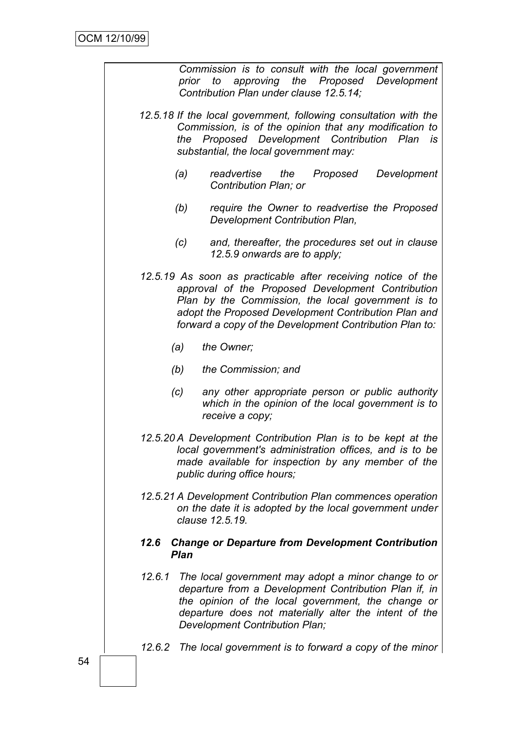*Commission is to consult with the local government prior to approving the Proposed Development Contribution Plan under clause 12.5.14;*

*12.5.18 If the local government, following consultation with the Commission, is of the opinion that any modification to the Proposed Development Contribution Plan is substantial, the local government may:*

*(a) readvertise the Proposed Development Contribution Plan; or*

*(b) require the Owner to readvertise the Proposed Development Contribution Plan,*

*(c) and, thereafter, the procedures set out in clause 12.5.9 onwards are to apply;*

*12.5.19 As soon as practicable after receiving notice of the approval of the Proposed Development Contribution Plan by the Commission, the local government is to adopt the Proposed Development Contribution Plan and forward a copy of the Development Contribution Plan to:*

*(a) the Owner;*

*(b) the Commission; and*

*(c) any other appropriate person or public authority which in the opinion of the local government is to receive a copy;*

*12.5.20 A Development Contribution Plan is to be kept at the local government's administration offices, and is to be made available for inspection by any member of the public during office hours;*

*12.5.21 A Development Contribution Plan commences operation on the date it is adopted by the local government under clause 12.5.19.*

***12.6 Change or Departure from Development Contribution Plan***

*12.6.1 The local government may adopt a minor change to or departure from a Development Contribution Plan if, in the opinion of the local government, the change or departure does not materially alter the intent of the Development Contribution Plan;*

*12.6.2 The local government is to forward a copy of the minor*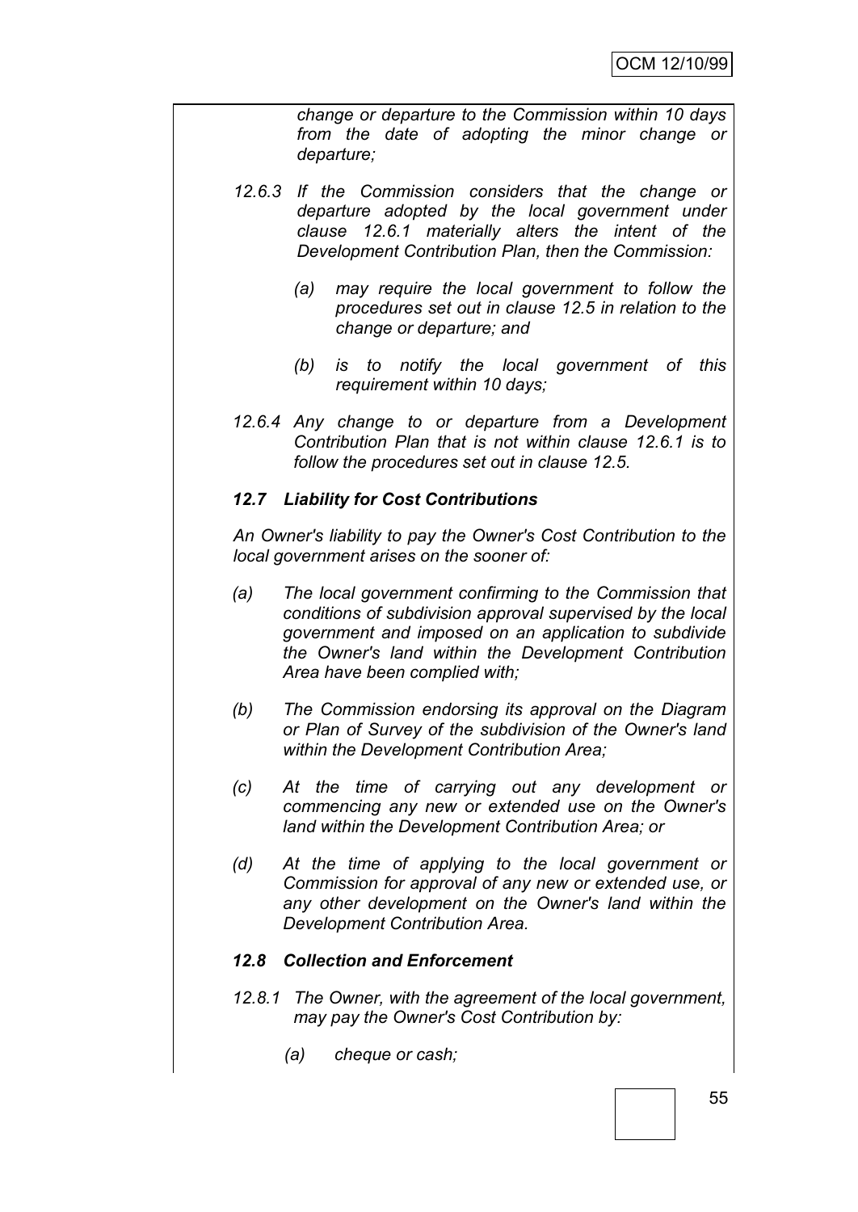*change or departure to the Commission within 10 days from the date of adopting the minor change or departure;*

*12.6.3 If the Commission considers that the change or departure adopted by the local government under clause 12.6.1 materially alters the intent of the Development Contribution Plan, then the Commission:*

*(a) may require the local government to follow the procedures set out in clause 12.5 in relation to the change or departure; and*

*(b) is to notify the local government of this requirement within 10 days;*

*12.6.4 Any change to or departure from a Development Contribution Plan that is not within clause 12.6.1 is to follow the procedures set out in clause 12.5.*

***12.7 Liability for Cost Contributions***

*An Owner's liability to pay the Owner's Cost Contribution to the local government arises on the sooner of:*

*(a) The local government confirming to the Commission that conditions of subdivision approval supervised by the local government and imposed on an application to subdivide the Owner's land within the Development Contribution Area have been complied with;*

*(b) The Commission endorsing its approval on the Diagram or Plan of Survey of the subdivision of the Owner's land within the Development Contribution Area;*

*(c) At the time of carrying out any development or commencing any new or extended use on the Owner's land within the Development Contribution Area; or*

*(d) At the time of applying to the local government or Commission for approval of any new or extended use, or any other development on the Owner's land within the Development Contribution Area.*

***12.8 Collection and Enforcement***

*12.8.1 The Owner, with the agreement of the local government, may pay the Owner's Cost Contribution by:*

*(a) cheque or cash;*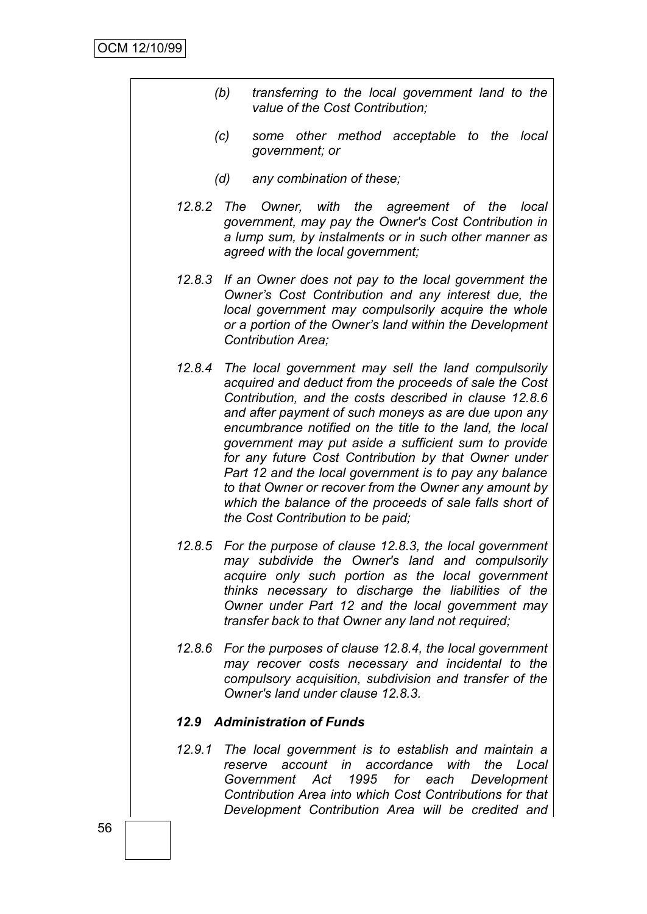*(b) transferring to the local government land to the value of the Cost Contribution;*

*(c) some other method acceptable to the local government; or*

*(d) any combination of these;*

*12.8.2 The Owner, with the agreement of the local government, may pay the Owner's Cost Contribution in a lump sum, by instalments or in such other manner as agreed with the local government;*

*12.8.3 If an Owner does not pay to the local government the Owner's Cost Contribution and any interest due, the local government may compulsorily acquire the whole or a portion of the Owner's land within the Development Contribution Area;*

*12.8.4 The local government may sell the land compulsorily acquired and deduct from the proceeds of sale the Cost Contribution, and the costs described in clause 12.8.6 and after payment of such moneys as are due upon any encumbrance notified on the title to the land, the local government may put aside a sufficient sum to provide for any future Cost Contribution by that Owner under Part 12 and the local government is to pay any balance to that Owner or recover from the Owner any amount by which the balance of the proceeds of sale falls short of the Cost Contribution to be paid;*

*12.8.5 For the purpose of clause 12.8.3, the local government may subdivide the Owner's land and compulsorily acquire only such portion as the local government thinks necessary to discharge the liabilities of the Owner under Part 12 and the local government may transfer back to that Owner any land not required;*

*12.8.6 For the purposes of clause 12.8.4, the local government may recover costs necessary and incidental to the compulsory acquisition, subdivision and transfer of the Owner's land under clause 12.8.3.*

***12.9 Administration of Funds***

*12.9.1 The local government is to establish and maintain a reserve account in accordance with the Local Government Act 1995 for each Development Contribution Area into which Cost Contributions for that Development Contribution Area will be credited and*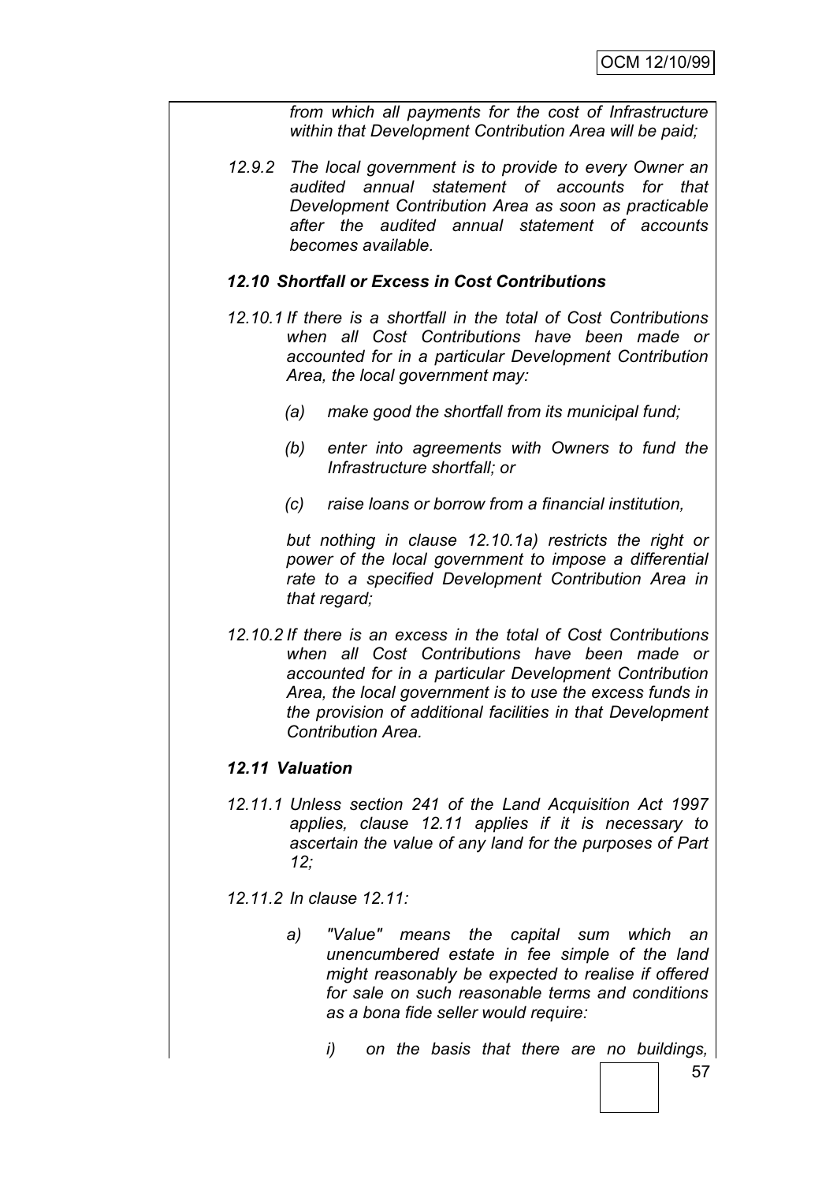*from which all payments for the cost of Infrastructure within that Development Contribution Area will be paid;*

*12.9.2 The local government is to provide to every Owner an audited annual statement of accounts for that Development Contribution Area as soon as practicable after the audited annual statement of accounts becomes available.*

### *12.10 Shortfall or Excess in Cost Contributions*

*12.10.1 If there is a shortfall in the total of Cost Contributions when all Cost Contributions have been made or accounted for in a particular Development Contribution Area, the local government may:*

*(a) make good the shortfall from its municipal fund;*

*(b) enter into agreements with Owners to fund the Infrastructure shortfall; or*

*(c) raise loans or borrow from a financial institution,*

*but nothing in clause 12.10.1a) restricts the right or power of the local government to impose a differential rate to a specified Development Contribution Area in that regard;*

*12.10.2 If there is an excess in the total of Cost Contributions when all Cost Contributions have been made or accounted for in a particular Development Contribution Area, the local government is to use the excess funds in the provision of additional facilities in that Development Contribution Area.*

### *12.11 Valuation*

*12.11.1 Unless section 241 of the Land Acquisition Act 1997 applies, clause 12.11 applies if it is necessary to ascertain the value of any land for the purposes of Part 12;*

*12.11.2 In clause 12.11:*

*a) "Value" means the capital sum which an unencumbered estate in fee simple of the land might reasonably be expected to realise if offered for sale on such reasonable terms and conditions as a bona fide seller would require:*

*i) on the basis that there are no buildings,*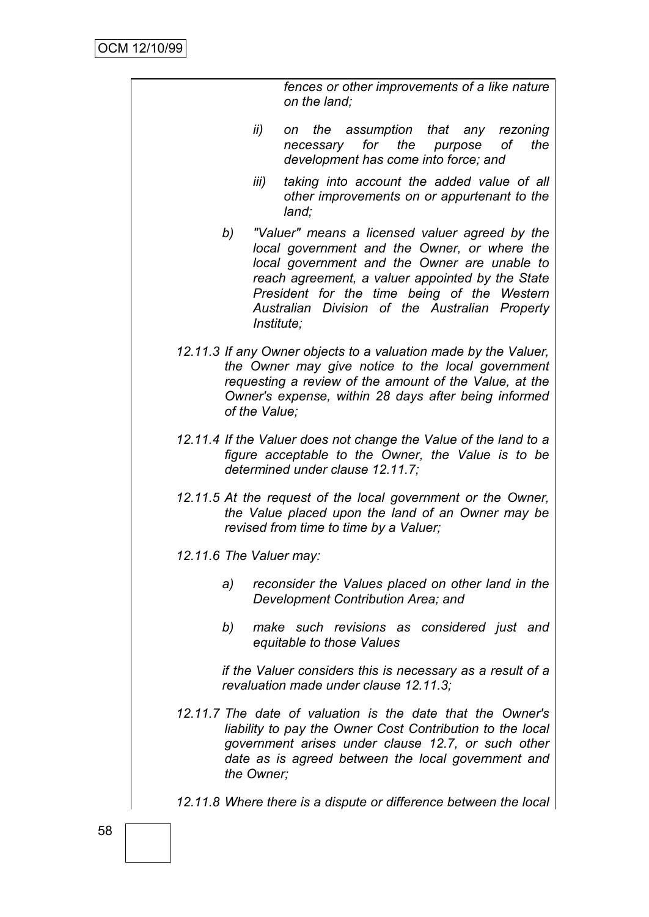*fences or other improvements of a like nature on the land;*

*ii) on the assumption that any rezoning necessary for the purpose of the development has come into force; and*

*iii) taking into account the added value of all other improvements on or appurtenant to the land;*

*b) "Valuer" means a licensed valuer agreed by the local government and the Owner, or where the local government and the Owner are unable to reach agreement, a valuer appointed by the State President for the time being of the Western Australian Division of the Australian Property Institute;*

*12.11.3 If any Owner objects to a valuation made by the Valuer, the Owner may give notice to the local government requesting a review of the amount of the Value, at the Owner's expense, within 28 days after being informed of the Value;*

*12.11.4 If the Valuer does not change the Value of the land to a figure acceptable to the Owner, the Value is to be determined under clause 12.11.7;*

*12.11.5 At the request of the local government or the Owner, the Value placed upon the land of an Owner may be revised from time to time by a Valuer;*

*12.11.6 The Valuer may:*

*a) reconsider the Values placed on other land in the Development Contribution Area; and*

*b) make such revisions as considered just and equitable to those Values*

*if the Valuer considers this is necessary as a result of a revaluation made under clause 12.11.3;*

*12.11.7 The date of valuation is the date that the Owner's liability to pay the Owner Cost Contribution to the local government arises under clause 12.7, or such other date as is agreed between the local government and the Owner;*

*12.11.8 Where there is a dispute or difference between the local*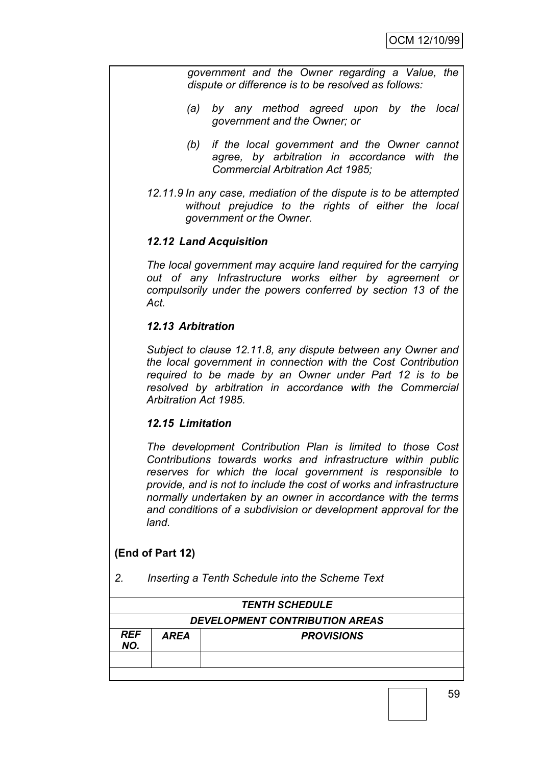*government and the Owner regarding a Value, the dispute or difference is to be resolved as follows:*

*(a) by any method agreed upon by the local government and the Owner; or*

*(b) if the local government and the Owner cannot agree, by arbitration in accordance with the Commercial Arbitration Act 1985;*

*12.11.9 In any case, mediation of the dispute is to be attempted without prejudice to the rights of either the local government or the Owner.*

***12.12 Land Acquisition***

*The local government may acquire land required for the carrying out of any Infrastructure works either by agreement or compulsorily under the powers conferred by section 13 of the Act.*

***12.13 Arbitration***

*Subject to clause 12.11.8, any dispute between any Owner and the local government in connection with the Cost Contribution required to be made by an Owner under Part 12 is to be resolved by arbitration in accordance with the Commercial Arbitration Act 1985.*

***12.15 Limitation***

*The development Contribution Plan is limited to those Cost Contributions towards works and infrastructure within public reserves for which the local government is responsible to provide, and is not to include the cost of works and infrastructure normally undertaken by an owner in accordance with the terms and conditions of a subdivision or development approval for the land.*

**(End of Part 12)**

*2. Inserting a Tenth Schedule into the Scheme Text*

| ***TENTH SCHEDULE*** | | |
|---|---|---|
| ***DEVELOPMENT CONTRIBUTION AREAS*** | | |
| ***REF NO.*** | ***AREA*** | ***PROVISIONS*** |
| | | |
| | | |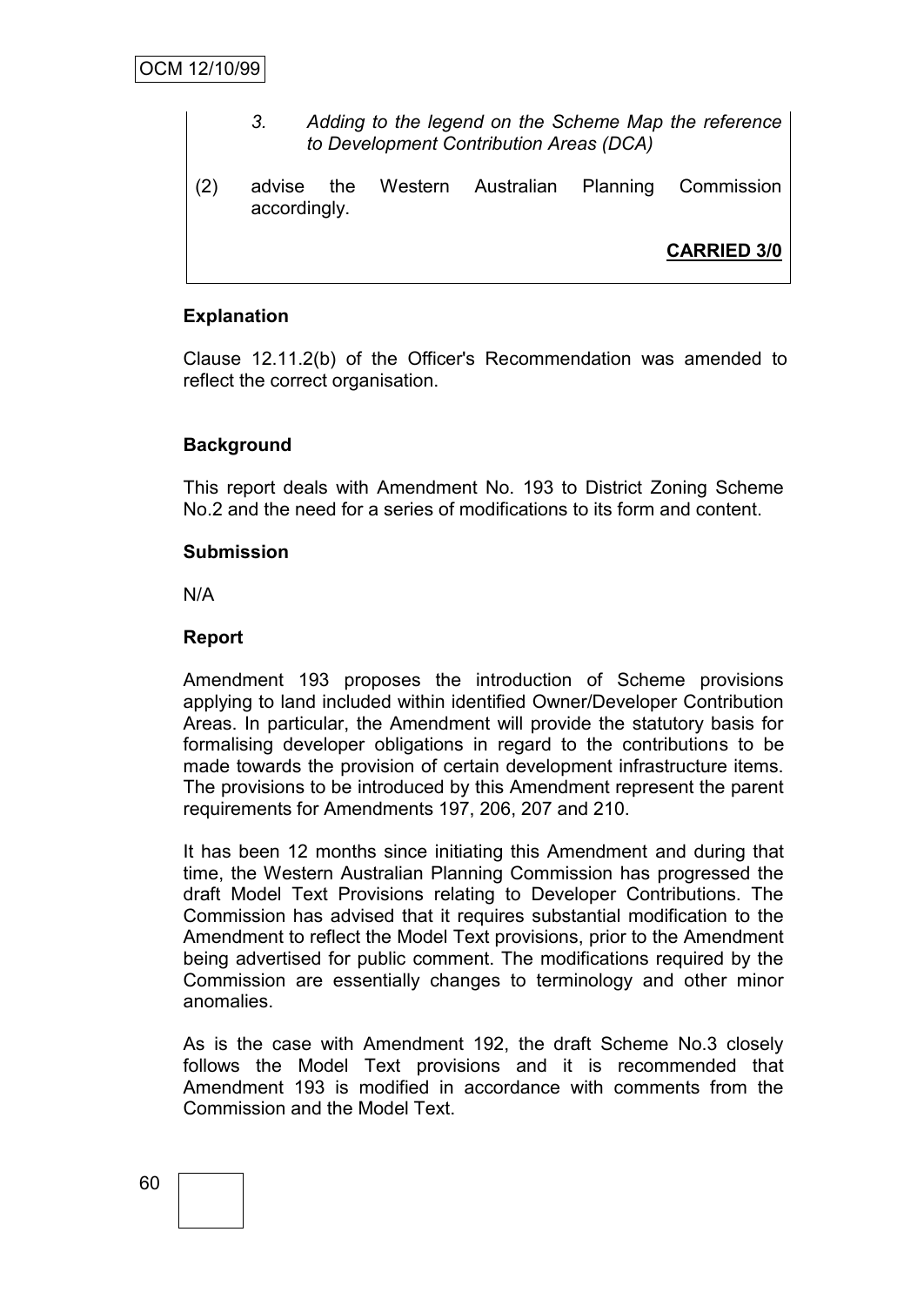*3. Adding to the legend on the Scheme Map the reference to Development Contribution Areas (DCA)*

(2) advise the Western Australian Planning Commission accordingly.

**CARRIED 3/0**

**Explanation**

Clause 12.11.2(b) of the Officer's Recommendation was amended to reflect the correct organisation.

**Background**

This report deals with Amendment No. 193 to District Zoning Scheme No.2 and the need for a series of modifications to its form and content.

**Submission**

N/A

**Report**

Amendment 193 proposes the introduction of Scheme provisions applying to land included within identified Owner/Developer Contribution Areas. In particular, the Amendment will provide the statutory basis for formalising developer obligations in regard to the contributions to be made towards the provision of certain development infrastructure items. The provisions to be introduced by this Amendment represent the parent requirements for Amendments 197, 206, 207 and 210.

It has been 12 months since initiating this Amendment and during that time, the Western Australian Planning Commission has progressed the draft Model Text Provisions relating to Developer Contributions. The Commission has advised that it requires substantial modification to the Amendment to reflect the Model Text provisions, prior to the Amendment being advertised for public comment. The modifications required by the Commission are essentially changes to terminology and other minor anomalies.

As is the case with Amendment 192, the draft Scheme No.3 closely follows the Model Text provisions and it is recommended that Amendment 193 is modified in accordance with comments from the Commission and the Model Text.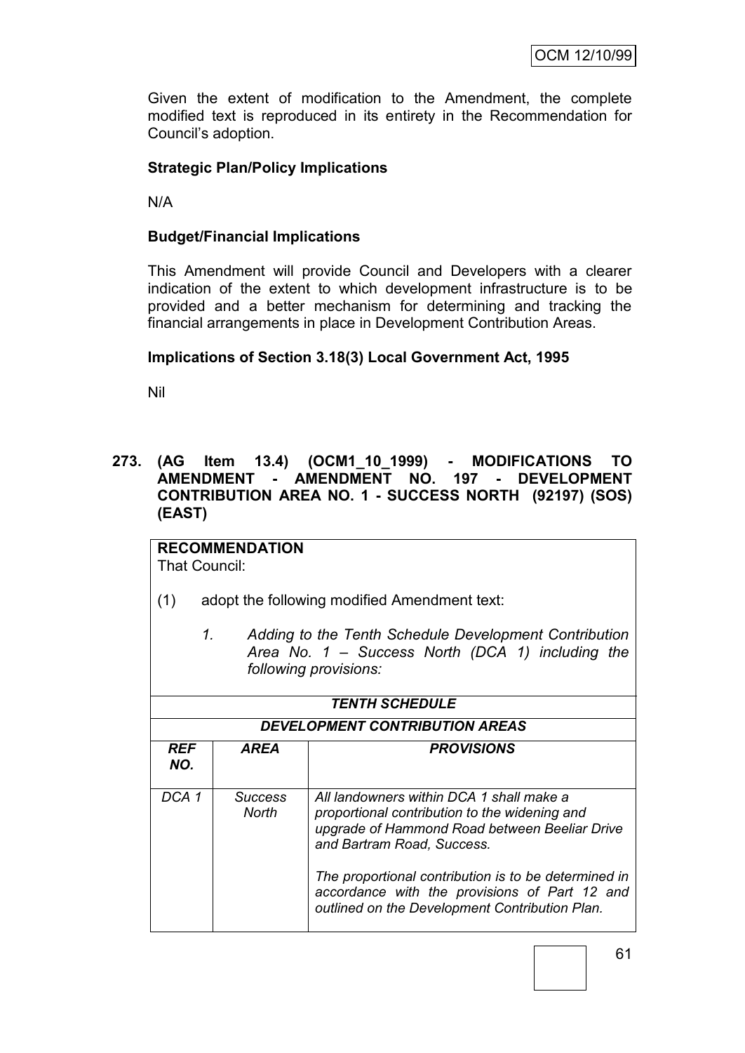Given the extent of modification to the Amendment, the complete modified text is reproduced in its entirety in the Recommendation for Council's adoption.

**Strategic Plan/Policy Implications**

N/A

**Budget/Financial Implications**

This Amendment will provide Council and Developers with a clearer indication of the extent to which development infrastructure is to be provided and a better mechanism for determining and tracking the financial arrangements in place in Development Contribution Areas.

**Implications of Section 3.18(3) Local Government Act, 1995**

Nil

**273. (AG Item 13.4) (OCM1_10_1999) - MODIFICATIONS TO AMENDMENT - AMENDMENT NO. 197 - DEVELOPMENT CONTRIBUTION AREA NO. 1 - SUCCESS NORTH (92197) (SOS) (EAST)**

**RECOMMENDATION**
That Council:

(1) adopt the following modified Amendment text:

*1. Adding to the Tenth Schedule Development Contribution Area No. 1 – Success North (DCA 1) including the following provisions:*

| ***TENTH SCHEDULE*** | | |
|---|---|---|
| ***DEVELOPMENT CONTRIBUTION AREAS*** | | |
| ***REF NO.*** | ***AREA*** | ***PROVISIONS*** |
| *DCA 1* | *Success North* | *All landowners within DCA 1 shall make a proportional contribution to the widening and upgrade of Hammond Road between Beeliar Drive and Bartram Road, Success.*<br><br>*The proportional contribution is to be determined in accordance with the provisions of Part 12 and outlined on the Development Contribution Plan.* |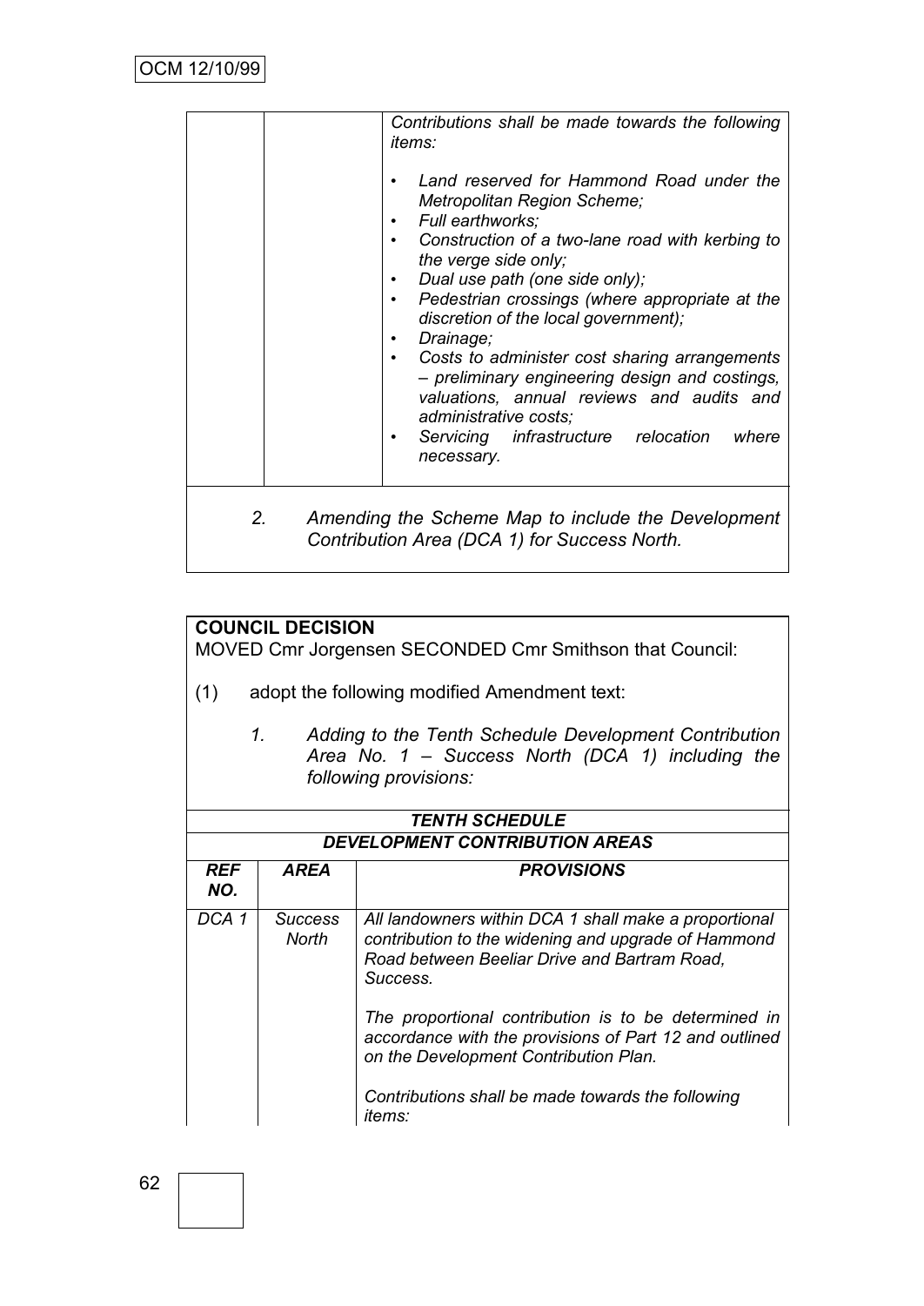| | | Contributions shall be made towards the following items:<br><br>• Land reserved for Hammond Road under the Metropolitan Region Scheme;<br>• Full earthworks;<br>• Construction of a two-lane road with kerbing to the verge side only;<br>• Dual use path (one side only);<br>• Pedestrian crossings (where appropriate at the discretion of the local government);<br>• Drainage;<br>• Costs to administer cost sharing arrangements – preliminary engineering design and costings, valuations, annual reviews and audits and administrative costs;<br>• Servicing infrastructure relocation where necessary. |
|---|---|---|

*2. Amending the Scheme Map to include the Development Contribution Area (DCA 1) for Success North.*

**COUNCIL DECISION**

MOVED Cmr Jorgensen SECONDED Cmr Smithson that Council:

(1) adopt the following modified Amendment text:

*1. Adding to the Tenth Schedule Development Contribution Area No. 1 – Success North (DCA 1) including the following provisions:*

| ***TENTH SCHEDULE*** | | |
|---|---|---|
| ***DEVELOPMENT CONTRIBUTION AREAS*** | | |
| ***REF NO.*** | ***AREA*** | ***PROVISIONS*** |
| *DCA 1* | *Success North* | *All landowners within DCA 1 shall make a proportional contribution to the widening and upgrade of Hammond Road between Beeliar Drive and Bartram Road, Success.*<br><br>*The proportional contribution is to be determined in accordance with the provisions of Part 12 and outlined on the Development Contribution Plan.*<br><br>*Contributions shall be made towards the following items:* |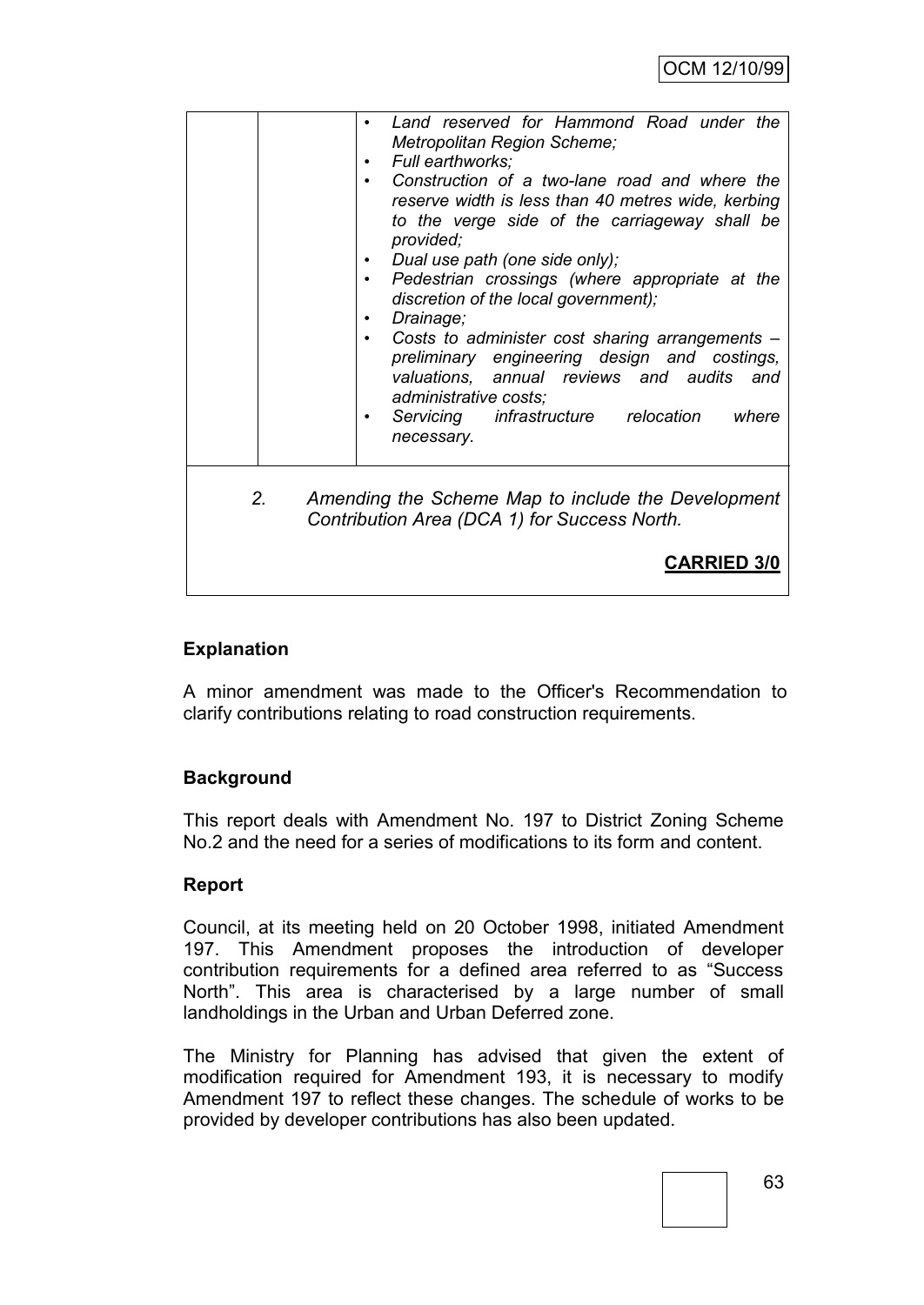| | | • *Land reserved for Hammond Road under the Metropolitan Region Scheme;*<br>• *Full earthworks;*<br>• *Construction of a two-lane road and where the reserve width is less than 40 metres wide, kerbing to the verge side of the carriageway shall be provided;*<br>• *Dual use path (one side only);*<br>• *Pedestrian crossings (where appropriate at the discretion of the local government);*<br>• *Drainage;*<br>• *Costs to administer cost sharing arrangements – preliminary engineering design and costings, valuations, annual reviews and audits and administrative costs;*<br>• *Servicing infrastructure relocation where necessary.* |
|---|---|---|

*2. Amending the Scheme Map to include the Development Contribution Area (DCA 1) for Success North.*

**CARRIED 3/0**

**Explanation**

A minor amendment was made to the Officer's Recommendation to clarify contributions relating to road construction requirements.

**Background**

This report deals with Amendment No. 197 to District Zoning Scheme No.2 and the need for a series of modifications to its form and content.

**Report**

Council, at its meeting held on 20 October 1998, initiated Amendment 197. This Amendment proposes the introduction of developer contribution requirements for a defined area referred to as "Success North". This area is characterised by a large number of small landholdings in the Urban and Urban Deferred zone.

The Ministry for Planning has advised that given the extent of modification required for Amendment 193, it is necessary to modify Amendment 197 to reflect these changes. The schedule of works to be provided by developer contributions has also been updated.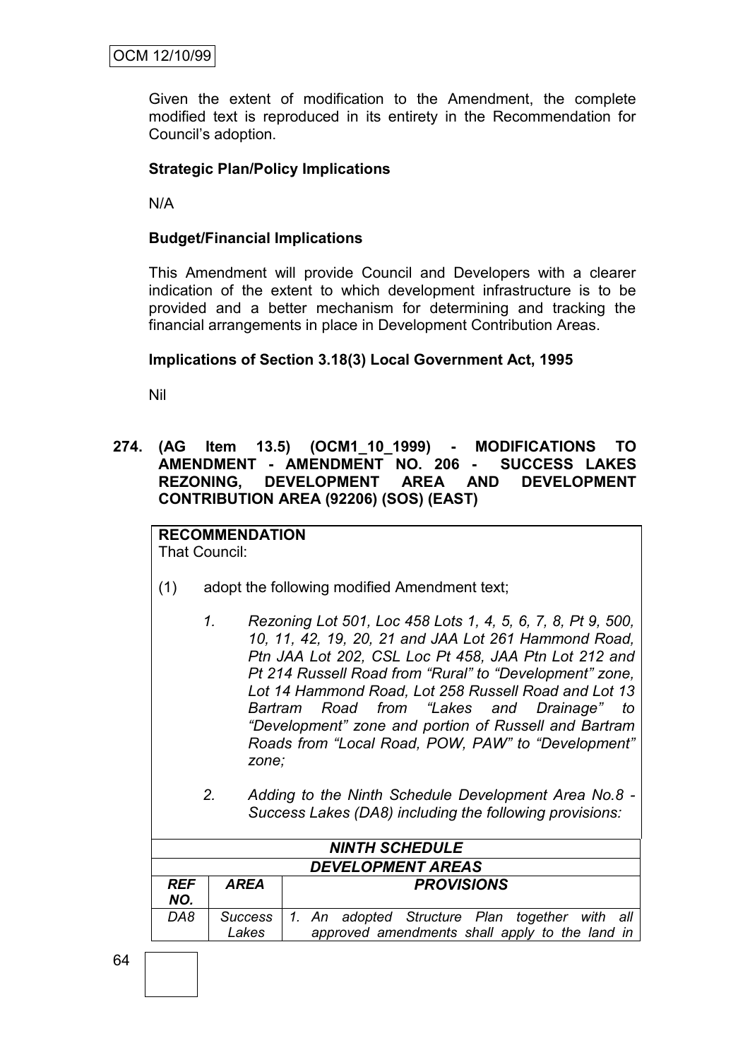Given the extent of modification to the Amendment, the complete modified text is reproduced in its entirety in the Recommendation for Council's adoption.

**Strategic Plan/Policy Implications**

N/A

**Budget/Financial Implications**

This Amendment will provide Council and Developers with a clearer indication of the extent to which development infrastructure is to be provided and a better mechanism for determining and tracking the financial arrangements in place in Development Contribution Areas.

**Implications of Section 3.18(3) Local Government Act, 1995**

Nil

**274. (AG Item 13.5) (OCM1_10_1999) - MODIFICATIONS TO AMENDMENT - AMENDMENT NO. 206 - SUCCESS LAKES REZONING, DEVELOPMENT AREA AND DEVELOPMENT CONTRIBUTION AREA (92206) (SOS) (EAST)**

**RECOMMENDATION**
That Council:

(1) adopt the following modified Amendment text;

*1. Rezoning Lot 501, Loc 458 Lots 1, 4, 5, 6, 7, 8, Pt 9, 500, 10, 11, 42, 19, 20, 21 and JAA Lot 261 Hammond Road, Ptn JAA Lot 202, CSL Loc Pt 458, JAA Ptn Lot 212 and Pt 214 Russell Road from "Rural" to "Development" zone, Lot 14 Hammond Road, Lot 258 Russell Road and Lot 13 Bartram Road from "Lakes and Drainage" to "Development" zone and portion of Russell and Bartram Roads from "Local Road, POW, PAW" to "Development" zone;*

*2. Adding to the Ninth Schedule Development Area No.8 - Success Lakes (DA8) including the following provisions:*

| *NINTH SCHEDULE* | | |
|---|---|---|
| ***DEVELOPMENT AREAS*** | | |
| ***REF NO.*** | ***AREA*** | ***PROVISIONS*** |
| *DA8* | *Success Lakes* | *1. An adopted Structure Plan together with all approved amendments shall apply to the land in* |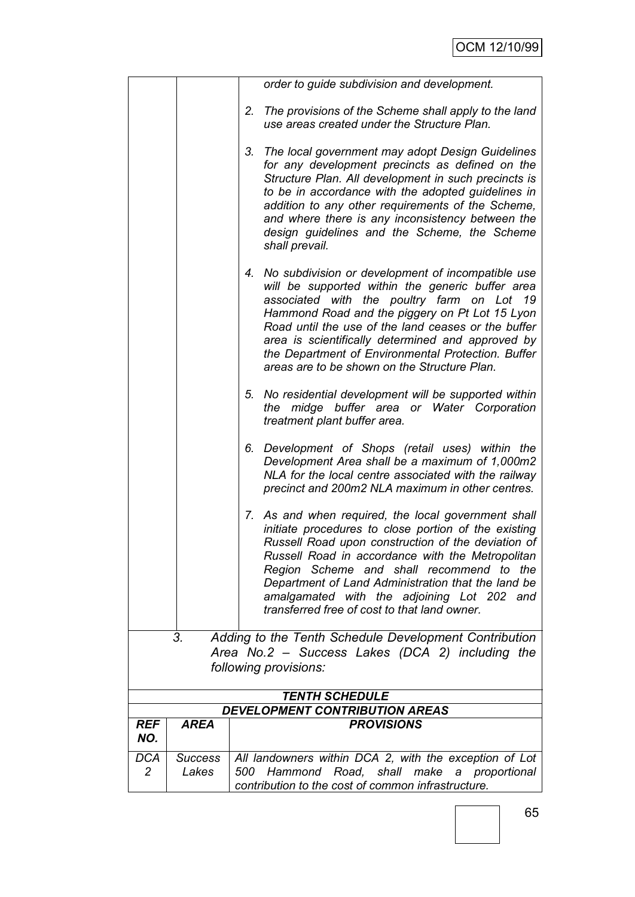| | | |
|---|---|---|
| | | *order to guide subdivision and development.*<br><br>*2. The provisions of the Scheme shall apply to the land use areas created under the Structure Plan.*<br><br>*3. The local government may adopt Design Guidelines for any development precincts as defined on the Structure Plan. All development in such precincts is to be in accordance with the adopted guidelines in addition to any other requirements of the Scheme, and where there is any inconsistency between the design guidelines and the Scheme, the Scheme shall prevail.*<br><br>*4. No subdivision or development of incompatible use will be supported within the generic buffer area associated with the poultry farm on Lot 19 Hammond Road and the piggery on Pt Lot 15 Lyon Road until the use of the land ceases or the buffer area is scientifically determined and approved by the Department of Environmental Protection. Buffer areas are to be shown on the Structure Plan.*<br><br>*5. No residential development will be supported within the midge buffer area or Water Corporation treatment plant buffer area.*<br><br>*6. Development of Shops (retail uses) within the Development Area shall be a maximum of 1,000m2 NLA for the local centre associated with the railway precinct and 200m2 NLA maximum in other centres.*<br><br>*7. As and when required, the local government shall initiate procedures to close portion of the existing Russell Road upon construction of the deviation of Russell Road in accordance with the Metropolitan Region Scheme and shall recommend to the Department of Land Administration that the land be amalgamated with the adjoining Lot 202 and transferred free of cost to that land owner.* |

*3. Adding to the Tenth Schedule Development Contribution Area No.2 – Success Lakes (DCA 2) including the following provisions:*

| ***TENTH SCHEDULE*** | | |
|---|---|---|
| ***DEVELOPMENT CONTRIBUTION AREAS*** | | |
| ***REF NO.*** | ***AREA*** | ***PROVISIONS*** |
| *DCA 2* | *Success Lakes* | *All landowners within DCA 2, with the exception of Lot 500 Hammond Road, shall make a proportional contribution to the cost of common infrastructure.* |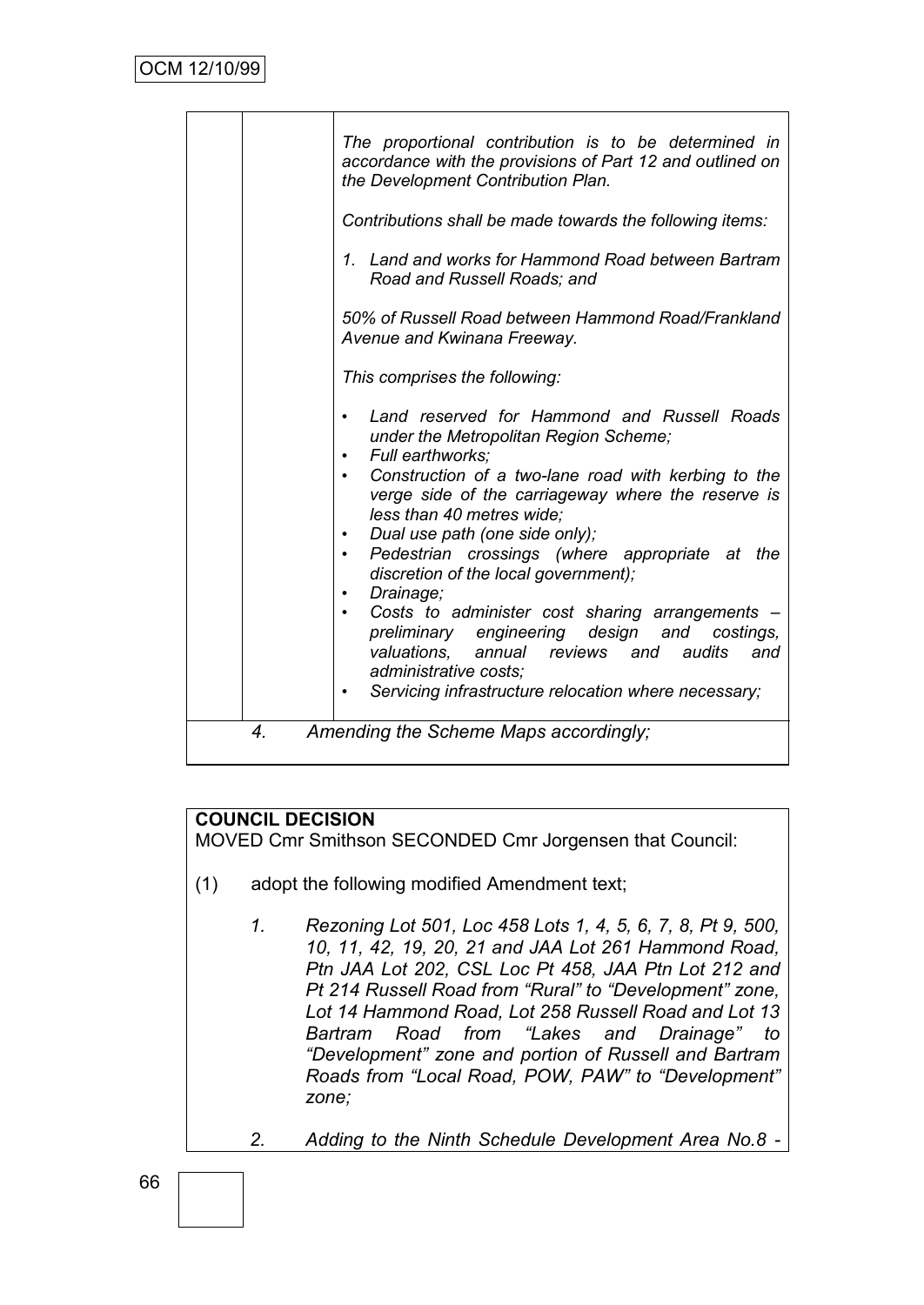*The proportional contribution is to be determined in accordance with the provisions of Part 12 and outlined on the Development Contribution Plan.*

*Contributions shall be made towards the following items:*

*1. Land and works for Hammond Road between Bartram Road and Russell Roads; and*

*50% of Russell Road between Hammond Road/Frankland Avenue and Kwinana Freeway.*

*This comprises the following:*

- *Land reserved for Hammond and Russell Roads under the Metropolitan Region Scheme;*
- *Full earthworks;*
- *Construction of a two-lane road with kerbing to the verge side of the carriageway where the reserve is less than 40 metres wide;*
- *Dual use path (one side only);*
- *Pedestrian crossings (where appropriate at the discretion of the local government);*
- *Drainage;*
- *Costs to administer cost sharing arrangements – preliminary engineering design and costings, valuations, annual reviews and audits and administrative costs;*
- *Servicing infrastructure relocation where necessary;*

*4. Amending the Scheme Maps accordingly;*

**COUNCIL DECISION**

MOVED Cmr Smithson SECONDED Cmr Jorgensen that Council:

(1) adopt the following modified Amendment text;

*1. Rezoning Lot 501, Loc 458 Lots 1, 4, 5, 6, 7, 8, Pt 9, 500, 10, 11, 42, 19, 20, 21 and JAA Lot 261 Hammond Road, Ptn JAA Lot 202, CSL Loc Pt 458, JAA Ptn Lot 212 and Pt 214 Russell Road from "Rural" to "Development" zone, Lot 14 Hammond Road, Lot 258 Russell Road and Lot 13 Bartram Road from "Lakes and Drainage" to "Development" zone and portion of Russell and Bartram Roads from "Local Road, POW, PAW" to "Development" zone;*

*2. Adding to the Ninth Schedule Development Area No.8 -*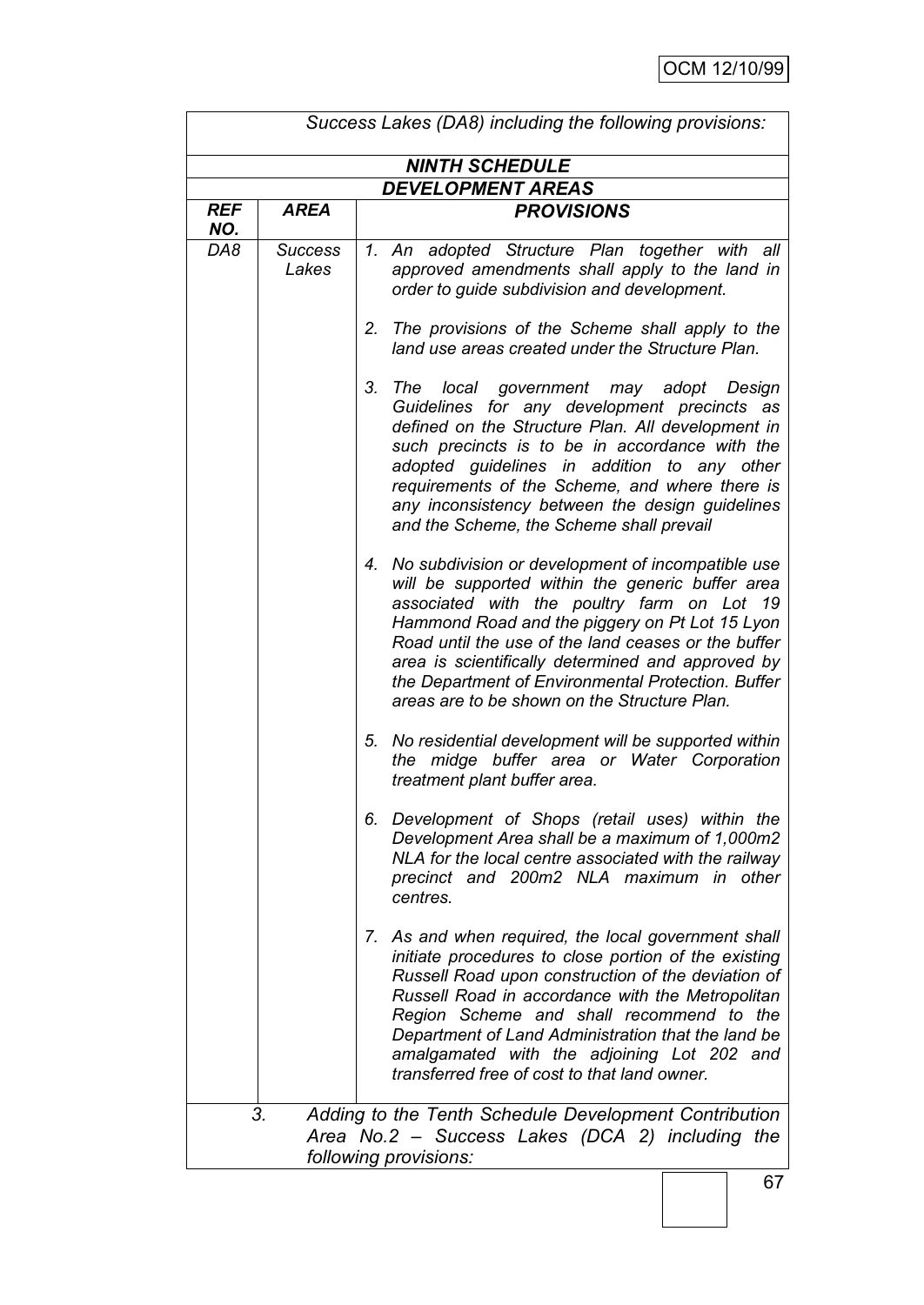*Success Lakes (DA8) including the following provisions:*

| ***NINTH SCHEDULE*** | | |
|---|---|---|
| ***DEVELOPMENT AREAS*** | | |
| ***REF NO.*** | ***AREA*** | ***PROVISIONS*** |
| *DA8* | *Success Lakes* | *1. An adopted Structure Plan together with all approved amendments shall apply to the land in order to guide subdivision and development.*<br><br>*2. The provisions of the Scheme shall apply to the land use areas created under the Structure Plan.*<br><br>*3. The local government may adopt Design Guidelines for any development precincts as defined on the Structure Plan. All development in such precincts is to be in accordance with the adopted guidelines in addition to any other requirements of the Scheme, and where there is any inconsistency between the design guidelines and the Scheme, the Scheme shall prevail*<br><br>*4. No subdivision or development of incompatible use will be supported within the generic buffer area associated with the poultry farm on Lot 19 Hammond Road and the piggery on Pt Lot 15 Lyon Road until the use of the land ceases or the buffer area is scientifically determined and approved by the Department of Environmental Protection. Buffer areas are to be shown on the Structure Plan.*<br><br>*5. No residential development will be supported within the midge buffer area or Water Corporation treatment plant buffer area.*<br><br>*6. Development of Shops (retail uses) within the Development Area shall be a maximum of 1,000m2 NLA for the local centre associated with the railway precinct and 200m2 NLA maximum in other centres.*<br><br>*7. As and when required, the local government shall initiate procedures to close portion of the existing Russell Road upon construction of the deviation of Russell Road in accordance with the Metropolitan Region Scheme and shall recommend to the Department of Land Administration that the land be amalgamated with the adjoining Lot 202 and transferred free of cost to that land owner.* |

3. *Adding to the Tenth Schedule Development Contribution Area No.2 – Success Lakes (DCA 2) including the following provisions:*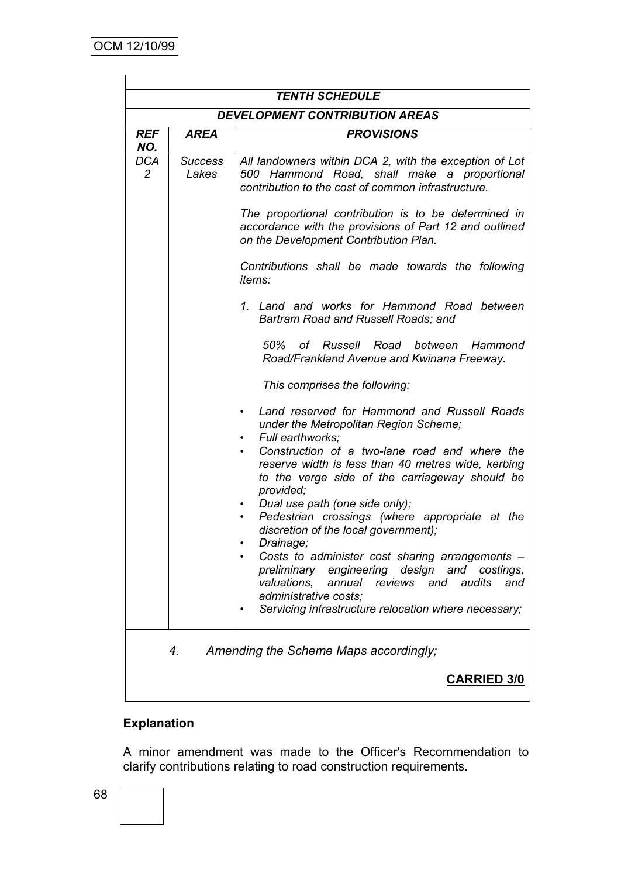| *TENTH SCHEDULE* | | |
|---|---|---|
| ***DEVELOPMENT CONTRIBUTION AREAS*** | | |
| ***REF NO.*** | ***AREA*** | ***PROVISIONS*** |
| *DCA 2* | *Success Lakes* | *All landowners within DCA 2, with the exception of Lot 500 Hammond Road, shall make a proportional contribution to the cost of common infrastructure.*<br><br>*The proportional contribution is to be determined in accordance with the provisions of Part 12 and outlined on the Development Contribution Plan.*<br><br>*Contributions shall be made towards the following items:*<br><br>*1. Land and works for Hammond Road between Bartram Road and Russell Roads; and*<br><br>*50% of Russell Road between Hammond Road/Frankland Avenue and Kwinana Freeway.*<br><br>*This comprises the following:*<br><br>• *Land reserved for Hammond and Russell Roads under the Metropolitan Region Scheme;*<br>• *Full earthworks;*<br>• *Construction of a two-lane road and where the reserve width is less than 40 metres wide, kerbing to the verge side of the carriageway should be provided;*<br>• *Dual use path (one side only);*<br>• *Pedestrian crossings (where appropriate at the discretion of the local government);*<br>• *Drainage;*<br>• *Costs to administer cost sharing arrangements – preliminary engineering design and costings, valuations, annual reviews and audits and administrative costs;*<br>• *Servicing infrastructure relocation where necessary;* |

*4. Amending the Scheme Maps accordingly;*

**CARRIED 3/0**

**Explanation**

A minor amendment was made to the Officer's Recommendation to clarify contributions relating to road construction requirements.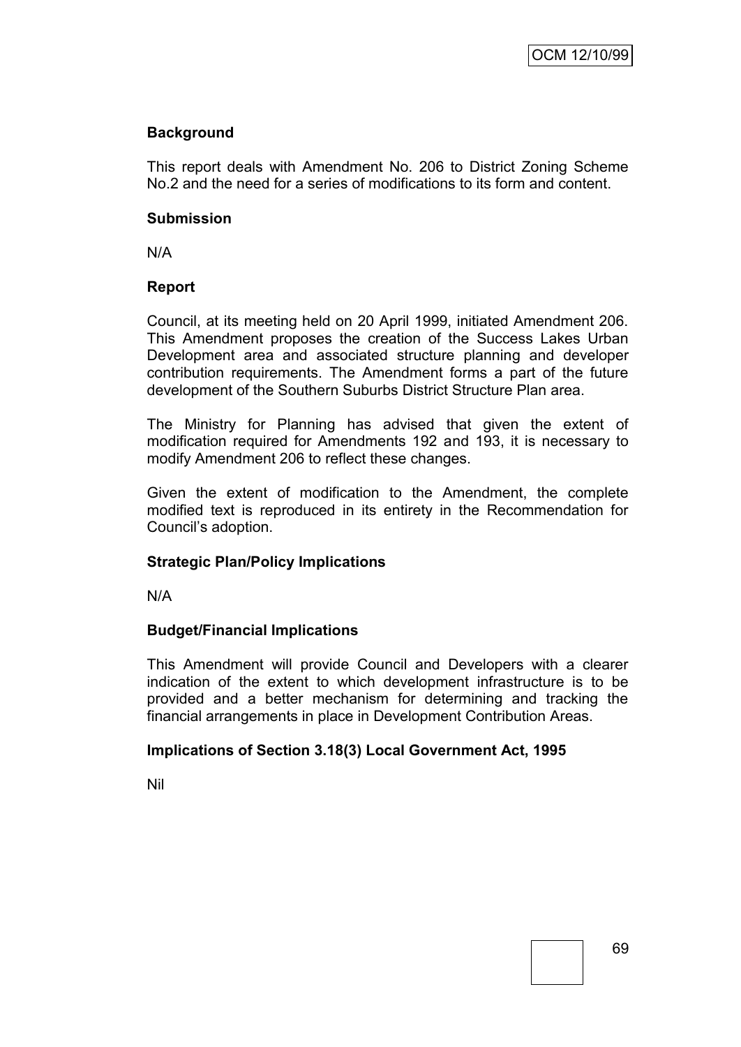### Background

This report deals with Amendment No. 206 to District Zoning Scheme No.2 and the need for a series of modifications to its form and content.

### Submission

N/A

### Report

Council, at its meeting held on 20 April 1999, initiated Amendment 206. This Amendment proposes the creation of the Success Lakes Urban Development area and associated structure planning and developer contribution requirements. The Amendment forms a part of the future development of the Southern Suburbs District Structure Plan area.

The Ministry for Planning has advised that given the extent of modification required for Amendments 192 and 193, it is necessary to modify Amendment 206 to reflect these changes.

Given the extent of modification to the Amendment, the complete modified text is reproduced in its entirety in the Recommendation for Council's adoption.

### Strategic Plan/Policy Implications

N/A

### Budget/Financial Implications

This Amendment will provide Council and Developers with a clearer indication of the extent to which development infrastructure is to be provided and a better mechanism for determining and tracking the financial arrangements in place in Development Contribution Areas.

### Implications of Section 3.18(3) Local Government Act, 1995

Nil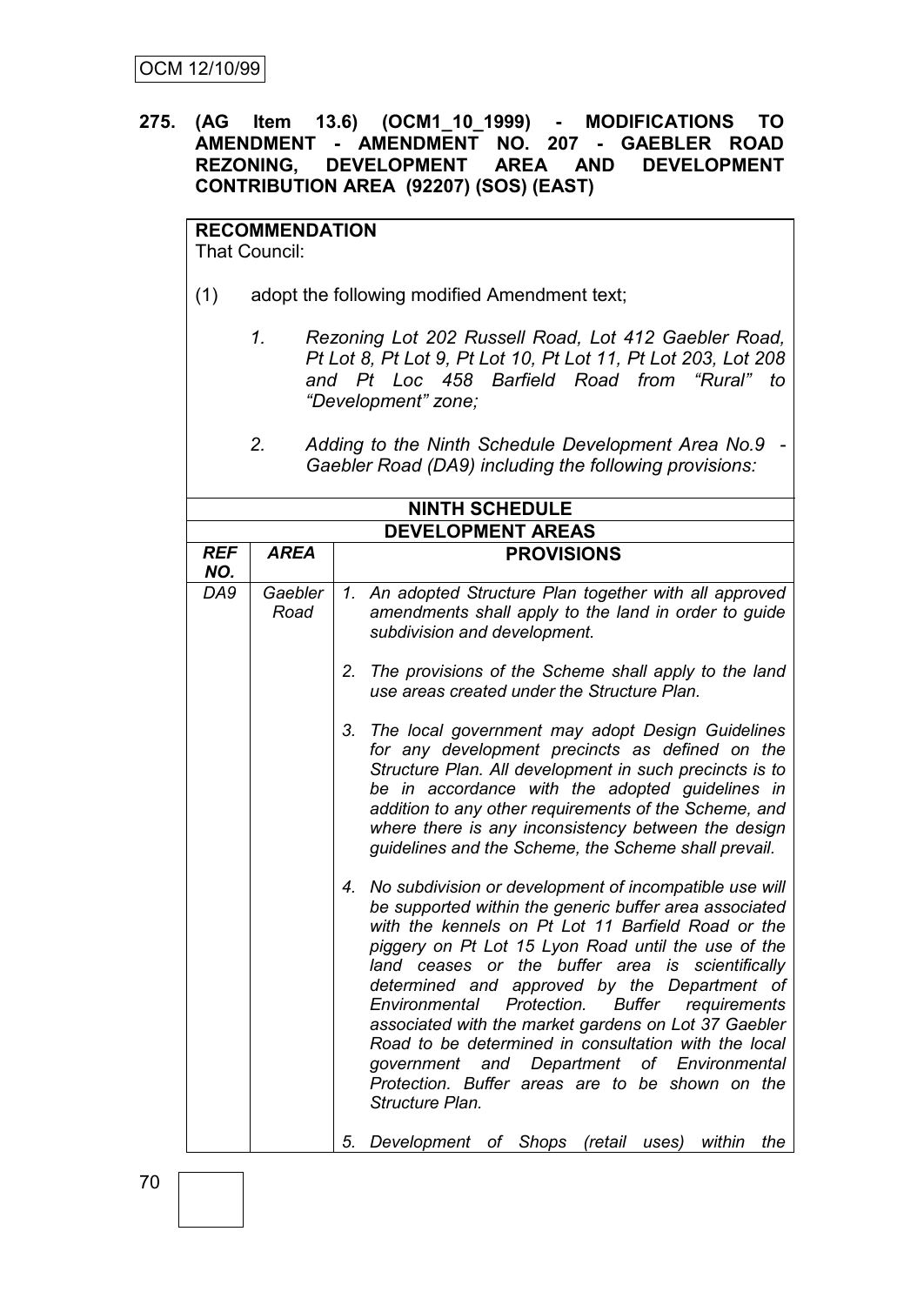OCM 12/10/99

**275. (AG Item 13.6) (OCM1_10_1999) - MODIFICATIONS TO AMENDMENT - AMENDMENT NO. 207 - GAEBLER ROAD REZONING, DEVELOPMENT AREA AND DEVELOPMENT CONTRIBUTION AREA (92207) (SOS) (EAST)**

**RECOMMENDATION**
That Council:

(1) adopt the following modified Amendment text;

*1. Rezoning Lot 202 Russell Road, Lot 412 Gaebler Road, Pt Lot 8, Pt Lot 9, Pt Lot 10, Pt Lot 11, Pt Lot 203, Lot 208 and Pt Loc 458 Barfield Road from "Rural" to "Development" zone;*

*2. Adding to the Ninth Schedule Development Area No.9 - Gaebler Road (DA9) including the following provisions:*

**NINTH SCHEDULE**

**DEVELOPMENT AREAS**

| *REF NO.* | *AREA* | **PROVISIONS** |
|---|---|---|
| *DA9* | *Gaebler Road* | *1. An adopted Structure Plan together with all approved amendments shall apply to the land in order to guide subdivision and development.*<br><br>*2. The provisions of the Scheme shall apply to the land use areas created under the Structure Plan.*<br><br>*3. The local government may adopt Design Guidelines for any development precincts as defined on the Structure Plan. All development in such precincts is to be in accordance with the adopted guidelines in addition to any other requirements of the Scheme, and where there is any inconsistency between the design guidelines and the Scheme, the Scheme shall prevail.*<br><br>*4. No subdivision or development of incompatible use will be supported within the generic buffer area associated with the kennels on Pt Lot 11 Barfield Road or the piggery on Pt Lot 15 Lyon Road until the use of the land ceases or the buffer area is scientifically determined and approved by the Department of Environmental Protection. Buffer requirements associated with the market gardens on Lot 37 Gaebler Road to be determined in consultation with the local government and Department of Environmental Protection. Buffer areas are to be shown on the Structure Plan.*<br><br>*5. Development of Shops (retail uses) within the* |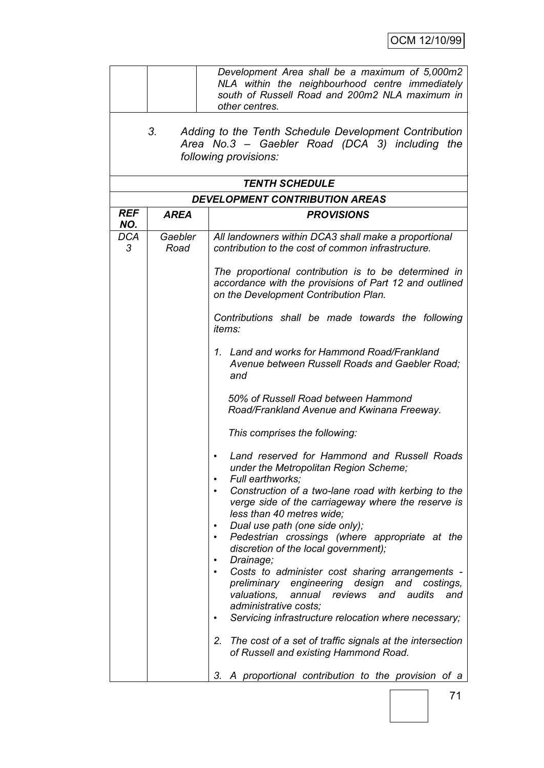| | | *Development Area shall be a maximum of 5,000m2 NLA within the neighbourhood centre immediately south of Russell Road and 200m2 NLA maximum in other centres.* |
|---|---|---|

*3. Adding to the Tenth Schedule Development Contribution Area No.3 – Gaebler Road (DCA 3) including the following provisions:*

***TENTH SCHEDULE***

***DEVELOPMENT CONTRIBUTION AREAS***

| ***REF NO.*** | ***AREA*** | ***PROVISIONS*** |
|---|---|---|
| *DCA 3* | *Gaebler Road* | *All landowners within DCA3 shall make a proportional contribution to the cost of common infrastructure.*<br><br>*The proportional contribution is to be determined in accordance with the provisions of Part 12 and outlined on the Development Contribution Plan.*<br><br>*Contributions shall be made towards the following items:*<br><br>*1. Land and works for Hammond Road/Frankland Avenue between Russell Roads and Gaebler Road; and*<br><br>*50% of Russell Road between Hammond Road/Frankland Avenue and Kwinana Freeway.*<br><br>*This comprises the following:*<br><br>• *Land reserved for Hammond and Russell Roads under the Metropolitan Region Scheme;*<br>• *Full earthworks;*<br>• *Construction of a two-lane road with kerbing to the verge side of the carriageway where the reserve is less than 40 metres wide;*<br>• *Dual use path (one side only);*<br>• *Pedestrian crossings (where appropriate at the discretion of the local government);*<br>• *Drainage;*<br>• *Costs to administer cost sharing arrangements - preliminary engineering design and costings, valuations, annual reviews and audits and administrative costs;*<br>• *Servicing infrastructure relocation where necessary;*<br><br>*2. The cost of a set of traffic signals at the intersection of Russell and existing Hammond Road.*<br><br>*3. A proportional contribution to the provision of a* |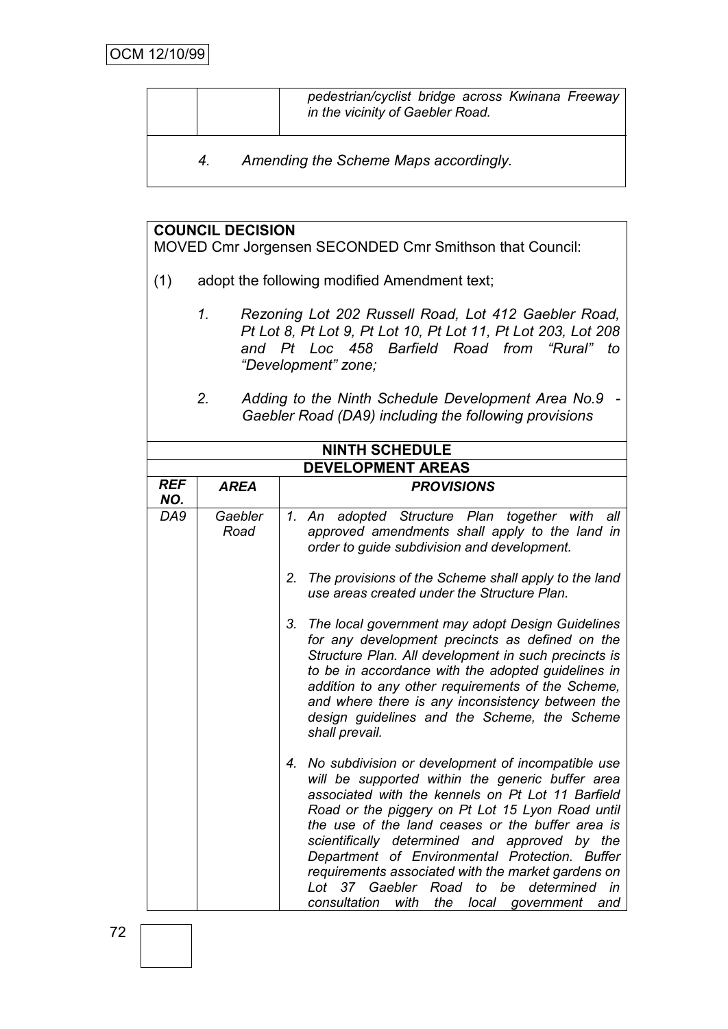| | | *pedestrian/cyclist bridge across Kwinana Freeway in the vicinity of Gaebler Road.* |
|---|---|---|

*4. Amending the Scheme Maps accordingly.*

**COUNCIL DECISION**

MOVED Cmr Jorgensen SECONDED Cmr Smithson that Council:

(1) adopt the following modified Amendment text;

*1. Rezoning Lot 202 Russell Road, Lot 412 Gaebler Road, Pt Lot 8, Pt Lot 9, Pt Lot 10, Pt Lot 11, Pt Lot 203, Lot 208 and Pt Loc 458 Barfield Road from "Rural" to "Development" zone;*

*2. Adding to the Ninth Schedule Development Area No.9 - Gaebler Road (DA9) including the following provisions*

**NINTH SCHEDULE**

**DEVELOPMENT AREAS**

| *REF NO.* | *AREA* | *PROVISIONS* |
|---|---|---|
| *DA9* | *Gaebler Road* | *1. An adopted Structure Plan together with all approved amendments shall apply to the land in order to guide subdivision and development.* |
| | | *2. The provisions of the Scheme shall apply to the land use areas created under the Structure Plan.* |
| | | *3. The local government may adopt Design Guidelines for any development precincts as defined on the Structure Plan. All development in such precincts is to be in accordance with the adopted guidelines in addition to any other requirements of the Scheme, and where there is any inconsistency between the design guidelines and the Scheme, the Scheme shall prevail.* |
| | | *4. No subdivision or development of incompatible use will be supported within the generic buffer area associated with the kennels on Pt Lot 11 Barfield Road or the piggery on Pt Lot 15 Lyon Road until the use of the land ceases or the buffer area is scientifically determined and approved by the Department of Environmental Protection. Buffer requirements associated with the market gardens on Lot 37 Gaebler Road to be determined in consultation with the local government and* |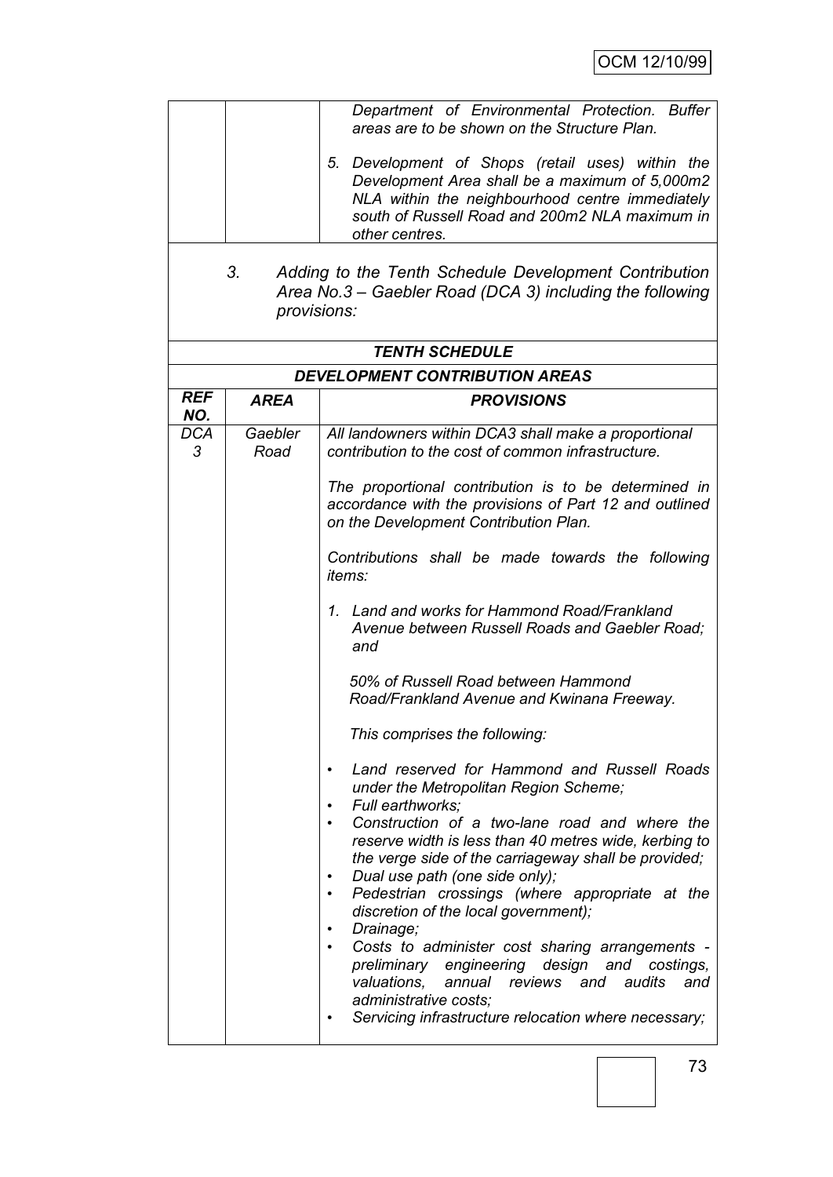| | | *Department of Environmental Protection. Buffer areas are to be shown on the Structure Plan.*<br><br>*5. Development of Shops (retail uses) within the Development Area shall be a maximum of 5,000m2 NLA within the neighbourhood centre immediately south of Russell Road and 200m2 NLA maximum in other centres.* |
|---|---|---|

*3. Adding to the Tenth Schedule Development Contribution Area No.3 – Gaebler Road (DCA 3) including the following provisions:*

| ***TENTH SCHEDULE*** | | |
|---|---|---|
| ***DEVELOPMENT CONTRIBUTION AREAS*** | | |
| ***REF NO.*** | ***AREA*** | ***PROVISIONS*** |
| *DCA 3* | *Gaebler Road* | *All landowners within DCA3 shall make a proportional contribution to the cost of common infrastructure.*<br><br>*The proportional contribution is to be determined in accordance with the provisions of Part 12 and outlined on the Development Contribution Plan.*<br><br>*Contributions shall be made towards the following items:*<br><br>*1. Land and works for Hammond Road/Frankland Avenue between Russell Roads and Gaebler Road; and*<br><br>*50% of Russell Road between Hammond Road/Frankland Avenue and Kwinana Freeway.*<br><br>*This comprises the following:*<br><br>• *Land reserved for Hammond and Russell Roads under the Metropolitan Region Scheme;*<br>• *Full earthworks;*<br>• *Construction of a two-lane road and where the reserve width is less than 40 metres wide, kerbing to the verge side of the carriageway shall be provided;*<br>• *Dual use path (one side only);*<br>• *Pedestrian crossings (where appropriate at the discretion of the local government);*<br>• *Drainage;*<br>• *Costs to administer cost sharing arrangements - preliminary engineering design and costings, valuations, annual reviews and audits and administrative costs;*<br>• *Servicing infrastructure relocation where necessary;* |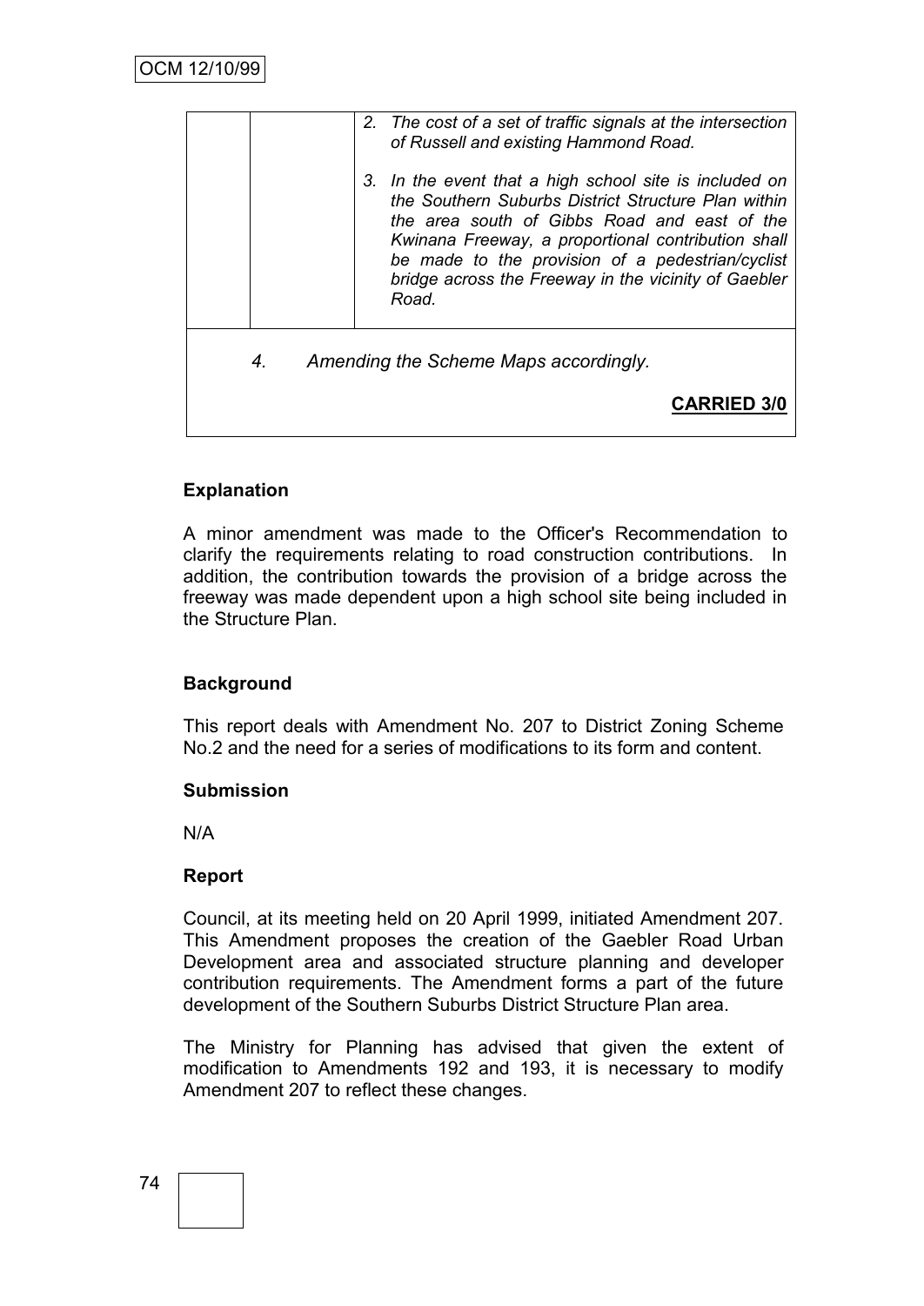| | | 2. *The cost of a set of traffic signals at the intersection of Russell and existing Hammond Road.*<br><br>3. *In the event that a high school site is included on the Southern Suburbs District Structure Plan within the area south of Gibbs Road and east of the Kwinana Freeway, a proportional contribution shall be made to the provision of a pedestrian/cyclist bridge across the Freeway in the vicinity of Gaebler Road.* |
|---|---|---|

*4. Amending the Scheme Maps accordingly.*

**CARRIED 3/0**

### Explanation

A minor amendment was made to the Officer's Recommendation to clarify the requirements relating to road construction contributions. In addition, the contribution towards the provision of a bridge across the freeway was made dependent upon a high school site being included in the Structure Plan.

### Background

This report deals with Amendment No. 207 to District Zoning Scheme No.2 and the need for a series of modifications to its form and content.

### Submission

N/A

### Report

Council, at its meeting held on 20 April 1999, initiated Amendment 207. This Amendment proposes the creation of the Gaebler Road Urban Development area and associated structure planning and developer contribution requirements. The Amendment forms a part of the future development of the Southern Suburbs District Structure Plan area.

The Ministry for Planning has advised that given the extent of modification to Amendments 192 and 193, it is necessary to modify Amendment 207 to reflect these changes.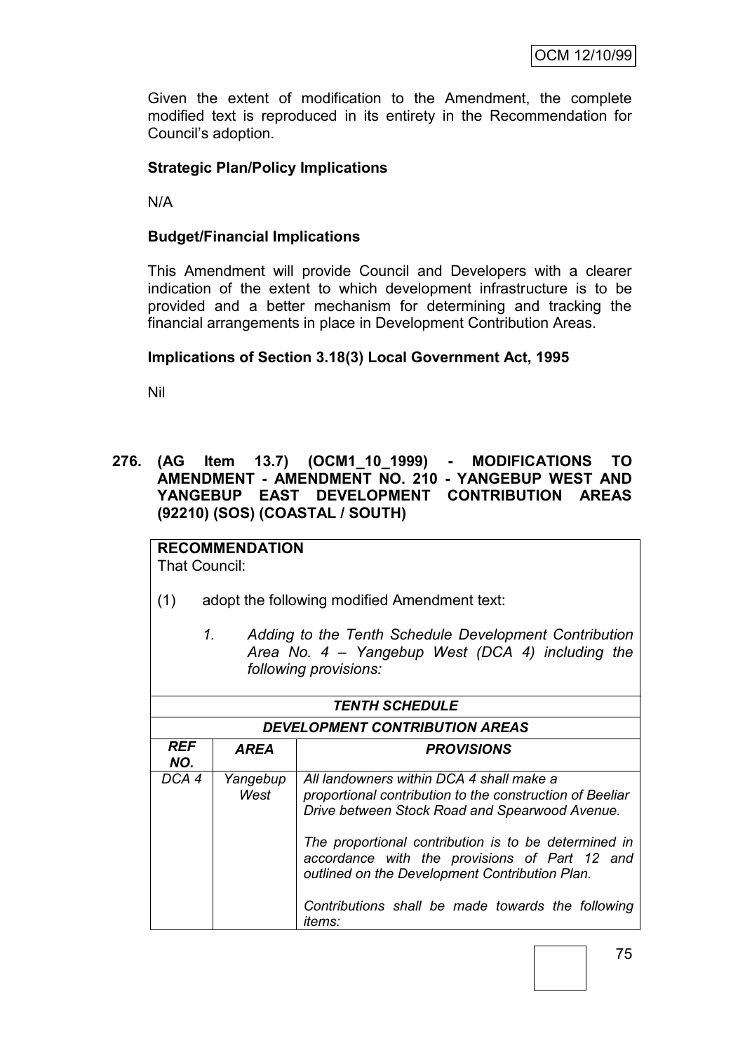Given the extent of modification to the Amendment, the complete modified text is reproduced in its entirety in the Recommendation for Council's adoption.

**Strategic Plan/Policy Implications**

N/A

**Budget/Financial Implications**

This Amendment will provide Council and Developers with a clearer indication of the extent to which development infrastructure is to be provided and a better mechanism for determining and tracking the financial arrangements in place in Development Contribution Areas.

**Implications of Section 3.18(3) Local Government Act, 1995**

Nil

**276. (AG Item 13.7) (OCM1_10_1999) - MODIFICATIONS TO AMENDMENT - AMENDMENT NO. 210 - YANGEBUP WEST AND YANGEBUP EAST DEVELOPMENT CONTRIBUTION AREAS (92210) (SOS) (COASTAL / SOUTH)**

**RECOMMENDATION**

That Council:

(1) adopt the following modified Amendment text:

*1. Adding to the Tenth Schedule Development Contribution Area No. 4 – Yangebup West (DCA 4) including the following provisions:*

| ***TENTH SCHEDULE*** | | |
|---|---|---|
| ***DEVELOPMENT CONTRIBUTION AREAS*** | | |
| ***REF NO.*** | ***AREA*** | ***PROVISIONS*** |
| *DCA 4* | *Yangebup West* | *All landowners within DCA 4 shall make a proportional contribution to the construction of Beeliar Drive between Stock Road and Spearwood Avenue.*<br><br>*The proportional contribution is to be determined in accordance with the provisions of Part 12 and outlined on the Development Contribution Plan.*<br><br>*Contributions shall be made towards the following items:* |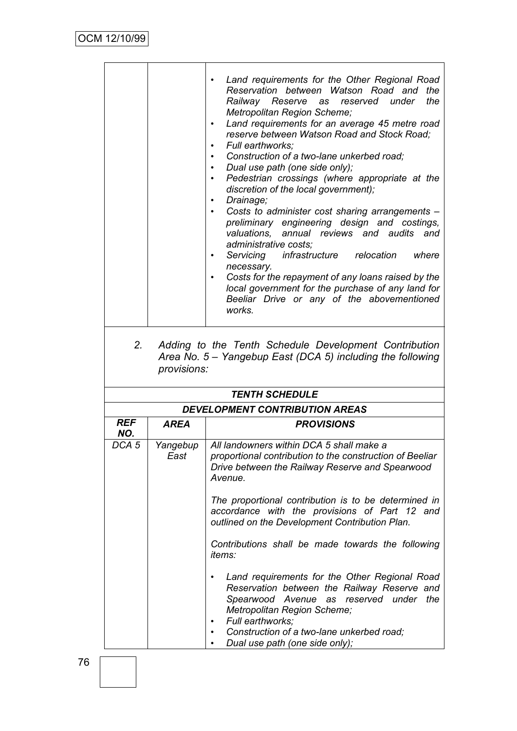| | | *Provisions (continued)* |
|---|---|---|
| | | • *Land requirements for the Other Regional Road Reservation between Watson Road and the Railway Reserve as reserved under the Metropolitan Region Scheme;*<br>• *Land requirements for an average 45 metre road reserve between Watson Road and Stock Road;*<br>• *Full earthworks;*<br>• *Construction of a two-lane unkerbed road;*<br>• *Dual use path (one side only);*<br>• *Pedestrian crossings (where appropriate at the discretion of the local government);*<br>• *Drainage;*<br>• *Costs to administer cost sharing arrangements – preliminary engineering design and costings, valuations, annual reviews and audits and administrative costs;*<br>• *Servicing infrastructure relocation where necessary.*<br>• *Costs for the repayment of any loans raised by the local government for the purchase of any land for Beeliar Drive or any of the abovementioned works.* |

2. *Adding to the Tenth Schedule Development Contribution Area No. 5 – Yangebup East (DCA 5) including the following provisions:*

| ***TENTH SCHEDULE*** | | |
|---|---|---|
| ***DEVELOPMENT CONTRIBUTION AREAS*** | | |
| ***REF NO.*** | ***AREA*** | ***PROVISIONS*** |
| *DCA 5* | *Yangebup East* | *All landowners within DCA 5 shall make a proportional contribution to the construction of Beeliar Drive between the Railway Reserve and Spearwood Avenue.*<br><br>*The proportional contribution is to be determined in accordance with the provisions of Part 12 and outlined on the Development Contribution Plan.*<br><br>*Contributions shall be made towards the following items:*<br><br>• *Land requirements for the Other Regional Road Reservation between the Railway Reserve and Spearwood Avenue as reserved under the Metropolitan Region Scheme;*<br>• *Full earthworks;*<br>• *Construction of a two-lane unkerbed road;*<br>• *Dual use path (one side only);* |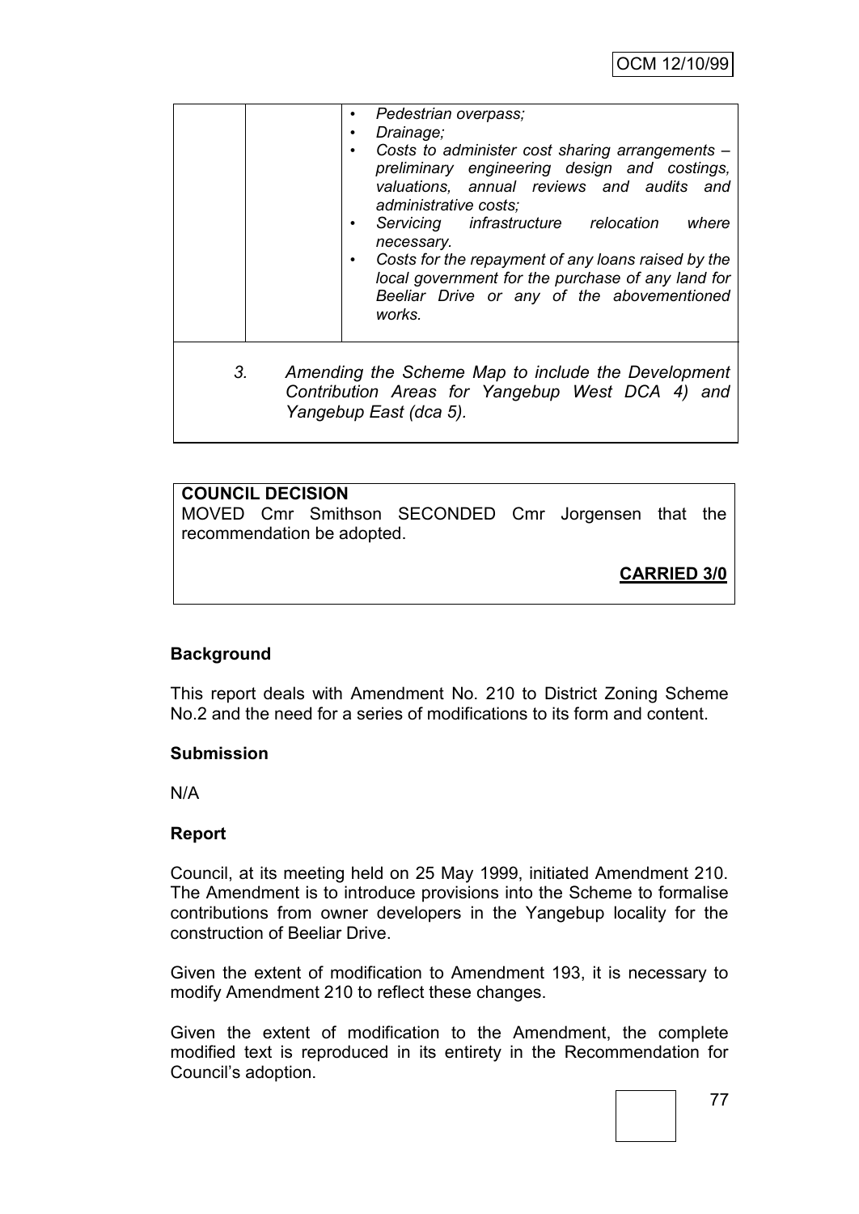| | | • *Pedestrian overpass;*<br>• *Drainage;*<br>• *Costs to administer cost sharing arrangements – preliminary engineering design and costings, valuations, annual reviews and audits and administrative costs;*<br>• *Servicing infrastructure relocation where necessary.*<br>• *Costs for the repayment of any loans raised by the local government for the purchase of any land for Beeliar Drive or any of the abovementioned works.* |
|---|---|---|

*3. Amending the Scheme Map to include the Development Contribution Areas for Yangebup West DCA 4) and Yangebup East (dca 5).*

**COUNCIL DECISION**

MOVED Cmr Smithson SECONDED Cmr Jorgensen that the recommendation be adopted.

**CARRIED 3/0**

**Background**

This report deals with Amendment No. 210 to District Zoning Scheme No.2 and the need for a series of modifications to its form and content.

**Submission**

N/A

**Report**

Council, at its meeting held on 25 May 1999, initiated Amendment 210. The Amendment is to introduce provisions into the Scheme to formalise contributions from owner developers in the Yangebup locality for the construction of Beeliar Drive.

Given the extent of modification to Amendment 193, it is necessary to modify Amendment 210 to reflect these changes.

Given the extent of modification to the Amendment, the complete modified text is reproduced in its entirety in the Recommendation for Council's adoption.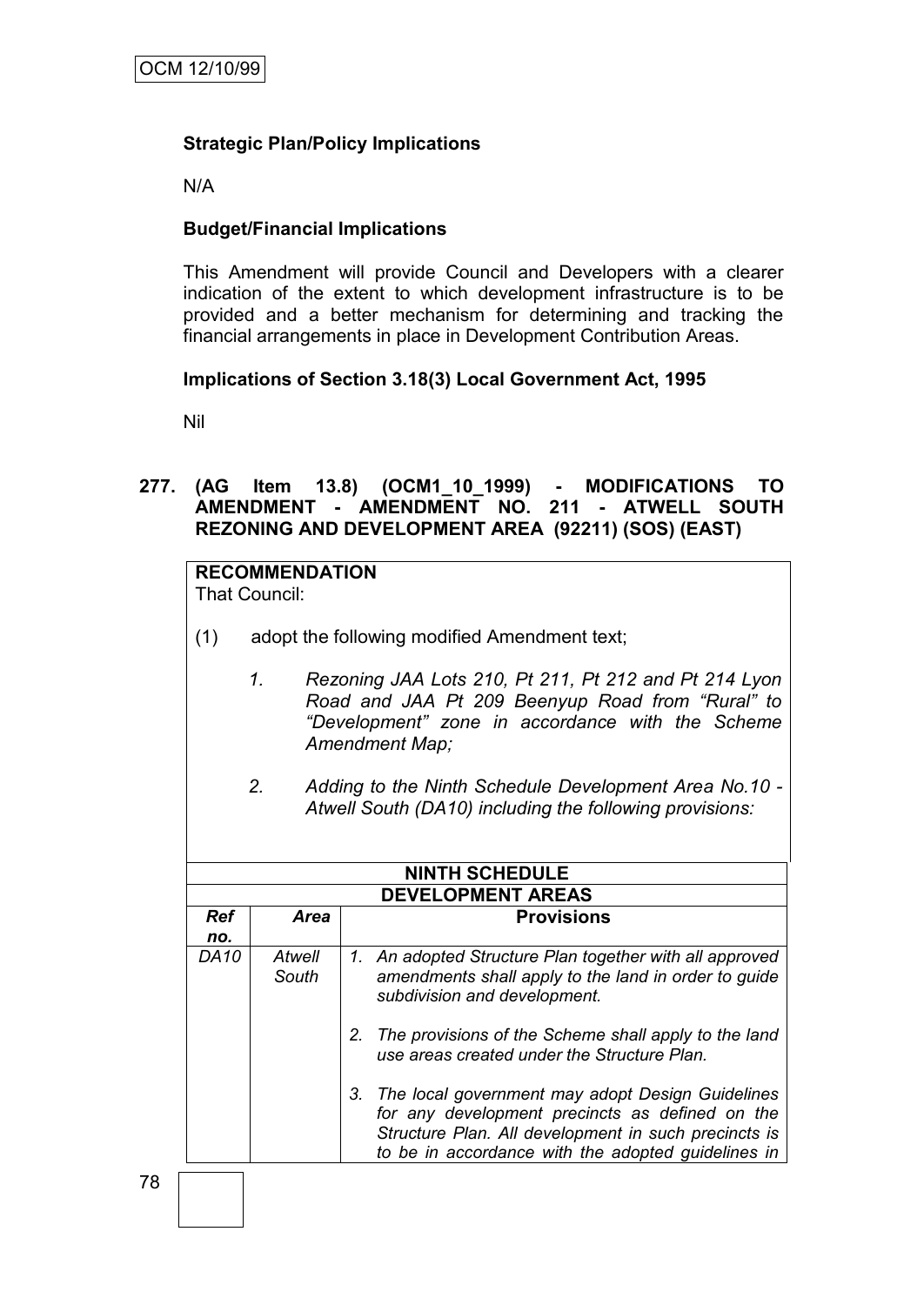**Strategic Plan/Policy Implications**

N/A

**Budget/Financial Implications**

This Amendment will provide Council and Developers with a clearer indication of the extent to which development infrastructure is to be provided and a better mechanism for determining and tracking the financial arrangements in place in Development Contribution Areas.

**Implications of Section 3.18(3) Local Government Act, 1995**

Nil

**277. (AG Item 13.8) (OCM1_10_1999) - MODIFICATIONS TO AMENDMENT - AMENDMENT NO. 211 - ATWELL SOUTH REZONING AND DEVELOPMENT AREA (92211) (SOS) (EAST)**

**RECOMMENDATION**

That Council:

(1) adopt the following modified Amendment text;

1. *Rezoning JAA Lots 210, Pt 211, Pt 212 and Pt 214 Lyon Road and JAA Pt 209 Beenyup Road from "Rural" to "Development" zone in accordance with the Scheme Amendment Map;*

2. *Adding to the Ninth Schedule Development Area No.10 - Atwell South (DA10) including the following provisions:*

| NINTH SCHEDULE | | |
|---|---|---|
| **DEVELOPMENT AREAS** | | |
| ***Ref no.*** | ***Area*** | **Provisions** |
| *DA10* | *Atwell South* | *1. An adopted Structure Plan together with all approved amendments shall apply to the land in order to guide subdivision and development.*<br><br>*2. The provisions of the Scheme shall apply to the land use areas created under the Structure Plan.*<br><br>*3. The local government may adopt Design Guidelines for any development precincts as defined on the Structure Plan. All development in such precincts is to be in accordance with the adopted guidelines in* |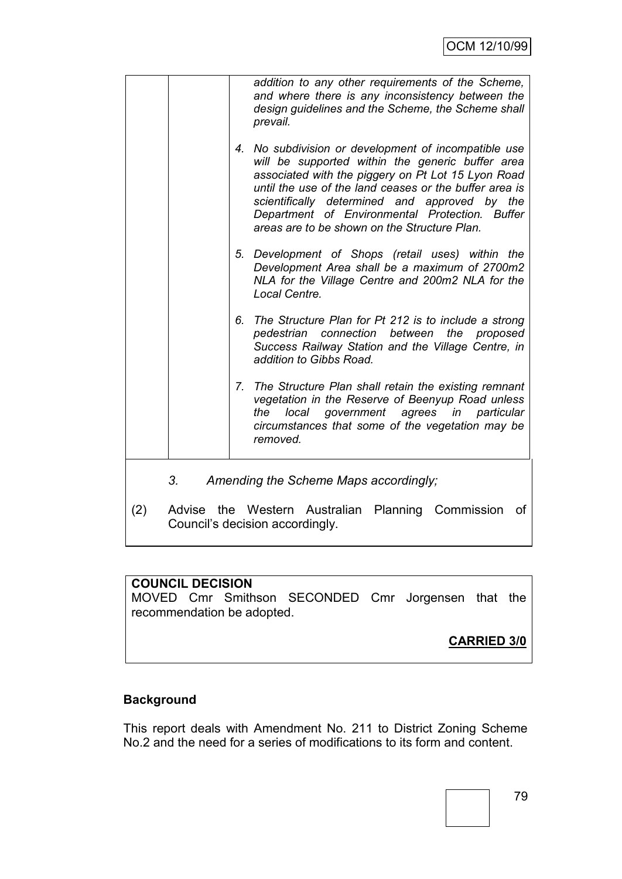| | | *addition to any other requirements of the Scheme, and where there is any inconsistency between the design guidelines and the Scheme, the Scheme shall prevail.* |
|---|---|---|
| | | *4. No subdivision or development of incompatible use will be supported within the generic buffer area associated with the piggery on Pt Lot 15 Lyon Road until the use of the land ceases or the buffer area is scientifically determined and approved by the Department of Environmental Protection. Buffer areas are to be shown on the Structure Plan.* |
| | | *5. Development of Shops (retail uses) within the Development Area shall be a maximum of 2700m2 NLA for the Village Centre and 200m2 NLA for the Local Centre.* |
| | | *6. The Structure Plan for Pt 212 is to include a strong pedestrian connection between the proposed Success Railway Station and the Village Centre, in addition to Gibbs Road.* |
| | | *7. The Structure Plan shall retain the existing remnant vegetation in the Reserve of Beenyup Road unless the local government agrees in particular circumstances that some of the vegetation may be removed.* |

*3. Amending the Scheme Maps accordingly;*

(2) Advise the Western Australian Planning Commission of Council's decision accordingly.

**COUNCIL DECISION**

MOVED Cmr Smithson SECONDED Cmr Jorgensen that the recommendation be adopted.

**CARRIED 3/0**

## Background

This report deals with Amendment No. 211 to District Zoning Scheme No.2 and the need for a series of modifications to its form and content.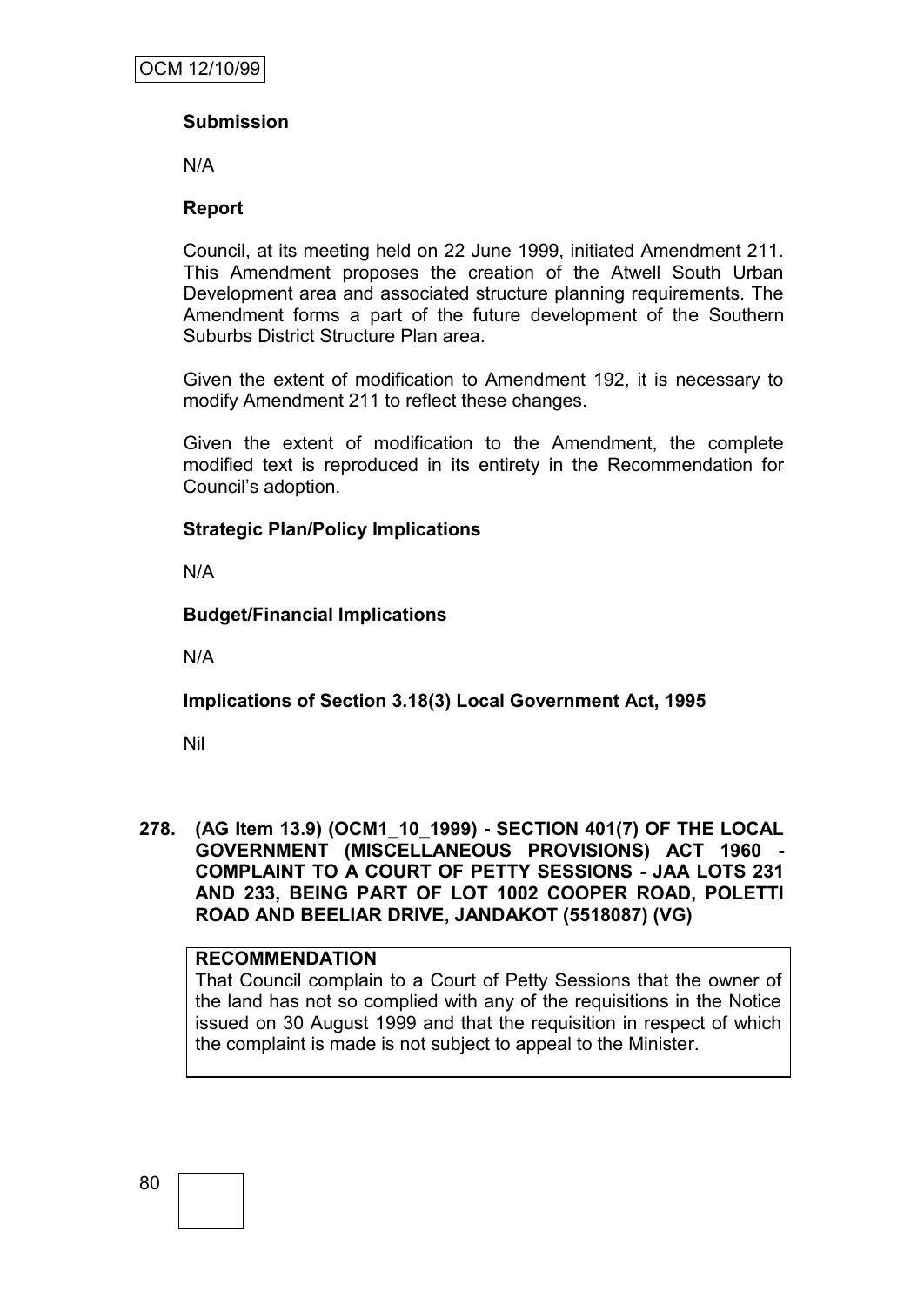**Submission**

N/A

**Report**

Council, at its meeting held on 22 June 1999, initiated Amendment 211. This Amendment proposes the creation of the Atwell South Urban Development area and associated structure planning requirements. The Amendment forms a part of the future development of the Southern Suburbs District Structure Plan area.

Given the extent of modification to Amendment 192, it is necessary to modify Amendment 211 to reflect these changes.

Given the extent of modification to the Amendment, the complete modified text is reproduced in its entirety in the Recommendation for Council's adoption.

**Strategic Plan/Policy Implications**

N/A

**Budget/Financial Implications**

N/A

**Implications of Section 3.18(3) Local Government Act, 1995**

Nil

**278. (AG Item 13.9) (OCM1_10_1999) - SECTION 401(7) OF THE LOCAL GOVERNMENT (MISCELLANEOUS PROVISIONS) ACT 1960 - COMPLAINT TO A COURT OF PETTY SESSIONS - JAA LOTS 231 AND 233, BEING PART OF LOT 1002 COOPER ROAD, POLETTI ROAD AND BEELIAR DRIVE, JANDAKOT (5518087) (VG)**

**RECOMMENDATION**

That Council complain to a Court of Petty Sessions that the owner of the land has not so complied with any of the requisitions in the Notice issued on 30 August 1999 and that the requisition in respect of which the complaint is made is not subject to appeal to the Minister.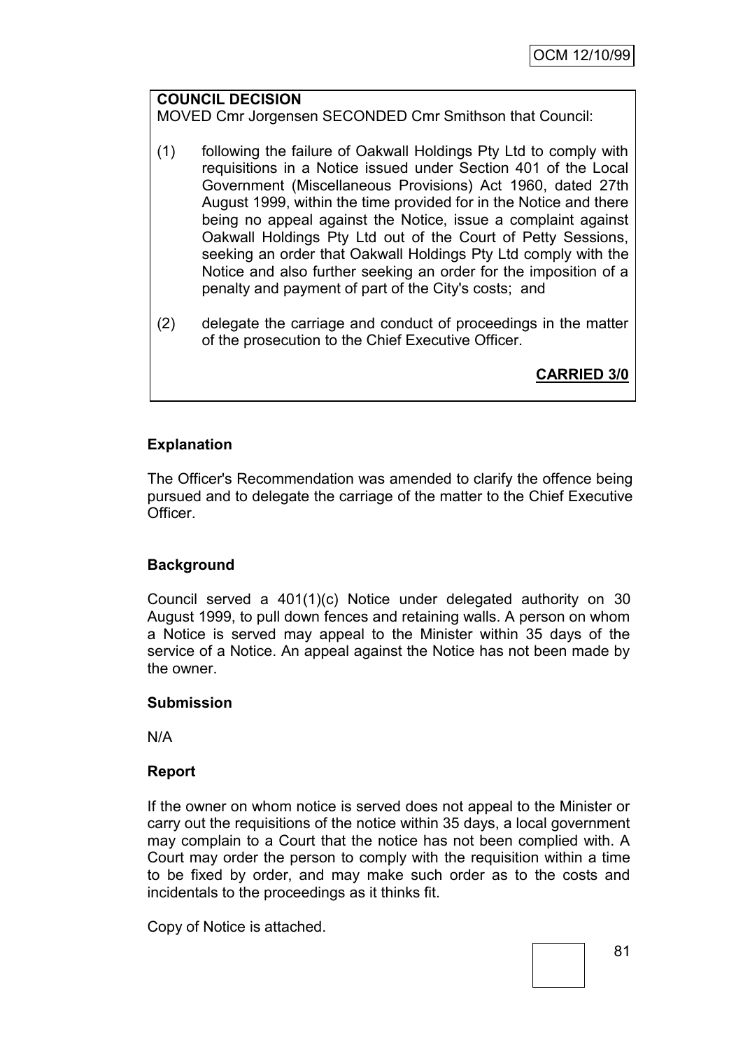**COUNCIL DECISION**

MOVED Cmr Jorgensen SECONDED Cmr Smithson that Council:

(1) following the failure of Oakwall Holdings Pty Ltd to comply with requisitions in a Notice issued under Section 401 of the Local Government (Miscellaneous Provisions) Act 1960, dated 27th August 1999, within the time provided for in the Notice and there being no appeal against the Notice, issue a complaint against Oakwall Holdings Pty Ltd out of the Court of Petty Sessions, seeking an order that Oakwall Holdings Pty Ltd comply with the Notice and also further seeking an order for the imposition of a penalty and payment of part of the City's costs; and

(2) delegate the carriage and conduct of proceedings in the matter of the prosecution to the Chief Executive Officer.

**CARRIED 3/0**

**Explanation**

The Officer's Recommendation was amended to clarify the offence being pursued and to delegate the carriage of the matter to the Chief Executive Officer.

**Background**

Council served a 401(1)(c) Notice under delegated authority on 30 August 1999, to pull down fences and retaining walls. A person on whom a Notice is served may appeal to the Minister within 35 days of the service of a Notice. An appeal against the Notice has not been made by the owner.

**Submission**

N/A

**Report**

If the owner on whom notice is served does not appeal to the Minister or carry out the requisitions of the notice within 35 days, a local government may complain to a Court that the notice has not been complied with. A Court may order the person to comply with the requisition within a time to be fixed by order, and may make such order as to the costs and incidentals to the proceedings as it thinks fit.

Copy of Notice is attached.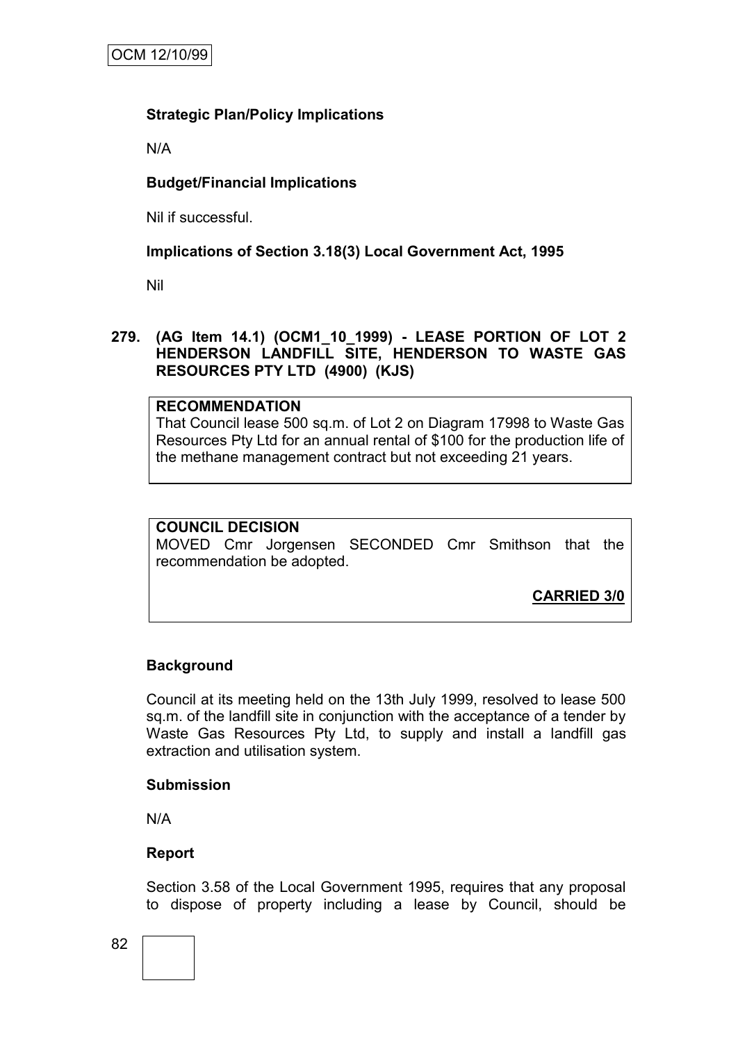**Strategic Plan/Policy Implications**

N/A

**Budget/Financial Implications**

Nil if successful.

**Implications of Section 3.18(3) Local Government Act, 1995**

Nil

**279. (AG Item 14.1) (OCM1_10_1999) - LEASE PORTION OF LOT 2 HENDERSON LANDFILL SITE, HENDERSON TO WASTE GAS RESOURCES PTY LTD (4900) (KJS)**

**RECOMMENDATION**

That Council lease 500 sq.m. of Lot 2 on Diagram 17998 to Waste Gas Resources Pty Ltd for an annual rental of $100 for the production life of the methane management contract but not exceeding 21 years.

**COUNCIL DECISION**

MOVED Cmr Jorgensen SECONDED Cmr Smithson that the recommendation be adopted.

**CARRIED 3/0**

**Background**

Council at its meeting held on the 13th July 1999, resolved to lease 500 sq.m. of the landfill site in conjunction with the acceptance of a tender by Waste Gas Resources Pty Ltd, to supply and install a landfill gas extraction and utilisation system.

**Submission**

N/A

**Report**

Section 3.58 of the Local Government 1995, requires that any proposal to dispose of property including a lease by Council, should be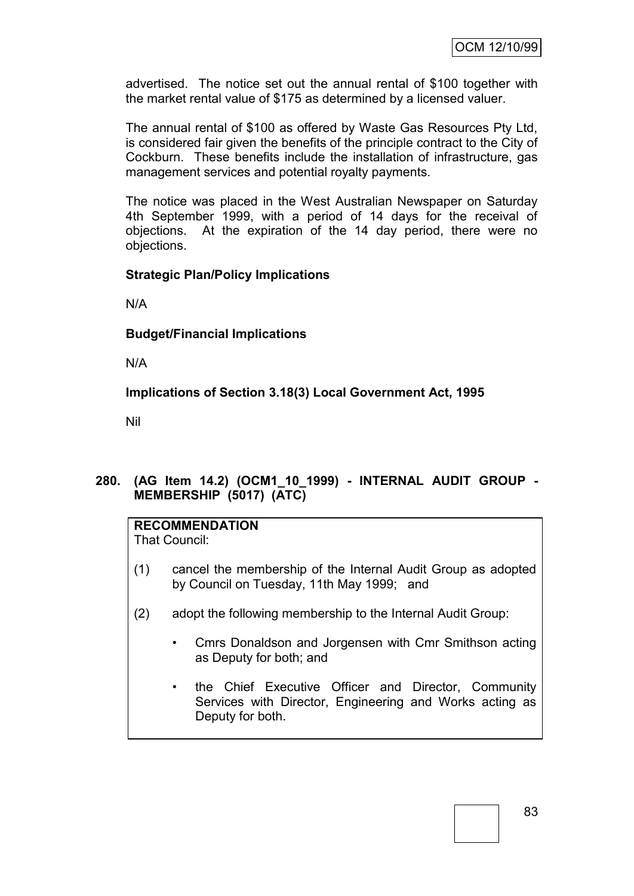advertised. The notice set out the annual rental of $100 together with the market rental value of $175 as determined by a licensed valuer.

The annual rental of $100 as offered by Waste Gas Resources Pty Ltd, is considered fair given the benefits of the principle contract to the City of Cockburn. These benefits include the installation of infrastructure, gas management services and potential royalty payments.

The notice was placed in the West Australian Newspaper on Saturday 4th September 1999, with a period of 14 days for the receival of objections. At the expiration of the 14 day period, there were no objections.

**Strategic Plan/Policy Implications**

N/A

**Budget/Financial Implications**

N/A

**Implications of Section 3.18(3) Local Government Act, 1995**

Nil

**280. (AG Item 14.2) (OCM1_10_1999) - INTERNAL AUDIT GROUP - MEMBERSHIP (5017) (ATC)**

**RECOMMENDATION**
That Council:

(1) cancel the membership of the Internal Audit Group as adopted by Council on Tuesday, 11th May 1999; and

(2) adopt the following membership to the Internal Audit Group:

- Cmrs Donaldson and Jorgensen with Cmr Smithson acting as Deputy for both; and
- the Chief Executive Officer and Director, Community Services with Director, Engineering and Works acting as Deputy for both.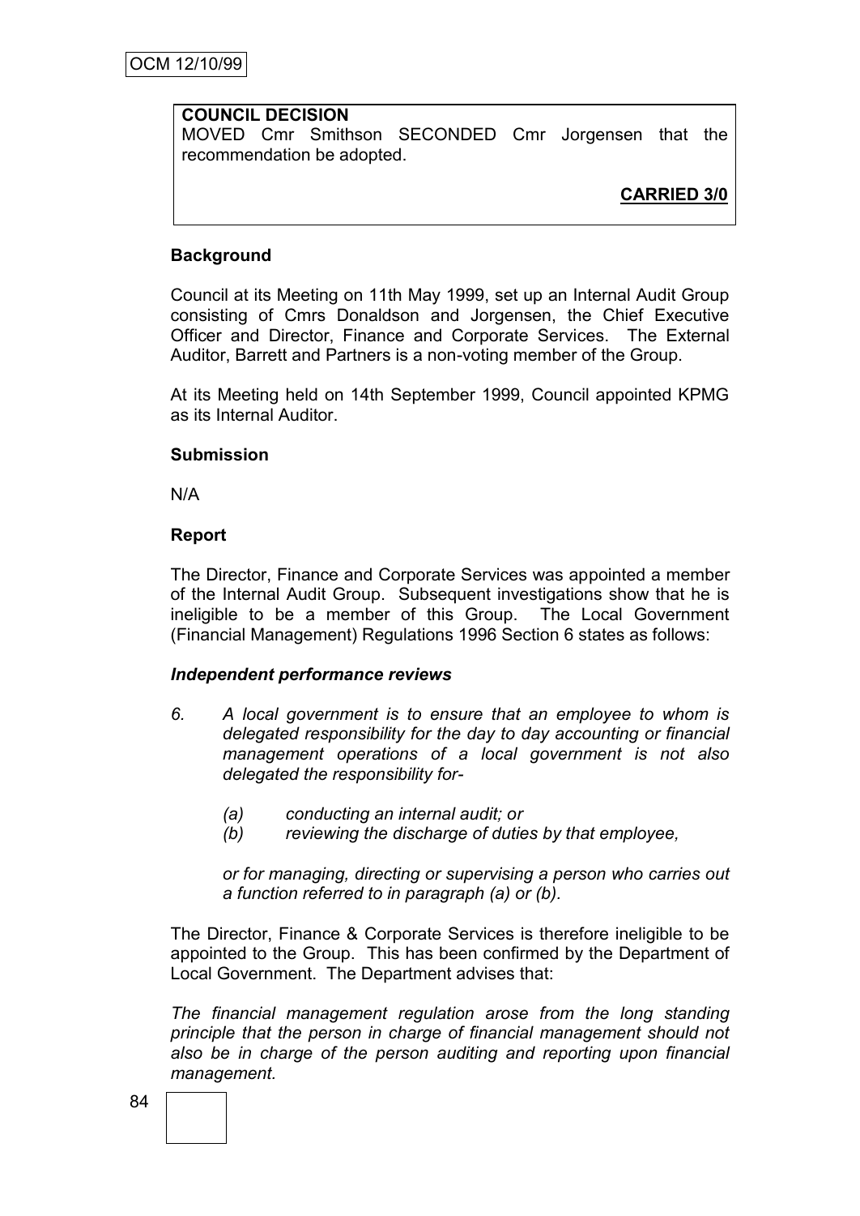**COUNCIL DECISION**
MOVED Cmr Smithson SECONDED Cmr Jorgensen that the recommendation be adopted.

**CARRIED 3/0**

**Background**

Council at its Meeting on 11th May 1999, set up an Internal Audit Group consisting of Cmrs Donaldson and Jorgensen, the Chief Executive Officer and Director, Finance and Corporate Services. The External Auditor, Barrett and Partners is a non-voting member of the Group.

At its Meeting held on 14th September 1999, Council appointed KPMG as its Internal Auditor.

**Submission**

N/A

**Report**

The Director, Finance and Corporate Services was appointed a member of the Internal Audit Group. Subsequent investigations show that he is ineligible to be a member of this Group. The Local Government (Financial Management) Regulations 1996 Section 6 states as follows:

***Independent performance reviews***

*6. A local government is to ensure that an employee to whom is delegated responsibility for the day to day accounting or financial management operations of a local government is not also delegated the responsibility for-*

*(a) conducting an internal audit; or*
*(b) reviewing the discharge of duties by that employee,*

*or for managing, directing or supervising a person who carries out a function referred to in paragraph (a) or (b).*

The Director, Finance & Corporate Services is therefore ineligible to be appointed to the Group. This has been confirmed by the Department of Local Government. The Department advises that:

*The financial management regulation arose from the long standing principle that the person in charge of financial management should not also be in charge of the person auditing and reporting upon financial management.*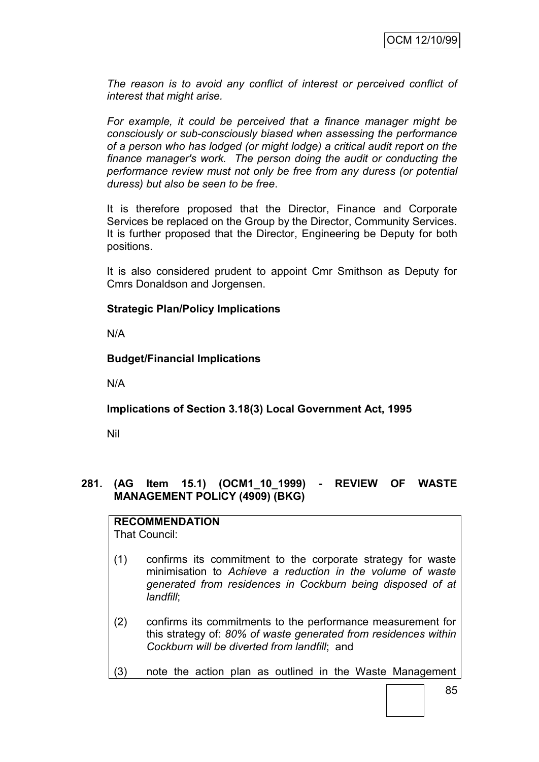*The reason is to avoid any conflict of interest or perceived conflict of interest that might arise.*

*For example, it could be perceived that a finance manager might be consciously or sub-consciously biased when assessing the performance of a person who has lodged (or might lodge) a critical audit report on the finance manager's work. The person doing the audit or conducting the performance review must not only be free from any duress (or potential duress) but also be seen to be free.*

It is therefore proposed that the Director, Finance and Corporate Services be replaced on the Group by the Director, Community Services. It is further proposed that the Director, Engineering be Deputy for both positions.

It is also considered prudent to appoint Cmr Smithson as Deputy for Cmrs Donaldson and Jorgensen.

**Strategic Plan/Policy Implications**

N/A

**Budget/Financial Implications**

N/A

**Implications of Section 3.18(3) Local Government Act, 1995**

Nil

## 281. (AG Item 15.1) (OCM1_10_1999) - REVIEW OF WASTE MANAGEMENT POLICY (4909) (BKG)

**RECOMMENDATION**
That Council:

(1) confirms its commitment to the corporate strategy for waste minimisation to *Achieve a reduction in the volume of waste generated from residences in Cockburn being disposed of at landfill*;

(2) confirms its commitments to the performance measurement for this strategy of: *80% of waste generated from residences within Cockburn will be diverted from landfill*; and

(3) note the action plan as outlined in the Waste Management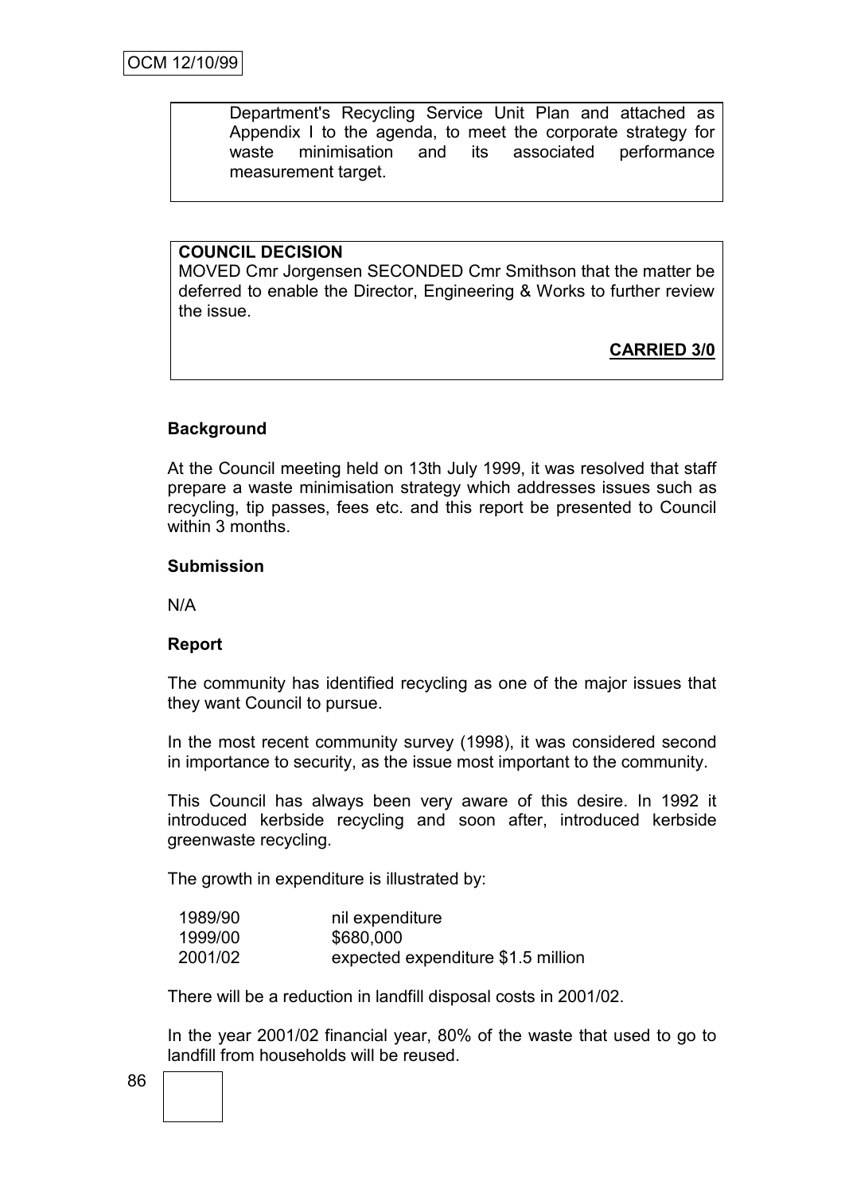Department's Recycling Service Unit Plan and attached as Appendix I to the agenda, to meet the corporate strategy for waste minimisation and its associated performance measurement target.

**COUNCIL DECISION**

MOVED Cmr Jorgensen SECONDED Cmr Smithson that the matter be deferred to enable the Director, Engineering & Works to further review the issue.

**CARRIED 3/0**

**Background**

At the Council meeting held on 13th July 1999, it was resolved that staff prepare a waste minimisation strategy which addresses issues such as recycling, tip passes, fees etc. and this report be presented to Council within 3 months.

**Submission**

N/A

**Report**

The community has identified recycling as one of the major issues that they want Council to pursue.

In the most recent community survey (1998), it was considered second in importance to security, as the issue most important to the community.

This Council has always been very aware of this desire. In 1992 it introduced kerbside recycling and soon after, introduced kerbside greenwaste recycling.

The growth in expenditure is illustrated by:

| | |
|---|---|
| 1989/90 | nil expenditure |
| 1999/00 | \$680,000 |
| 2001/02 | expected expenditure \$1.5 million |

There will be a reduction in landfill disposal costs in 2001/02.

In the year 2001/02 financial year, 80% of the waste that used to go to landfill from households will be reused.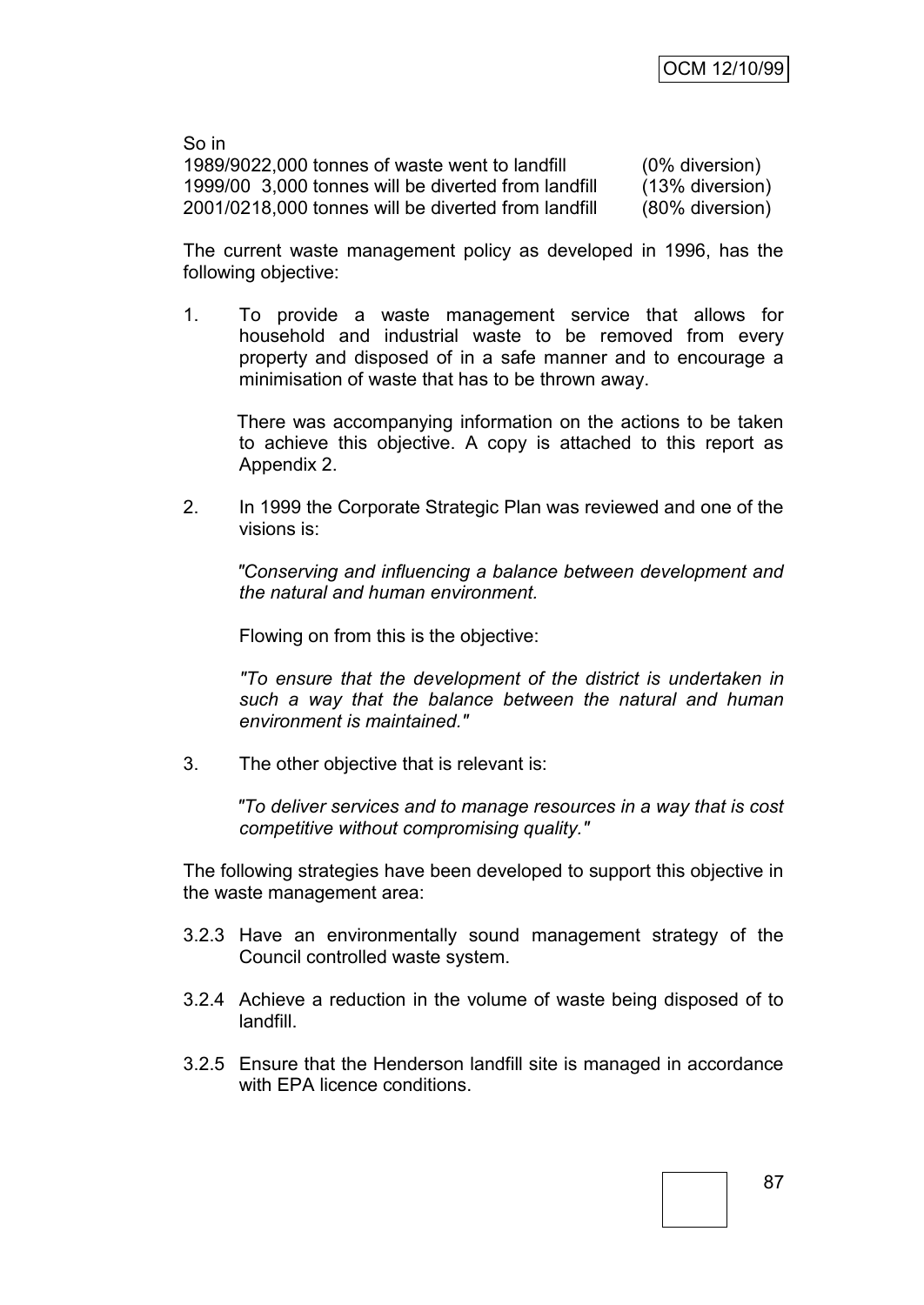So in

| | | |
|---|---|---|
| 1989/90 | 22,000 tonnes of waste went to landfill | (0% diversion) |
| 1999/00 | 3,000 tonnes will be diverted from landfill | (13% diversion) |
| 2001/02 | 18,000 tonnes will be diverted from landfill | (80% diversion) |

The current waste management policy as developed in 1996, has the following objective:

1. To provide a waste management service that allows for household and industrial waste to be removed from every property and disposed of in a safe manner and to encourage a minimisation of waste that has to be thrown away.

   There was accompanying information on the actions to be taken to achieve this objective. A copy is attached to this report as Appendix 2.

2. In 1999 the Corporate Strategic Plan was reviewed and one of the visions is:

   *"Conserving and influencing a balance between development and the natural and human environment.*

   Flowing on from this is the objective:

   *"To ensure that the development of the district is undertaken in such a way that the balance between the natural and human environment is maintained."*

3. The other objective that is relevant is:

   *"To deliver services and to manage resources in a way that is cost competitive without compromising quality."*

The following strategies have been developed to support this objective in the waste management area:

3.2.3 Have an environmentally sound management strategy of the Council controlled waste system.

3.2.4 Achieve a reduction in the volume of waste being disposed of to landfill.

3.2.5 Ensure that the Henderson landfill site is managed in accordance with EPA licence conditions.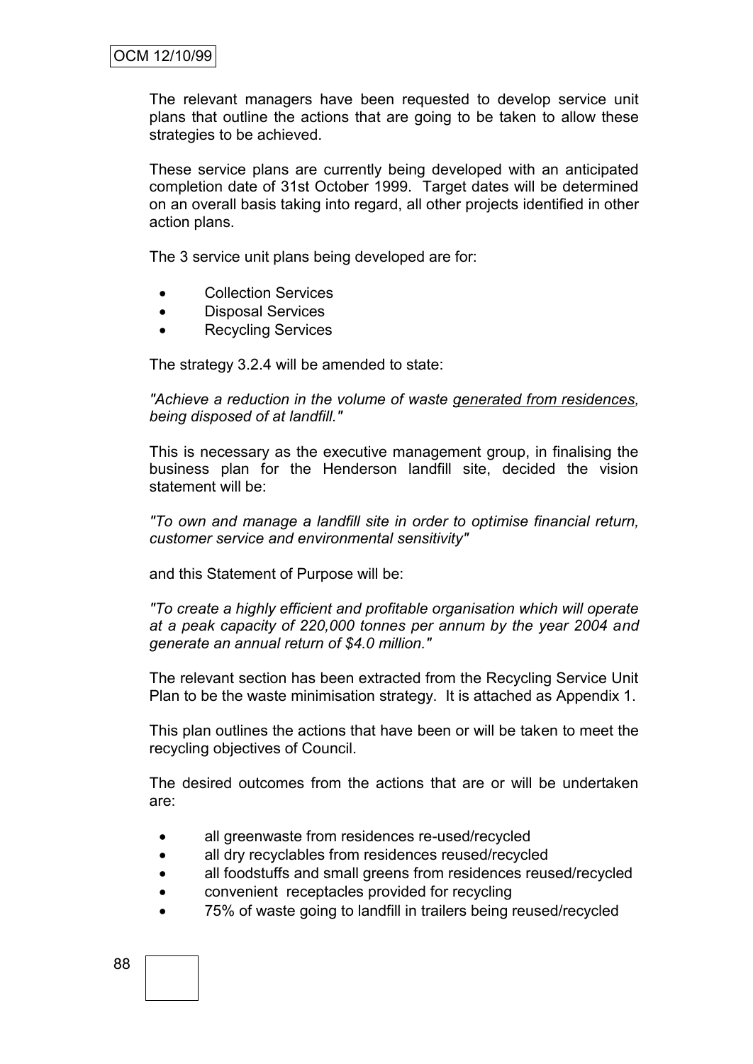The relevant managers have been requested to develop service unit plans that outline the actions that are going to be taken to allow these strategies to be achieved.

These service plans are currently being developed with an anticipated completion date of 31st October 1999. Target dates will be determined on an overall basis taking into regard, all other projects identified in other action plans.

The 3 service unit plans being developed are for:

- Collection Services
- Disposal Services
- Recycling Services

The strategy 3.2.4 will be amended to state:

*"Achieve a reduction in the volume of waste <u>generated from residences</u>, being disposed of at landfill."*

This is necessary as the executive management group, in finalising the business plan for the Henderson landfill site, decided the vision statement will be:

*"To own and manage a landfill site in order to optimise financial return, customer service and environmental sensitivity"*

and this Statement of Purpose will be:

*"To create a highly efficient and profitable organisation which will operate at a peak capacity of 220,000 tonnes per annum by the year 2004 and generate an annual return of $4.0 million."*

The relevant section has been extracted from the Recycling Service Unit Plan to be the waste minimisation strategy. It is attached as Appendix 1.

This plan outlines the actions that have been or will be taken to meet the recycling objectives of Council.

The desired outcomes from the actions that are or will be undertaken are:

- all greenwaste from residences re-used/recycled
- all dry recyclables from residences reused/recycled
- all foodstuffs and small greens from residences reused/recycled
- convenient receptacles provided for recycling
- 75% of waste going to landfill in trailers being reused/recycled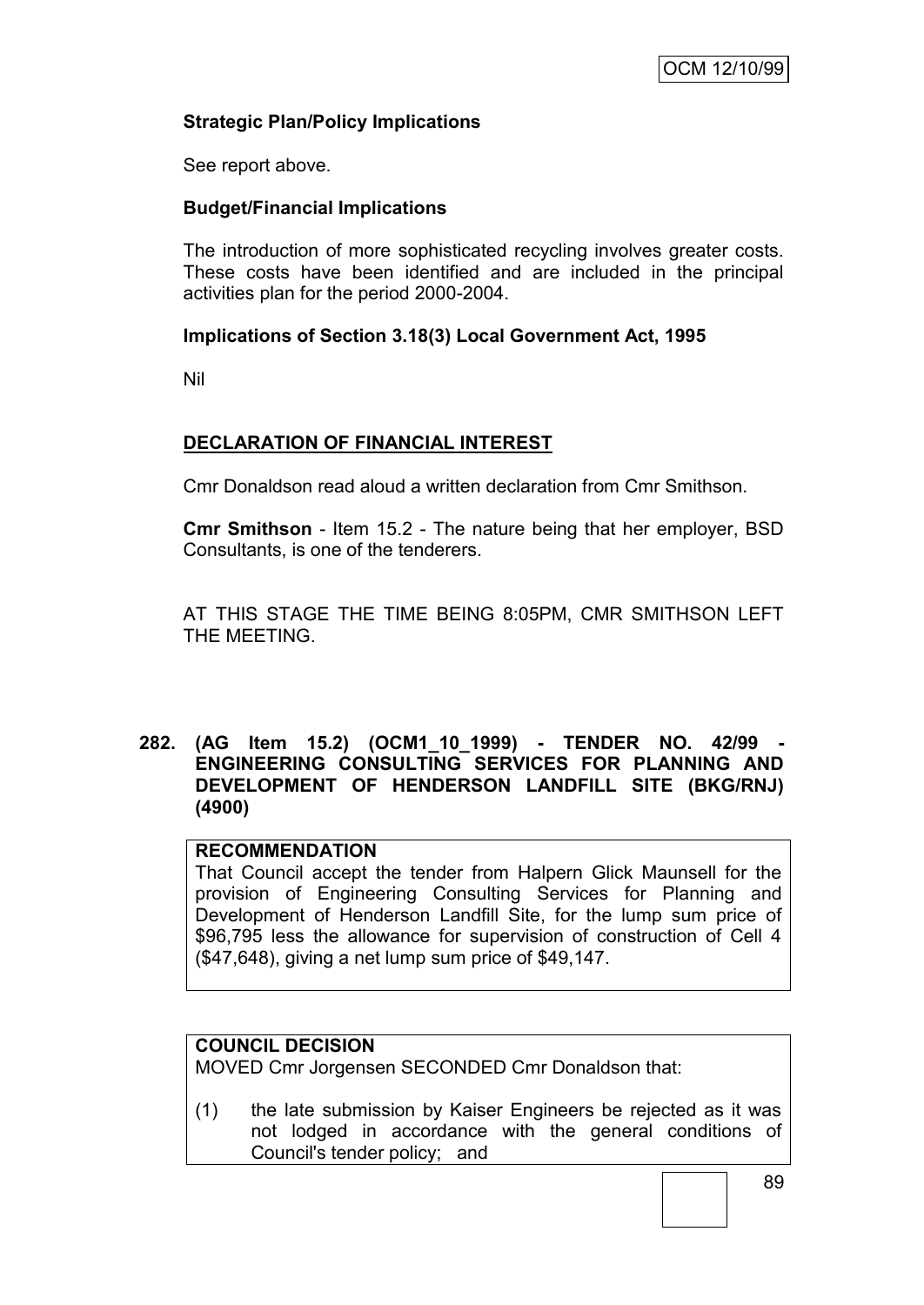**Strategic Plan/Policy Implications**

See report above.

**Budget/Financial Implications**

The introduction of more sophisticated recycling involves greater costs. These costs have been identified and are included in the principal activities plan for the period 2000-2004.

**Implications of Section 3.18(3) Local Government Act, 1995**

Nil

**DECLARATION OF FINANCIAL INTEREST**

Cmr Donaldson read aloud a written declaration from Cmr Smithson.

**Cmr Smithson** - Item 15.2 - The nature being that her employer, BSD Consultants, is one of the tenderers.

AT THIS STAGE THE TIME BEING 8:05PM, CMR SMITHSON LEFT THE MEETING.

**282. (AG Item 15.2) (OCM1_10_1999) - TENDER NO. 42/99 - ENGINEERING CONSULTING SERVICES FOR PLANNING AND DEVELOPMENT OF HENDERSON LANDFILL SITE (BKG/RNJ) (4900)**

**RECOMMENDATION**

That Council accept the tender from Halpern Glick Maunsell for the provision of Engineering Consulting Services for Planning and Development of Henderson Landfill Site, for the lump sum price of $96,795 less the allowance for supervision of construction of Cell 4 ($47,648), giving a net lump sum price of $49,147.

**COUNCIL DECISION**

MOVED Cmr Jorgensen SECONDED Cmr Donaldson that:

(1) the late submission by Kaiser Engineers be rejected as it was not lodged in accordance with the general conditions of Council's tender policy; and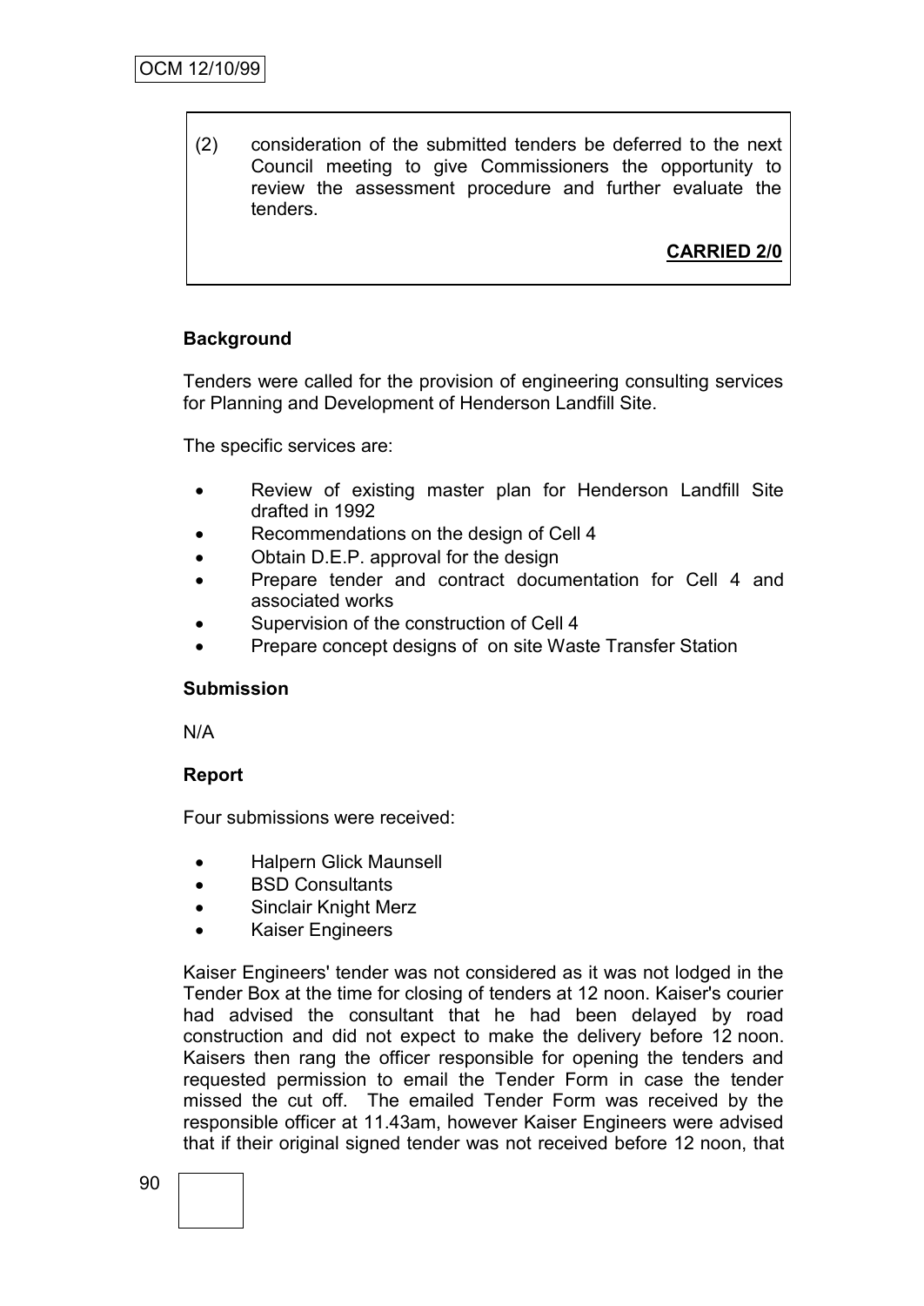(2) consideration of the submitted tenders be deferred to the next Council meeting to give Commissioners the opportunity to review the assessment procedure and further evaluate the tenders.

**CARRIED 2/0**

**Background**

Tenders were called for the provision of engineering consulting services for Planning and Development of Henderson Landfill Site.

The specific services are:

- Review of existing master plan for Henderson Landfill Site drafted in 1992
- Recommendations on the design of Cell 4
- Obtain D.E.P. approval for the design
- Prepare tender and contract documentation for Cell 4 and associated works
- Supervision of the construction of Cell 4
- Prepare concept designs of on site Waste Transfer Station

**Submission**

N/A

**Report**

Four submissions were received:

- Halpern Glick Maunsell
- BSD Consultants
- Sinclair Knight Merz
- Kaiser Engineers

Kaiser Engineers' tender was not considered as it was not lodged in the Tender Box at the time for closing of tenders at 12 noon. Kaiser's courier had advised the consultant that he had been delayed by road construction and did not expect to make the delivery before 12 noon. Kaisers then rang the officer responsible for opening the tenders and requested permission to email the Tender Form in case the tender missed the cut off. The emailed Tender Form was received by the responsible officer at 11.43am, however Kaiser Engineers were advised that if their original signed tender was not received before 12 noon, that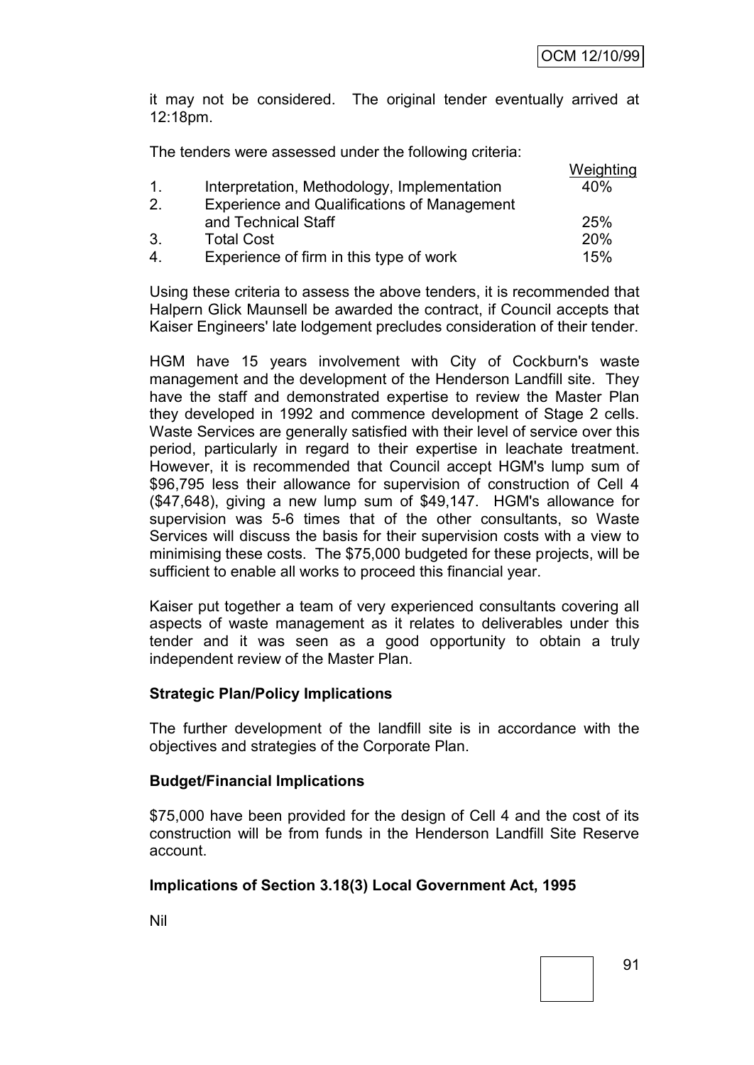it may not be considered. The original tender eventually arrived at 12:18pm.

The tenders were assessed under the following criteria:

| | | Weighting |
|---|---|---|
| 1. | Interpretation, Methodology, Implementation | 40% |
| 2. | Experience and Qualifications of Management and Technical Staff | 25% |
| 3. | Total Cost | 20% |
| 4. | Experience of firm in this type of work | 15% |

Using these criteria to assess the above tenders, it is recommended that Halpern Glick Maunsell be awarded the contract, if Council accepts that Kaiser Engineers' late lodgement precludes consideration of their tender.

HGM have 15 years involvement with City of Cockburn's waste management and the development of the Henderson Landfill site. They have the staff and demonstrated expertise to review the Master Plan they developed in 1992 and commence development of Stage 2 cells. Waste Services are generally satisfied with their level of service over this period, particularly in regard to their expertise in leachate treatment. However, it is recommended that Council accept HGM's lump sum of $96,795 less their allowance for supervision of construction of Cell 4 ($47,648), giving a new lump sum of $49,147. HGM's allowance for supervision was 5-6 times that of the other consultants, so Waste Services will discuss the basis for their supervision costs with a view to minimising these costs. The $75,000 budgeted for these projects, will be sufficient to enable all works to proceed this financial year.

Kaiser put together a team of very experienced consultants covering all aspects of waste management as it relates to deliverables under this tender and it was seen as a good opportunity to obtain a truly independent review of the Master Plan.

**Strategic Plan/Policy Implications**

The further development of the landfill site is in accordance with the objectives and strategies of the Corporate Plan.

**Budget/Financial Implications**

$75,000 have been provided for the design of Cell 4 and the cost of its construction will be from funds in the Henderson Landfill Site Reserve account.

**Implications of Section 3.18(3) Local Government Act, 1995**

Nil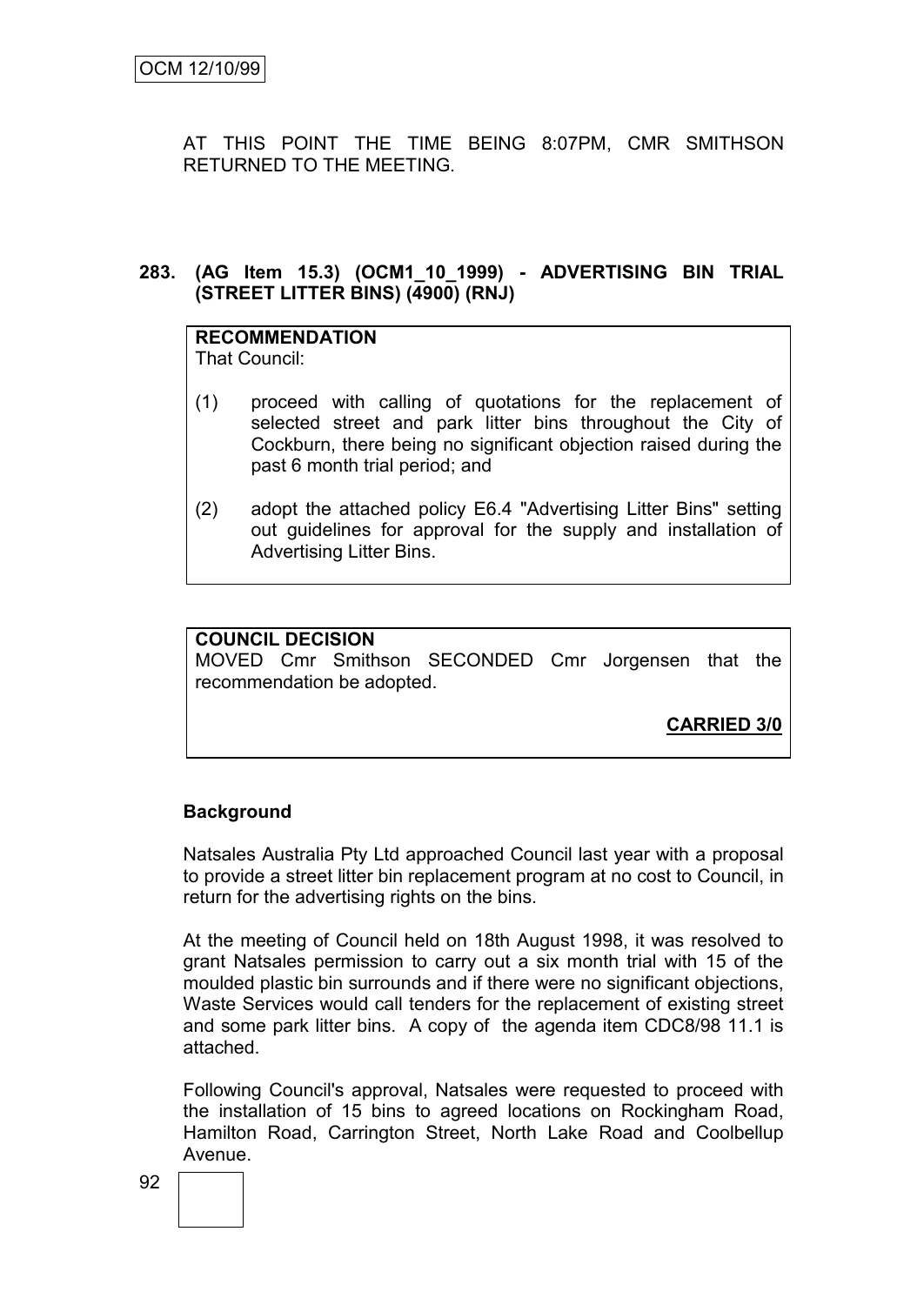AT THIS POINT THE TIME BEING 8:07PM, CMR SMITHSON RETURNED TO THE MEETING.

**283. (AG Item 15.3) (OCM1_10_1999) - ADVERTISING BIN TRIAL (STREET LITTER BINS) (4900) (RNJ)**

**RECOMMENDATION**
That Council:

(1) proceed with calling of quotations for the replacement of selected street and park litter bins throughout the City of Cockburn, there being no significant objection raised during the past 6 month trial period; and

(2) adopt the attached policy E6.4 "Advertising Litter Bins" setting out guidelines for approval for the supply and installation of Advertising Litter Bins.

**COUNCIL DECISION**
MOVED Cmr Smithson SECONDED Cmr Jorgensen that the recommendation be adopted.

**CARRIED 3/0**

**Background**

Natsales Australia Pty Ltd approached Council last year with a proposal to provide a street litter bin replacement program at no cost to Council, in return for the advertising rights on the bins.

At the meeting of Council held on 18th August 1998, it was resolved to grant Natsales permission to carry out a six month trial with 15 of the moulded plastic bin surrounds and if there were no significant objections, Waste Services would call tenders for the replacement of existing street and some park litter bins. A copy of the agenda item CDC8/98 11.1 is attached.

Following Council's approval, Natsales were requested to proceed with the installation of 15 bins to agreed locations on Rockingham Road, Hamilton Road, Carrington Street, North Lake Road and Coolbellup Avenue.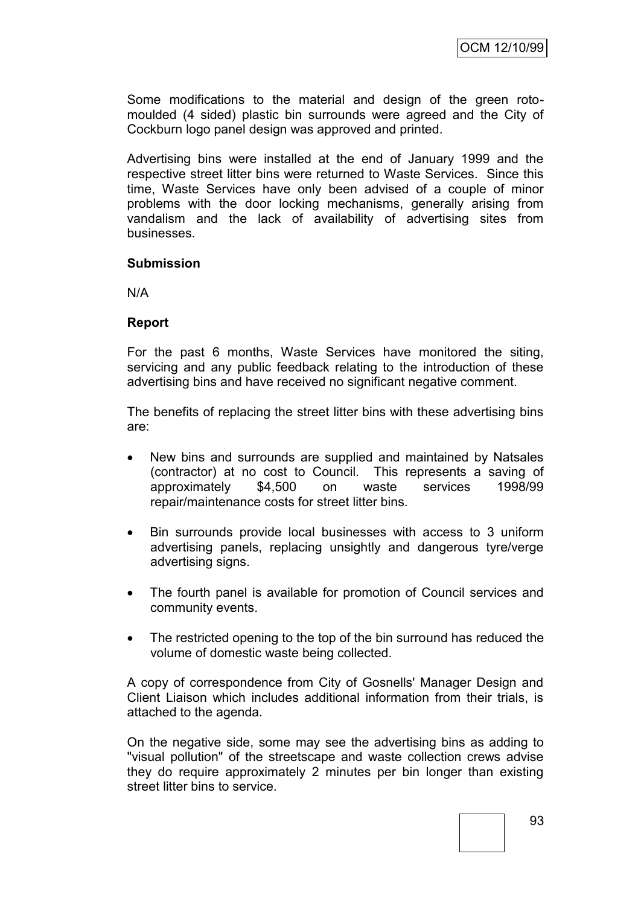Some modifications to the material and design of the green roto-moulded (4 sided) plastic bin surrounds were agreed and the City of Cockburn logo panel design was approved and printed.

Advertising bins were installed at the end of January 1999 and the respective street litter bins were returned to Waste Services. Since this time, Waste Services have only been advised of a couple of minor problems with the door locking mechanisms, generally arising from vandalism and the lack of availability of advertising sites from businesses.

**Submission**

N/A

**Report**

For the past 6 months, Waste Services have monitored the siting, servicing and any public feedback relating to the introduction of these advertising bins and have received no significant negative comment.

The benefits of replacing the street litter bins with these advertising bins are:

- New bins and surrounds are supplied and maintained by Natsales (contractor) at no cost to Council. This represents a saving of approximately $4,500 on waste services 1998/99 repair/maintenance costs for street litter bins.
- Bin surrounds provide local businesses with access to 3 uniform advertising panels, replacing unsightly and dangerous tyre/verge advertising signs.
- The fourth panel is available for promotion of Council services and community events.
- The restricted opening to the top of the bin surround has reduced the volume of domestic waste being collected.

A copy of correspondence from City of Gosnells' Manager Design and Client Liaison which includes additional information from their trials, is attached to the agenda.

On the negative side, some may see the advertising bins as adding to "visual pollution" of the streetscape and waste collection crews advise they do require approximately 2 minutes per bin longer than existing street litter bins to service.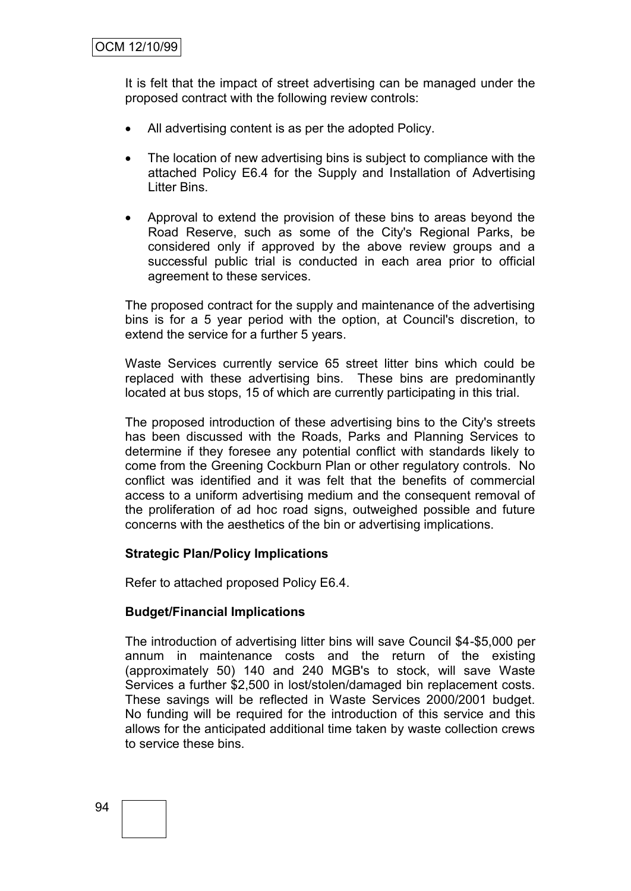It is felt that the impact of street advertising can be managed under the proposed contract with the following review controls:

- All advertising content is as per the adopted Policy.
- The location of new advertising bins is subject to compliance with the attached Policy E6.4 for the Supply and Installation of Advertising Litter Bins.
- Approval to extend the provision of these bins to areas beyond the Road Reserve, such as some of the City's Regional Parks, be considered only if approved by the above review groups and a successful public trial is conducted in each area prior to official agreement to these services.

The proposed contract for the supply and maintenance of the advertising bins is for a 5 year period with the option, at Council's discretion, to extend the service for a further 5 years.

Waste Services currently service 65 street litter bins which could be replaced with these advertising bins. These bins are predominantly located at bus stops, 15 of which are currently participating in this trial.

The proposed introduction of these advertising bins to the City's streets has been discussed with the Roads, Parks and Planning Services to determine if they foresee any potential conflict with standards likely to come from the Greening Cockburn Plan or other regulatory controls. No conflict was identified and it was felt that the benefits of commercial access to a uniform advertising medium and the consequent removal of the proliferation of ad hoc road signs, outweighed possible and future concerns with the aesthetics of the bin or advertising implications.

**Strategic Plan/Policy Implications**

Refer to attached proposed Policy E6.4.

**Budget/Financial Implications**

The introduction of advertising litter bins will save Council $4-$5,000 per annum in maintenance costs and the return of the existing (approximately 50) 140 and 240 MGB's to stock, will save Waste Services a further $2,500 in lost/stolen/damaged bin replacement costs. These savings will be reflected in Waste Services 2000/2001 budget. No funding will be required for the introduction of this service and this allows for the anticipated additional time taken by waste collection crews to service these bins.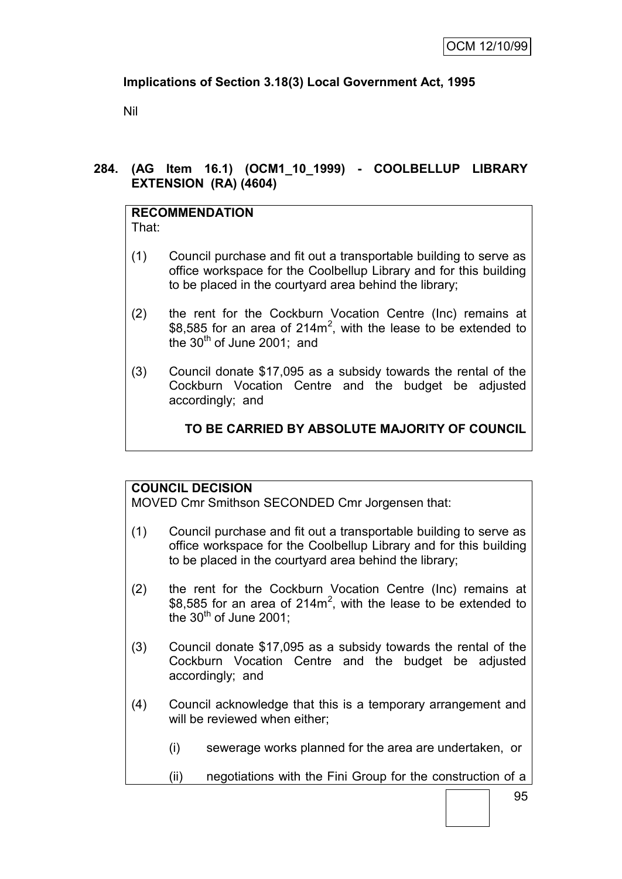**Implications of Section 3.18(3) Local Government Act, 1995**

Nil

**284. (AG Item 16.1) (OCM1_10_1999) - COOLBELLUP LIBRARY EXTENSION (RA) (4604)**

**RECOMMENDATION**
That:

(1) Council purchase and fit out a transportable building to serve as office workspace for the Coolbellup Library and for this building to be placed in the courtyard area behind the library;

(2) the rent for the Cockburn Vocation Centre (Inc) remains at \$8,585 for an area of $214m^2$, with the lease to be extended to the 30th of June 2001; and

(3) Council donate \$17,095 as a subsidy towards the rental of the Cockburn Vocation Centre and the budget be adjusted accordingly; and

**TO BE CARRIED BY ABSOLUTE MAJORITY OF COUNCIL**

**COUNCIL DECISION**
MOVED Cmr Smithson SECONDED Cmr Jorgensen that:

(1) Council purchase and fit out a transportable building to serve as office workspace for the Coolbellup Library and for this building to be placed in the courtyard area behind the library;

(2) the rent for the Cockburn Vocation Centre (Inc) remains at \$8,585 for an area of $214m^2$, with the lease to be extended to the 30th of June 2001;

(3) Council donate \$17,095 as a subsidy towards the rental of the Cockburn Vocation Centre and the budget be adjusted accordingly; and

(4) Council acknowledge that this is a temporary arrangement and will be reviewed when either;

(i) sewerage works planned for the area are undertaken, or

(ii) negotiations with the Fini Group for the construction of a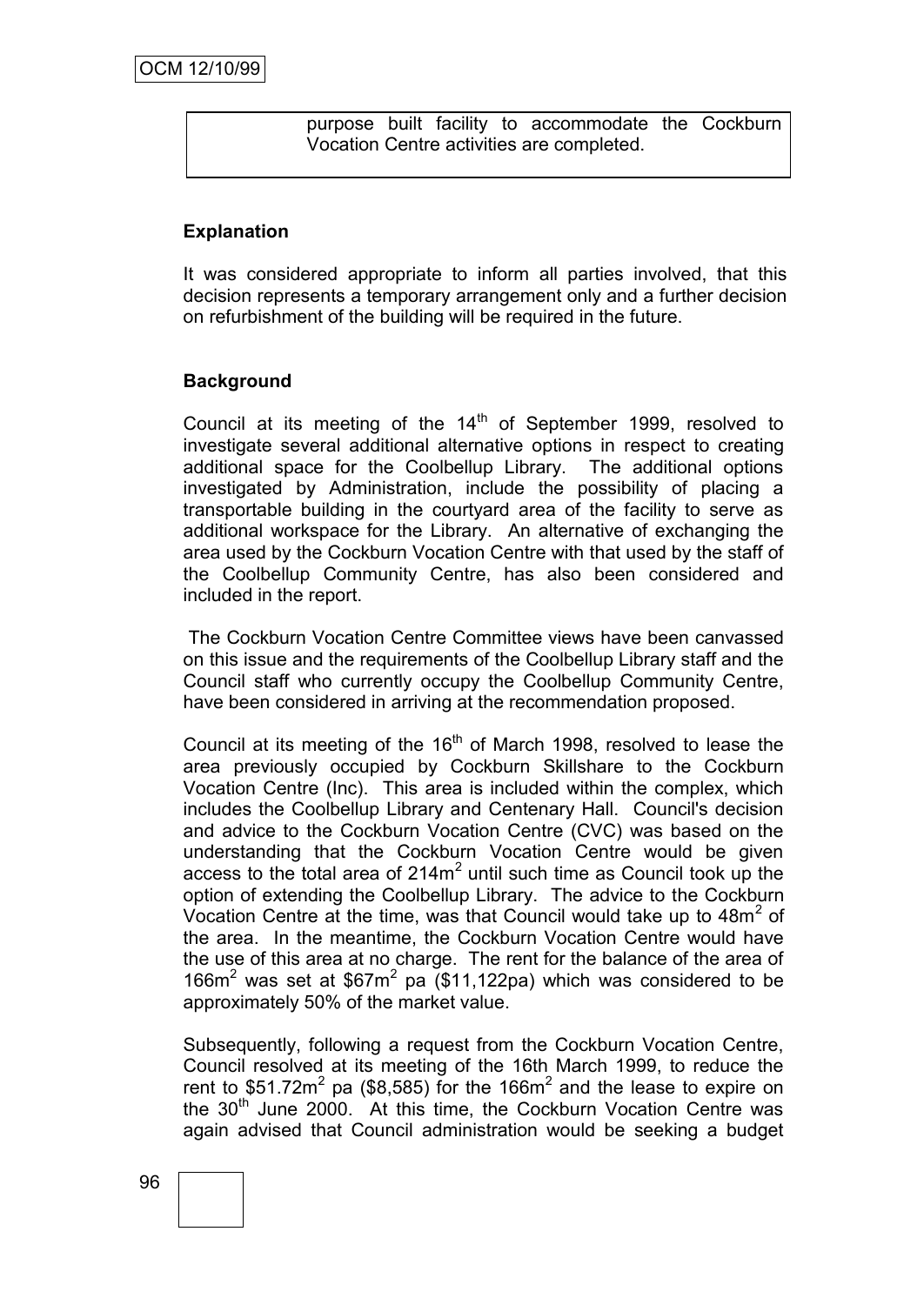purpose built facility to accommodate the Cockburn Vocation Centre activities are completed.

**Explanation**

It was considered appropriate to inform all parties involved, that this decision represents a temporary arrangement only and a further decision on refurbishment of the building will be required in the future.

**Background**

Council at its meeting of the 14th of September 1999, resolved to investigate several additional alternative options in respect to creating additional space for the Coolbellup Library. The additional options investigated by Administration, include the possibility of placing a transportable building in the courtyard area of the facility to serve as additional workspace for the Library. An alternative of exchanging the area used by the Cockburn Vocation Centre with that used by the staff of the Coolbellup Community Centre, has also been considered and included in the report.

The Cockburn Vocation Centre Committee views have been canvassed on this issue and the requirements of the Coolbellup Library staff and the Council staff who currently occupy the Coolbellup Community Centre, have been considered in arriving at the recommendation proposed.

Council at its meeting of the 16th of March 1998, resolved to lease the area previously occupied by Cockburn Skillshare to the Cockburn Vocation Centre (Inc). This area is included within the complex, which includes the Coolbellup Library and Centenary Hall. Council's decision and advice to the Cockburn Vocation Centre (CVC) was based on the understanding that the Cockburn Vocation Centre would be given access to the total area of $214m^2$ until such time as Council took up the option of extending the Coolbellup Library. The advice to the Cockburn Vocation Centre at the time, was that Council would take up to $48m^2$ of the area. In the meantime, the Cockburn Vocation Centre would have the use of this area at no charge. The rent for the balance of the area of $166m^2$ was set at $67m^2 pa ($11,122pa) which was considered to be approximately 50% of the market value.

Subsequently, following a request from the Cockburn Vocation Centre, Council resolved at its meeting of the 16th March 1999, to reduce the rent to $51.72m^2 pa ($8,585) for the $166m^2$ and the lease to expire on the 30th June 2000. At this time, the Cockburn Vocation Centre was again advised that Council administration would be seeking a budget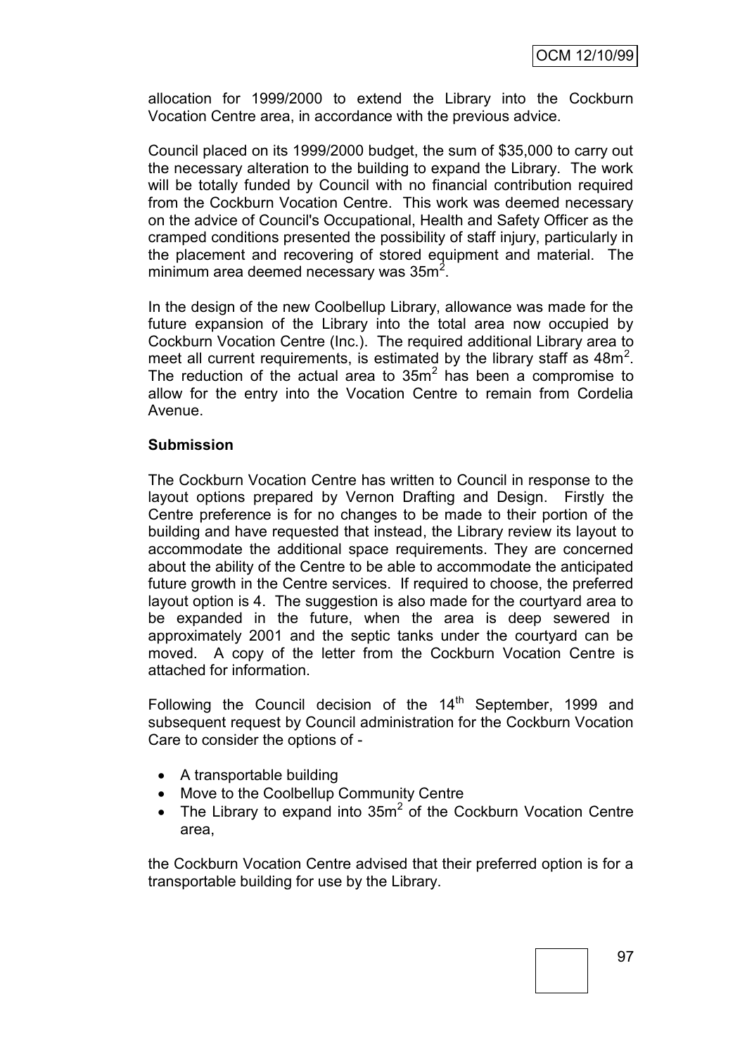allocation for 1999/2000 to extend the Library into the Cockburn Vocation Centre area, in accordance with the previous advice.

Council placed on its 1999/2000 budget, the sum of $35,000 to carry out the necessary alteration to the building to expand the Library. The work will be totally funded by Council with no financial contribution required from the Cockburn Vocation Centre. This work was deemed necessary on the advice of Council's Occupational, Health and Safety Officer as the cramped conditions presented the possibility of staff injury, particularly in the placement and recovering of stored equipment and material. The minimum area deemed necessary was $35m^2$.

In the design of the new Coolbellup Library, allowance was made for the future expansion of the Library into the total area now occupied by Cockburn Vocation Centre (Inc.). The required additional Library area to meet all current requirements, is estimated by the library staff as $48m^2$. The reduction of the actual area to $35m^2$ has been a compromise to allow for the entry into the Vocation Centre to remain from Cordelia Avenue.

**Submission**

The Cockburn Vocation Centre has written to Council in response to the layout options prepared by Vernon Drafting and Design. Firstly the Centre preference is for no changes to be made to their portion of the building and have requested that instead, the Library review its layout to accommodate the additional space requirements. They are concerned about the ability of the Centre to be able to accommodate the anticipated future growth in the Centre services. If required to choose, the preferred layout option is 4. The suggestion is also made for the courtyard area to be expanded in the future, when the area is deep sewered in approximately 2001 and the septic tanks under the courtyard can be moved. A copy of the letter from the Cockburn Vocation Centre is attached for information.

Following the Council decision of the 14th September, 1999 and subsequent request by Council administration for the Cockburn Vocation Care to consider the options of -

- A transportable building
- Move to the Coolbellup Community Centre
- The Library to expand into $35m^2$ of the Cockburn Vocation Centre area,

the Cockburn Vocation Centre advised that their preferred option is for a transportable building for use by the Library.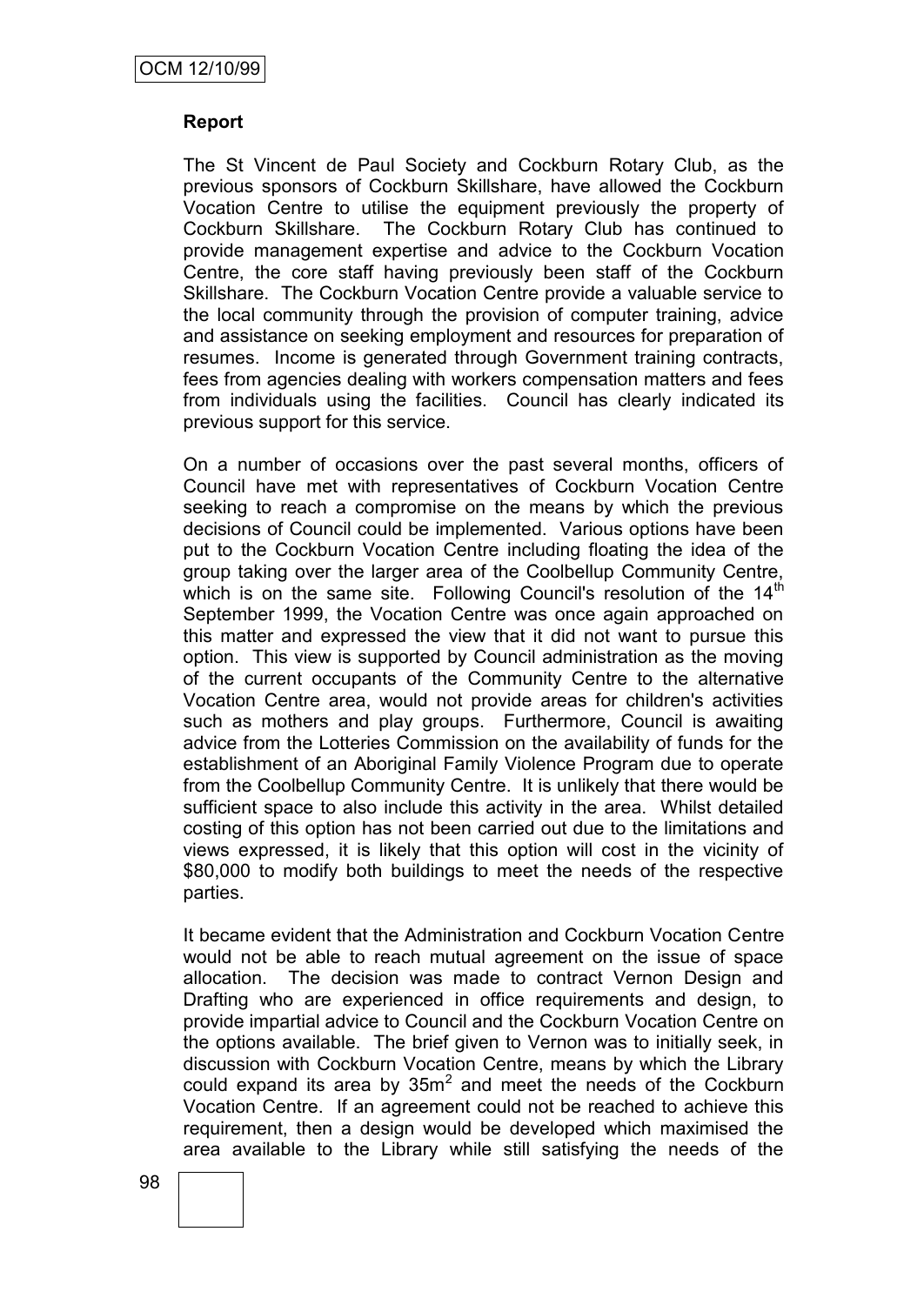**Report**

The St Vincent de Paul Society and Cockburn Rotary Club, as the previous sponsors of Cockburn Skillshare, have allowed the Cockburn Vocation Centre to utilise the equipment previously the property of Cockburn Skillshare. The Cockburn Rotary Club has continued to provide management expertise and advice to the Cockburn Vocation Centre, the core staff having previously been staff of the Cockburn Skillshare. The Cockburn Vocation Centre provide a valuable service to the local community through the provision of computer training, advice and assistance on seeking employment and resources for preparation of resumes. Income is generated through Government training contracts, fees from agencies dealing with workers compensation matters and fees from individuals using the facilities. Council has clearly indicated its previous support for this service.

On a number of occasions over the past several months, officers of Council have met with representatives of Cockburn Vocation Centre seeking to reach a compromise on the means by which the previous decisions of Council could be implemented. Various options have been put to the Cockburn Vocation Centre including floating the idea of the group taking over the larger area of the Coolbellup Community Centre, which is on the same site. Following Council's resolution of the 14th September 1999, the Vocation Centre was once again approached on this matter and expressed the view that it did not want to pursue this option. This view is supported by Council administration as the moving of the current occupants of the Community Centre to the alternative Vocation Centre area, would not provide areas for children's activities such as mothers and play groups. Furthermore, Council is awaiting advice from the Lotteries Commission on the availability of funds for the establishment of an Aboriginal Family Violence Program due to operate from the Coolbellup Community Centre. It is unlikely that there would be sufficient space to also include this activity in the area. Whilst detailed costing of this option has not been carried out due to the limitations and views expressed, it is likely that this option will cost in the vicinity of $80,000 to modify both buildings to meet the needs of the respective parties.

It became evident that the Administration and Cockburn Vocation Centre would not be able to reach mutual agreement on the issue of space allocation. The decision was made to contract Vernon Design and Drafting who are experienced in office requirements and design, to provide impartial advice to Council and the Cockburn Vocation Centre on the options available. The brief given to Vernon was to initially seek, in discussion with Cockburn Vocation Centre, means by which the Library could expand its area by 35m$^2$ and meet the needs of the Cockburn Vocation Centre. If an agreement could not be reached to achieve this requirement, then a design would be developed which maximised the area available to the Library while still satisfying the needs of the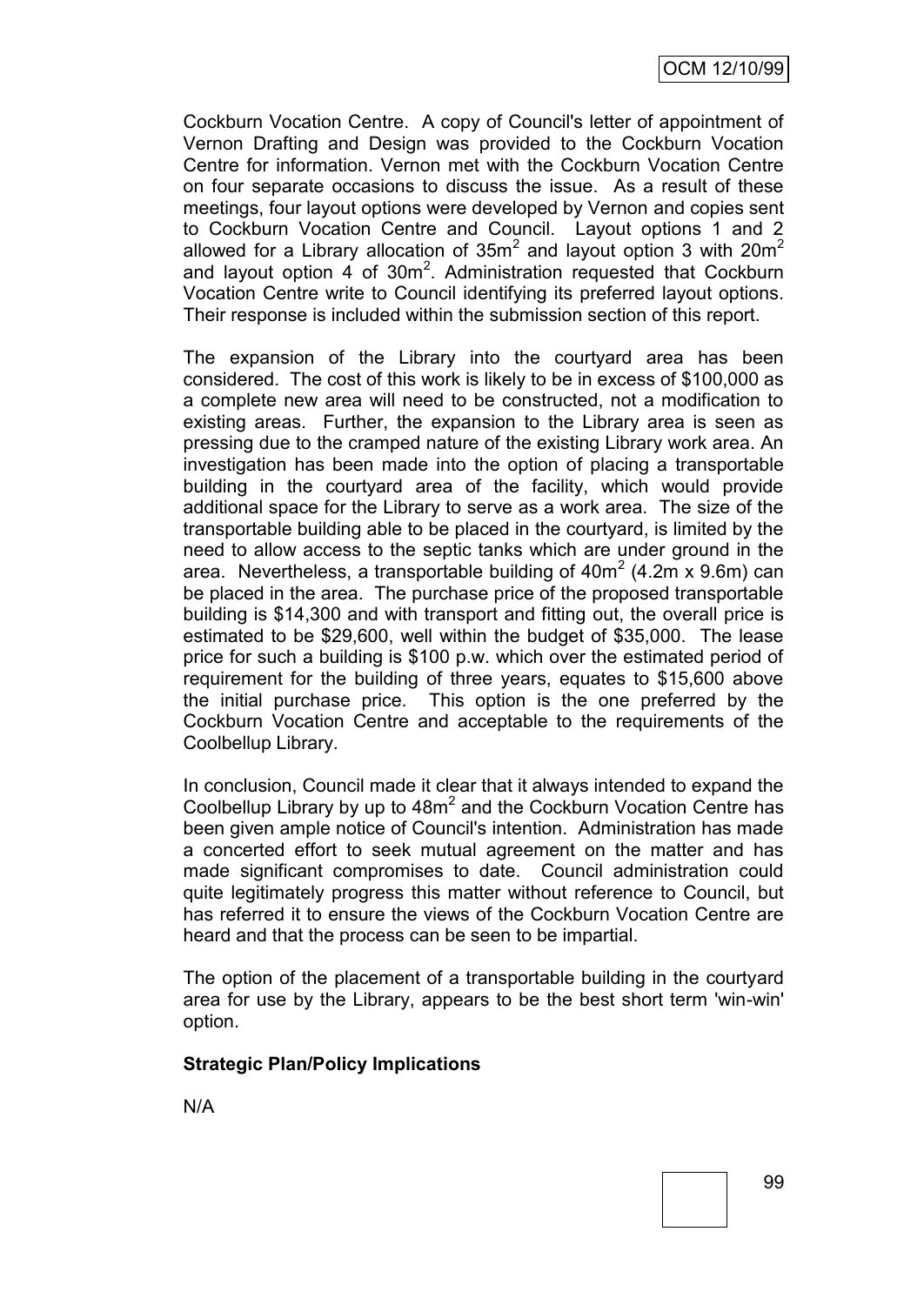Cockburn Vocation Centre. A copy of Council's letter of appointment of Vernon Drafting and Design was provided to the Cockburn Vocation Centre for information. Vernon met with the Cockburn Vocation Centre on four separate occasions to discuss the issue. As a result of these meetings, four layout options were developed by Vernon and copies sent to Cockburn Vocation Centre and Council. Layout options 1 and 2 allowed for a Library allocation of $35m^2$ and layout option 3 with $20m^2$ and layout option 4 of $30m^2$. Administration requested that Cockburn Vocation Centre write to Council identifying its preferred layout options. Their response is included within the submission section of this report.

The expansion of the Library into the courtyard area has been considered. The cost of this work is likely to be in excess of $100,000 as a complete new area will need to be constructed, not a modification to existing areas. Further, the expansion to the Library area is seen as pressing due to the cramped nature of the existing Library work area. An investigation has been made into the option of placing a transportable building in the courtyard area of the facility, which would provide additional space for the Library to serve as a work area. The size of the transportable building able to be placed in the courtyard, is limited by the need to allow access to the septic tanks which are under ground in the area. Nevertheless, a transportable building of $40m^2$ (4.2m x 9.6m) can be placed in the area. The purchase price of the proposed transportable building is $14,300 and with transport and fitting out, the overall price is estimated to be $29,600, well within the budget of $35,000. The lease price for such a building is $100 p.w. which over the estimated period of requirement for the building of three years, equates to $15,600 above the initial purchase price. This option is the one preferred by the Cockburn Vocation Centre and acceptable to the requirements of the Coolbellup Library.

In conclusion, Council made it clear that it always intended to expand the Coolbellup Library by up to $48m^2$ and the Cockburn Vocation Centre has been given ample notice of Council's intention. Administration has made a concerted effort to seek mutual agreement on the matter and has made significant compromises to date. Council administration could quite legitimately progress this matter without reference to Council, but has referred it to ensure the views of the Cockburn Vocation Centre are heard and that the process can be seen to be impartial.

The option of the placement of a transportable building in the courtyard area for use by the Library, appears to be the best short term 'win-win' option.

**Strategic Plan/Policy Implications**

N/A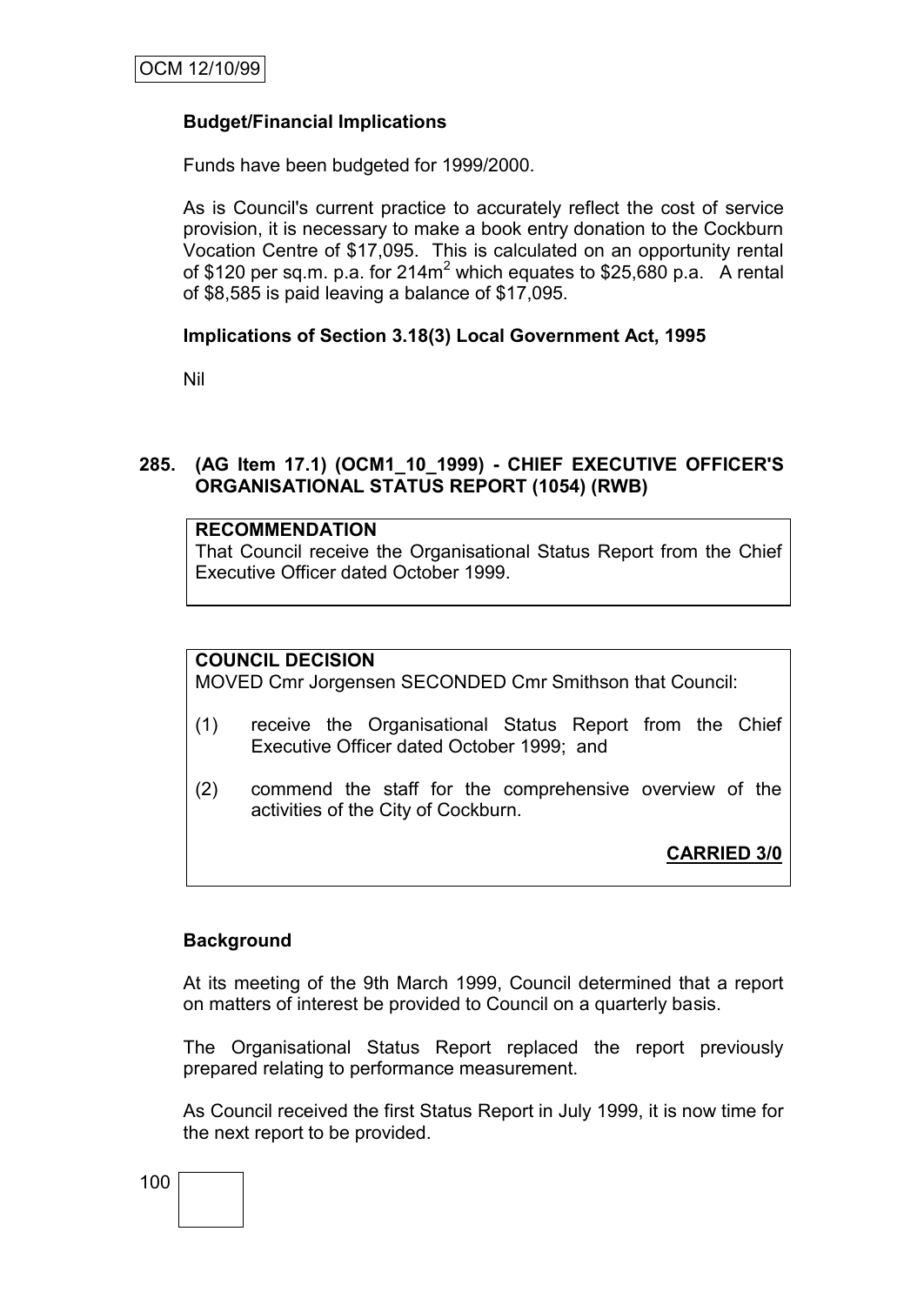**Budget/Financial Implications**

Funds have been budgeted for 1999/2000.

As is Council's current practice to accurately reflect the cost of service provision, it is necessary to make a book entry donation to the Cockburn Vocation Centre of $17,095. This is calculated on an opportunity rental of $120 per sq.m. p.a. for 214m$^2$ which equates to $25,680 p.a. A rental of $8,585 is paid leaving a balance of $17,095.

**Implications of Section 3.18(3) Local Government Act, 1995**

Nil

## 285. (AG Item 17.1) (OCM1_10_1999) - CHIEF EXECUTIVE OFFICER'S ORGANISATIONAL STATUS REPORT (1054) (RWB)

**RECOMMENDATION**
That Council receive the Organisational Status Report from the Chief Executive Officer dated October 1999.

**COUNCIL DECISION**
MOVED Cmr Jorgensen SECONDED Cmr Smithson that Council:

(1) receive the Organisational Status Report from the Chief Executive Officer dated October 1999; and

(2) commend the staff for the comprehensive overview of the activities of the City of Cockburn.

**CARRIED 3/0**

**Background**

At its meeting of the 9th March 1999, Council determined that a report on matters of interest be provided to Council on a quarterly basis.

The Organisational Status Report replaced the report previously prepared relating to performance measurement.

As Council received the first Status Report in July 1999, it is now time for the next report to be provided.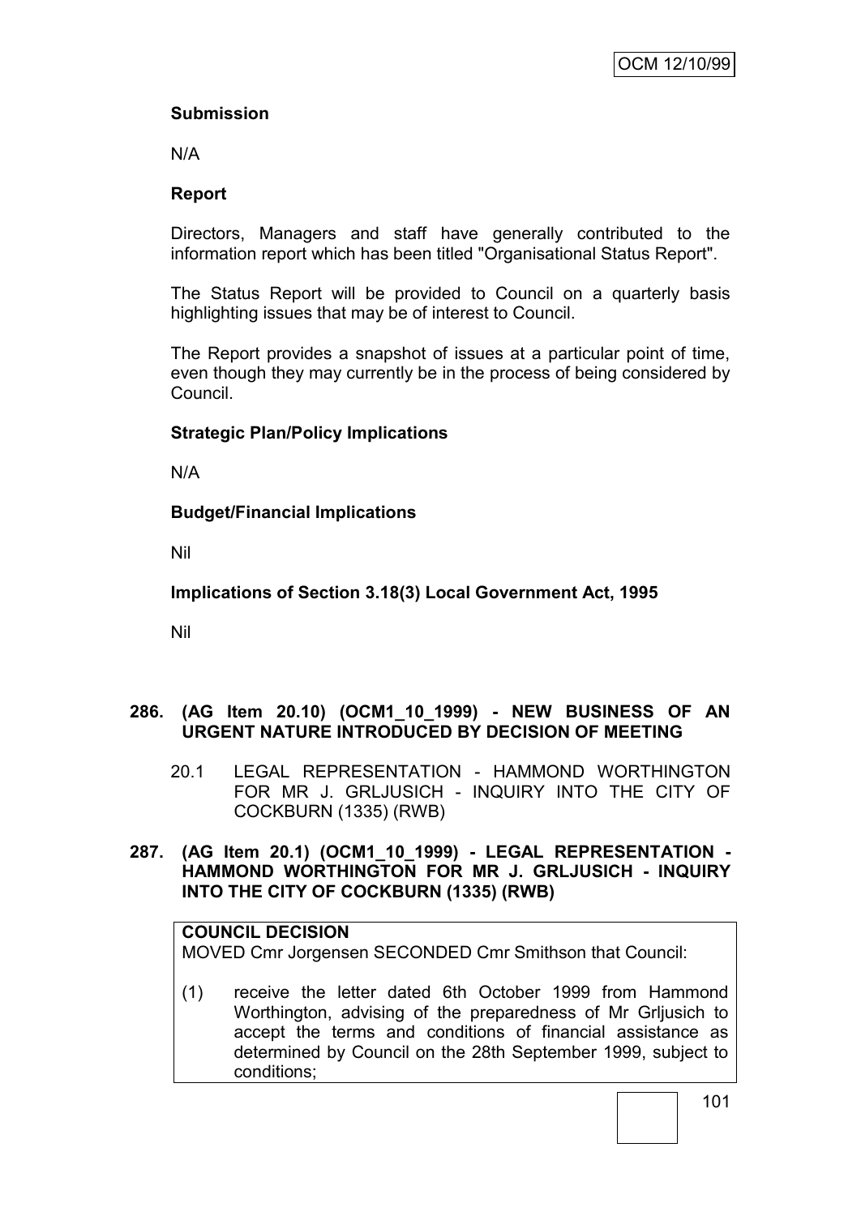**Submission**

N/A

**Report**

Directors, Managers and staff have generally contributed to the information report which has been titled "Organisational Status Report".

The Status Report will be provided to Council on a quarterly basis highlighting issues that may be of interest to Council.

The Report provides a snapshot of issues at a particular point of time, even though they may currently be in the process of being considered by Council.

**Strategic Plan/Policy Implications**

N/A

**Budget/Financial Implications**

Nil

**Implications of Section 3.18(3) Local Government Act, 1995**

Nil

## 286. (AG Item 20.10) (OCM1_10_1999) - NEW BUSINESS OF AN URGENT NATURE INTRODUCED BY DECISION OF MEETING

20.1 LEGAL REPRESENTATION - HAMMOND WORTHINGTON FOR MR J. GRLJUSICH - INQUIRY INTO THE CITY OF COCKBURN (1335) (RWB)

## 287. (AG Item 20.1) (OCM1_10_1999) - LEGAL REPRESENTATION - HAMMOND WORTHINGTON FOR MR J. GRLJUSICH - INQUIRY INTO THE CITY OF COCKBURN (1335) (RWB)

**COUNCIL DECISION**

MOVED Cmr Jorgensen SECONDED Cmr Smithson that Council:

(1) receive the letter dated 6th October 1999 from Hammond Worthington, advising of the preparedness of Mr Grljusich to accept the terms and conditions of financial assistance as determined by Council on the 28th September 1999, subject to conditions;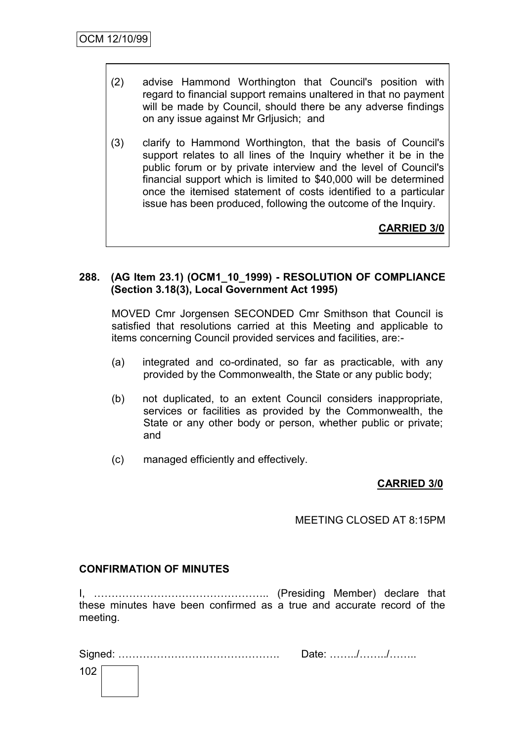(2) advise Hammond Worthington that Council's position with regard to financial support remains unaltered in that no payment will be made by Council, should there be any adverse findings on any issue against Mr Grljusich; and

(3) clarify to Hammond Worthington, that the basis of Council's support relates to all lines of the Inquiry whether it be in the public forum or by private interview and the level of Council's financial support which is limited to $40,000 will be determined once the itemised statement of costs identified to a particular issue has been produced, following the outcome of the Inquiry.

**CARRIED 3/0**

**288. (AG Item 23.1) (OCM1_10_1999) - RESOLUTION OF COMPLIANCE (Section 3.18(3), Local Government Act 1995)**

MOVED Cmr Jorgensen SECONDED Cmr Smithson that Council is satisfied that resolutions carried at this Meeting and applicable to items concerning Council provided services and facilities, are:-

(a) integrated and co-ordinated, so far as practicable, with any provided by the Commonwealth, the State or any public body;

(b) not duplicated, to an extent Council considers inappropriate, services or facilities as provided by the Commonwealth, the State or any other body or person, whether public or private; and

(c) managed efficiently and effectively.

**CARRIED 3/0**

MEETING CLOSED AT 8:15PM

**CONFIRMATION OF MINUTES**

I, ………………………………………….. (Presiding Member) declare that these minutes have been confirmed as a true and accurate record of the meeting.

Signed: ………………………………………. Date: ……../……../……..